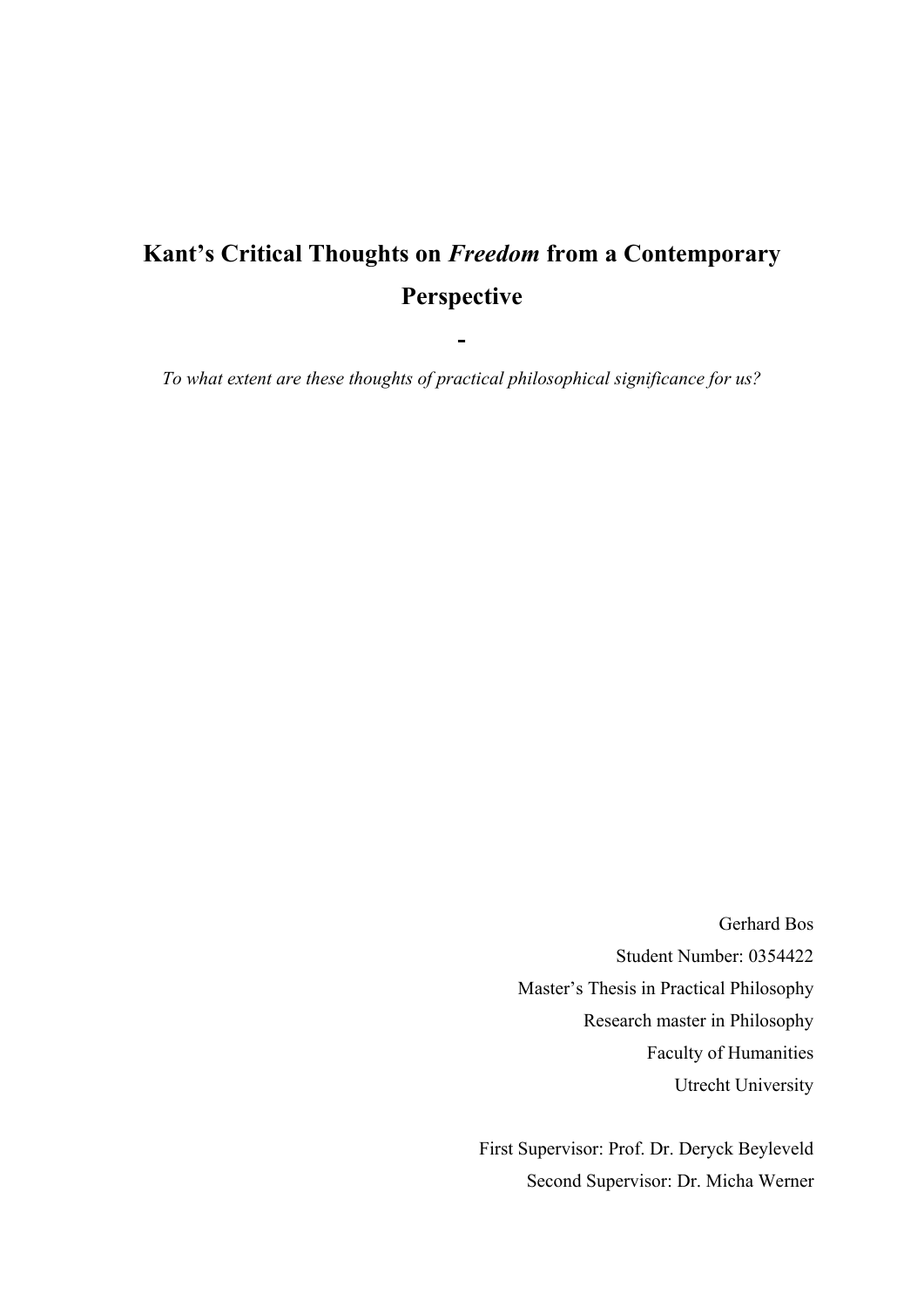# Kant's Critical Thoughts on *Freedom* from a Contemporary Perspective

**-**

*To what extent are these thoughts of practical philosophical significance for us?*

Gerhard Bos
Student Number: 0354422
Master's Thesis in Practical Philosophy
Research master in Philosophy
Faculty of Humanities
Utrecht University

First Supervisor: Prof. Dr. Deryck Beyleveld
Second Supervisor: Dr. Micha Werner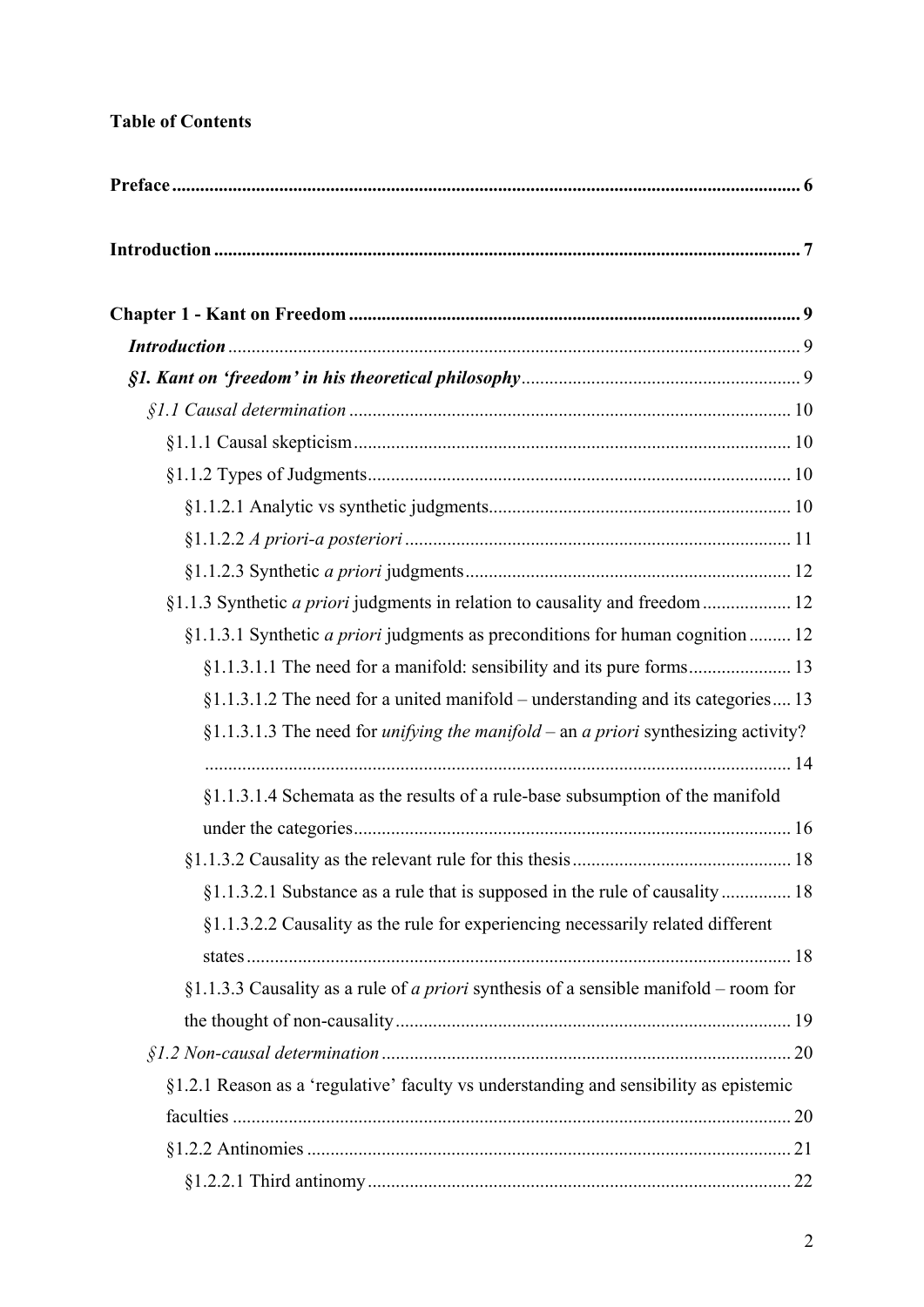**Table of Contents**

**Preface** ..................................................................................................................... 6

**Introduction** ............................................................................................................ 7

**Chapter 1 - Kant on Freedom** ................................................................................ 9

***Introduction*** ......................................................................................................... 9

***§1. Kant on 'freedom' in his theoretical philosophy*** ........................................... 9

*§1.1 Causal determination* ............................................................................. 10

§1.1.1 Causal skepticism ............................................................................ 10

§1.1.2 Types of Judgments ......................................................................... 10

§1.1.2.1 Analytic vs synthetic judgments ................................................ 10

§1.1.2.2 *A priori-a posteriori* ................................................................. 11

§1.1.2.3 Synthetic *a priori* judgments .................................................... 12

§1.1.3 Synthetic *a priori* judgments in relation to causality and freedom .................. 12

§1.1.3.1 Synthetic *a priori* judgments as preconditions for human cognition ......... 12

§1.1.3.1.1 The need for a manifold: sensibility and its pure forms ...................... 13

§1.1.3.1.2 The need for a united manifold – understanding and its categories .... 13

§1.1.3.1.3 The need for *unifying the manifold* – an *a priori* synthesizing activity? ............................................................................................................. 14

§1.1.3.1.4 Schemata as the results of a rule-base subsumption of the manifold under the categories ............................................................................. 16

§1.1.3.2 Causality as the relevant rule for this thesis .............................................. 18

§1.1.3.2.1 Substance as a rule that is supposed in the rule of causality ............... 18

§1.1.3.2.2 Causality as the rule for experiencing necessarily related different states .................................................................................................... 18

§1.1.3.3 Causality as a rule of *a priori* synthesis of a sensible manifold – room for the thought of non-causality .................................................................... 19

*§1.2 Non-causal determination* ....................................................................... 20

§1.2.1 Reason as a 'regulative' faculty vs understanding and sensibility as epistemic faculties ....................................................................................................... 20

§1.2.2 Antinomies ...................................................................................... 21

§1.2.2.1 Third antinomy .......................................................................... 22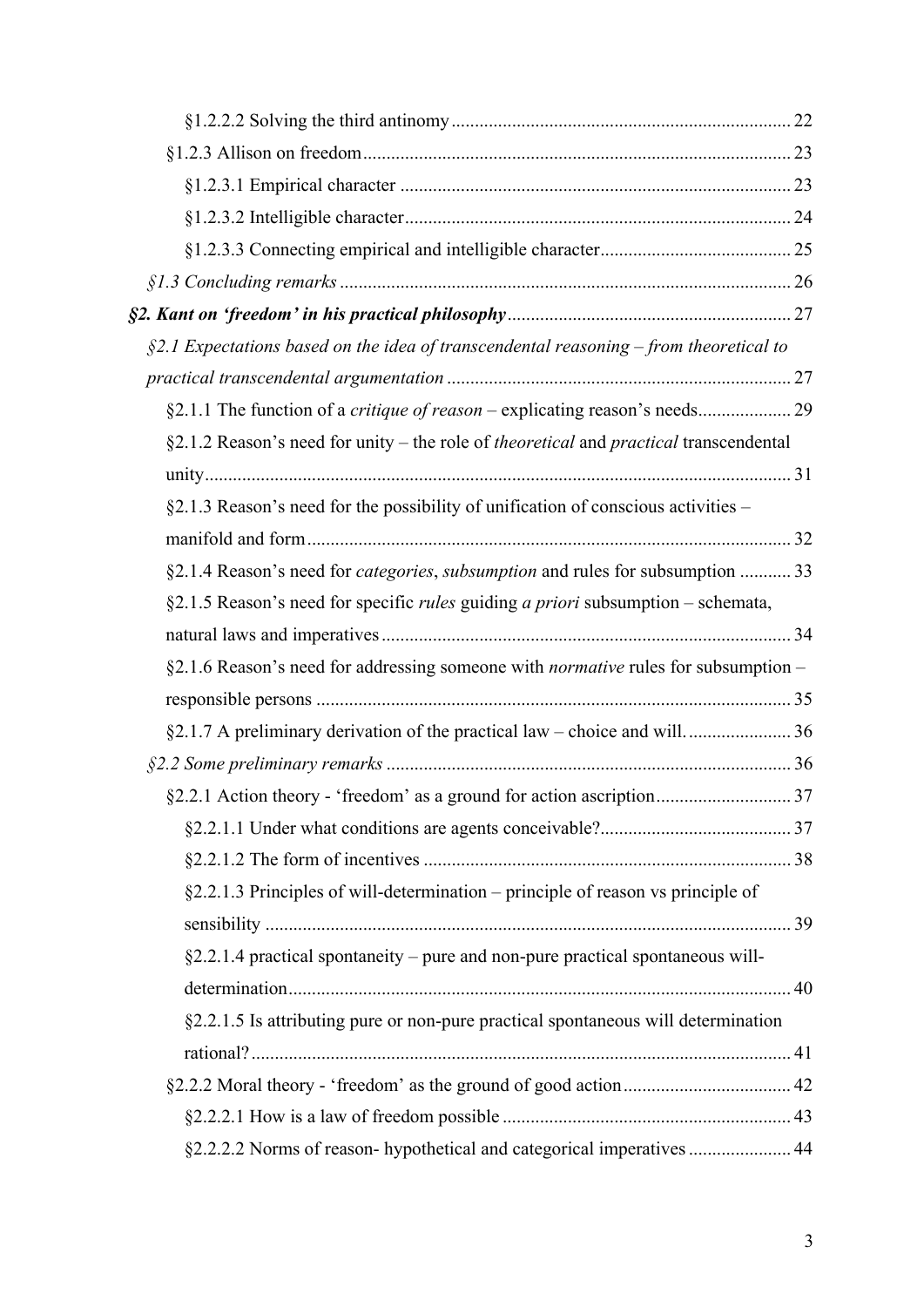§1.2.2.2 Solving the third antinomy ........................................................................ 22

§1.2.3 Allison on freedom ........................................................................................... 23

§1.2.3.1 Empirical character ................................................................................... 23

§1.2.3.2 Intelligible character .................................................................................. 24

§1.2.3.3 Connecting empirical and intelligible character ......................................... 25

*§1.3 Concluding remarks* ................................................................................................ 26

***§2. Kant on 'freedom' in his practical philosophy*** ............................................................ 27

*§2.1 Expectations based on the idea of transcendental reasoning – from theoretical to practical transcendental argumentation* ......................................................................... 27

§2.1.1 The function of a *critique of reason* – explicating reason's needs .................... 29

§2.1.2 Reason's need for unity – the role of *theoretical* and *practical* transcendental unity ............................................................................................................ 31

§2.1.3 Reason's need for the possibility of unification of conscious activities – manifold and form ....................................................................................... 32

§2.1.4 Reason's need for *categories*, *subsumption* and rules for subsumption ........... 33

§2.1.5 Reason's need for specific *rules* guiding *a priori* subsumption – schemata, natural laws and imperatives ....................................................................... 34

§2.1.6 Reason's need for addressing someone with *normative* rules for subsumption – responsible persons ..................................................................................... 35

§2.1.7 A preliminary derivation of the practical law – choice and will. ...................... 36

*§2.2 Some preliminary remarks* ...................................................................................... 36

§2.2.1 Action theory - 'freedom' as a ground for action ascription ............................. 37

§2.2.1.1 Under what conditions are agents conceivable? ......................................... 37

§2.2.1.2 The form of incentives .............................................................................. 38

§2.2.1.3 Principles of will-determination – principle of reason vs principle of sensibility ................................................................................................ 39

§2.2.1.4 practical spontaneity – pure and non-pure practical spontaneous will-determination .......................................................................................... 40

§2.2.1.5 Is attributing pure or non-pure practical spontaneous will determination rational? ................................................................................................... 41

§2.2.2 Moral theory - 'freedom' as the ground of good action .................................... 42

§2.2.2.1 How is a law of freedom possible ............................................................. 43

§2.2.2.2 Norms of reason- hypothetical and categorical imperatives ...................... 44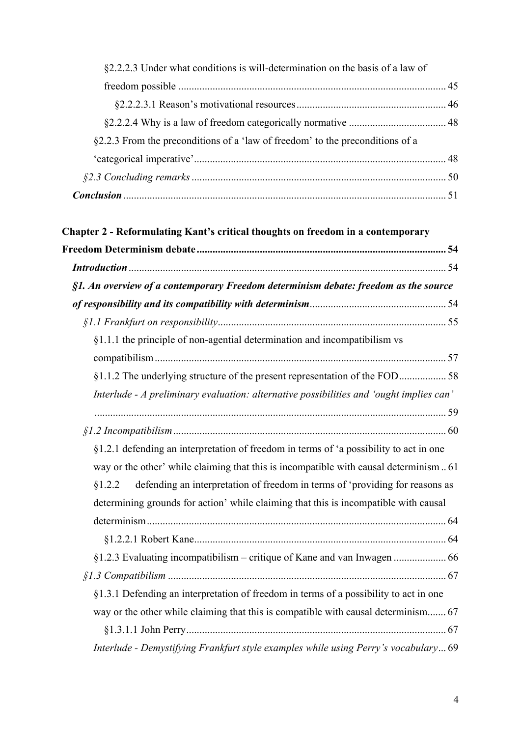§2.2.2.3 Under what conditions is will-determination on the basis of a law of freedom possible ..................................................................................................... 45

§2.2.2.3.1 Reason's motivational resources ........................................................ 46

§2.2.2.4 Why is a law of freedom categorically normative .................................... 48

§2.2.3 From the preconditions of a 'law of freedom' to the preconditions of a 'categorical imperative' .............................................................................................. 48

*§2.3 Concluding remarks* ............................................................................................... 50

***Conclusion*** ......................................................................................................................... 51

**Chapter 2 - Reformulating Kant's critical thoughts on freedom in a contemporary Freedom Determinism debate** ............................................................................................. 54

***Introduction*** ...................................................................................................................... 54

***§1. An overview of a contemporary Freedom determinism debate: freedom as the source of responsibility and its compatibility with determinism*** .................................................. 54

*§1.1 Frankfurt on responsibility* ..................................................................................... 55

§1.1.1 the principle of non-agential determination and incompatibilism vs compatibilism ............................................................................................................. 57

§1.1.2 The underlying structure of the present representation of the FOD ................. 58

*Interlude - A preliminary evaluation: alternative possibilities and 'ought implies can'* ................................................................................................................................... 59

*§1.2 Incompatibilism* ...................................................................................................... 60

§1.2.1 defending an interpretation of freedom in terms of 'a possibility to act in one way or the other' while claiming that this is incompatible with causal determinism .. 61

§1.2.2 defending an interpretation of freedom in terms of 'providing for reasons as determining grounds for action' while claiming that this is incompatible with causal determinism ................................................................................................................ 64

§1.2.2.1 Robert Kane ............................................................................................... 64

§1.2.3 Evaluating incompatibilism – critique of Kane and van Inwagen .................... 66

*§1.3 Compatibilism* ........................................................................................................ 67

§1.3.1 Defending an interpretation of freedom in terms of a possibility to act in one way or the other while claiming that this is compatible with causal determinism....... 67

§1.3.1.1 John Perry .................................................................................................. 67

*Interlude - Demystifying Frankfurt style examples while using Perry's vocabulary* ... 69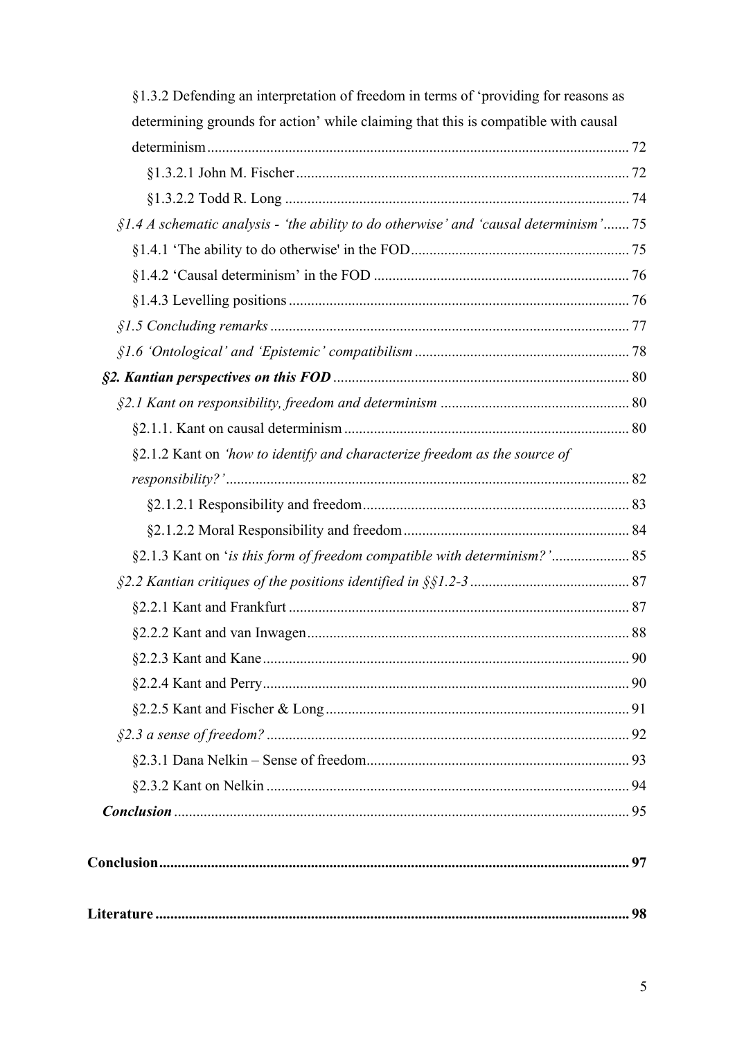§1.3.2 Defending an interpretation of freedom in terms of 'providing for reasons as determining grounds for action' while claiming that this is compatible with causal determinism ..... 72

§1.3.2.1 John M. Fischer ..... 72

§1.3.2.2 Todd R. Long ..... 74

*§1.4 A schematic analysis - 'the ability to do otherwise' and 'causal determinism'* ..... 75

§1.4.1 'The ability to do otherwise' in the FOD ..... 75

§1.4.2 'Causal determinism' in the FOD ..... 76

§1.4.3 Levelling positions ..... 76

*§1.5 Concluding remarks* ..... 77

*§1.6 'Ontological' and 'Epistemic' compatibilism* ..... 78

***§2. Kantian perspectives on this FOD*** ..... 80

*§2.1 Kant on responsibility, freedom and determinism* ..... 80

§2.1.1. Kant on causal determinism ..... 80

§2.1.2 Kant on *'how to identify and characterize freedom as the source of responsibility?'* ..... 82

§2.1.2.1 Responsibility and freedom ..... 83

§2.1.2.2 Moral Responsibility and freedom ..... 84

§2.1.3 Kant on '*is this form of freedom compatible with determinism?'* ..... 85

*§2.2 Kantian critiques of the positions identified in §§1.2-3* ..... 87

§2.2.1 Kant and Frankfurt ..... 87

§2.2.2 Kant and van Inwagen ..... 88

§2.2.3 Kant and Kane ..... 90

§2.2.4 Kant and Perry ..... 90

§2.2.5 Kant and Fischer & Long ..... 91

*§2.3 a sense of freedom?* ..... 92

§2.3.1 Dana Nelkin – Sense of freedom ..... 93

§2.3.2 Kant on Nelkin ..... 94

***Conclusion*** ..... 95

**Conclusion ..... 97**

**Literature ..... 98**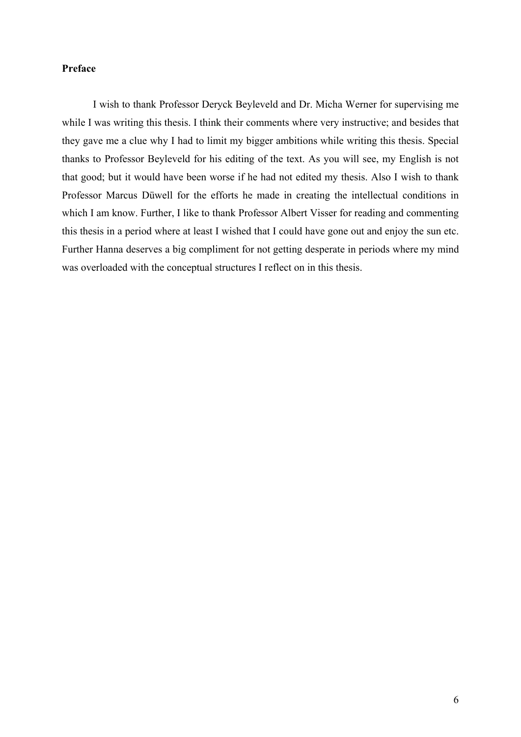**Preface**

I wish to thank Professor Deryck Beyleveld and Dr. Micha Werner for supervising me while I was writing this thesis. I think their comments where very instructive; and besides that they gave me a clue why I had to limit my bigger ambitions while writing this thesis. Special thanks to Professor Beyleveld for his editing of the text. As you will see, my English is not that good; but it would have been worse if he had not edited my thesis. Also I wish to thank Professor Marcus Düwell for the efforts he made in creating the intellectual conditions in which I am know. Further, I like to thank Professor Albert Visser for reading and commenting this thesis in a period where at least I wished that I could have gone out and enjoy the sun etc. Further Hanna deserves a big compliment for not getting desperate in periods where my mind was overloaded with the conceptual structures I reflect on in this thesis.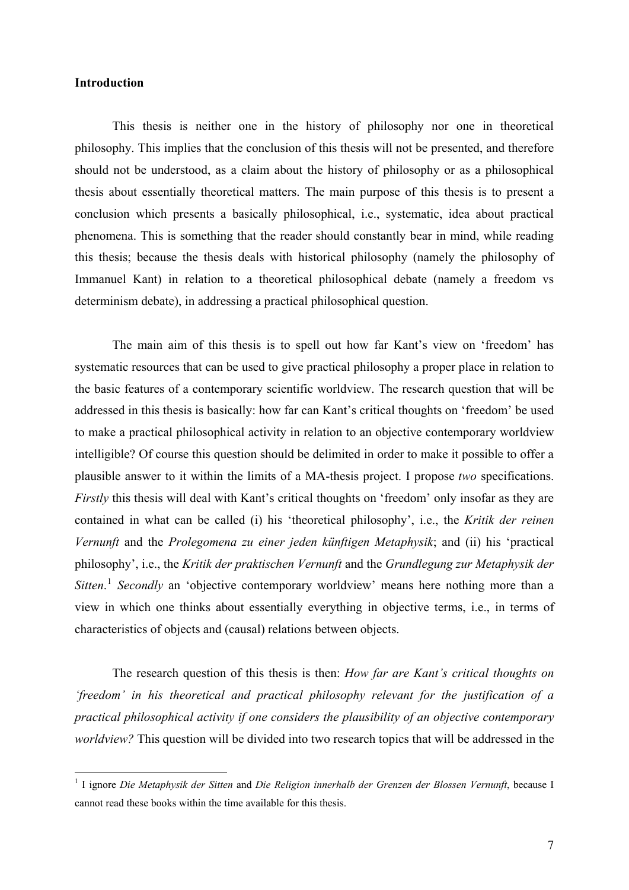**Introduction**

This thesis is neither one in the history of philosophy nor one in theoretical philosophy. This implies that the conclusion of this thesis will not be presented, and therefore should not be understood, as a claim about the history of philosophy or as a philosophical thesis about essentially theoretical matters. The main purpose of this thesis is to present a conclusion which presents a basically philosophical, i.e., systematic, idea about practical phenomena. This is something that the reader should constantly bear in mind, while reading this thesis; because the thesis deals with historical philosophy (namely the philosophy of Immanuel Kant) in relation to a theoretical philosophical debate (namely a freedom vs determinism debate), in addressing a practical philosophical question.

The main aim of this thesis is to spell out how far Kant's view on 'freedom' has systematic resources that can be used to give practical philosophy a proper place in relation to the basic features of a contemporary scientific worldview. The research question that will be addressed in this thesis is basically: how far can Kant's critical thoughts on 'freedom' be used to make a practical philosophical activity in relation to an objective contemporary worldview intelligible? Of course this question should be delimited in order to make it possible to offer a plausible answer to it within the limits of a MA-thesis project. I propose *two* specifications. *Firstly* this thesis will deal with Kant's critical thoughts on 'freedom' only insofar as they are contained in what can be called (i) his 'theoretical philosophy', i.e., the *Kritik der reinen Vernunft* and the *Prolegomena zu einer jeden künftigen Metaphysik*; and (ii) his 'practical philosophy', i.e., the *Kritik der praktischen Vernunft* and the *Grundlegung zur Metaphysik der Sitten*.[1] *Secondly* an 'objective contemporary worldview' means here nothing more than a view in which one thinks about essentially everything in objective terms, i.e., in terms of characteristics of objects and (causal) relations between objects.

The research question of this thesis is then: *How far are Kant's critical thoughts on 'freedom' in his theoretical and practical philosophy relevant for the justification of a practical philosophical activity if one considers the plausibility of an objective contemporary worldview?* This question will be divided into two research topics that will be addressed in the

---

[1] I ignore *Die Metaphysik der Sitten* and *Die Religion innerhalb der Grenzen der Blossen Vernunft*, because I cannot read these books within the time available for this thesis.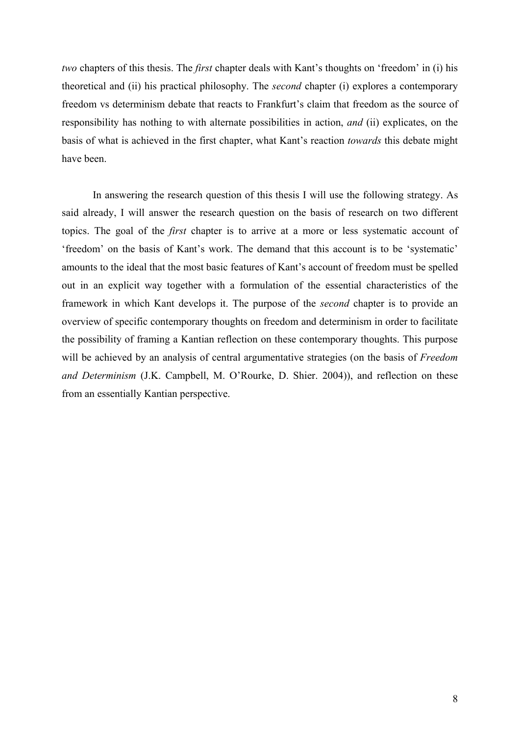*two* chapters of this thesis. The *first* chapter deals with Kant's thoughts on 'freedom' in (i) his theoretical and (ii) his practical philosophy. The *second* chapter (i) explores a contemporary freedom vs determinism debate that reacts to Frankfurt's claim that freedom as the source of responsibility has nothing to with alternate possibilities in action, *and* (ii) explicates, on the basis of what is achieved in the first chapter, what Kant's reaction *towards* this debate might have been.

In answering the research question of this thesis I will use the following strategy. As said already, I will answer the research question on the basis of research on two different topics. The goal of the *first* chapter is to arrive at a more or less systematic account of 'freedom' on the basis of Kant's work. The demand that this account is to be 'systematic' amounts to the ideal that the most basic features of Kant's account of freedom must be spelled out in an explicit way together with a formulation of the essential characteristics of the framework in which Kant develops it. The purpose of the *second* chapter is to provide an overview of specific contemporary thoughts on freedom and determinism in order to facilitate the possibility of framing a Kantian reflection on these contemporary thoughts. This purpose will be achieved by an analysis of central argumentative strategies (on the basis of *Freedom and Determinism* (J.K. Campbell, M. O'Rourke, D. Shier. 2004)), and reflection on these from an essentially Kantian perspective.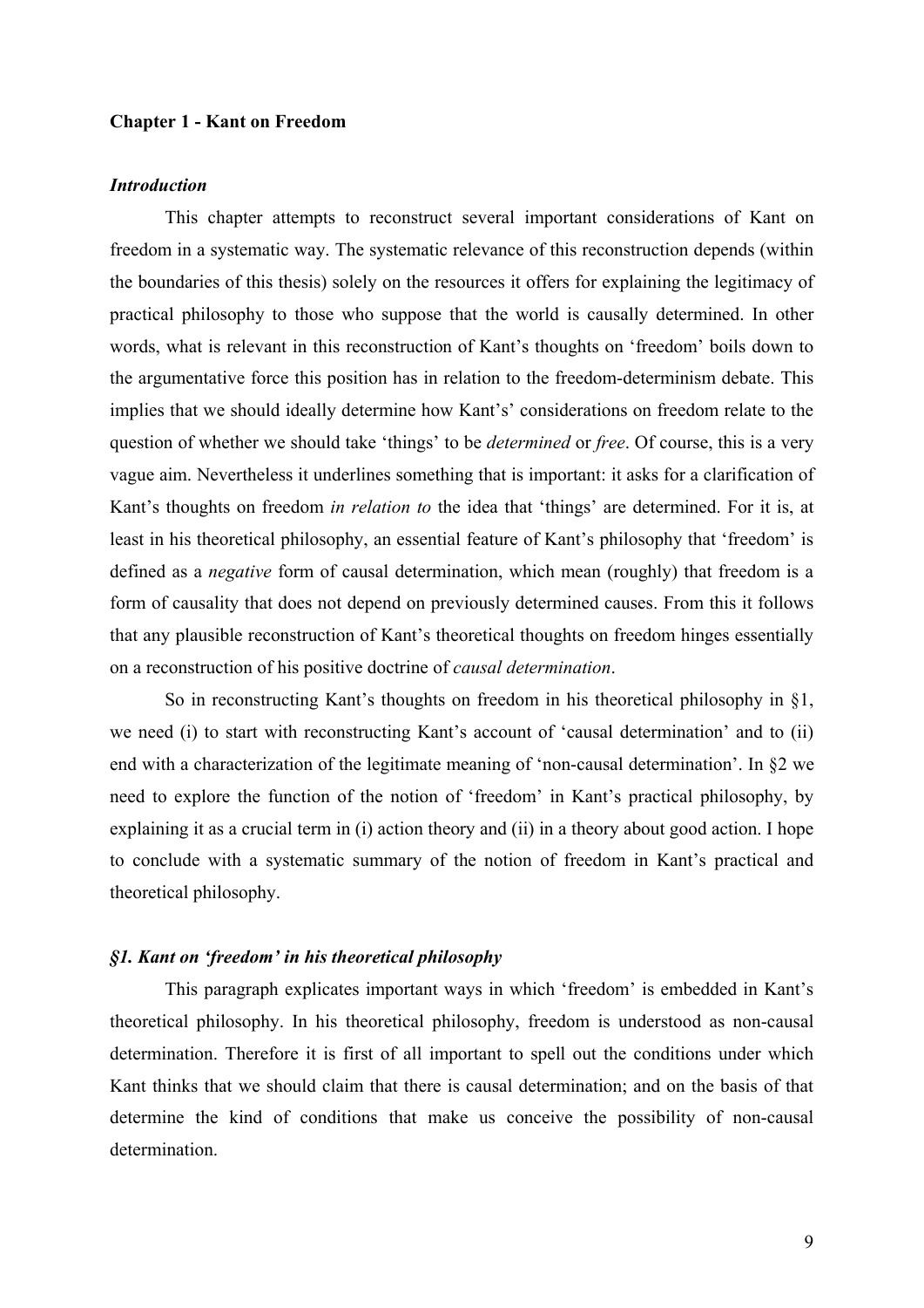## Chapter 1 - Kant on Freedom

### *Introduction*

This chapter attempts to reconstruct several important considerations of Kant on freedom in a systematic way. The systematic relevance of this reconstruction depends (within the boundaries of this thesis) solely on the resources it offers for explaining the legitimacy of practical philosophy to those who suppose that the world is causally determined. In other words, what is relevant in this reconstruction of Kant's thoughts on 'freedom' boils down to the argumentative force this position has in relation to the freedom-determinism debate. This implies that we should ideally determine how Kant's' considerations on freedom relate to the question of whether we should take 'things' to be *determined* or *free*. Of course, this is a very vague aim. Nevertheless it underlines something that is important: it asks for a clarification of Kant's thoughts on freedom *in relation to* the idea that 'things' are determined. For it is, at least in his theoretical philosophy, an essential feature of Kant's philosophy that 'freedom' is defined as a *negative* form of causal determination, which mean (roughly) that freedom is a form of causality that does not depend on previously determined causes. From this it follows that any plausible reconstruction of Kant's theoretical thoughts on freedom hinges essentially on a reconstruction of his positive doctrine of *causal determination*.

So in reconstructing Kant's thoughts on freedom in his theoretical philosophy in §1, we need (i) to start with reconstructing Kant's account of 'causal determination' and to (ii) end with a characterization of the legitimate meaning of 'non-causal determination'. In §2 we need to explore the function of the notion of 'freedom' in Kant's practical philosophy, by explaining it as a crucial term in (i) action theory and (ii) in a theory about good action. I hope to conclude with a systematic summary of the notion of freedom in Kant's practical and theoretical philosophy.

### *§1. Kant on 'freedom' in his theoretical philosophy*

This paragraph explicates important ways in which 'freedom' is embedded in Kant's theoretical philosophy. In his theoretical philosophy, freedom is understood as non-causal determination. Therefore it is first of all important to spell out the conditions under which Kant thinks that we should claim that there is causal determination; and on the basis of that determine the kind of conditions that make us conceive the possibility of non-causal determination.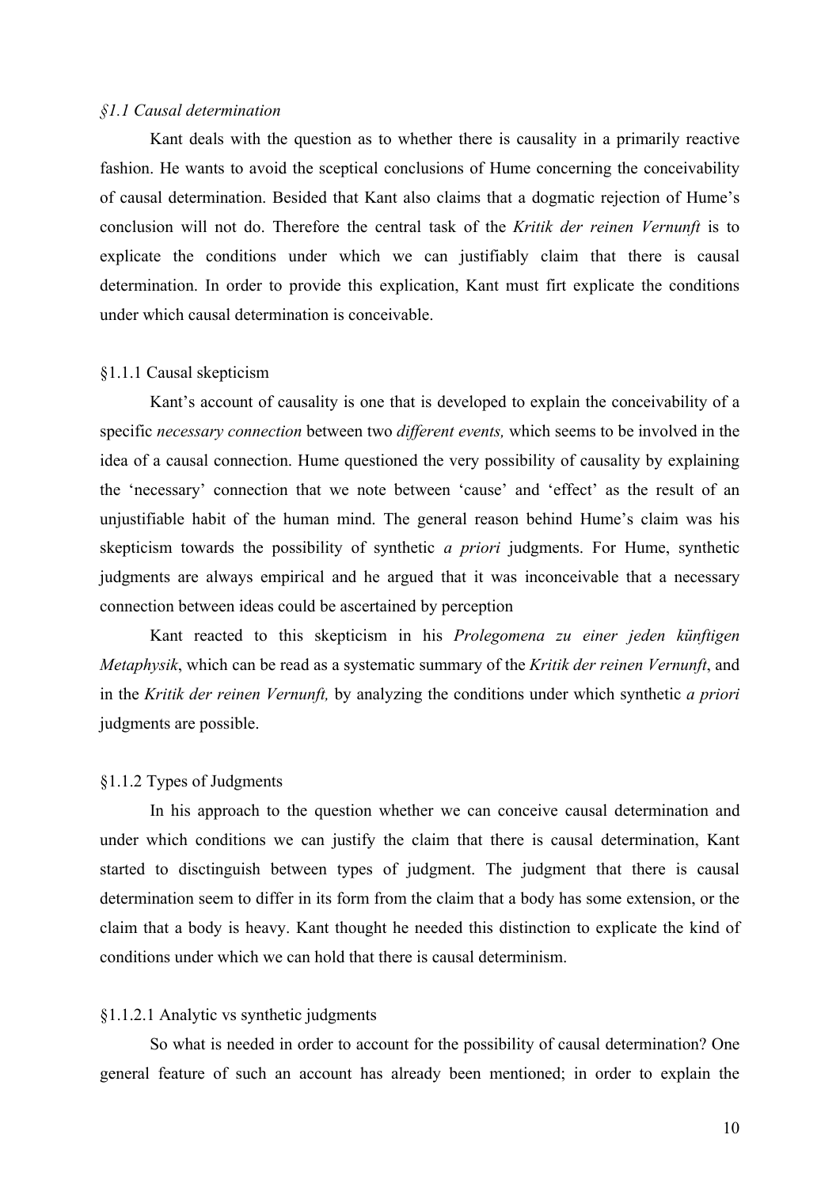*§1.1 Causal determination*

Kant deals with the question as to whether there is causality in a primarily reactive fashion. He wants to avoid the sceptical conclusions of Hume concerning the conceivability of causal determination. Besided that Kant also claims that a dogmatic rejection of Hume's conclusion will not do. Therefore the central task of the *Kritik der reinen Vernunft* is to explicate the conditions under which we can justifiably claim that there is causal determination. In order to provide this explication, Kant must firt explicate the conditions under which causal determination is conceivable.

§1.1.1 Causal skepticism

Kant's account of causality is one that is developed to explain the conceivability of a specific *necessary connection* between two *different events,* which seems to be involved in the idea of a causal connection. Hume questioned the very possibility of causality by explaining the 'necessary' connection that we note between 'cause' and 'effect' as the result of an unjustifiable habit of the human mind. The general reason behind Hume's claim was his skepticism towards the possibility of synthetic *a priori* judgments. For Hume, synthetic judgments are always empirical and he argued that it was inconceivable that a necessary connection between ideas could be ascertained by perception

Kant reacted to this skepticism in his *Prolegomena zu einer jeden künftigen Metaphysik*, which can be read as a systematic summary of the *Kritik der reinen Vernunft*, and in the *Kritik der reinen Vernunft,* by analyzing the conditions under which synthetic *a priori* judgments are possible.

§1.1.2 Types of Judgments

In his approach to the question whether we can conceive causal determination and under which conditions we can justify the claim that there is causal determination, Kant started to disctinguish between types of judgment. The judgment that there is causal determination seem to differ in its form from the claim that a body has some extension, or the claim that a body is heavy. Kant thought he needed this distinction to explicate the kind of conditions under which we can hold that there is causal determinism.

§1.1.2.1 Analytic vs synthetic judgments

So what is needed in order to account for the possibility of causal determination? One general feature of such an account has already been mentioned; in order to explain the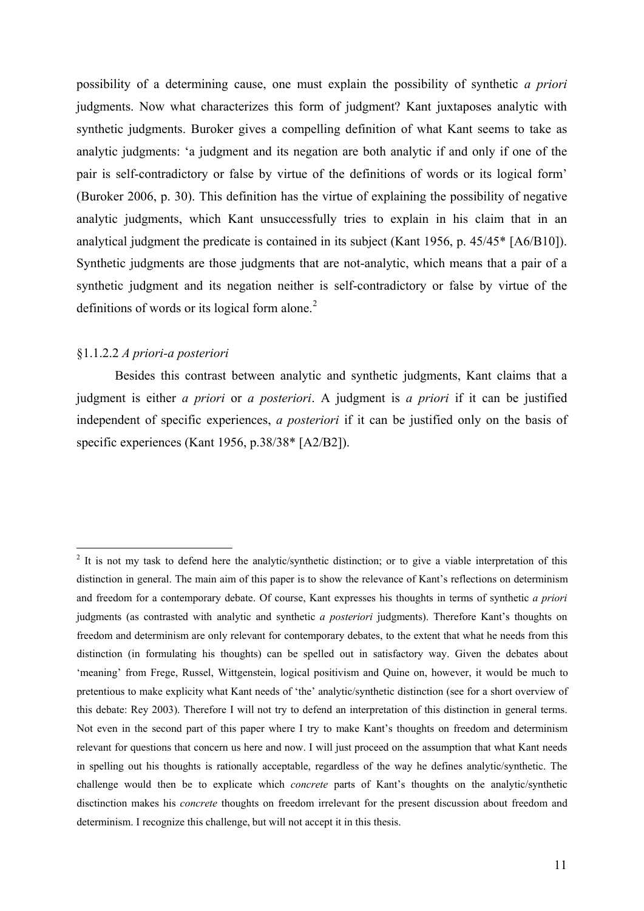possibility of a determining cause, one must explain the possibility of synthetic *a priori* judgments. Now what characterizes this form of judgment? Kant juxtaposes analytic with synthetic judgments. Buroker gives a compelling definition of what Kant seems to take as analytic judgments: 'a judgment and its negation are both analytic if and only if one of the pair is self-contradictory or false by virtue of the definitions of words or its logical form' (Buroker 2006, p. 30). This definition has the virtue of explaining the possibility of negative analytic judgments, which Kant unsuccessfully tries to explain in his claim that in an analytical judgment the predicate is contained in its subject (Kant 1956, p. 45/45* [A6/B10]). Synthetic judgments are those judgments that are not-analytic, which means that a pair of a synthetic judgment and its negation neither is self-contradictory or false by virtue of the definitions of words or its logical form alone.[2]

### §1.1.2.2 *A priori-a posteriori*

Besides this contrast between analytic and synthetic judgments, Kant claims that a judgment is either *a priori* or *a posteriori*. A judgment is *a priori* if it can be justified independent of specific experiences, *a posteriori* if it can be justified only on the basis of specific experiences (Kant 1956, p.38/38* [A2/B2]).

---

[2] It is not my task to defend here the analytic/synthetic distinction; or to give a viable interpretation of this distinction in general. The main aim of this paper is to show the relevance of Kant's reflections on determinism and freedom for a contemporary debate. Of course, Kant expresses his thoughts in terms of synthetic *a priori* judgments (as contrasted with analytic and synthetic *a posteriori* judgments). Therefore Kant's thoughts on freedom and determinism are only relevant for contemporary debates, to the extent that what he needs from this distinction (in formulating his thoughts) can be spelled out in satisfactory way. Given the debates about 'meaning' from Frege, Russel, Wittgenstein, logical positivism and Quine on, however, it would be much to pretentious to make explicity what Kant needs of 'the' analytic/synthetic distinction (see for a short overview of this debate: Rey 2003). Therefore I will not try to defend an interpretation of this distinction in general terms. Not even in the second part of this paper where I try to make Kant's thoughts on freedom and determinism relevant for questions that concern us here and now. I will just proceed on the assumption that what Kant needs in spelling out his thoughts is rationally acceptable, regardless of the way he defines analytic/synthetic. The challenge would then be to explicate which *concrete* parts of Kant's thoughts on the analytic/synthetic disctinction makes his *concrete* thoughts on freedom irrelevant for the present discussion about freedom and determinism. I recognize this challenge, but will not accept it in this thesis.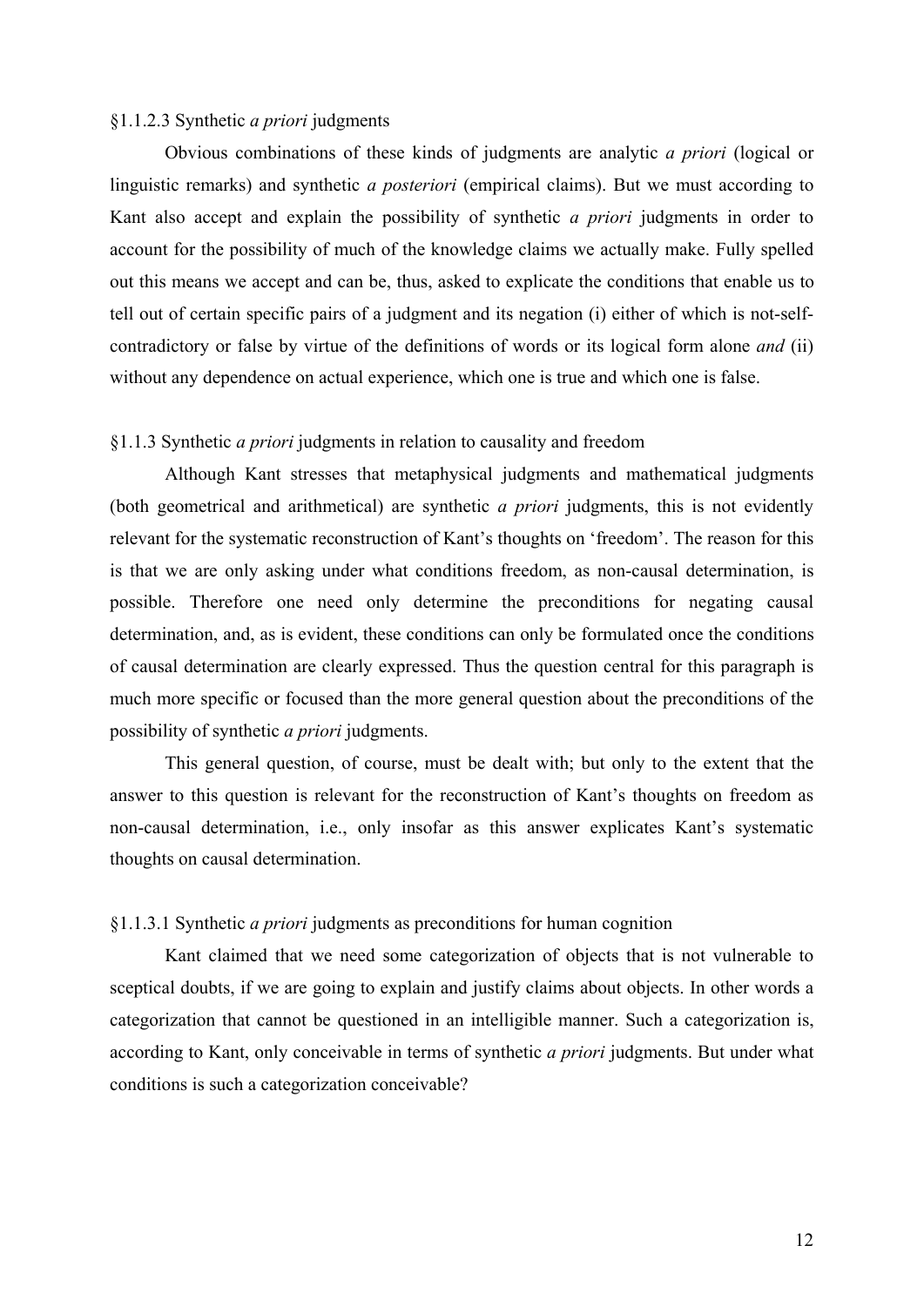#### §1.1.2.3 Synthetic *a priori* judgments

Obvious combinations of these kinds of judgments are analytic *a priori* (logical or linguistic remarks) and synthetic *a posteriori* (empirical claims). But we must according to Kant also accept and explain the possibility of synthetic *a priori* judgments in order to account for the possibility of much of the knowledge claims we actually make. Fully spelled out this means we accept and can be, thus, asked to explicate the conditions that enable us to tell out of certain specific pairs of a judgment and its negation (i) either of which is not-self-contradictory or false by virtue of the definitions of words or its logical form alone *and* (ii) without any dependence on actual experience, which one is true and which one is false.

### §1.1.3 Synthetic *a priori* judgments in relation to causality and freedom

Although Kant stresses that metaphysical judgments and mathematical judgments (both geometrical and arithmetical) are synthetic *a priori* judgments, this is not evidently relevant for the systematic reconstruction of Kant's thoughts on 'freedom'. The reason for this is that we are only asking under what conditions freedom, as non-causal determination, is possible. Therefore one need only determine the preconditions for negating causal determination, and, as is evident, these conditions can only be formulated once the conditions of causal determination are clearly expressed. Thus the question central for this paragraph is much more specific or focused than the more general question about the preconditions of the possibility of synthetic *a priori* judgments.

This general question, of course, must be dealt with; but only to the extent that the answer to this question is relevant for the reconstruction of Kant's thoughts on freedom as non-causal determination, i.e., only insofar as this answer explicates Kant's systematic thoughts on causal determination.

#### §1.1.3.1 Synthetic *a priori* judgments as preconditions for human cognition

Kant claimed that we need some categorization of objects that is not vulnerable to sceptical doubts, if we are going to explain and justify claims about objects. In other words a categorization that cannot be questioned in an intelligible manner. Such a categorization is, according to Kant, only conceivable in terms of synthetic *a priori* judgments. But under what conditions is such a categorization conceivable?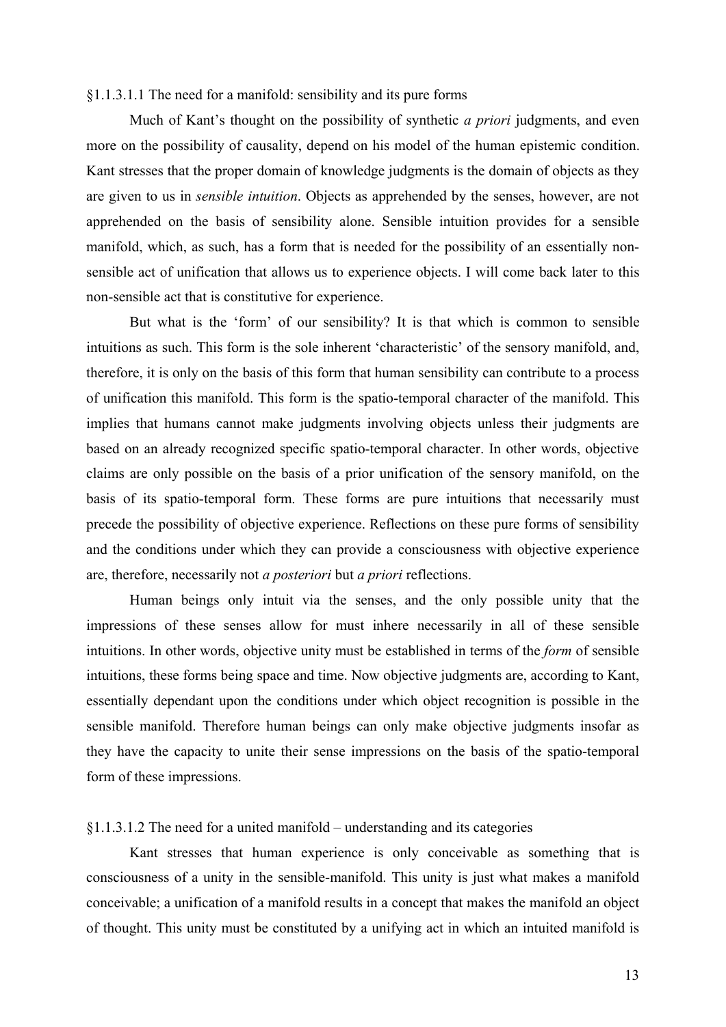#### §1.1.3.1.1 The need for a manifold: sensibility and its pure forms

Much of Kant's thought on the possibility of synthetic *a priori* judgments, and even more on the possibility of causality, depend on his model of the human epistemic condition. Kant stresses that the proper domain of knowledge judgments is the domain of objects as they are given to us in *sensible intuition*. Objects as apprehended by the senses, however, are not apprehended on the basis of sensibility alone. Sensible intuition provides for a sensible manifold, which, as such, has a form that is needed for the possibility of an essentially non-sensible act of unification that allows us to experience objects. I will come back later to this non-sensible act that is constitutive for experience.

But what is the 'form' of our sensibility? It is that which is common to sensible intuitions as such. This form is the sole inherent 'characteristic' of the sensory manifold, and, therefore, it is only on the basis of this form that human sensibility can contribute to a process of unification this manifold. This form is the spatio-temporal character of the manifold. This implies that humans cannot make judgments involving objects unless their judgments are based on an already recognized specific spatio-temporal character. In other words, objective claims are only possible on the basis of a prior unification of the sensory manifold, on the basis of its spatio-temporal form. These forms are pure intuitions that necessarily must precede the possibility of objective experience. Reflections on these pure forms of sensibility and the conditions under which they can provide a consciousness with objective experience are, therefore, necessarily not *a posteriori* but *a priori* reflections.

Human beings only intuit via the senses, and the only possible unity that the impressions of these senses allow for must inhere necessarily in all of these sensible intuitions. In other words, objective unity must be established in terms of the *form* of sensible intuitions, these forms being space and time. Now objective judgments are, according to Kant, essentially dependant upon the conditions under which object recognition is possible in the sensible manifold. Therefore human beings can only make objective judgments insofar as they have the capacity to unite their sense impressions on the basis of the spatio-temporal form of these impressions.

#### §1.1.3.1.2 The need for a united manifold – understanding and its categories

Kant stresses that human experience is only conceivable as something that is consciousness of a unity in the sensible-manifold. This unity is just what makes a manifold conceivable; a unification of a manifold results in a concept that makes the manifold an object of thought. This unity must be constituted by a unifying act in which an intuited manifold is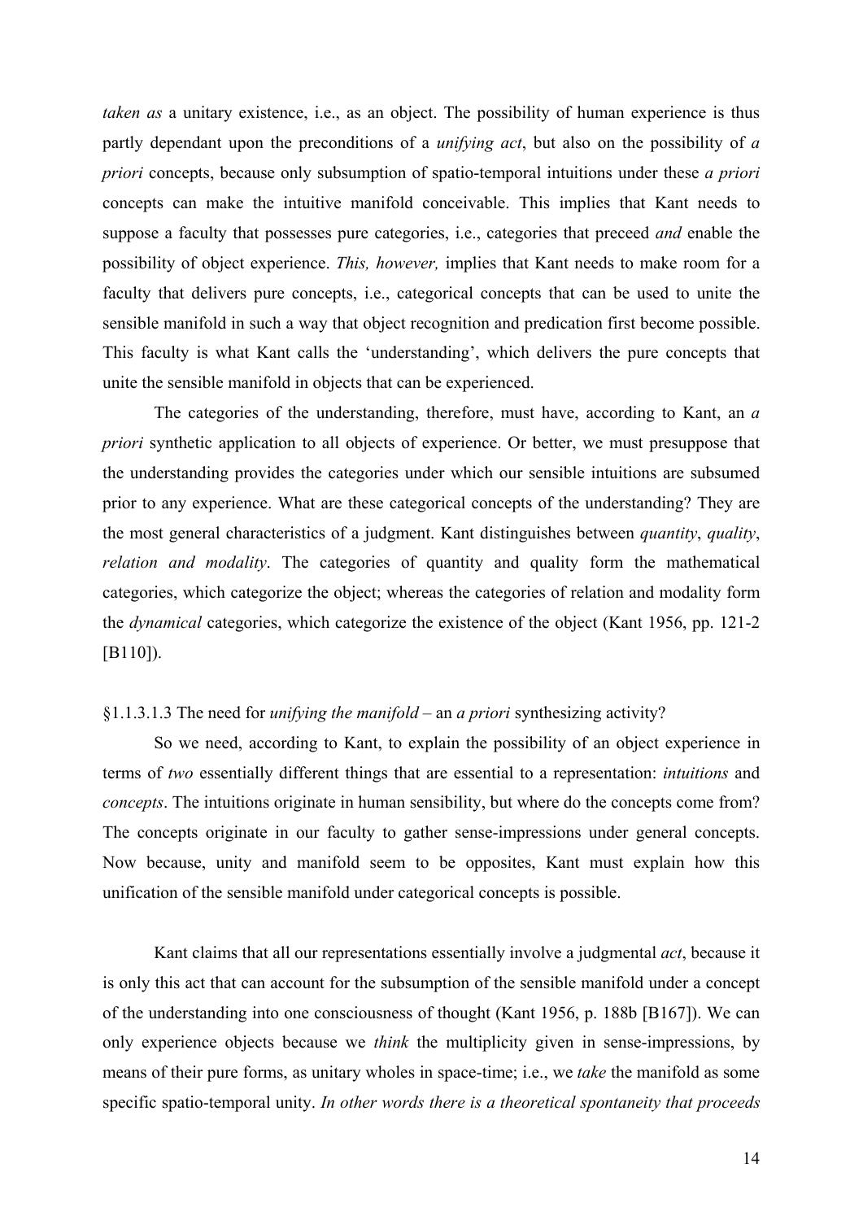*taken as* a unitary existence, i.e., as an object. The possibility of human experience is thus partly dependant upon the preconditions of a *unifying act*, but also on the possibility of *a priori* concepts, because only subsumption of spatio-temporal intuitions under these *a priori* concepts can make the intuitive manifold conceivable. This implies that Kant needs to suppose a faculty that possesses pure categories, i.e., categories that preceed *and* enable the possibility of object experience. *This, however,* implies that Kant needs to make room for a faculty that delivers pure concepts, i.e., categorical concepts that can be used to unite the sensible manifold in such a way that object recognition and predication first become possible. This faculty is what Kant calls the 'understanding', which delivers the pure concepts that unite the sensible manifold in objects that can be experienced.

The categories of the understanding, therefore, must have, according to Kant, an *a priori* synthetic application to all objects of experience. Or better, we must presuppose that the understanding provides the categories under which our sensible intuitions are subsumed prior to any experience. What are these categorical concepts of the understanding? They are the most general characteristics of a judgment. Kant distinguishes between *quantity*, *quality*, *relation and modality*. The categories of quantity and quality form the mathematical categories, which categorize the object; whereas the categories of relation and modality form the *dynamical* categories, which categorize the existence of the object (Kant 1956, pp. 121-2 [B110]).

§1.1.3.1.3 The need for *unifying the manifold* – an *a priori* synthesizing activity?

So we need, according to Kant, to explain the possibility of an object experience in terms of *two* essentially different things that are essential to a representation: *intuitions* and *concepts*. The intuitions originate in human sensibility, but where do the concepts come from? The concepts originate in our faculty to gather sense-impressions under general concepts. Now because, unity and manifold seem to be opposites, Kant must explain how this unification of the sensible manifold under categorical concepts is possible.

Kant claims that all our representations essentially involve a judgmental *act*, because it is only this act that can account for the subsumption of the sensible manifold under a concept of the understanding into one consciousness of thought (Kant 1956, p. 188b [B167]). We can only experience objects because we *think* the multiplicity given in sense-impressions, by means of their pure forms, as unitary wholes in space-time; i.e., we *take* the manifold as some specific spatio-temporal unity. *In other words there is a theoretical spontaneity that proceeds*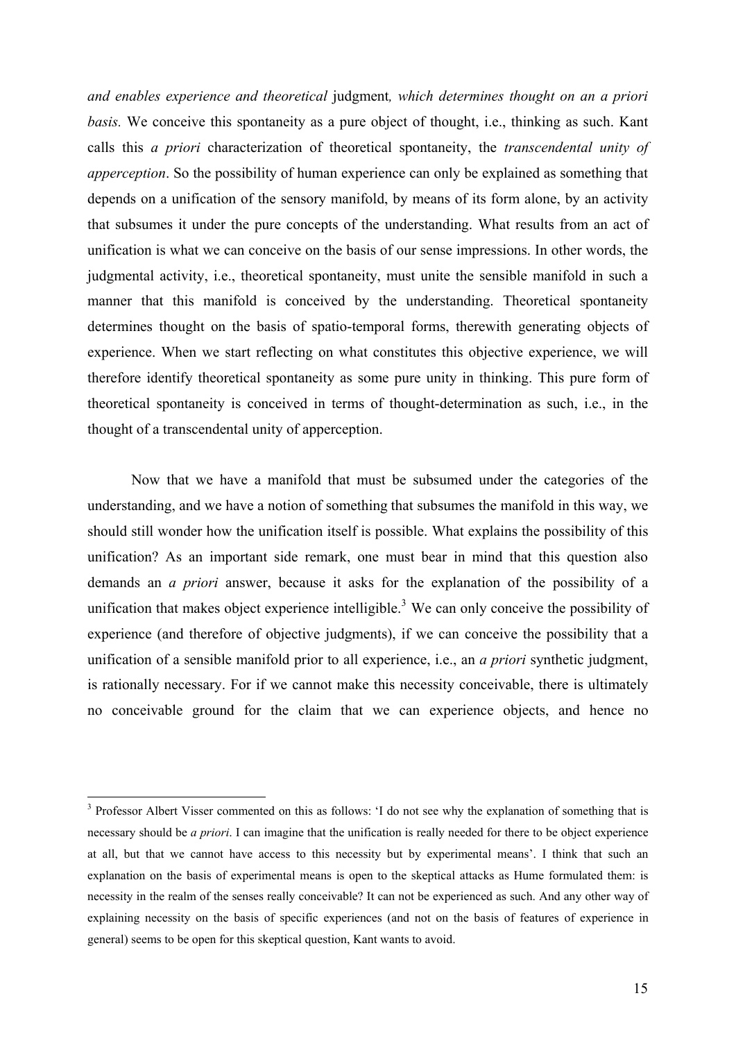*and enables experience and theoretical* judgment*, which determines thought on an a priori basis.* We conceive this spontaneity as a pure object of thought, i.e., thinking as such. Kant calls this *a priori* characterization of theoretical spontaneity, the *transcendental unity of apperception*. So the possibility of human experience can only be explained as something that depends on a unification of the sensory manifold, by means of its form alone, by an activity that subsumes it under the pure concepts of the understanding. What results from an act of unification is what we can conceive on the basis of our sense impressions. In other words, the judgmental activity, i.e., theoretical spontaneity, must unite the sensible manifold in such a manner that this manifold is conceived by the understanding. Theoretical spontaneity determines thought on the basis of spatio-temporal forms, therewith generating objects of experience. When we start reflecting on what constitutes this objective experience, we will therefore identify theoretical spontaneity as some pure unity in thinking. This pure form of theoretical spontaneity is conceived in terms of thought-determination as such, i.e., in the thought of a transcendental unity of apperception.

Now that we have a manifold that must be subsumed under the categories of the understanding, and we have a notion of something that subsumes the manifold in this way, we should still wonder how the unification itself is possible. What explains the possibility of this unification? As an important side remark, one must bear in mind that this question also demands an *a priori* answer, because it asks for the explanation of the possibility of a unification that makes object experience intelligible.[3] We can only conceive the possibility of experience (and therefore of objective judgments), if we can conceive the possibility that a unification of a sensible manifold prior to all experience, i.e., an *a priori* synthetic judgment, is rationally necessary. For if we cannot make this necessity conceivable, there is ultimately no conceivable ground for the claim that we can experience objects, and hence no

---

[3] Professor Albert Visser commented on this as follows: 'I do not see why the explanation of something that is necessary should be *a priori*. I can imagine that the unification is really needed for there to be object experience at all, but that we cannot have access to this necessity but by experimental means'. I think that such an explanation on the basis of experimental means is open to the skeptical attacks as Hume formulated them: is necessity in the realm of the senses really conceivable? It can not be experienced as such. And any other way of explaining necessity on the basis of specific experiences (and not on the basis of features of experience in general) seems to be open for this skeptical question, Kant wants to avoid.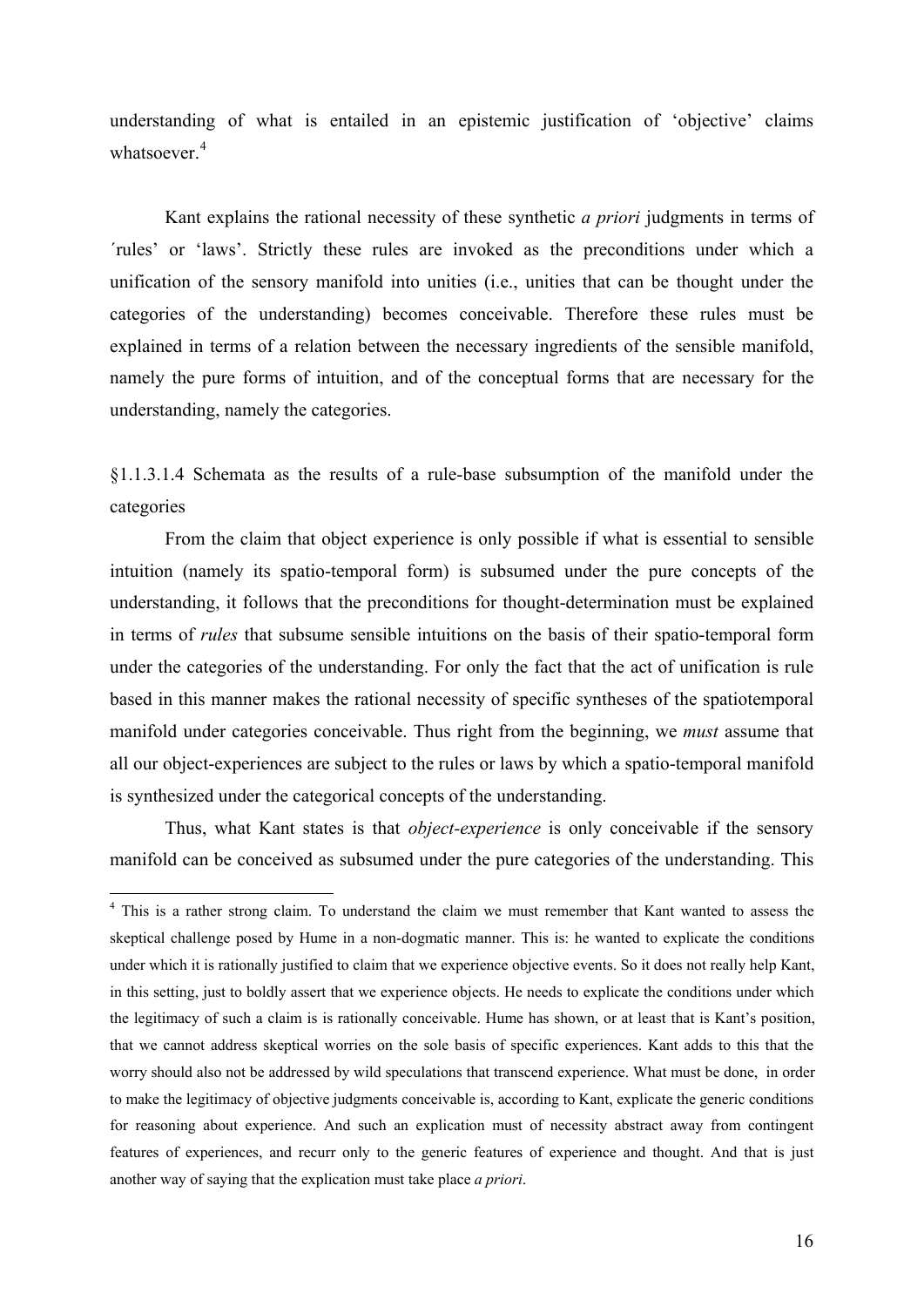understanding of what is entailed in an epistemic justification of 'objective' claims whatsoever.[4]

Kant explains the rational necessity of these synthetic *a priori* judgments in terms of ´rules' or 'laws'. Strictly these rules are invoked as the preconditions under which a unification of the sensory manifold into unities (i.e., unities that can be thought under the categories of the understanding) becomes conceivable. Therefore these rules must be explained in terms of a relation between the necessary ingredients of the sensible manifold, namely the pure forms of intuition, and of the conceptual forms that are necessary for the understanding, namely the categories.

§1.1.3.1.4 Schemata as the results of a rule-base subsumption of the manifold under the categories

From the claim that object experience is only possible if what is essential to sensible intuition (namely its spatio-temporal form) is subsumed under the pure concepts of the understanding, it follows that the preconditions for thought-determination must be explained in terms of *rules* that subsume sensible intuitions on the basis of their spatio-temporal form under the categories of the understanding. For only the fact that the act of unification is rule based in this manner makes the rational necessity of specific syntheses of the spatiotemporal manifold under categories conceivable. Thus right from the beginning, we *must* assume that all our object-experiences are subject to the rules or laws by which a spatio-temporal manifold is synthesized under the categorical concepts of the understanding.

Thus, what Kant states is that *object-experience* is only conceivable if the sensory manifold can be conceived as subsumed under the pure categories of the understanding. This

---

[4] This is a rather strong claim. To understand the claim we must remember that Kant wanted to assess the skeptical challenge posed by Hume in a non-dogmatic manner. This is: he wanted to explicate the conditions under which it is rationally justified to claim that we experience objective events. So it does not really help Kant, in this setting, just to boldly assert that we experience objects. He needs to explicate the conditions under which the legitimacy of such a claim is is rationally conceivable. Hume has shown, or at least that is Kant's position, that we cannot address skeptical worries on the sole basis of specific experiences. Kant adds to this that the worry should also not be addressed by wild speculations that transcend experience. What must be done, in order to make the legitimacy of objective judgments conceivable is, according to Kant, explicate the generic conditions for reasoning about experience. And such an explication must of necessity abstract away from contingent features of experiences, and recurr only to the generic features of experience and thought. And that is just another way of saying that the explication must take place *a priori*.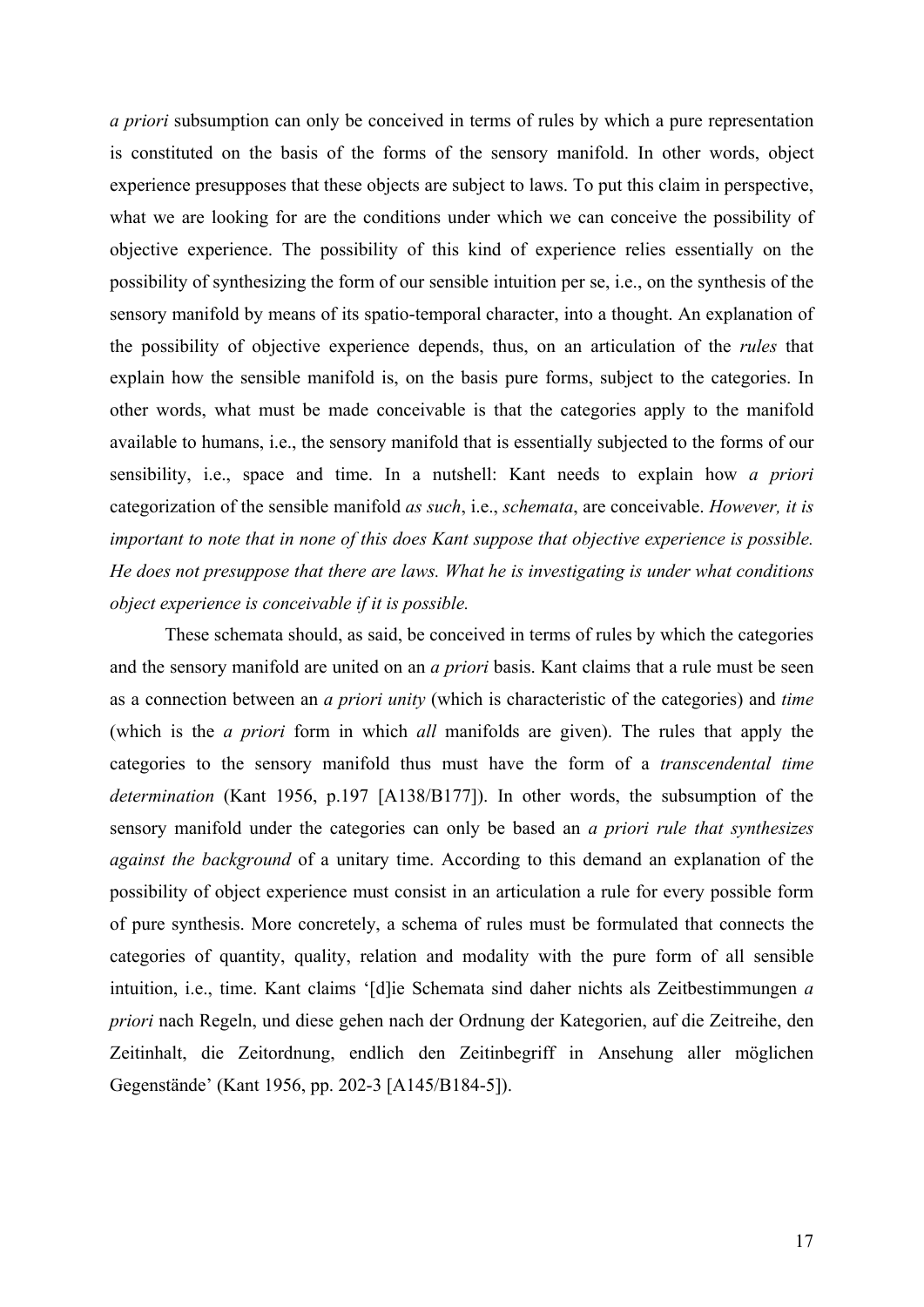*a priori* subsumption can only be conceived in terms of rules by which a pure representation is constituted on the basis of the forms of the sensory manifold. In other words, object experience presupposes that these objects are subject to laws. To put this claim in perspective, what we are looking for are the conditions under which we can conceive the possibility of objective experience. The possibility of this kind of experience relies essentially on the possibility of synthesizing the form of our sensible intuition per se, i.e., on the synthesis of the sensory manifold by means of its spatio-temporal character, into a thought. An explanation of the possibility of objective experience depends, thus, on an articulation of the *rules* that explain how the sensible manifold is, on the basis pure forms, subject to the categories. In other words, what must be made conceivable is that the categories apply to the manifold available to humans, i.e., the sensory manifold that is essentially subjected to the forms of our sensibility, i.e., space and time. In a nutshell: Kant needs to explain how *a priori* categorization of the sensible manifold *as such*, i.e., *schemata*, are conceivable. *However, it is important to note that in none of this does Kant suppose that objective experience is possible. He does not presuppose that there are laws. What he is investigating is under what conditions object experience is conceivable if it is possible.*

These schemata should, as said, be conceived in terms of rules by which the categories and the sensory manifold are united on an *a priori* basis. Kant claims that a rule must be seen as a connection between an *a priori unity* (which is characteristic of the categories) and *time* (which is the *a priori* form in which *all* manifolds are given). The rules that apply the categories to the sensory manifold thus must have the form of a *transcendental time determination* (Kant 1956, p.197 [A138/B177]). In other words, the subsumption of the sensory manifold under the categories can only be based an *a priori rule that synthesizes against the background* of a unitary time. According to this demand an explanation of the possibility of object experience must consist in an articulation a rule for every possible form of pure synthesis. More concretely, a schema of rules must be formulated that connects the categories of quantity, quality, relation and modality with the pure form of all sensible intuition, i.e., time. Kant claims '[d]ie Schemata sind daher nichts als Zeitbestimmungen *a priori* nach Regeln, und diese gehen nach der Ordnung der Kategorien, auf die Zeitreihe, den Zeitinhalt, die Zeitordnung, endlich den Zeitinbegriff in Ansehung aller möglichen Gegenstände' (Kant 1956, pp. 202-3 [A145/B184-5]).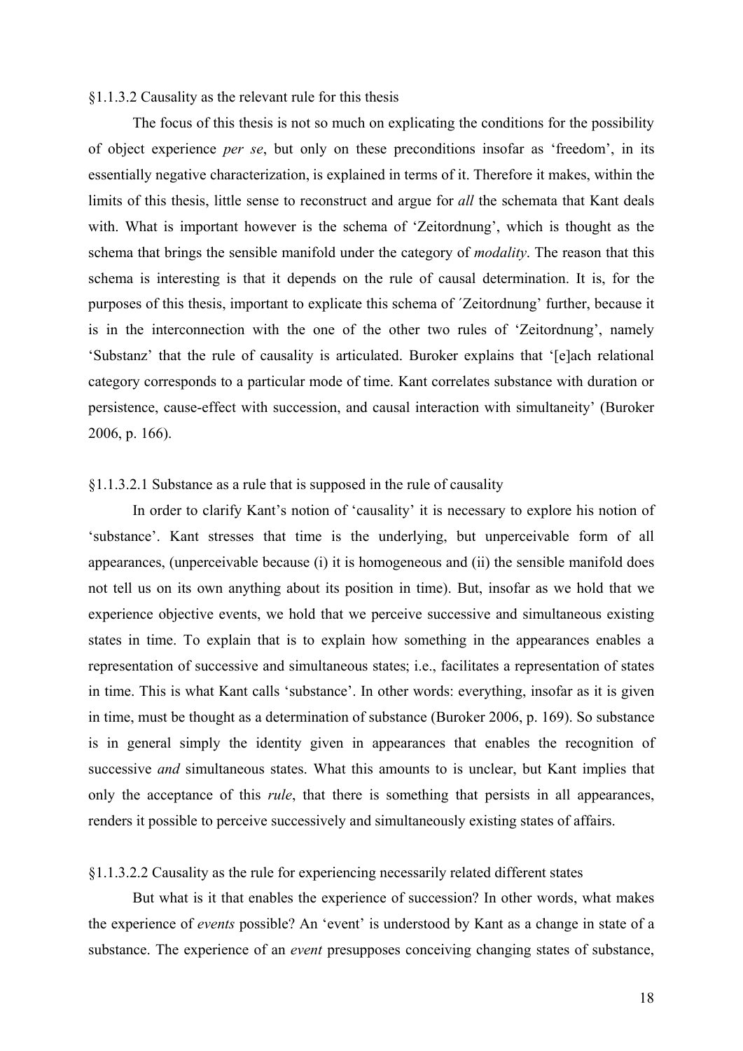### §1.1.3.2 Causality as the relevant rule for this thesis

The focus of this thesis is not so much on explicating the conditions for the possibility of object experience *per se*, but only on these preconditions insofar as 'freedom', in its essentially negative characterization, is explained in terms of it. Therefore it makes, within the limits of this thesis, little sense to reconstruct and argue for *all* the schemata that Kant deals with. What is important however is the schema of 'Zeitordnung', which is thought as the schema that brings the sensible manifold under the category of *modality*. The reason that this schema is interesting is that it depends on the rule of causal determination. It is, for the purposes of this thesis, important to explicate this schema of ´Zeitordnung' further, because it is in the interconnection with the one of the other two rules of 'Zeitordnung', namely 'Substanz' that the rule of causality is articulated. Buroker explains that '[e]ach relational category corresponds to a particular mode of time. Kant correlates substance with duration or persistence, cause-effect with succession, and causal interaction with simultaneity' (Buroker 2006, p. 166).

#### §1.1.3.2.1 Substance as a rule that is supposed in the rule of causality

In order to clarify Kant's notion of 'causality' it is necessary to explore his notion of 'substance'. Kant stresses that time is the underlying, but unperceivable form of all appearances, (unperceivable because (i) it is homogeneous and (ii) the sensible manifold does not tell us on its own anything about its position in time). But, insofar as we hold that we experience objective events, we hold that we perceive successive and simultaneous existing states in time. To explain that is to explain how something in the appearances enables a representation of successive and simultaneous states; i.e., facilitates a representation of states in time. This is what Kant calls 'substance'. In other words: everything, insofar as it is given in time, must be thought as a determination of substance (Buroker 2006, p. 169). So substance is in general simply the identity given in appearances that enables the recognition of successive *and* simultaneous states. What this amounts to is unclear, but Kant implies that only the acceptance of this *rule*, that there is something that persists in all appearances, renders it possible to perceive successively and simultaneously existing states of affairs.

#### §1.1.3.2.2 Causality as the rule for experiencing necessarily related different states

But what is it that enables the experience of succession? In other words, what makes the experience of *events* possible? An 'event' is understood by Kant as a change in state of a substance. The experience of an *event* presupposes conceiving changing states of substance,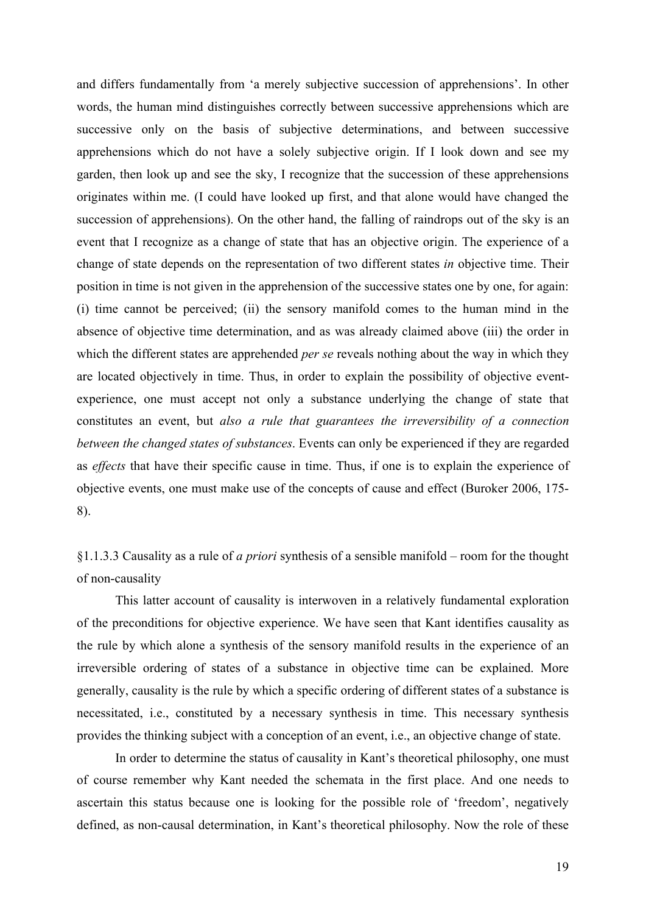and differs fundamentally from 'a merely subjective succession of apprehensions'. In other words, the human mind distinguishes correctly between successive apprehensions which are successive only on the basis of subjective determinations, and between successive apprehensions which do not have a solely subjective origin. If I look down and see my garden, then look up and see the sky, I recognize that the succession of these apprehensions originates within me. (I could have looked up first, and that alone would have changed the succession of apprehensions). On the other hand, the falling of raindrops out of the sky is an event that I recognize as a change of state that has an objective origin. The experience of a change of state depends on the representation of two different states *in* objective time. Their position in time is not given in the apprehension of the successive states one by one, for again: (i) time cannot be perceived; (ii) the sensory manifold comes to the human mind in the absence of objective time determination, and as was already claimed above (iii) the order in which the different states are apprehended *per se* reveals nothing about the way in which they are located objectively in time. Thus, in order to explain the possibility of objective event-experience, one must accept not only a substance underlying the change of state that constitutes an event, but *also a rule that guarantees the irreversibility of a connection between the changed states of substances*. Events can only be experienced if they are regarded as *effects* that have their specific cause in time. Thus, if one is to explain the experience of objective events, one must make use of the concepts of cause and effect (Buroker 2006, 175-8).

#### §1.1.3.3 Causality as a rule of *a priori* synthesis of a sensible manifold – room for the thought of non-causality

This latter account of causality is interwoven in a relatively fundamental exploration of the preconditions for objective experience. We have seen that Kant identifies causality as the rule by which alone a synthesis of the sensory manifold results in the experience of an irreversible ordering of states of a substance in objective time can be explained. More generally, causality is the rule by which a specific ordering of different states of a substance is necessitated, i.e., constituted by a necessary synthesis in time. This necessary synthesis provides the thinking subject with a conception of an event, i.e., an objective change of state.

In order to determine the status of causality in Kant's theoretical philosophy, one must of course remember why Kant needed the schemata in the first place. And one needs to ascertain this status because one is looking for the possible role of 'freedom', negatively defined, as non-causal determination, in Kant's theoretical philosophy. Now the role of these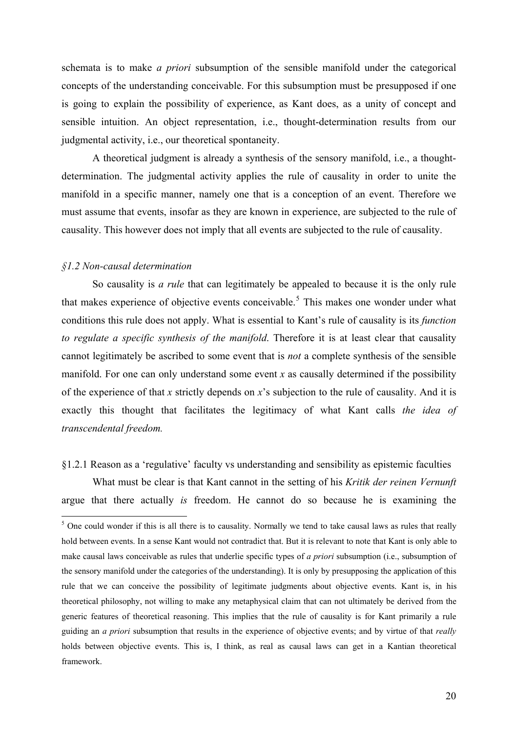schemata is to make *a priori* subsumption of the sensible manifold under the categorical concepts of the understanding conceivable. For this subsumption must be presupposed if one is going to explain the possibility of experience, as Kant does, as a unity of concept and sensible intuition. An object representation, i.e., thought-determination results from our judgmental activity, i.e., our theoretical spontaneity.

A theoretical judgment is already a synthesis of the sensory manifold, i.e., a thought-determination. The judgmental activity applies the rule of causality in order to unite the manifold in a specific manner, namely one that is a conception of an event. Therefore we must assume that events, insofar as they are known in experience, are subjected to the rule of causality. This however does not imply that all events are subjected to the rule of causality.

### *§1.2 Non-causal determination*

So causality is *a rule* that can legitimately be appealed to because it is the only rule that makes experience of objective events conceivable.[5] This makes one wonder under what conditions this rule does not apply. What is essential to Kant's rule of causality is its *function to regulate a specific synthesis of the manifold*. Therefore it is at least clear that causality cannot legitimately be ascribed to some event that is *not* a complete synthesis of the sensible manifold. For one can only understand some event *x* as causally determined if the possibility of the experience of that *x* strictly depends on *x*'s subjection to the rule of causality. And it is exactly this thought that facilitates the legitimacy of what Kant calls *the idea of transcendental freedom.*

#### §1.2.1 Reason as a 'regulative' faculty vs understanding and sensibility as epistemic faculties

What must be clear is that Kant cannot in the setting of his *Kritik der reinen Vernunft* argue that there actually *is* freedom. He cannot do so because he is examining the

---

[5] One could wonder if this is all there is to causality. Normally we tend to take causal laws as rules that really hold between events. In a sense Kant would not contradict that. But it is relevant to note that Kant is only able to make causal laws conceivable as rules that underlie specific types of *a priori* subsumption (i.e., subsumption of the sensory manifold under the categories of the understanding). It is only by presupposing the application of this rule that we can conceive the possibility of legitimate judgments about objective events. Kant is, in his theoretical philosophy, not willing to make any metaphysical claim that can not ultimately be derived from the generic features of theoretical reasoning. This implies that the rule of causality is for Kant primarily a rule guiding an *a priori* subsumption that results in the experience of objective events; and by virtue of that *really* holds between objective events. This is, I think, as real as causal laws can get in a Kantian theoretical framework.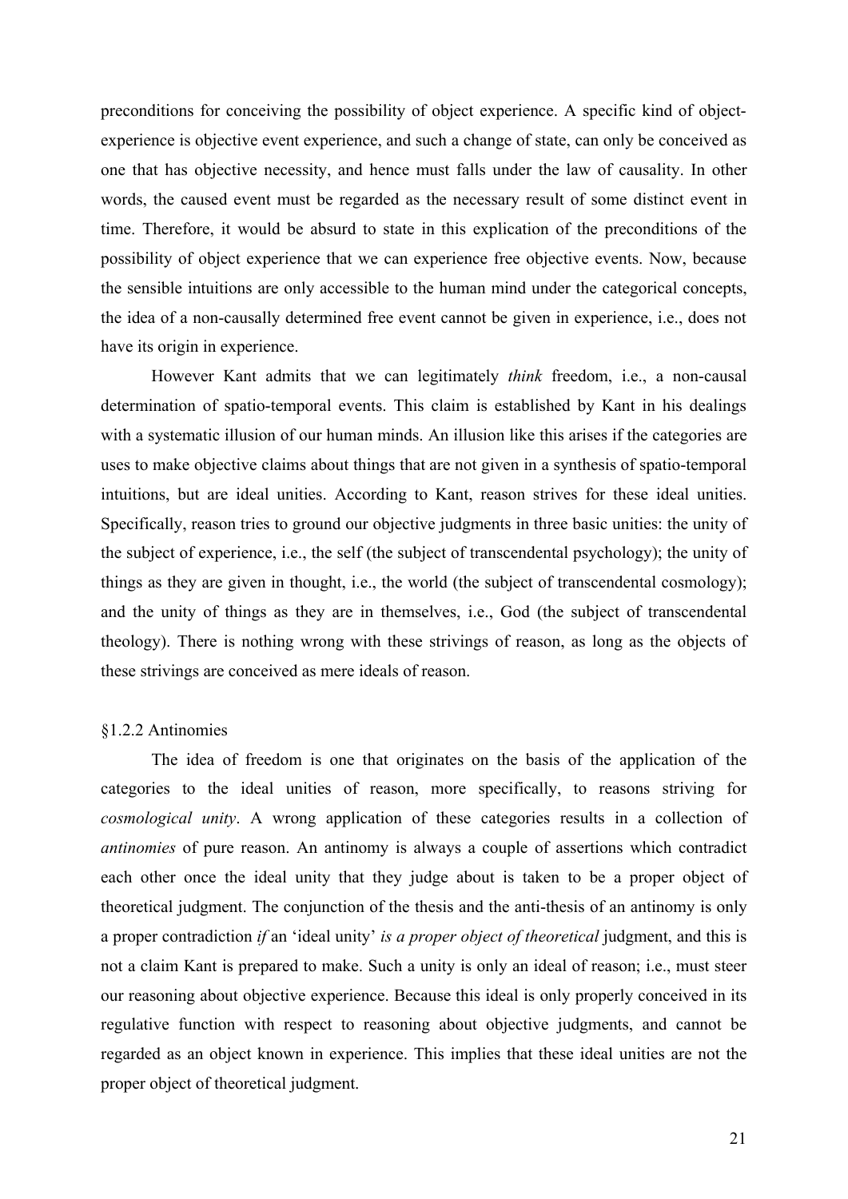preconditions for conceiving the possibility of object experience. A specific kind of object-experience is objective event experience, and such a change of state, can only be conceived as one that has objective necessity, and hence must falls under the law of causality. In other words, the caused event must be regarded as the necessary result of some distinct event in time. Therefore, it would be absurd to state in this explication of the preconditions of the possibility of object experience that we can experience free objective events. Now, because the sensible intuitions are only accessible to the human mind under the categorical concepts, the idea of a non-causally determined free event cannot be given in experience, i.e., does not have its origin in experience.

However Kant admits that we can legitimately *think* freedom, i.e., a non-causal determination of spatio-temporal events. This claim is established by Kant in his dealings with a systematic illusion of our human minds. An illusion like this arises if the categories are uses to make objective claims about things that are not given in a synthesis of spatio-temporal intuitions, but are ideal unities. According to Kant, reason strives for these ideal unities. Specifically, reason tries to ground our objective judgments in three basic unities: the unity of the subject of experience, i.e., the self (the subject of transcendental psychology); the unity of things as they are given in thought, i.e., the world (the subject of transcendental cosmology); and the unity of things as they are in themselves, i.e., God (the subject of transcendental theology). There is nothing wrong with these strivings of reason, as long as the objects of these strivings are conceived as mere ideals of reason.

§1.2.2 Antinomies

The idea of freedom is one that originates on the basis of the application of the categories to the ideal unities of reason, more specifically, to reasons striving for *cosmological unity*. A wrong application of these categories results in a collection of *antinomies* of pure reason. An antinomy is always a couple of assertions which contradict each other once the ideal unity that they judge about is taken to be a proper object of theoretical judgment. The conjunction of the thesis and the anti-thesis of an antinomy is only a proper contradiction *if* an 'ideal unity' *is a proper object of theoretical* judgment, and this is not a claim Kant is prepared to make. Such a unity is only an ideal of reason; i.e., must steer our reasoning about objective experience. Because this ideal is only properly conceived in its regulative function with respect to reasoning about objective judgments, and cannot be regarded as an object known in experience. This implies that these ideal unities are not the proper object of theoretical judgment.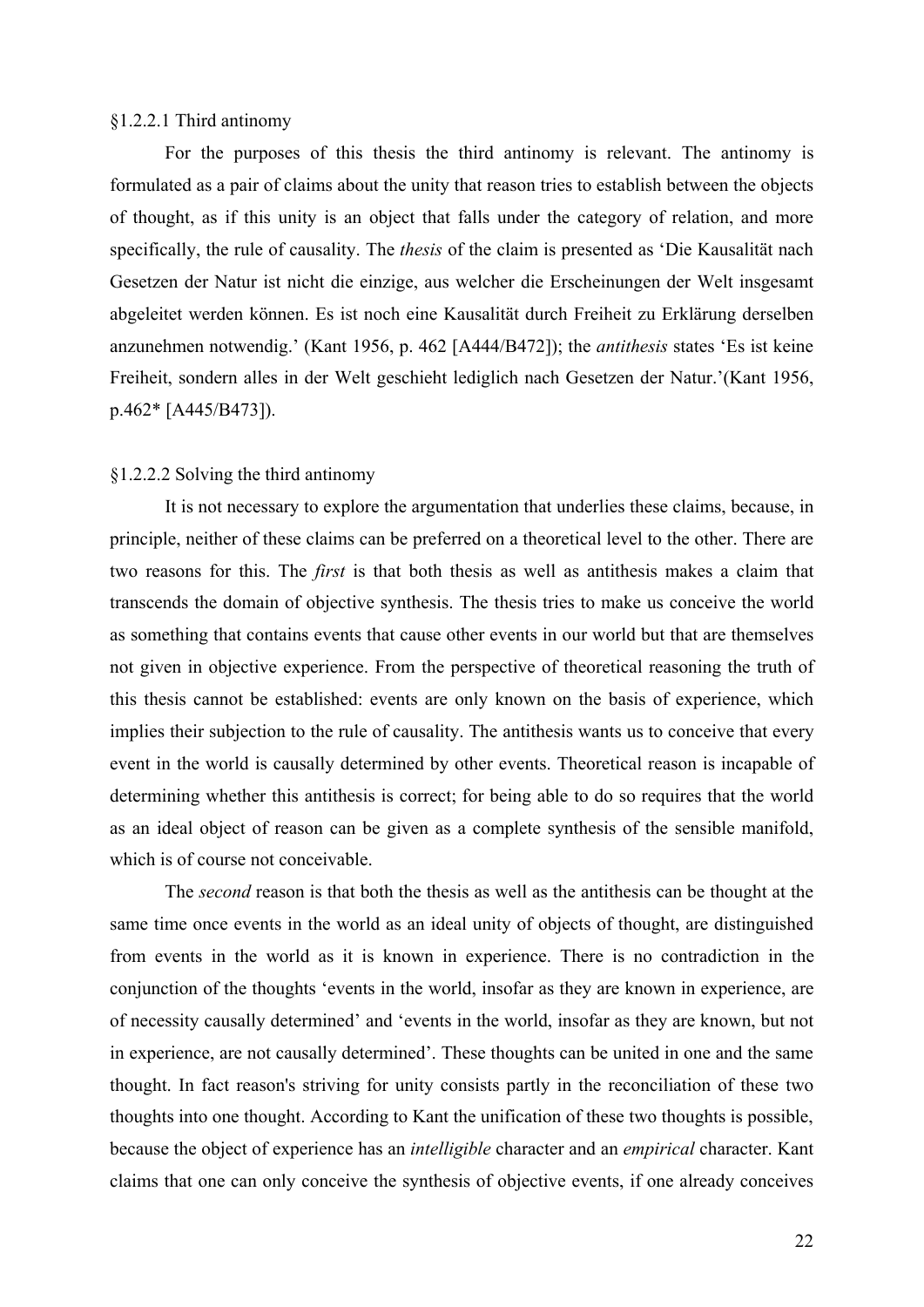### §1.2.2.1 Third antinomy

For the purposes of this thesis the third antinomy is relevant. The antinomy is formulated as a pair of claims about the unity that reason tries to establish between the objects of thought, as if this unity is an object that falls under the category of relation, and more specifically, the rule of causality. The *thesis* of the claim is presented as 'Die Kausalität nach Gesetzen der Natur ist nicht die einzige, aus welcher die Erscheinungen der Welt insgesamt abgeleitet werden können. Es ist noch eine Kausalität durch Freiheit zu Erklärung derselben anzunehmen notwendig.' (Kant 1956, p. 462 [A444/B472]); the *antithesis* states 'Es ist keine Freiheit, sondern alles in der Welt geschieht lediglich nach Gesetzen der Natur.'(Kant 1956, p.462* [A445/B473]).

### §1.2.2.2 Solving the third antinomy

It is not necessary to explore the argumentation that underlies these claims, because, in principle, neither of these claims can be preferred on a theoretical level to the other. There are two reasons for this. The *first* is that both thesis as well as antithesis makes a claim that transcends the domain of objective synthesis. The thesis tries to make us conceive the world as something that contains events that cause other events in our world but that are themselves not given in objective experience. From the perspective of theoretical reasoning the truth of this thesis cannot be established: events are only known on the basis of experience, which implies their subjection to the rule of causality. The antithesis wants us to conceive that every event in the world is causally determined by other events. Theoretical reason is incapable of determining whether this antithesis is correct; for being able to do so requires that the world as an ideal object of reason can be given as a complete synthesis of the sensible manifold, which is of course not conceivable.

The *second* reason is that both the thesis as well as the antithesis can be thought at the same time once events in the world as an ideal unity of objects of thought, are distinguished from events in the world as it is known in experience. There is no contradiction in the conjunction of the thoughts 'events in the world, insofar as they are known in experience, are of necessity causally determined' and 'events in the world, insofar as they are known, but not in experience, are not causally determined'. These thoughts can be united in one and the same thought. In fact reason's striving for unity consists partly in the reconciliation of these two thoughts into one thought. According to Kant the unification of these two thoughts is possible, because the object of experience has an *intelligible* character and an *empirical* character. Kant claims that one can only conceive the synthesis of objective events, if one already conceives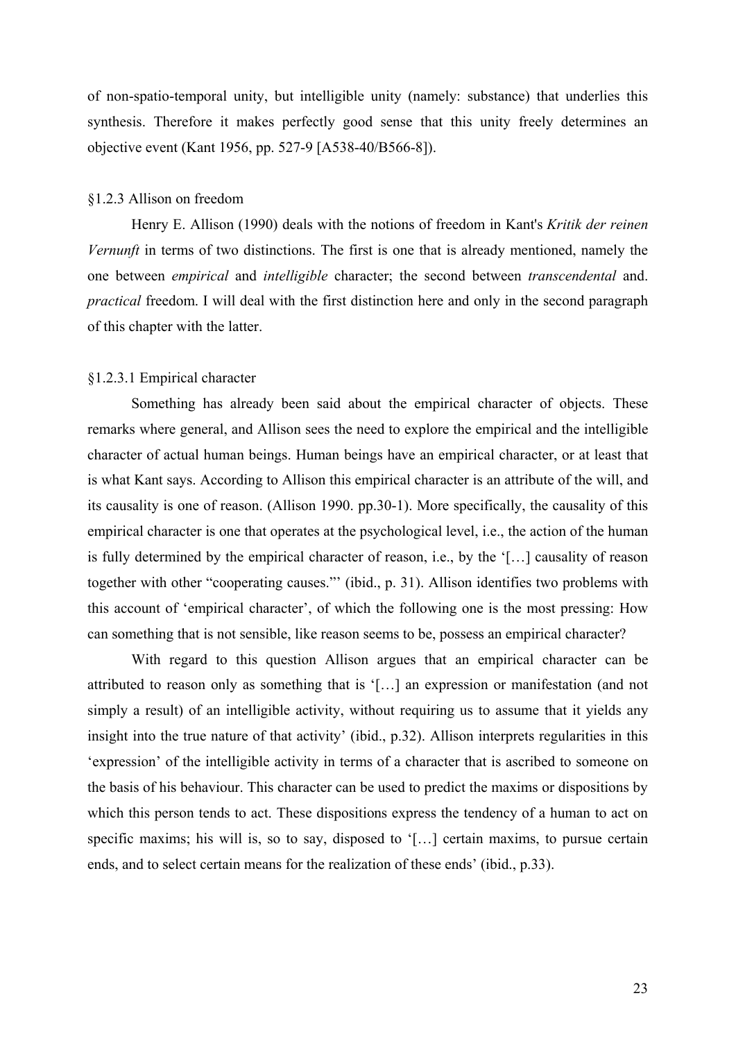of non-spatio-temporal unity, but intelligible unity (namely: substance) that underlies this synthesis. Therefore it makes perfectly good sense that this unity freely determines an objective event (Kant 1956, pp. 527-9 [A538-40/B566-8]).

### §1.2.3 Allison on freedom

Henry E. Allison (1990) deals with the notions of freedom in Kant's *Kritik der reinen Vernunft* in terms of two distinctions. The first is one that is already mentioned, namely the one between *empirical* and *intelligible* character; the second between *transcendental* and. *practical* freedom. I will deal with the first distinction here and only in the second paragraph of this chapter with the latter.

#### §1.2.3.1 Empirical character

Something has already been said about the empirical character of objects. These remarks where general, and Allison sees the need to explore the empirical and the intelligible character of actual human beings. Human beings have an empirical character, or at least that is what Kant says. According to Allison this empirical character is an attribute of the will, and its causality is one of reason. (Allison 1990. pp.30-1). More specifically, the causality of this empirical character is one that operates at the psychological level, i.e., the action of the human is fully determined by the empirical character of reason, i.e., by the '[…] causality of reason together with other "cooperating causes."' (ibid., p. 31). Allison identifies two problems with this account of 'empirical character', of which the following one is the most pressing: How can something that is not sensible, like reason seems to be, possess an empirical character?

With regard to this question Allison argues that an empirical character can be attributed to reason only as something that is '[…] an expression or manifestation (and not simply a result) of an intelligible activity, without requiring us to assume that it yields any insight into the true nature of that activity' (ibid., p.32). Allison interprets regularities in this 'expression' of the intelligible activity in terms of a character that is ascribed to someone on the basis of his behaviour. This character can be used to predict the maxims or dispositions by which this person tends to act. These dispositions express the tendency of a human to act on specific maxims; his will is, so to say, disposed to '[…] certain maxims, to pursue certain ends, and to select certain means for the realization of these ends' (ibid., p.33).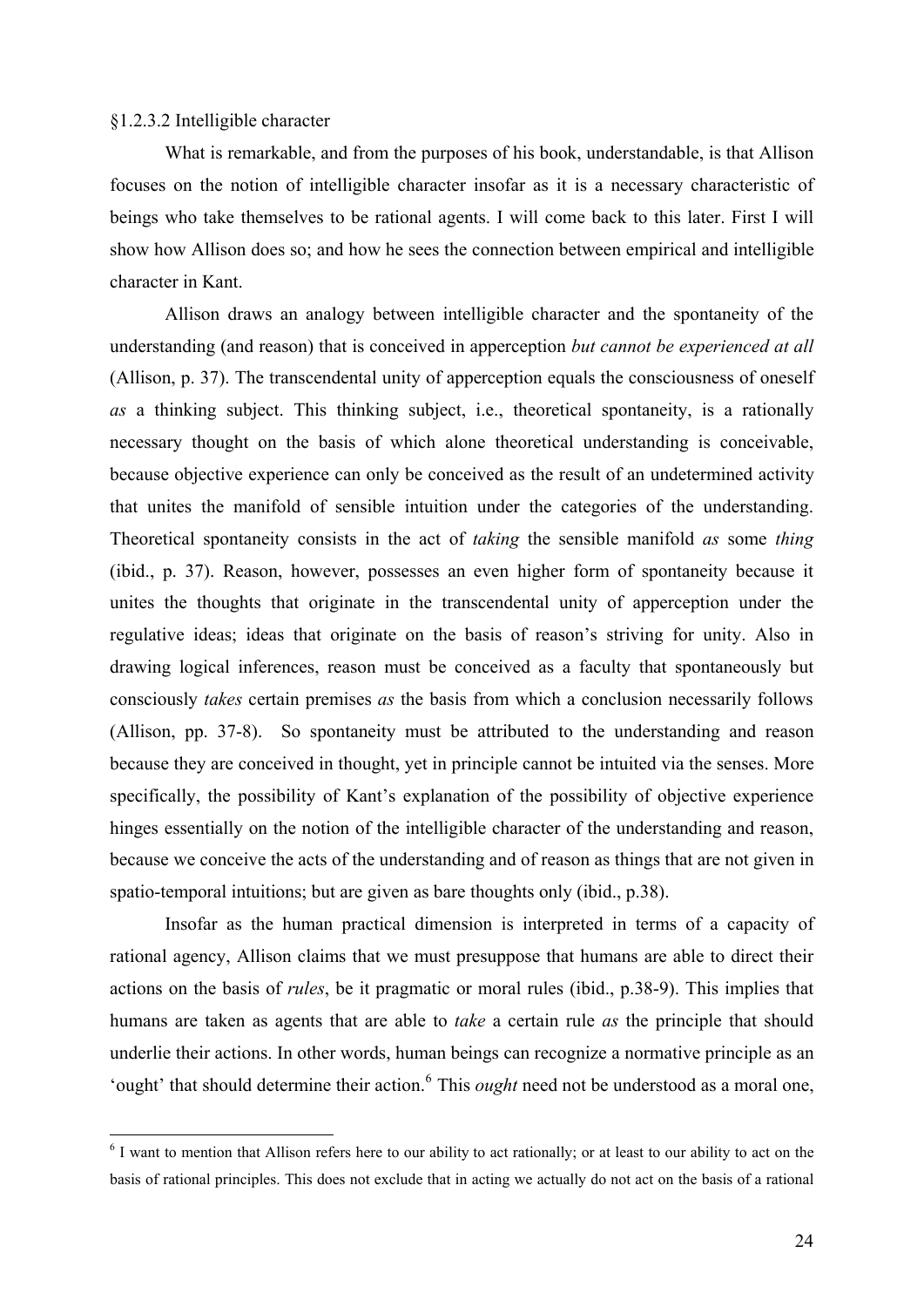§1.2.3.2 Intelligible character

What is remarkable, and from the purposes of his book, understandable, is that Allison focuses on the notion of intelligible character insofar as it is a necessary characteristic of beings who take themselves to be rational agents. I will come back to this later. First I will show how Allison does so; and how he sees the connection between empirical and intelligible character in Kant.

Allison draws an analogy between intelligible character and the spontaneity of the understanding (and reason) that is conceived in apperception *but cannot be experienced at all* (Allison, p. 37). The transcendental unity of apperception equals the consciousness of oneself *as* a thinking subject. This thinking subject, i.e., theoretical spontaneity, is a rationally necessary thought on the basis of which alone theoretical understanding is conceivable, because objective experience can only be conceived as the result of an undetermined activity that unites the manifold of sensible intuition under the categories of the understanding. Theoretical spontaneity consists in the act of *taking* the sensible manifold *as* some *thing* (ibid., p. 37). Reason, however, possesses an even higher form of spontaneity because it unites the thoughts that originate in the transcendental unity of apperception under the regulative ideas; ideas that originate on the basis of reason's striving for unity. Also in drawing logical inferences, reason must be conceived as a faculty that spontaneously but consciously *takes* certain premises *as* the basis from which a conclusion necessarily follows (Allison, pp. 37-8). So spontaneity must be attributed to the understanding and reason because they are conceived in thought, yet in principle cannot be intuited via the senses. More specifically, the possibility of Kant's explanation of the possibility of objective experience hinges essentially on the notion of the intelligible character of the understanding and reason, because we conceive the acts of the understanding and of reason as things that are not given in spatio-temporal intuitions; but are given as bare thoughts only (ibid., p.38).

Insofar as the human practical dimension is interpreted in terms of a capacity of rational agency, Allison claims that we must presuppose that humans are able to direct their actions on the basis of *rules*, be it pragmatic or moral rules (ibid., p.38-9). This implies that humans are taken as agents that are able to *take* a certain rule *as* the principle that should underlie their actions. In other words, human beings can recognize a normative principle as an 'ought' that should determine their action.[6] This *ought* need not be understood as a moral one,

[6] I want to mention that Allison refers here to our ability to act rationally; or at least to our ability to act on the basis of rational principles. This does not exclude that in acting we actually do not act on the basis of a rational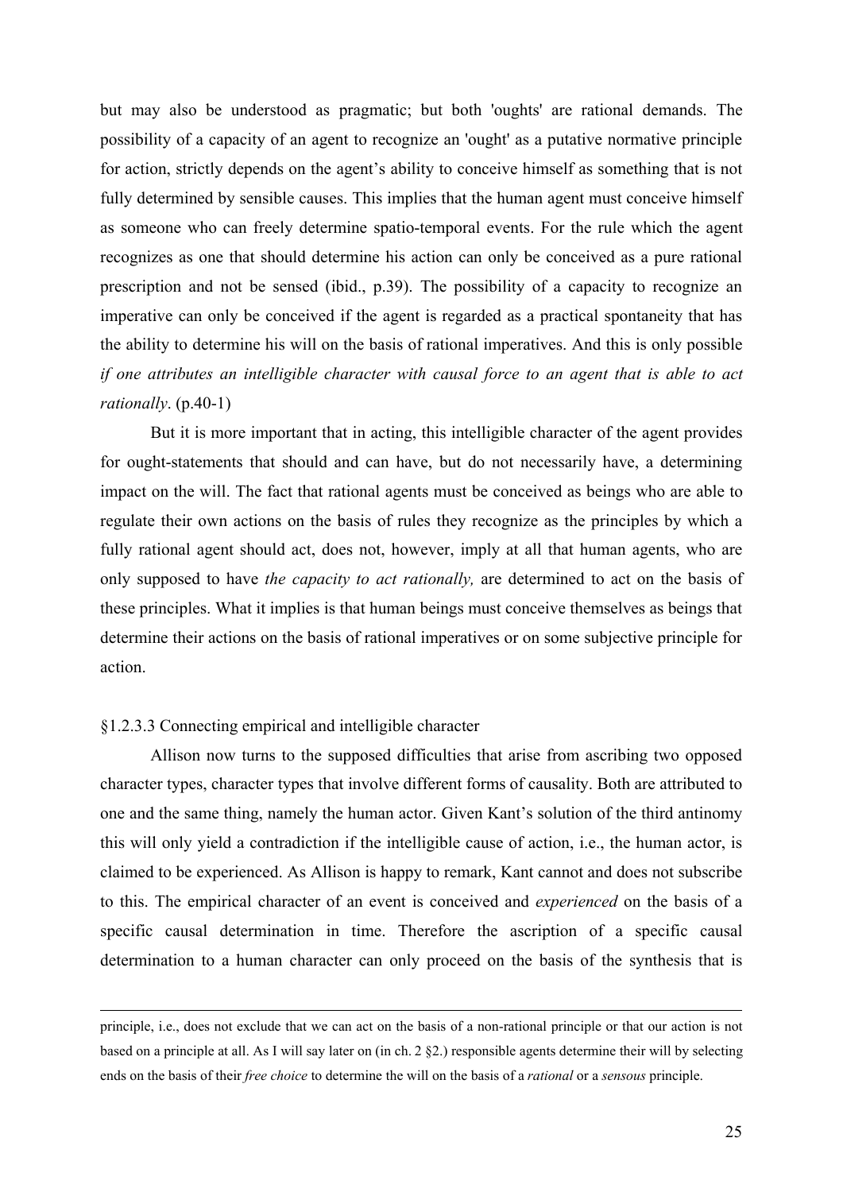but may also be understood as pragmatic; but both 'oughts' are rational demands. The possibility of a capacity of an agent to recognize an 'ought' as a putative normative principle for action, strictly depends on the agent's ability to conceive himself as something that is not fully determined by sensible causes. This implies that the human agent must conceive himself as someone who can freely determine spatio-temporal events. For the rule which the agent recognizes as one that should determine his action can only be conceived as a pure rational prescription and not be sensed (ibid., p.39). The possibility of a capacity to recognize an imperative can only be conceived if the agent is regarded as a practical spontaneity that has the ability to determine his will on the basis of rational imperatives. And this is only possible *if one attributes an intelligible character with causal force to an agent that is able to act rationally*. (p.40-1)

But it is more important that in acting, this intelligible character of the agent provides for ought-statements that should and can have, but do not necessarily have, a determining impact on the will. The fact that rational agents must be conceived as beings who are able to regulate their own actions on the basis of rules they recognize as the principles by which a fully rational agent should act, does not, however, imply at all that human agents, who are only supposed to have *the capacity to act rationally,* are determined to act on the basis of these principles. What it implies is that human beings must conceive themselves as beings that determine their actions on the basis of rational imperatives or on some subjective principle for action.

### §1.2.3.3 Connecting empirical and intelligible character

Allison now turns to the supposed difficulties that arise from ascribing two opposed character types, character types that involve different forms of causality. Both are attributed to one and the same thing, namely the human actor. Given Kant's solution of the third antinomy this will only yield a contradiction if the intelligible cause of action, i.e., the human actor, is claimed to be experienced. As Allison is happy to remark, Kant cannot and does not subscribe to this. The empirical character of an event is conceived and *experienced* on the basis of a specific causal determination in time. Therefore the ascription of a specific causal determination to a human character can only proceed on the basis of the synthesis that is

---

principle, i.e., does not exclude that we can act on the basis of a non-rational principle or that our action is not based on a principle at all. As I will say later on (in ch. 2 §2.) responsible agents determine their will by selecting ends on the basis of their *free choice* to determine the will on the basis of a *rational* or a *sensous* principle.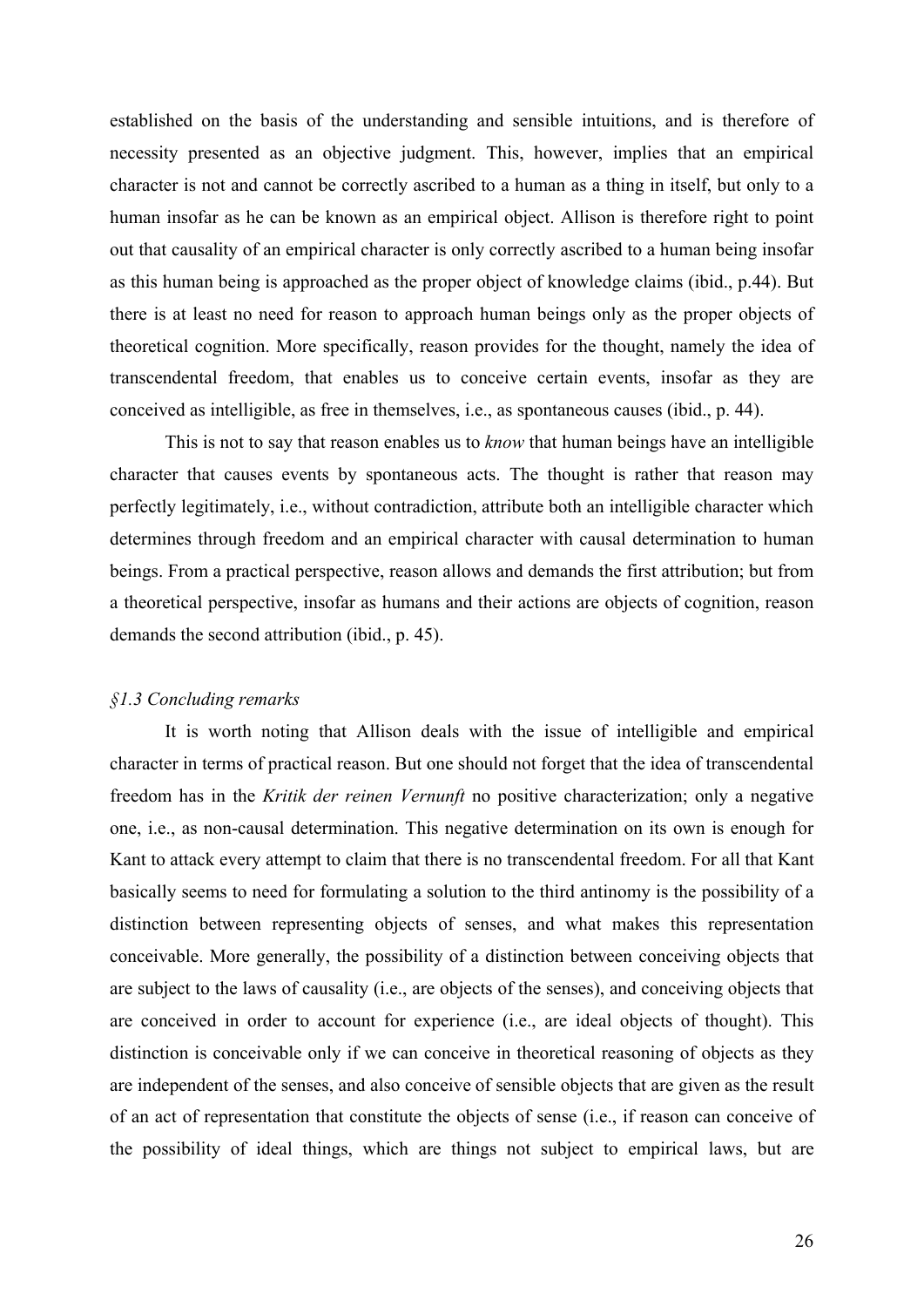established on the basis of the understanding and sensible intuitions, and is therefore of necessity presented as an objective judgment. This, however, implies that an empirical character is not and cannot be correctly ascribed to a human as a thing in itself, but only to a human insofar as he can be known as an empirical object. Allison is therefore right to point out that causality of an empirical character is only correctly ascribed to a human being insofar as this human being is approached as the proper object of knowledge claims (ibid., p.44). But there is at least no need for reason to approach human beings only as the proper objects of theoretical cognition. More specifically, reason provides for the thought, namely the idea of transcendental freedom, that enables us to conceive certain events, insofar as they are conceived as intelligible, as free in themselves, i.e., as spontaneous causes (ibid., p. 44).

This is not to say that reason enables us to *know* that human beings have an intelligible character that causes events by spontaneous acts. The thought is rather that reason may perfectly legitimately, i.e., without contradiction, attribute both an intelligible character which determines through freedom and an empirical character with causal determination to human beings. From a practical perspective, reason allows and demands the first attribution; but from a theoretical perspective, insofar as humans and their actions are objects of cognition, reason demands the second attribution (ibid., p. 45).

### *§1.3 Concluding remarks*

It is worth noting that Allison deals with the issue of intelligible and empirical character in terms of practical reason. But one should not forget that the idea of transcendental freedom has in the *Kritik der reinen Vernunft* no positive characterization; only a negative one, i.e., as non-causal determination. This negative determination on its own is enough for Kant to attack every attempt to claim that there is no transcendental freedom. For all that Kant basically seems to need for formulating a solution to the third antinomy is the possibility of a distinction between representing objects of senses, and what makes this representation conceivable. More generally, the possibility of a distinction between conceiving objects that are subject to the laws of causality (i.e., are objects of the senses), and conceiving objects that are conceived in order to account for experience (i.e., are ideal objects of thought). This distinction is conceivable only if we can conceive in theoretical reasoning of objects as they are independent of the senses, and also conceive of sensible objects that are given as the result of an act of representation that constitute the objects of sense (i.e., if reason can conceive of the possibility of ideal things, which are things not subject to empirical laws, but are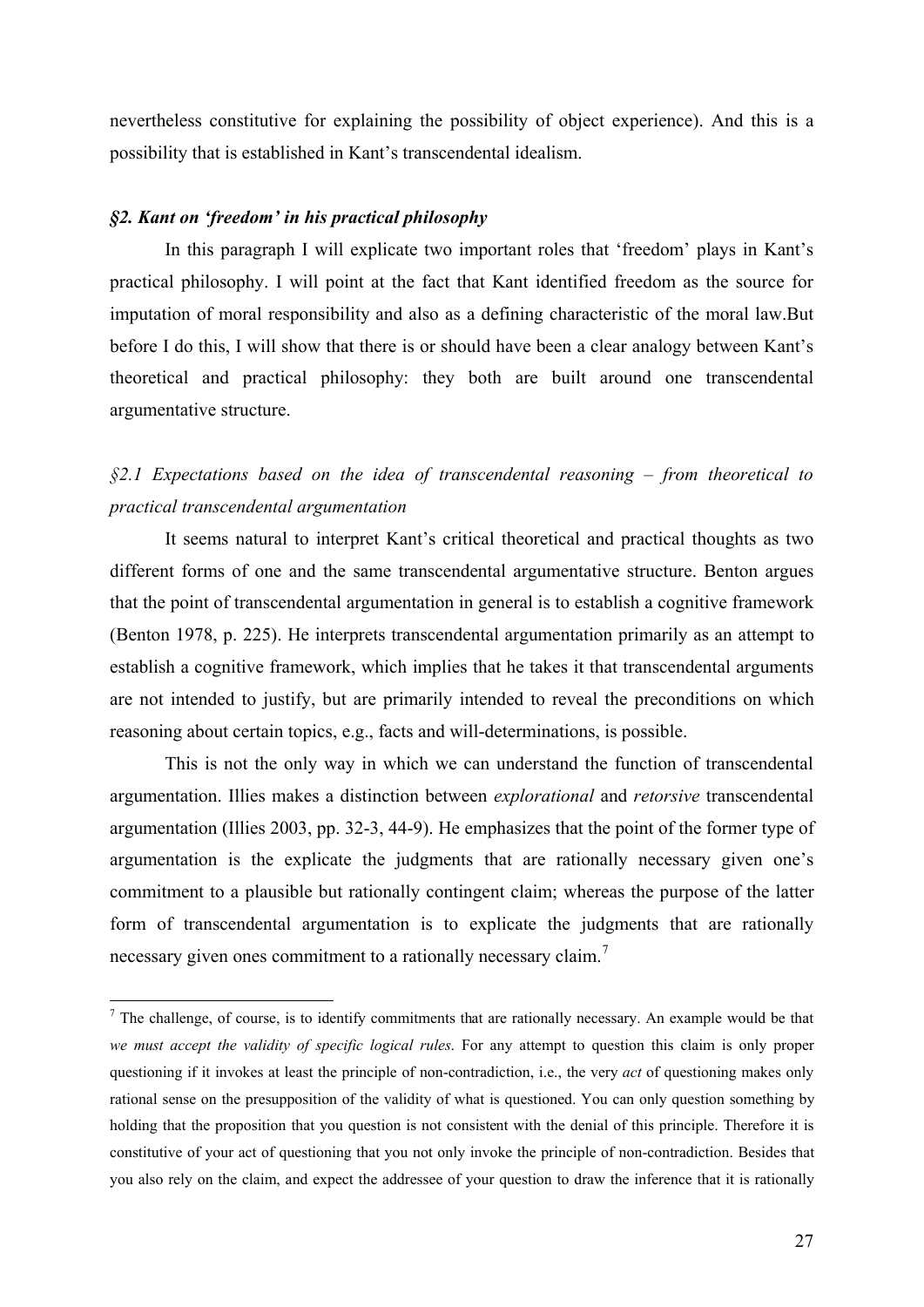nevertheless constitutive for explaining the possibility of object experience). And this is a possibility that is established in Kant's transcendental idealism.

### *§2. Kant on 'freedom' in his practical philosophy*

In this paragraph I will explicate two important roles that 'freedom' plays in Kant's practical philosophy. I will point at the fact that Kant identified freedom as the source for imputation of moral responsibility and also as a defining characteristic of the moral law.But before I do this, I will show that there is or should have been a clear analogy between Kant's theoretical and practical philosophy: they both are built around one transcendental argumentative structure.

#### *§2.1 Expectations based on the idea of transcendental reasoning – from theoretical to practical transcendental argumentation*

It seems natural to interpret Kant's critical theoretical and practical thoughts as two different forms of one and the same transcendental argumentative structure. Benton argues that the point of transcendental argumentation in general is to establish a cognitive framework (Benton 1978, p. 225). He interprets transcendental argumentation primarily as an attempt to establish a cognitive framework, which implies that he takes it that transcendental arguments are not intended to justify, but are primarily intended to reveal the preconditions on which reasoning about certain topics, e.g., facts and will-determinations, is possible.

This is not the only way in which we can understand the function of transcendental argumentation. Illies makes a distinction between *explorational* and *retorsive* transcendental argumentation (Illies 2003, pp. 32-3, 44-9). He emphasizes that the point of the former type of argumentation is the explicate the judgments that are rationally necessary given one's commitment to a plausible but rationally contingent claim; whereas the purpose of the latter form of transcendental argumentation is to explicate the judgments that are rationally necessary given ones commitment to a rationally necessary claim.[7]

---

[7] The challenge, of course, is to identify commitments that are rationally necessary. An example would be that *we must accept the validity of specific logical rules*. For any attempt to question this claim is only proper questioning if it invokes at least the principle of non-contradiction, i.e., the very *act* of questioning makes only rational sense on the presupposition of the validity of what is questioned. You can only question something by holding that the proposition that you question is not consistent with the denial of this principle. Therefore it is constitutive of your act of questioning that you not only invoke the principle of non-contradiction. Besides that you also rely on the claim, and expect the addressee of your question to draw the inference that it is rationally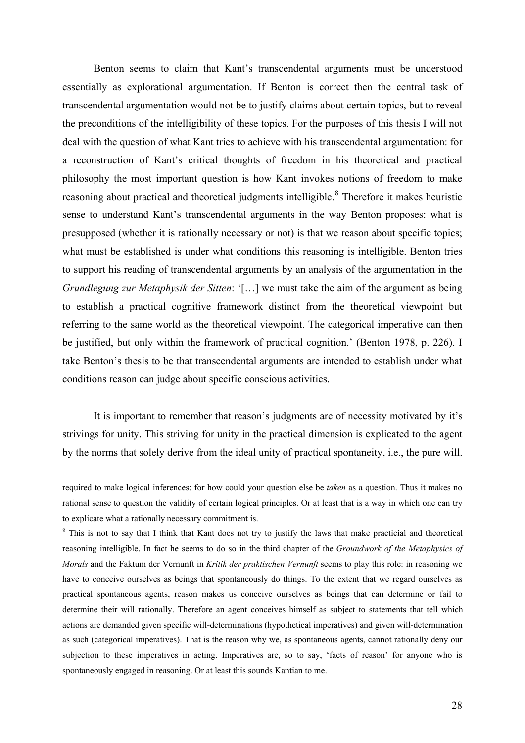Benton seems to claim that Kant's transcendental arguments must be understood essentially as explorational argumentation. If Benton is correct then the central task of transcendental argumentation would not be to justify claims about certain topics, but to reveal the preconditions of the intelligibility of these topics. For the purposes of this thesis I will not deal with the question of what Kant tries to achieve with his transcendental argumentation: for a reconstruction of Kant's critical thoughts of freedom in his theoretical and practical philosophy the most important question is how Kant invokes notions of freedom to make reasoning about practical and theoretical judgments intelligible.[8] Therefore it makes heuristic sense to understand Kant's transcendental arguments in the way Benton proposes: what is presupposed (whether it is rationally necessary or not) is that we reason about specific topics; what must be established is under what conditions this reasoning is intelligible. Benton tries to support his reading of transcendental arguments by an analysis of the argumentation in the *Grundlegung zur Metaphysik der Sitten*: '[…] we must take the aim of the argument as being to establish a practical cognitive framework distinct from the theoretical viewpoint but referring to the same world as the theoretical viewpoint. The categorical imperative can then be justified, but only within the framework of practical cognition.' (Benton 1978, p. 226). I take Benton's thesis to be that transcendental arguments are intended to establish under what conditions reason can judge about specific conscious activities.

It is important to remember that reason's judgments are of necessity motivated by it's strivings for unity. This striving for unity in the practical dimension is explicated to the agent by the norms that solely derive from the ideal unity of practical spontaneity, i.e., the pure will.

---

required to make logical inferences: for how could your question else be *taken* as a question. Thus it makes no rational sense to question the validity of certain logical principles. Or at least that is a way in which one can try to explicate what a rationally necessary commitment is.

[8] This is not to say that I think that Kant does not try to justify the laws that make practicial and theoretical reasoning intelligible. In fact he seems to do so in the third chapter of the *Groundwork of the Metaphysics of Morals* and the Faktum der Vernunft in *Kritik der praktischen Vernunft* seems to play this role: in reasoning we have to conceive ourselves as beings that spontaneously do things. To the extent that we regard ourselves as practical spontaneous agents, reason makes us conceive ourselves as beings that can determine or fail to determine their will rationally. Therefore an agent conceives himself as subject to statements that tell which actions are demanded given specific will-determinations (hypothetical imperatives) and given will-determination as such (categorical imperatives). That is the reason why we, as spontaneous agents, cannot rationally deny our subjection to these imperatives in acting. Imperatives are, so to say, 'facts of reason' for anyone who is spontaneously engaged in reasoning. Or at least this sounds Kantian to me.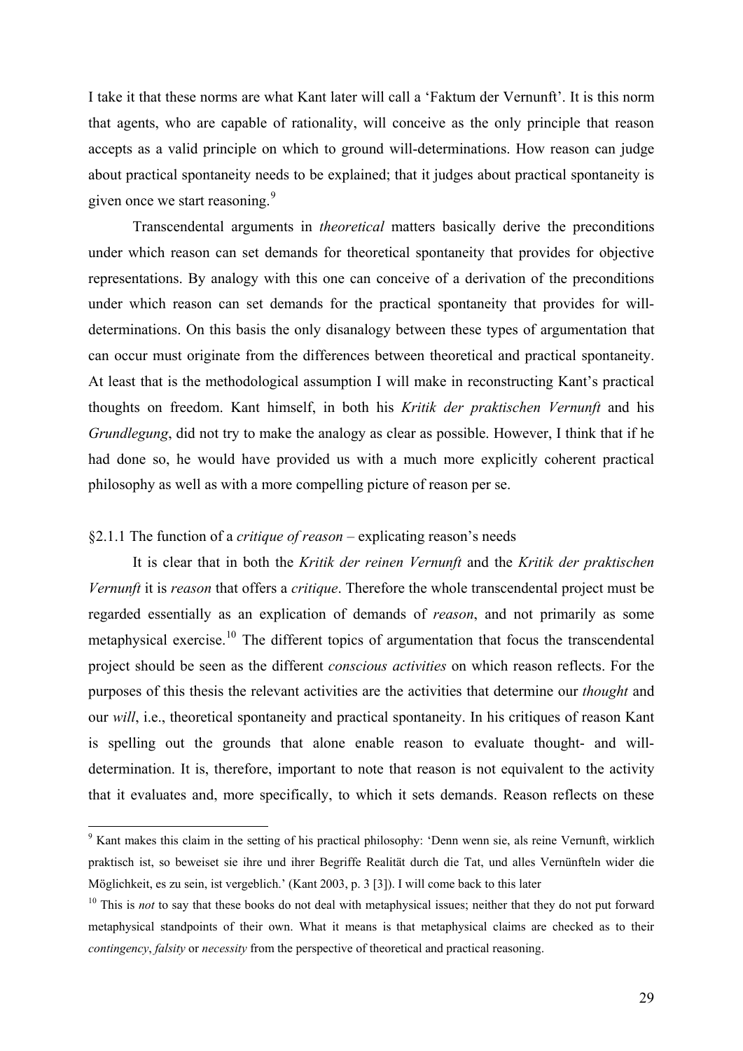I take it that these norms are what Kant later will call a 'Faktum der Vernunft'. It is this norm that agents, who are capable of rationality, will conceive as the only principle that reason accepts as a valid principle on which to ground will-determinations. How reason can judge about practical spontaneity needs to be explained; that it judges about practical spontaneity is given once we start reasoning.[9]

Transcendental arguments in *theoretical* matters basically derive the preconditions under which reason can set demands for theoretical spontaneity that provides for objective representations. By analogy with this one can conceive of a derivation of the preconditions under which reason can set demands for the practical spontaneity that provides for will-determinations. On this basis the only disanalogy between these types of argumentation that can occur must originate from the differences between theoretical and practical spontaneity. At least that is the methodological assumption I will make in reconstructing Kant's practical thoughts on freedom. Kant himself, in both his *Kritik der praktischen Vernunft* and his *Grundlegung*, did not try to make the analogy as clear as possible. However, I think that if he had done so, he would have provided us with a much more explicitly coherent practical philosophy as well as with a more compelling picture of reason per se.

### §2.1.1 The function of a *critique of reason* – explicating reason's needs

It is clear that in both the *Kritik der reinen Vernunft* and the *Kritik der praktischen Vernunft* it is *reason* that offers a *critique*. Therefore the whole transcendental project must be regarded essentially as an explication of demands of *reason*, and not primarily as some metaphysical exercise.[10] The different topics of argumentation that focus the transcendental project should be seen as the different *conscious activities* on which reason reflects. For the purposes of this thesis the relevant activities are the activities that determine our *thought* and our *will*, i.e., theoretical spontaneity and practical spontaneity. In his critiques of reason Kant is spelling out the grounds that alone enable reason to evaluate thought- and will-determination. It is, therefore, important to note that reason is not equivalent to the activity that it evaluates and, more specifically, to which it sets demands. Reason reflects on these

---

[9] Kant makes this claim in the setting of his practical philosophy: 'Denn wenn sie, als reine Vernunft, wirklich praktisch ist, so beweiset sie ihre und ihrer Begriffe Realität durch die Tat, und alles Vernünfteln wider die Möglichkeit, es zu sein, ist vergeblich.' (Kant 2003, p. 3 [3]). I will come back to this later

[10] This is *not* to say that these books do not deal with metaphysical issues; neither that they do not put forward metaphysical standpoints of their own. What it means is that metaphysical claims are checked as to their *contingency*, *falsity* or *necessity* from the perspective of theoretical and practical reasoning.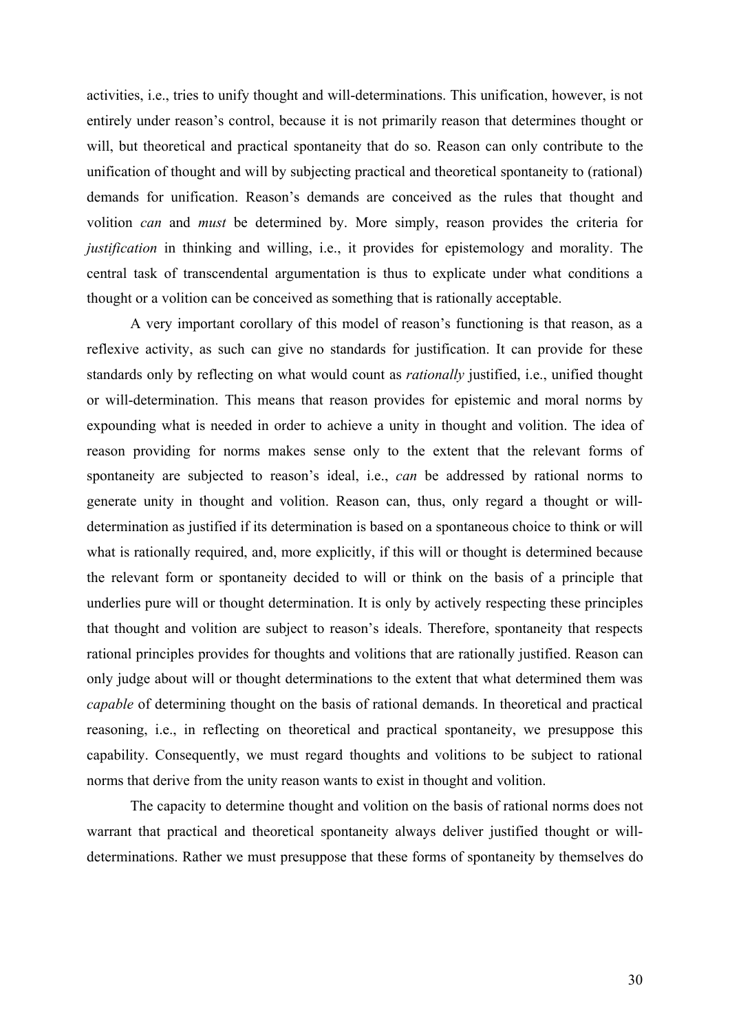activities, i.e., tries to unify thought and will-determinations. This unification, however, is not entirely under reason's control, because it is not primarily reason that determines thought or will, but theoretical and practical spontaneity that do so. Reason can only contribute to the unification of thought and will by subjecting practical and theoretical spontaneity to (rational) demands for unification. Reason's demands are conceived as the rules that thought and volition *can* and *must* be determined by. More simply, reason provides the criteria for *justification* in thinking and willing, i.e., it provides for epistemology and morality. The central task of transcendental argumentation is thus to explicate under what conditions a thought or a volition can be conceived as something that is rationally acceptable.

A very important corollary of this model of reason's functioning is that reason, as a reflexive activity, as such can give no standards for justification. It can provide for these standards only by reflecting on what would count as *rationally* justified, i.e., unified thought or will-determination. This means that reason provides for epistemic and moral norms by expounding what is needed in order to achieve a unity in thought and volition. The idea of reason providing for norms makes sense only to the extent that the relevant forms of spontaneity are subjected to reason's ideal, i.e., *can* be addressed by rational norms to generate unity in thought and volition. Reason can, thus, only regard a thought or will-determination as justified if its determination is based on a spontaneous choice to think or will what is rationally required, and, more explicitly, if this will or thought is determined because the relevant form or spontaneity decided to will or think on the basis of a principle that underlies pure will or thought determination. It is only by actively respecting these principles that thought and volition are subject to reason's ideals. Therefore, spontaneity that respects rational principles provides for thoughts and volitions that are rationally justified. Reason can only judge about will or thought determinations to the extent that what determined them was *capable* of determining thought on the basis of rational demands. In theoretical and practical reasoning, i.e., in reflecting on theoretical and practical spontaneity, we presuppose this capability. Consequently, we must regard thoughts and volitions to be subject to rational norms that derive from the unity reason wants to exist in thought and volition.

The capacity to determine thought and volition on the basis of rational norms does not warrant that practical and theoretical spontaneity always deliver justified thought or will-determinations. Rather we must presuppose that these forms of spontaneity by themselves do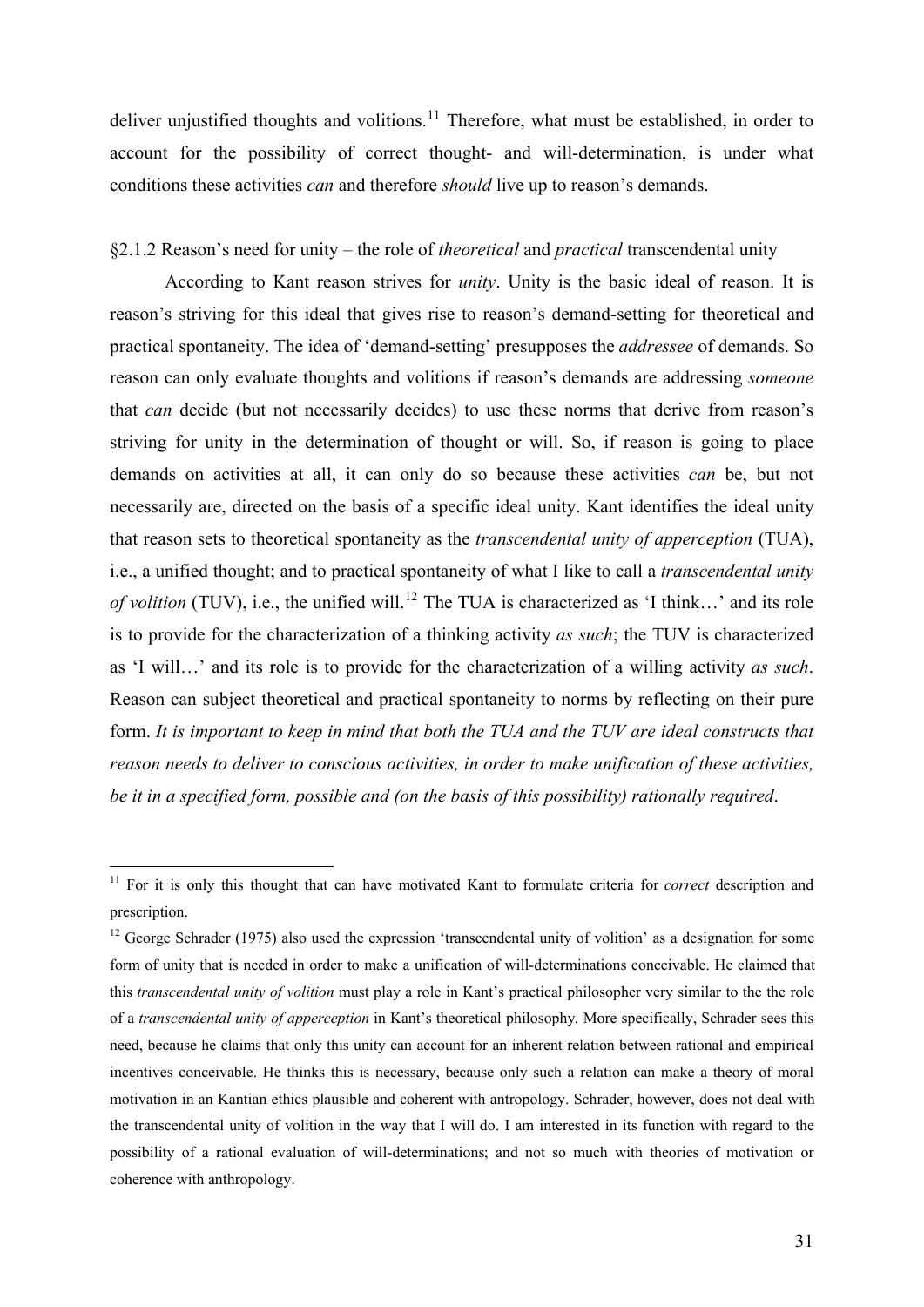deliver unjustified thoughts and volitions.[11] Therefore, what must be established, in order to account for the possibility of correct thought- and will-determination, is under what conditions these activities *can* and therefore *should* live up to reason's demands.

### §2.1.2 Reason's need for unity – the role of *theoretical* and *practical* transcendental unity

According to Kant reason strives for *unity*. Unity is the basic ideal of reason. It is reason's striving for this ideal that gives rise to reason's demand-setting for theoretical and practical spontaneity. The idea of 'demand-setting' presupposes the *addressee* of demands. So reason can only evaluate thoughts and volitions if reason's demands are addressing *someone* that *can* decide (but not necessarily decides) to use these norms that derive from reason's striving for unity in the determination of thought or will. So, if reason is going to place demands on activities at all, it can only do so because these activities *can* be, but not necessarily are, directed on the basis of a specific ideal unity. Kant identifies the ideal unity that reason sets to theoretical spontaneity as the *transcendental unity of apperception* (TUA), i.e., a unified thought; and to practical spontaneity of what I like to call a *transcendental unity of volition* (TUV), i.e., the unified will.[12] The TUA is characterized as 'I think…' and its role is to provide for the characterization of a thinking activity *as such*; the TUV is characterized as 'I will…' and its role is to provide for the characterization of a willing activity *as such*. Reason can subject theoretical and practical spontaneity to norms by reflecting on their pure form. *It is important to keep in mind that both the TUA and the TUV are ideal constructs that reason needs to deliver to conscious activities, in order to make unification of these activities, be it in a specified form, possible and (on the basis of this possibility) rationally required*.

---

[11] For it is only this thought that can have motivated Kant to formulate criteria for *correct* description and prescription.

[12] George Schrader (1975) also used the expression 'transcendental unity of volition' as a designation for some form of unity that is needed in order to make a unification of will-determinations conceivable. He claimed that this *transcendental unity of volition* must play a role in Kant's practical philosopher very similar to the the role of a *transcendental unity of apperception* in Kant's theoretical philosophy. More specifically, Schrader sees this need, because he claims that only this unity can account for an inherent relation between rational and empirical incentives conceivable. He thinks this is necessary, because only such a relation can make a theory of moral motivation in an Kantian ethics plausible and coherent with antropology. Schrader, however, does not deal with the transcendental unity of volition in the way that I will do. I am interested in its function with regard to the possibility of a rational evaluation of will-determinations; and not so much with theories of motivation or coherence with anthropology.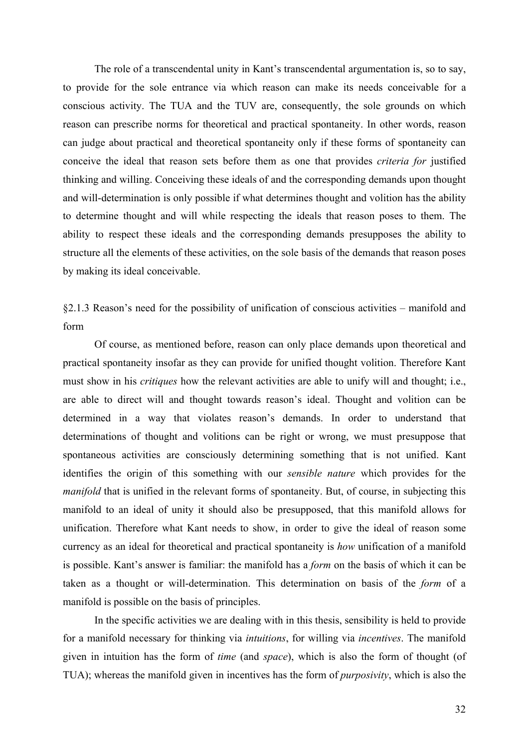The role of a transcendental unity in Kant's transcendental argumentation is, so to say, to provide for the sole entrance via which reason can make its needs conceivable for a conscious activity. The TUA and the TUV are, consequently, the sole grounds on which reason can prescribe norms for theoretical and practical spontaneity. In other words, reason can judge about practical and theoretical spontaneity only if these forms of spontaneity can conceive the ideal that reason sets before them as one that provides *criteria for* justified thinking and willing. Conceiving these ideals of and the corresponding demands upon thought and will-determination is only possible if what determines thought and volition has the ability to determine thought and will while respecting the ideals that reason poses to them. The ability to respect these ideals and the corresponding demands presupposes the ability to structure all the elements of these activities, on the sole basis of the demands that reason poses by making its ideal conceivable.

§2.1.3 Reason's need for the possibility of unification of conscious activities – manifold and form

Of course, as mentioned before, reason can only place demands upon theoretical and practical spontaneity insofar as they can provide for unified thought volition. Therefore Kant must show in his *critiques* how the relevant activities are able to unify will and thought; i.e., are able to direct will and thought towards reason's ideal. Thought and volition can be determined in a way that violates reason's demands. In order to understand that determinations of thought and volitions can be right or wrong, we must presuppose that spontaneous activities are consciously determining something that is not unified. Kant identifies the origin of this something with our *sensible nature* which provides for the *manifold* that is unified in the relevant forms of spontaneity. But, of course, in subjecting this manifold to an ideal of unity it should also be presupposed, that this manifold allows for unification. Therefore what Kant needs to show, in order to give the ideal of reason some currency as an ideal for theoretical and practical spontaneity is *how* unification of a manifold is possible. Kant's answer is familiar: the manifold has a *form* on the basis of which it can be taken as a thought or will-determination. This determination on basis of the *form* of a manifold is possible on the basis of principles.

In the specific activities we are dealing with in this thesis, sensibility is held to provide for a manifold necessary for thinking via *intuitions*, for willing via *incentives*. The manifold given in intuition has the form of *time* (and *space*), which is also the form of thought (of TUA); whereas the manifold given in incentives has the form of *purposivity*, which is also the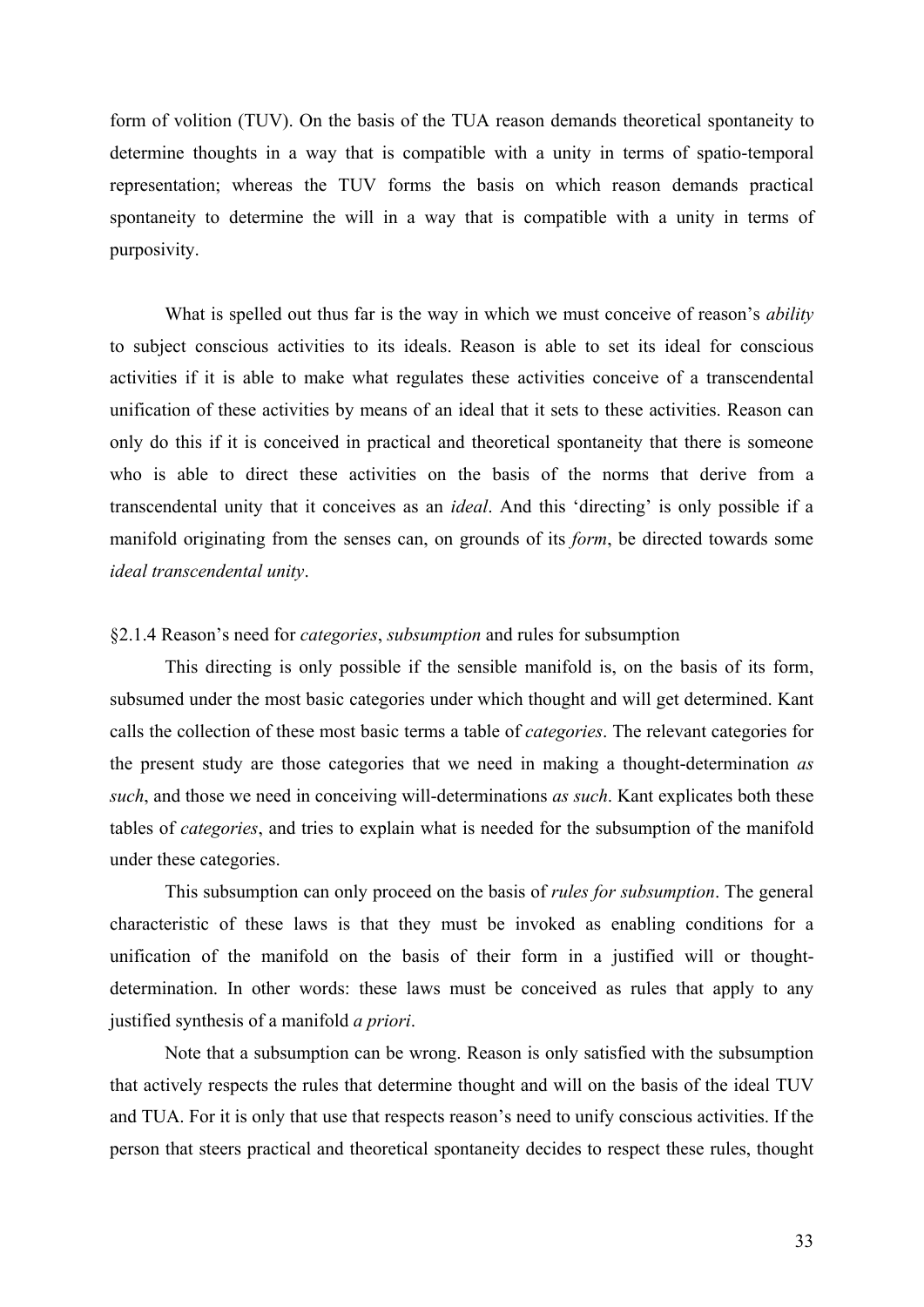form of volition (TUV). On the basis of the TUA reason demands theoretical spontaneity to determine thoughts in a way that is compatible with a unity in terms of spatio-temporal representation; whereas the TUV forms the basis on which reason demands practical spontaneity to determine the will in a way that is compatible with a unity in terms of purposivity.

What is spelled out thus far is the way in which we must conceive of reason's *ability* to subject conscious activities to its ideals. Reason is able to set its ideal for conscious activities if it is able to make what regulates these activities conceive of a transcendental unification of these activities by means of an ideal that it sets to these activities. Reason can only do this if it is conceived in practical and theoretical spontaneity that there is someone who is able to direct these activities on the basis of the norms that derive from a transcendental unity that it conceives as an *ideal*. And this 'directing' is only possible if a manifold originating from the senses can, on grounds of its *form*, be directed towards some *ideal transcendental unity*.

### §2.1.4 Reason's need for *categories*, *subsumption* and rules for subsumption

This directing is only possible if the sensible manifold is, on the basis of its form, subsumed under the most basic categories under which thought and will get determined. Kant calls the collection of these most basic terms a table of *categories*. The relevant categories for the present study are those categories that we need in making a thought-determination *as such*, and those we need in conceiving will-determinations *as such*. Kant explicates both these tables of *categories*, and tries to explain what is needed for the subsumption of the manifold under these categories.

This subsumption can only proceed on the basis of *rules for subsumption*. The general characteristic of these laws is that they must be invoked as enabling conditions for a unification of the manifold on the basis of their form in a justified will or thought-determination. In other words: these laws must be conceived as rules that apply to any justified synthesis of a manifold *a priori*.

Note that a subsumption can be wrong. Reason is only satisfied with the subsumption that actively respects the rules that determine thought and will on the basis of the ideal TUV and TUA. For it is only that use that respects reason's need to unify conscious activities. If the person that steers practical and theoretical spontaneity decides to respect these rules, thought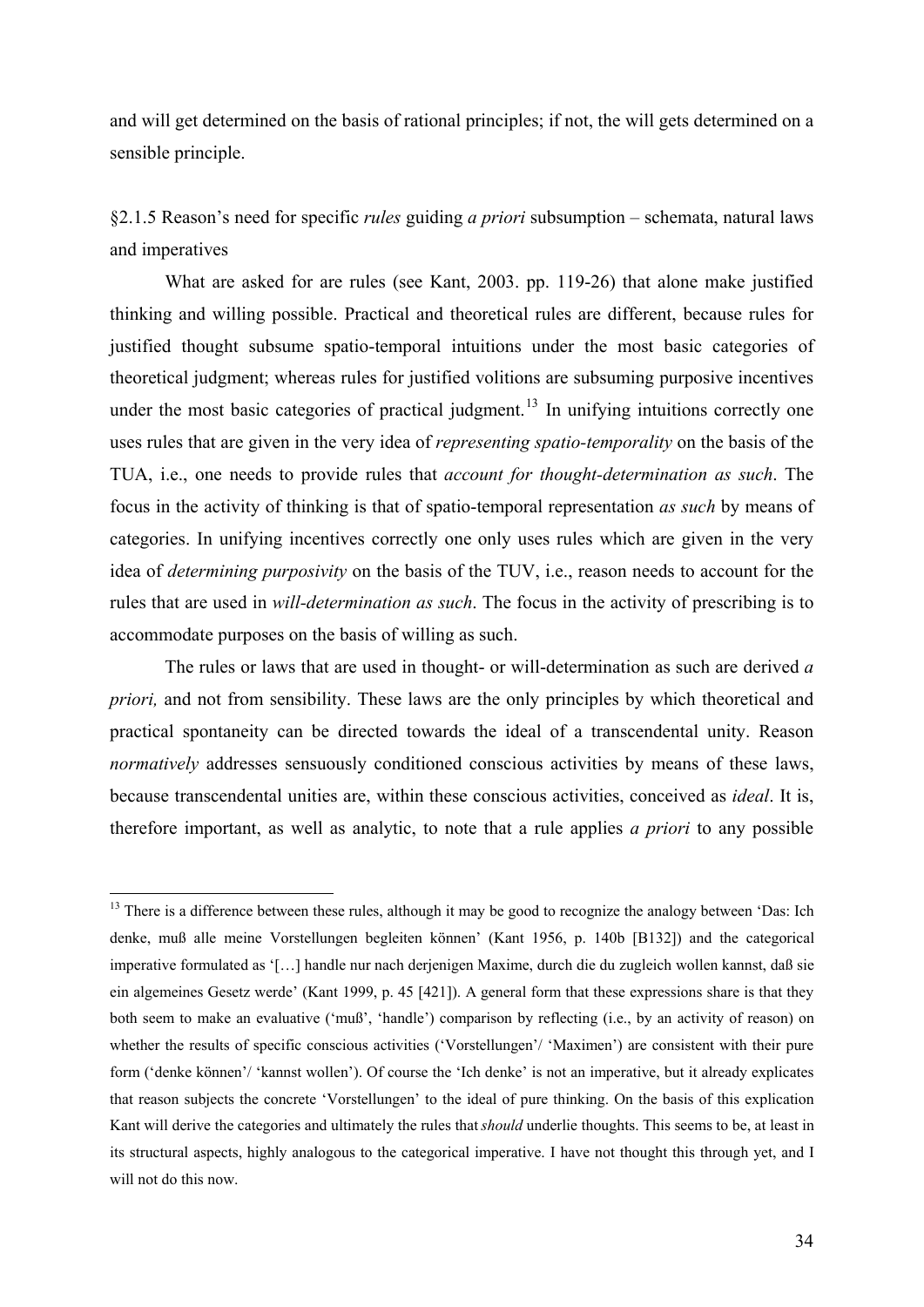and will get determined on the basis of rational principles; if not, the will gets determined on a sensible principle.

§2.1.5 Reason's need for specific *rules* guiding *a priori* subsumption – schemata, natural laws and imperatives

What are asked for are rules (see Kant, 2003. pp. 119-26) that alone make justified thinking and willing possible. Practical and theoretical rules are different, because rules for justified thought subsume spatio-temporal intuitions under the most basic categories of theoretical judgment; whereas rules for justified volitions are subsuming purposive incentives under the most basic categories of practical judgment.[13] In unifying intuitions correctly one uses rules that are given in the very idea of *representing spatio-temporality* on the basis of the TUA, i.e., one needs to provide rules that *account for thought-determination as such*. The focus in the activity of thinking is that of spatio-temporal representation *as such* by means of categories. In unifying incentives correctly one only uses rules which are given in the very idea of *determining purposivity* on the basis of the TUV, i.e., reason needs to account for the rules that are used in *will-determination as such*. The focus in the activity of prescribing is to accommodate purposes on the basis of willing as such.

The rules or laws that are used in thought- or will-determination as such are derived *a priori,* and not from sensibility. These laws are the only principles by which theoretical and practical spontaneity can be directed towards the ideal of a transcendental unity. Reason *normatively* addresses sensuously conditioned conscious activities by means of these laws, because transcendental unities are, within these conscious activities, conceived as *ideal*. It is, therefore important, as well as analytic, to note that a rule applies *a priori* to any possible

---

[13] There is a difference between these rules, although it may be good to recognize the analogy between 'Das: Ich denke, muß alle meine Vorstellungen begleiten können' (Kant 1956, p. 140b [B132]) and the categorical imperative formulated as '[…] handle nur nach derjenigen Maxime, durch die du zugleich wollen kannst, daß sie ein algemeines Gesetz werde' (Kant 1999, p. 45 [421]). A general form that these expressions share is that they both seem to make an evaluative ('muß', 'handle') comparison by reflecting (i.e., by an activity of reason) on whether the results of specific conscious activities ('Vorstellungen'/ 'Maximen') are consistent with their pure form ('denke können'/ 'kannst wollen'). Of course the 'Ich denke' is not an imperative, but it already explicates that reason subjects the concrete 'Vorstellungen' to the ideal of pure thinking. On the basis of this explication Kant will derive the categories and ultimately the rules that *should* underlie thoughts. This seems to be, at least in its structural aspects, highly analogous to the categorical imperative. I have not thought this through yet, and I will not do this now.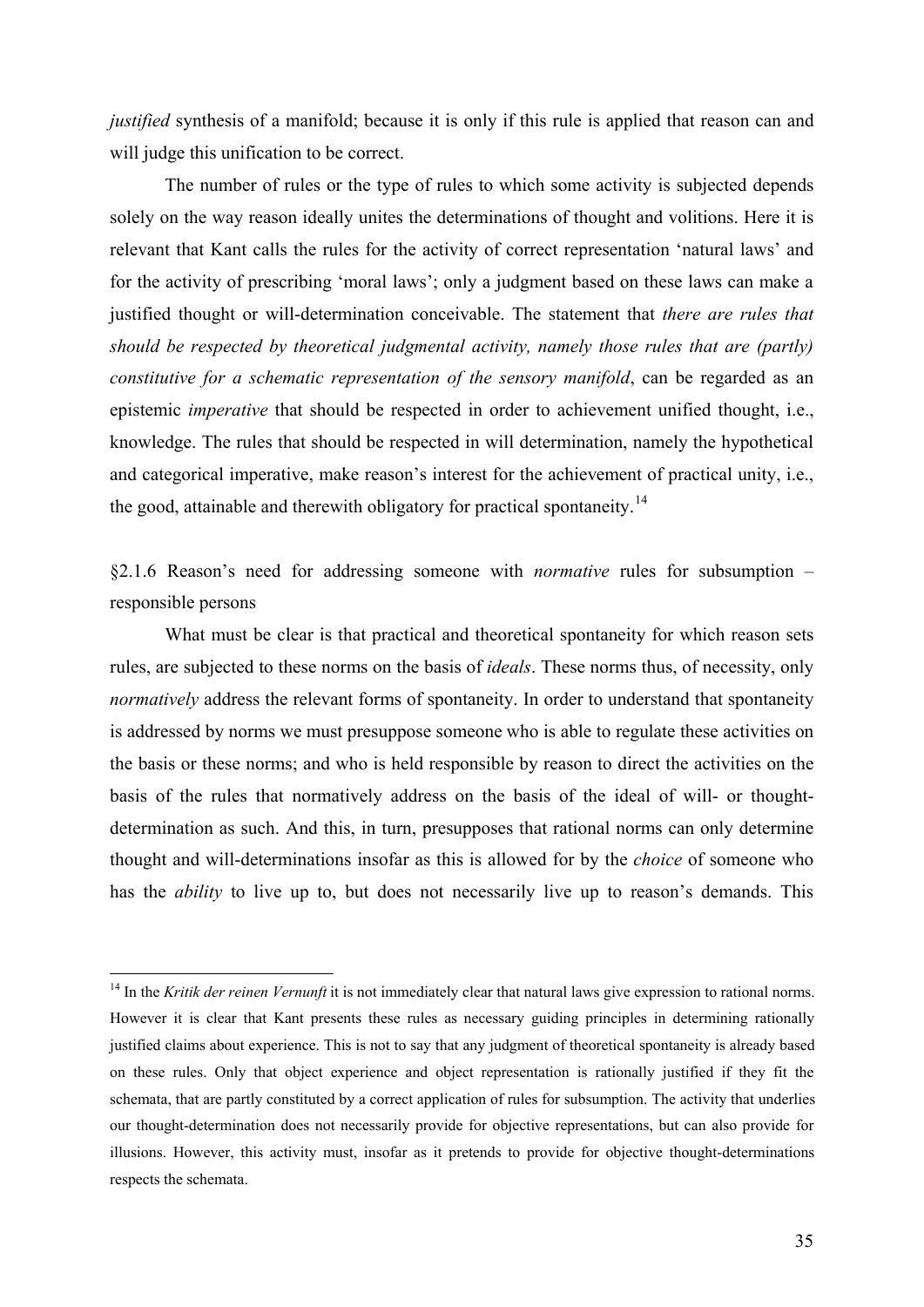*justified* synthesis of a manifold; because it is only if this rule is applied that reason can and will judge this unification to be correct.

The number of rules or the type of rules to which some activity is subjected depends solely on the way reason ideally unites the determinations of thought and volitions. Here it is relevant that Kant calls the rules for the activity of correct representation 'natural laws' and for the activity of prescribing 'moral laws'; only a judgment based on these laws can make a justified thought or will-determination conceivable. The statement that *there are rules that should be respected by theoretical judgmental activity, namely those rules that are (partly) constitutive for a schematic representation of the sensory manifold*, can be regarded as an epistemic *imperative* that should be respected in order to achievement unified thought, i.e., knowledge. The rules that should be respected in will determination, namely the hypothetical and categorical imperative, make reason's interest for the achievement of practical unity, i.e., the good, attainable and therewith obligatory for practical spontaneity.[14]

### §2.1.6 Reason's need for addressing someone with *normative* rules for subsumption – responsible persons

What must be clear is that practical and theoretical spontaneity for which reason sets rules, are subjected to these norms on the basis of *ideals*. These norms thus, of necessity, only *normatively* address the relevant forms of spontaneity. In order to understand that spontaneity is addressed by norms we must presuppose someone who is able to regulate these activities on the basis or these norms; and who is held responsible by reason to direct the activities on the basis of the rules that normatively address on the basis of the ideal of will- or thought-determination as such. And this, in turn, presupposes that rational norms can only determine thought and will-determinations insofar as this is allowed for by the *choice* of someone who has the *ability* to live up to, but does not necessarily live up to reason's demands. This

[14] In the *Kritik der reinen Vernunft* it is not immediately clear that natural laws give expression to rational norms. However it is clear that Kant presents these rules as necessary guiding principles in determining rationally justified claims about experience. This is not to say that any judgment of theoretical spontaneity is already based on these rules. Only that object experience and object representation is rationally justified if they fit the schemata, that are partly constituted by a correct application of rules for subsumption. The activity that underlies our thought-determination does not necessarily provide for objective representations, but can also provide for illusions. However, this activity must, insofar as it pretends to provide for objective thought-determinations respects the schemata.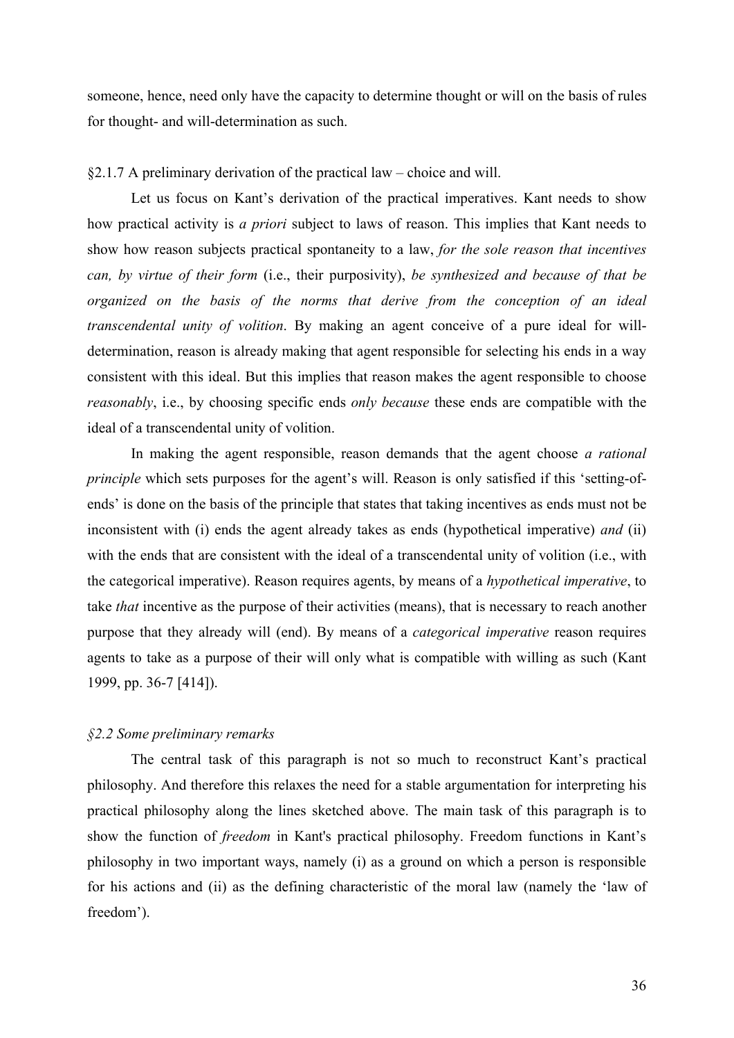someone, hence, need only have the capacity to determine thought or will on the basis of rules for thought- and will-determination as such.

§2.1.7 A preliminary derivation of the practical law – choice and will.

Let us focus on Kant's derivation of the practical imperatives. Kant needs to show how practical activity is *a priori* subject to laws of reason. This implies that Kant needs to show how reason subjects practical spontaneity to a law, *for the sole reason that incentives can, by virtue of their form* (i.e., their purposivity), *be synthesized and because of that be organized on the basis of the norms that derive from the conception of an ideal transcendental unity of volition*. By making an agent conceive of a pure ideal for will-determination, reason is already making that agent responsible for selecting his ends in a way consistent with this ideal. But this implies that reason makes the agent responsible to choose *reasonably*, i.e., by choosing specific ends *only because* these ends are compatible with the ideal of a transcendental unity of volition.

In making the agent responsible, reason demands that the agent choose *a rational principle* which sets purposes for the agent's will. Reason is only satisfied if this 'setting-of-ends' is done on the basis of the principle that states that taking incentives as ends must not be inconsistent with (i) ends the agent already takes as ends (hypothetical imperative) *and* (ii) with the ends that are consistent with the ideal of a transcendental unity of volition (i.e., with the categorical imperative). Reason requires agents, by means of a *hypothetical imperative*, to take *that* incentive as the purpose of their activities (means), that is necessary to reach another purpose that they already will (end). By means of a *categorical imperative* reason requires agents to take as a purpose of their will only what is compatible with willing as such (Kant 1999, pp. 36-7 [414]).

*§2.2 Some preliminary remarks*

The central task of this paragraph is not so much to reconstruct Kant's practical philosophy. And therefore this relaxes the need for a stable argumentation for interpreting his practical philosophy along the lines sketched above. The main task of this paragraph is to show the function of *freedom* in Kant's practical philosophy. Freedom functions in Kant's philosophy in two important ways, namely (i) as a ground on which a person is responsible for his actions and (ii) as the defining characteristic of the moral law (namely the 'law of freedom').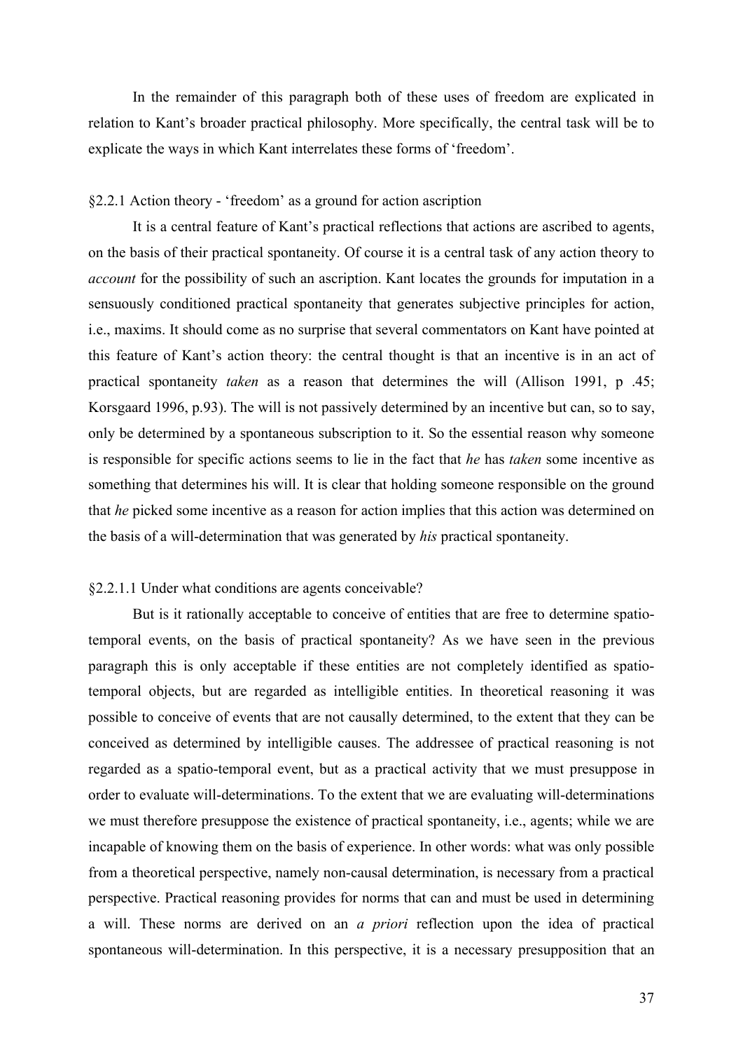In the remainder of this paragraph both of these uses of freedom are explicated in relation to Kant's broader practical philosophy. More specifically, the central task will be to explicate the ways in which Kant interrelates these forms of 'freedom'.

### §2.2.1 Action theory - 'freedom' as a ground for action ascription

It is a central feature of Kant's practical reflections that actions are ascribed to agents, on the basis of their practical spontaneity. Of course it is a central task of any action theory to *account* for the possibility of such an ascription. Kant locates the grounds for imputation in a sensuously conditioned practical spontaneity that generates subjective principles for action, i.e., maxims. It should come as no surprise that several commentators on Kant have pointed at this feature of Kant's action theory: the central thought is that an incentive is in an act of practical spontaneity *taken* as a reason that determines the will (Allison 1991, p .45; Korsgaard 1996, p.93). The will is not passively determined by an incentive but can, so to say, only be determined by a spontaneous subscription to it. So the essential reason why someone is responsible for specific actions seems to lie in the fact that *he* has *taken* some incentive as something that determines his will. It is clear that holding someone responsible on the ground that *he* picked some incentive as a reason for action implies that this action was determined on the basis of a will-determination that was generated by *his* practical spontaneity.

#### §2.2.1.1 Under what conditions are agents conceivable?

But is it rationally acceptable to conceive of entities that are free to determine spatio-temporal events, on the basis of practical spontaneity? As we have seen in the previous paragraph this is only acceptable if these entities are not completely identified as spatio-temporal objects, but are regarded as intelligible entities. In theoretical reasoning it was possible to conceive of events that are not causally determined, to the extent that they can be conceived as determined by intelligible causes. The addressee of practical reasoning is not regarded as a spatio-temporal event, but as a practical activity that we must presuppose in order to evaluate will-determinations. To the extent that we are evaluating will-determinations we must therefore presuppose the existence of practical spontaneity, i.e., agents; while we are incapable of knowing them on the basis of experience. In other words: what was only possible from a theoretical perspective, namely non-causal determination, is necessary from a practical perspective. Practical reasoning provides for norms that can and must be used in determining a will. These norms are derived on an *a priori* reflection upon the idea of practical spontaneous will-determination. In this perspective, it is a necessary presupposition that an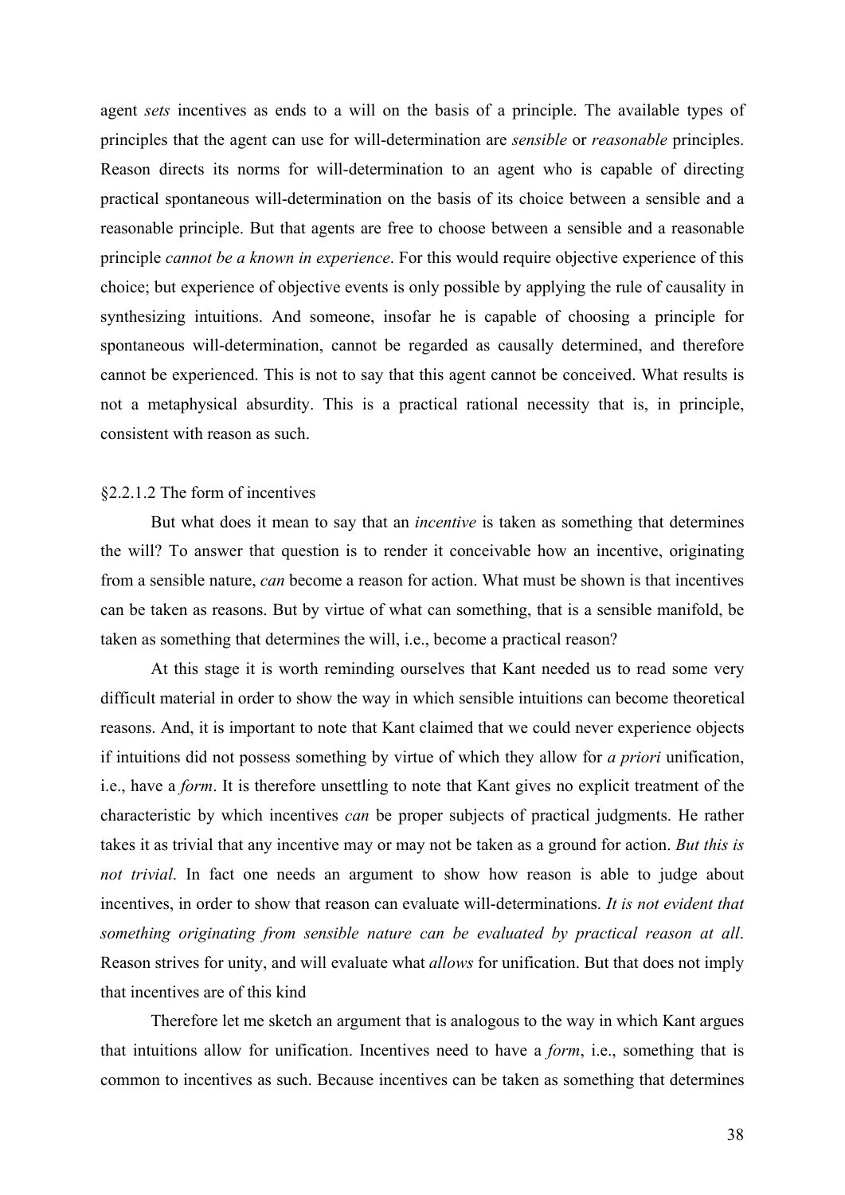agent *sets* incentives as ends to a will on the basis of a principle. The available types of principles that the agent can use for will-determination are *sensible* or *reasonable* principles. Reason directs its norms for will-determination to an agent who is capable of directing practical spontaneous will-determination on the basis of its choice between a sensible and a reasonable principle. But that agents are free to choose between a sensible and a reasonable principle *cannot be a known in experience*. For this would require objective experience of this choice; but experience of objective events is only possible by applying the rule of causality in synthesizing intuitions. And someone, insofar he is capable of choosing a principle for spontaneous will-determination, cannot be regarded as causally determined, and therefore cannot be experienced. This is not to say that this agent cannot be conceived. What results is not a metaphysical absurdity. This is a practical rational necessity that is, in principle, consistent with reason as such.

### §2.2.1.2 The form of incentives

But what does it mean to say that an *incentive* is taken as something that determines the will? To answer that question is to render it conceivable how an incentive, originating from a sensible nature, *can* become a reason for action. What must be shown is that incentives can be taken as reasons. But by virtue of what can something, that is a sensible manifold, be taken as something that determines the will, i.e., become a practical reason?

At this stage it is worth reminding ourselves that Kant needed us to read some very difficult material in order to show the way in which sensible intuitions can become theoretical reasons. And, it is important to note that Kant claimed that we could never experience objects if intuitions did not possess something by virtue of which they allow for *a priori* unification, i.e., have a *form*. It is therefore unsettling to note that Kant gives no explicit treatment of the characteristic by which incentives *can* be proper subjects of practical judgments. He rather takes it as trivial that any incentive may or may not be taken as a ground for action. *But this is not trivial*. In fact one needs an argument to show how reason is able to judge about incentives, in order to show that reason can evaluate will-determinations. *It is not evident that something originating from sensible nature can be evaluated by practical reason at all*. Reason strives for unity, and will evaluate what *allows* for unification. But that does not imply that incentives are of this kind

Therefore let me sketch an argument that is analogous to the way in which Kant argues that intuitions allow for unification. Incentives need to have a *form*, i.e., something that is common to incentives as such. Because incentives can be taken as something that determines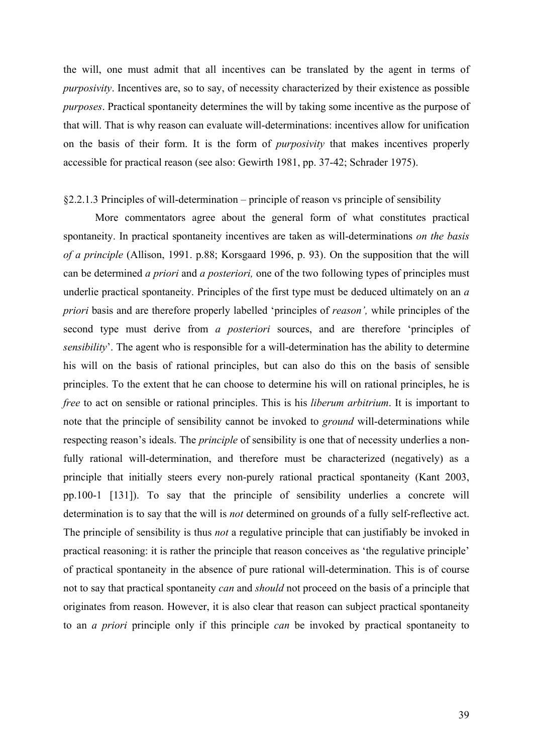the will, one must admit that all incentives can be translated by the agent in terms of *purposivity*. Incentives are, so to say, of necessity characterized by their existence as possible *purposes*. Practical spontaneity determines the will by taking some incentive as the purpose of that will. That is why reason can evaluate will-determinations: incentives allow for unification on the basis of their form. It is the form of *purposivity* that makes incentives properly accessible for practical reason (see also: Gewirth 1981, pp. 37-42; Schrader 1975).

§2.2.1.3 Principles of will-determination – principle of reason vs principle of sensibility

More commentators agree about the general form of what constitutes practical spontaneity. In practical spontaneity incentives are taken as will-determinations *on the basis of a principle* (Allison, 1991. p.88; Korsgaard 1996, p. 93). On the supposition that the will can be determined *a priori* and *a posteriori,* one of the two following types of principles must underlie practical spontaneity. Principles of the first type must be deduced ultimately on an *a priori* basis and are therefore properly labelled 'principles of *reason',* while principles of the second type must derive from *a posteriori* sources, and are therefore 'principles of *sensibility*'. The agent who is responsible for a will-determination has the ability to determine his will on the basis of rational principles, but can also do this on the basis of sensible principles. To the extent that he can choose to determine his will on rational principles, he is *free* to act on sensible or rational principles. This is his *liberum arbitrium*. It is important to note that the principle of sensibility cannot be invoked to *ground* will-determinations while respecting reason's ideals. The *principle* of sensibility is one that of necessity underlies a non-fully rational will-determination, and therefore must be characterized (negatively) as a principle that initially steers every non-purely rational practical spontaneity (Kant 2003, pp.100-1 [131]). To say that the principle of sensibility underlies a concrete will determination is to say that the will is *not* determined on grounds of a fully self-reflective act. The principle of sensibility is thus *not* a regulative principle that can justifiably be invoked in practical reasoning: it is rather the principle that reason conceives as 'the regulative principle' of practical spontaneity in the absence of pure rational will-determination. This is of course not to say that practical spontaneity *can* and *should* not proceed on the basis of a principle that originates from reason. However, it is also clear that reason can subject practical spontaneity to an *a priori* principle only if this principle *can* be invoked by practical spontaneity to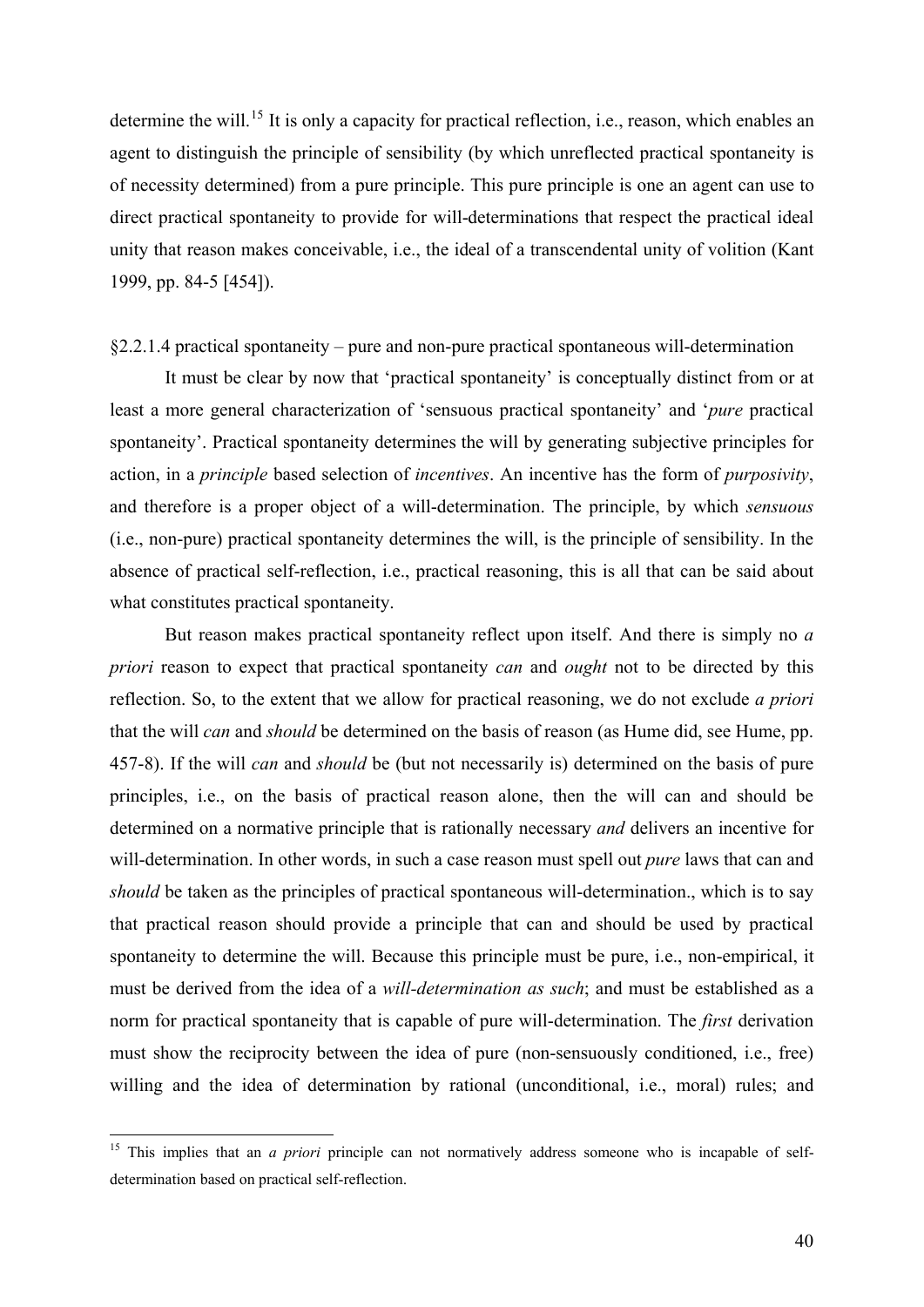determine the will.[15] It is only a capacity for practical reflection, i.e., reason, which enables an agent to distinguish the principle of sensibility (by which unreflected practical spontaneity is of necessity determined) from a pure principle. This pure principle is one an agent can use to direct practical spontaneity to provide for will-determinations that respect the practical ideal unity that reason makes conceivable, i.e., the ideal of a transcendental unity of volition (Kant 1999, pp. 84-5 [454]).

§2.2.1.4 practical spontaneity – pure and non-pure practical spontaneous will-determination

It must be clear by now that 'practical spontaneity' is conceptually distinct from or at least a more general characterization of 'sensuous practical spontaneity' and '*pure* practical spontaneity'. Practical spontaneity determines the will by generating subjective principles for action, in a *principle* based selection of *incentives*. An incentive has the form of *purposivity*, and therefore is a proper object of a will-determination. The principle, by which *sensuous* (i.e., non-pure) practical spontaneity determines the will, is the principle of sensibility. In the absence of practical self-reflection, i.e., practical reasoning, this is all that can be said about what constitutes practical spontaneity.

But reason makes practical spontaneity reflect upon itself. And there is simply no *a priori* reason to expect that practical spontaneity *can* and *ought* not to be directed by this reflection. So, to the extent that we allow for practical reasoning, we do not exclude *a priori* that the will *can* and *should* be determined on the basis of reason (as Hume did, see Hume, pp. 457-8). If the will *can* and *should* be (but not necessarily is) determined on the basis of pure principles, i.e., on the basis of practical reason alone, then the will can and should be determined on a normative principle that is rationally necessary *and* delivers an incentive for will-determination. In other words, in such a case reason must spell out *pure* laws that can and *should* be taken as the principles of practical spontaneous will-determination., which is to say that practical reason should provide a principle that can and should be used by practical spontaneity to determine the will. Because this principle must be pure, i.e., non-empirical, it must be derived from the idea of a *will-determination as such*; and must be established as a norm for practical spontaneity that is capable of pure will-determination. The *first* derivation must show the reciprocity between the idea of pure (non-sensuously conditioned, i.e., free) willing and the idea of determination by rational (unconditional, i.e., moral) rules; and

[15] This implies that an *a priori* principle can not normatively address someone who is incapable of self-determination based on practical self-reflection.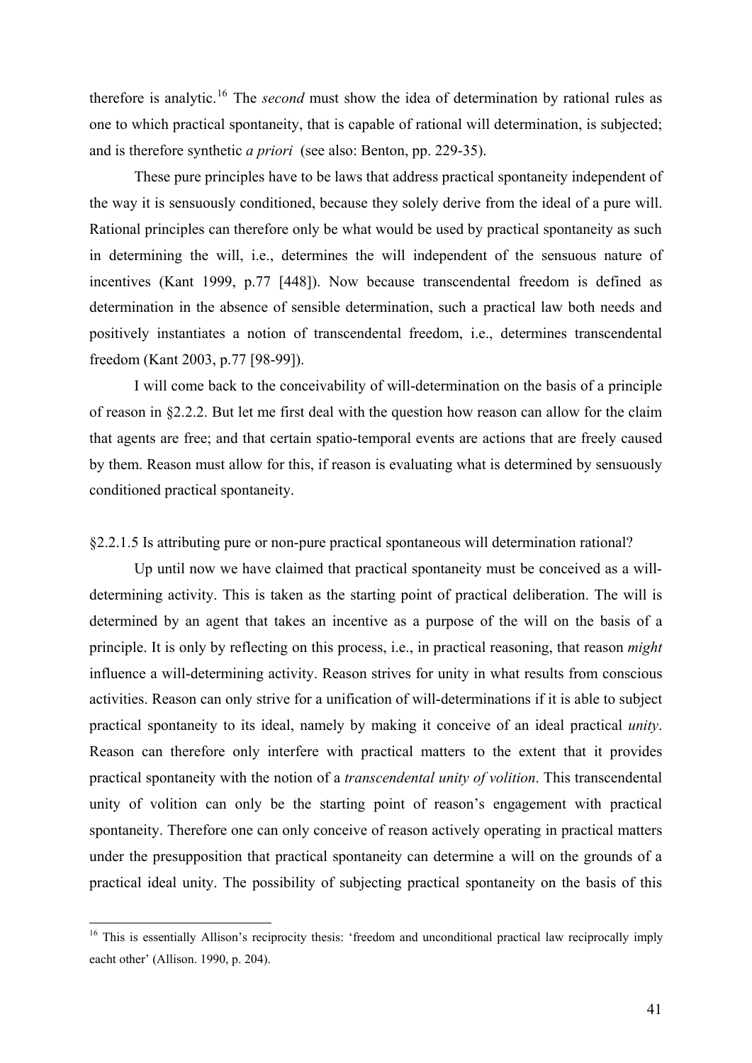therefore is analytic.[16] The *second* must show the idea of determination by rational rules as one to which practical spontaneity, that is capable of rational will determination, is subjected; and is therefore synthetic *a priori* (see also: Benton, pp. 229-35).

These pure principles have to be laws that address practical spontaneity independent of the way it is sensuously conditioned, because they solely derive from the ideal of a pure will. Rational principles can therefore only be what would be used by practical spontaneity as such in determining the will, i.e., determines the will independent of the sensuous nature of incentives (Kant 1999, p.77 [448]). Now because transcendental freedom is defined as determination in the absence of sensible determination, such a practical law both needs and positively instantiates a notion of transcendental freedom, i.e., determines transcendental freedom (Kant 2003, p.77 [98-99]).

I will come back to the conceivability of will-determination on the basis of a principle of reason in §2.2.2. But let me first deal with the question how reason can allow for the claim that agents are free; and that certain spatio-temporal events are actions that are freely caused by them. Reason must allow for this, if reason is evaluating what is determined by sensuously conditioned practical spontaneity.

§2.2.1.5 Is attributing pure or non-pure practical spontaneous will determination rational?

Up until now we have claimed that practical spontaneity must be conceived as a will-determining activity. This is taken as the starting point of practical deliberation. The will is determined by an agent that takes an incentive as a purpose of the will on the basis of a principle. It is only by reflecting on this process, i.e., in practical reasoning, that reason *might* influence a will-determining activity. Reason strives for unity in what results from conscious activities. Reason can only strive for a unification of will-determinations if it is able to subject practical spontaneity to its ideal, namely by making it conceive of an ideal practical *unity*. Reason can therefore only interfere with practical matters to the extent that it provides practical spontaneity with the notion of a *transcendental unity of volition*. This transcendental unity of volition can only be the starting point of reason's engagement with practical spontaneity. Therefore one can only conceive of reason actively operating in practical matters under the presupposition that practical spontaneity can determine a will on the grounds of a practical ideal unity. The possibility of subjecting practical spontaneity on the basis of this

[16] This is essentially Allison's reciprocity thesis: 'freedom and unconditional practical law reciprocally imply eacht other' (Allison. 1990, p. 204).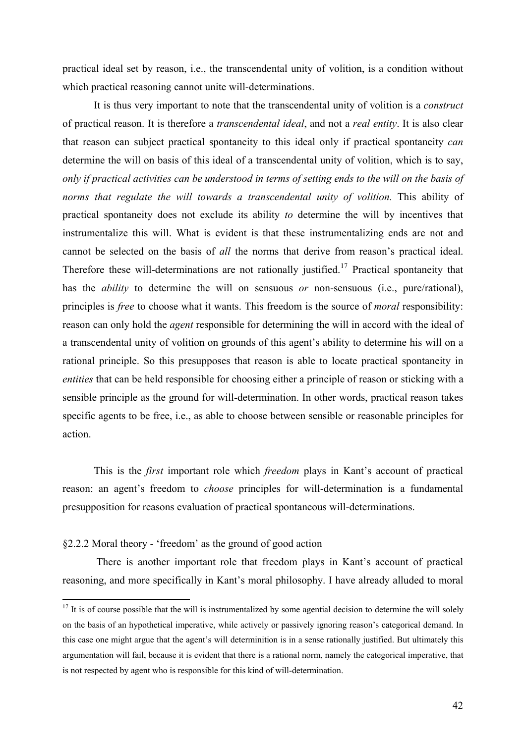practical ideal set by reason, i.e., the transcendental unity of volition, is a condition without which practical reasoning cannot unite will-determinations.

It is thus very important to note that the transcendental unity of volition is a *construct* of practical reason. It is therefore a *transcendental ideal*, and not a *real entity*. It is also clear that reason can subject practical spontaneity to this ideal only if practical spontaneity *can* determine the will on basis of this ideal of a transcendental unity of volition, which is to say, *only if practical activities can be understood in terms of setting ends to the will on the basis of norms that regulate the will towards a transcendental unity of volition.* This ability of practical spontaneity does not exclude its ability *to* determine the will by incentives that instrumentalize this will. What is evident is that these instrumentalizing ends are not and cannot be selected on the basis of *all* the norms that derive from reason's practical ideal. Therefore these will-determinations are not rationally justified.[17] Practical spontaneity that has the *ability* to determine the will on sensuous *or* non-sensuous (i.e., pure/rational), principles is *free* to choose what it wants. This freedom is the source of *moral* responsibility: reason can only hold the *agent* responsible for determining the will in accord with the ideal of a transcendental unity of volition on grounds of this agent's ability to determine his will on a rational principle. So this presupposes that reason is able to locate practical spontaneity in *entities* that can be held responsible for choosing either a principle of reason or sticking with a sensible principle as the ground for will-determination. In other words, practical reason takes specific agents to be free, i.e., as able to choose between sensible or reasonable principles for action.

This is the *first* important role which *freedom* plays in Kant's account of practical reason: an agent's freedom to *choose* principles for will-determination is a fundamental presupposition for reasons evaluation of practical spontaneous will-determinations.

§2.2.2 Moral theory - 'freedom' as the ground of good action

There is another important role that freedom plays in Kant's account of practical reasoning, and more specifically in Kant's moral philosophy. I have already alluded to moral

---

[17] It is of course possible that the will is instrumentalized by some agential decision to determine the will solely on the basis of an hypothetical imperative, while actively or passively ignoring reason's categorical demand. In this case one might argue that the agent's will determinition is in a sense rationally justified. But ultimately this argumentation will fail, because it is evident that there is a rational norm, namely the categorical imperative, that is not respected by agent who is responsible for this kind of will-determination.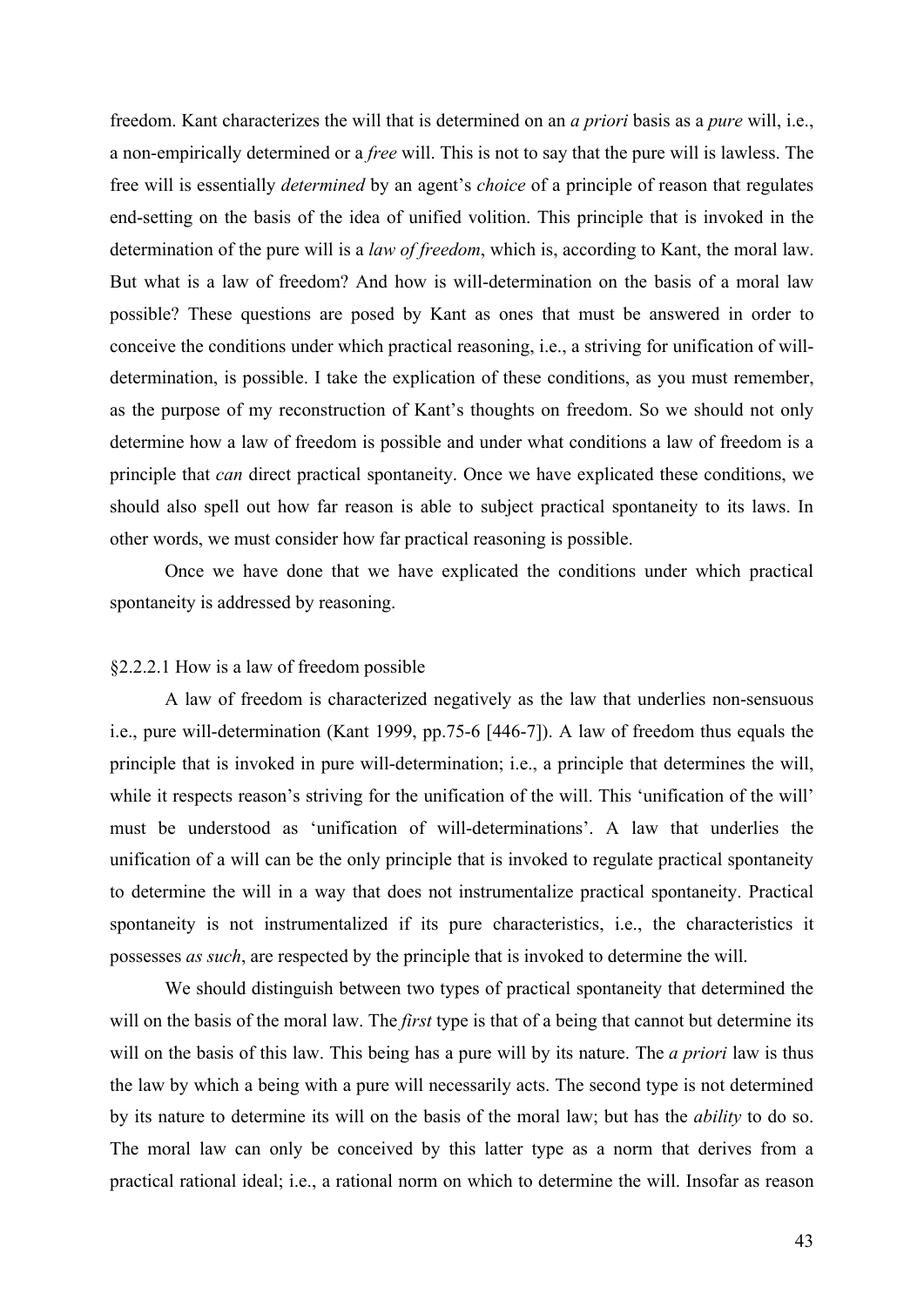freedom. Kant characterizes the will that is determined on an *a priori* basis as a *pure* will, i.e., a non-empirically determined or a *free* will. This is not to say that the pure will is lawless. The free will is essentially *determined* by an agent's *choice* of a principle of reason that regulates end-setting on the basis of the idea of unified volition. This principle that is invoked in the determination of the pure will is a *law of freedom*, which is, according to Kant, the moral law. But what is a law of freedom? And how is will-determination on the basis of a moral law possible? These questions are posed by Kant as ones that must be answered in order to conceive the conditions under which practical reasoning, i.e., a striving for unification of will-determination, is possible. I take the explication of these conditions, as you must remember, as the purpose of my reconstruction of Kant's thoughts on freedom. So we should not only determine how a law of freedom is possible and under what conditions a law of freedom is a principle that *can* direct practical spontaneity. Once we have explicated these conditions, we should also spell out how far reason is able to subject practical spontaneity to its laws. In other words, we must consider how far practical reasoning is possible.

Once we have done that we have explicated the conditions under which practical spontaneity is addressed by reasoning.

#### §2.2.2.1 How is a law of freedom possible

A law of freedom is characterized negatively as the law that underlies non-sensuous i.e., pure will-determination (Kant 1999, pp.75-6 [446-7]). A law of freedom thus equals the principle that is invoked in pure will-determination; i.e., a principle that determines the will, while it respects reason's striving for the unification of the will. This 'unification of the will' must be understood as 'unification of will-determinations'. A law that underlies the unification of a will can be the only principle that is invoked to regulate practical spontaneity to determine the will in a way that does not instrumentalize practical spontaneity. Practical spontaneity is not instrumentalized if its pure characteristics, i.e., the characteristics it possesses *as such*, are respected by the principle that is invoked to determine the will.

We should distinguish between two types of practical spontaneity that determined the will on the basis of the moral law. The *first* type is that of a being that cannot but determine its will on the basis of this law. This being has a pure will by its nature. The *a priori* law is thus the law by which a being with a pure will necessarily acts. The second type is not determined by its nature to determine its will on the basis of the moral law; but has the *ability* to do so. The moral law can only be conceived by this latter type as a norm that derives from a practical rational ideal; i.e., a rational norm on which to determine the will. Insofar as reason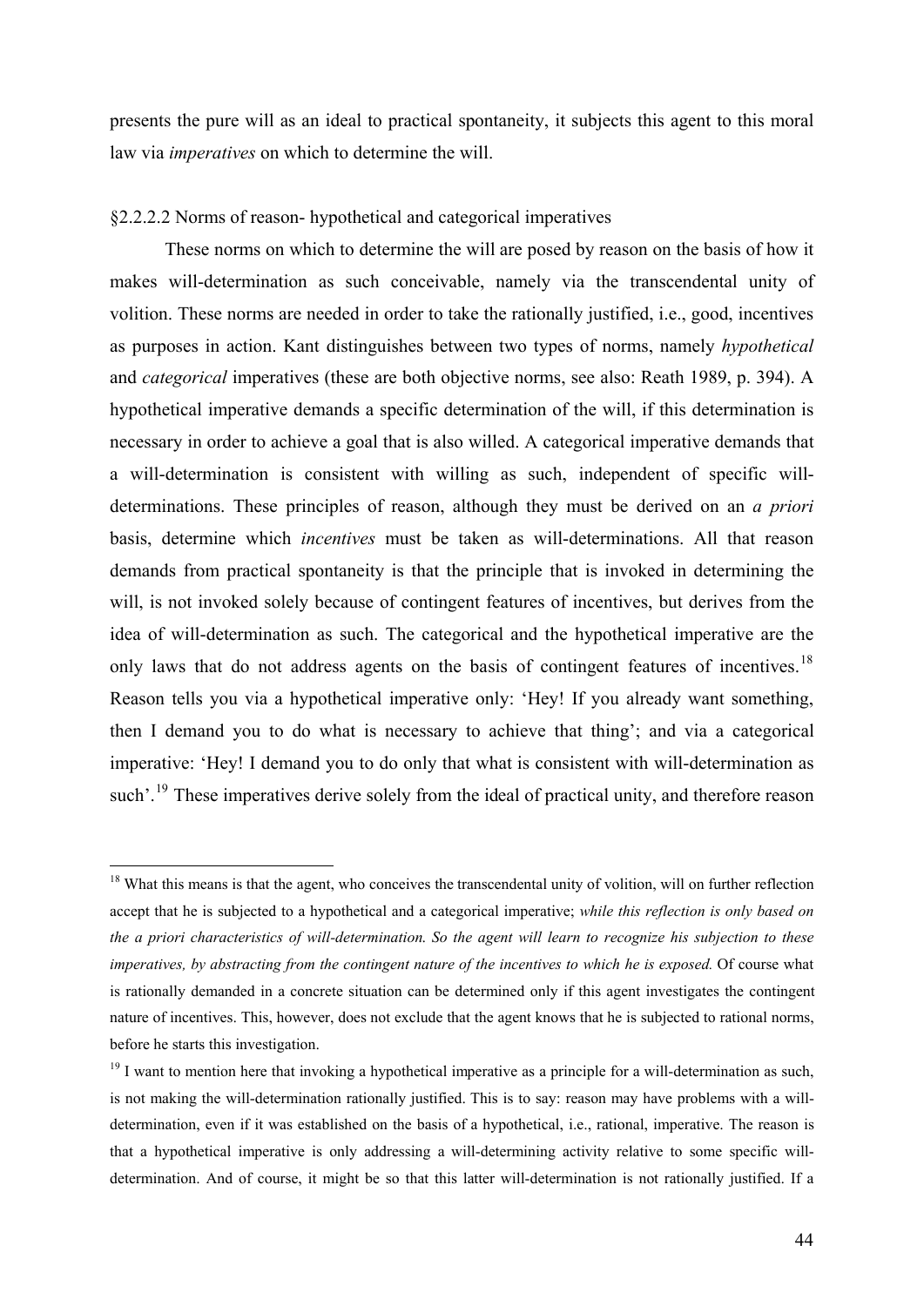presents the pure will as an ideal to practical spontaneity, it subjects this agent to this moral law via *imperatives* on which to determine the will.

§2.2.2.2 Norms of reason- hypothetical and categorical imperatives

These norms on which to determine the will are posed by reason on the basis of how it makes will-determination as such conceivable, namely via the transcendental unity of volition. These norms are needed in order to take the rationally justified, i.e., good, incentives as purposes in action. Kant distinguishes between two types of norms, namely *hypothetical* and *categorical* imperatives (these are both objective norms, see also: Reath 1989, p. 394). A hypothetical imperative demands a specific determination of the will, if this determination is necessary in order to achieve a goal that is also willed. A categorical imperative demands that a will-determination is consistent with willing as such, independent of specific will-determinations. These principles of reason, although they must be derived on an *a priori* basis, determine which *incentives* must be taken as will-determinations. All that reason demands from practical spontaneity is that the principle that is invoked in determining the will, is not invoked solely because of contingent features of incentives, but derives from the idea of will-determination as such. The categorical and the hypothetical imperative are the only laws that do not address agents on the basis of contingent features of incentives.[18] Reason tells you via a hypothetical imperative only: 'Hey! If you already want something, then I demand you to do what is necessary to achieve that thing'; and via a categorical imperative: 'Hey! I demand you to do only that what is consistent with will-determination as such'.[19] These imperatives derive solely from the ideal of practical unity, and therefore reason

---

[18] What this means is that the agent, who conceives the transcendental unity of volition, will on further reflection accept that he is subjected to a hypothetical and a categorical imperative; *while this reflection is only based on the a priori characteristics of will-determination. So the agent will learn to recognize his subjection to these imperatives, by abstracting from the contingent nature of the incentives to which he is exposed.* Of course what is rationally demanded in a concrete situation can be determined only if this agent investigates the contingent nature of incentives. This, however, does not exclude that the agent knows that he is subjected to rational norms, before he starts this investigation.

[19] I want to mention here that invoking a hypothetical imperative as a principle for a will-determination as such, is not making the will-determination rationally justified. This is to say: reason may have problems with a will-determination, even if it was established on the basis of a hypothetical, i.e., rational, imperative. The reason is that a hypothetical imperative is only addressing a will-determining activity relative to some specific will-determination. And of course, it might be so that this latter will-determination is not rationally justified. If a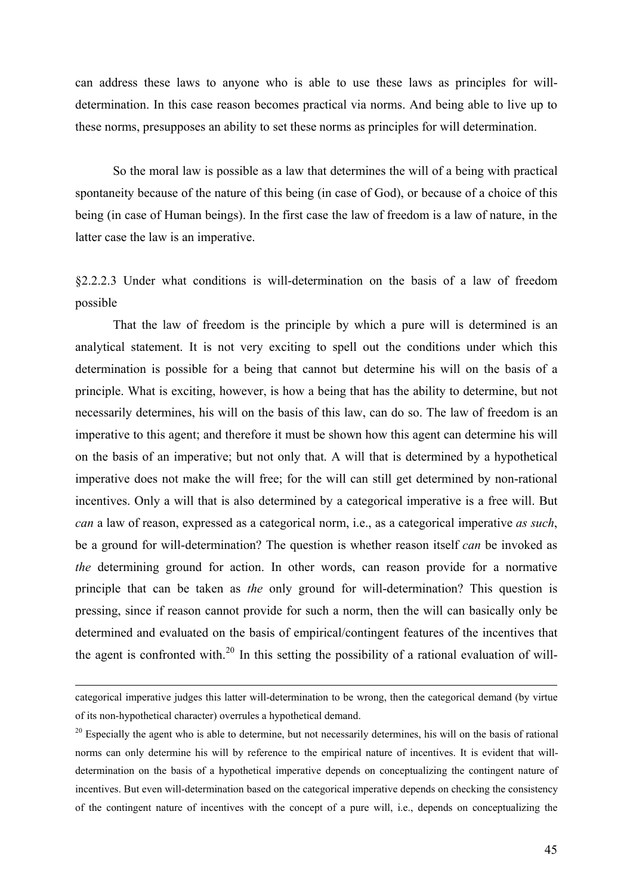can address these laws to anyone who is able to use these laws as principles for will-determination. In this case reason becomes practical via norms. And being able to live up to these norms, presupposes an ability to set these norms as principles for will determination.

So the moral law is possible as a law that determines the will of a being with practical spontaneity because of the nature of this being (in case of God), or because of a choice of this being (in case of Human beings). In the first case the law of freedom is a law of nature, in the latter case the law is an imperative.

### §2.2.2.3 Under what conditions is will-determination on the basis of a law of freedom possible

That the law of freedom is the principle by which a pure will is determined is an analytical statement. It is not very exciting to spell out the conditions under which this determination is possible for a being that cannot but determine his will on the basis of a principle. What is exciting, however, is how a being that has the ability to determine, but not necessarily determines, his will on the basis of this law, can do so. The law of freedom is an imperative to this agent; and therefore it must be shown how this agent can determine his will on the basis of an imperative; but not only that. A will that is determined by a hypothetical imperative does not make the will free; for the will can still get determined by non-rational incentives. Only a will that is also determined by a categorical imperative is a free will. But *can* a law of reason, expressed as a categorical norm, i.e., as a categorical imperative *as such*, be a ground for will-determination? The question is whether reason itself *can* be invoked as *the* determining ground for action. In other words, can reason provide for a normative principle that can be taken as *the* only ground for will-determination? This question is pressing, since if reason cannot provide for such a norm, then the will can basically only be determined and evaluated on the basis of empirical/contingent features of the incentives that the agent is confronted with.[20] In this setting the possibility of a rational evaluation of will-

---

categorical imperative judges this latter will-determination to be wrong, then the categorical demand (by virtue of its non-hypothetical character) overrules a hypothetical demand.

[20] Especially the agent who is able to determine, but not necessarily determines, his will on the basis of rational norms can only determine his will by reference to the empirical nature of incentives. It is evident that will-determination on the basis of a hypothetical imperative depends on conceptualizing the contingent nature of incentives. But even will-determination based on the categorical imperative depends on checking the consistency of the contingent nature of incentives with the concept of a pure will, i.e., depends on conceptualizing the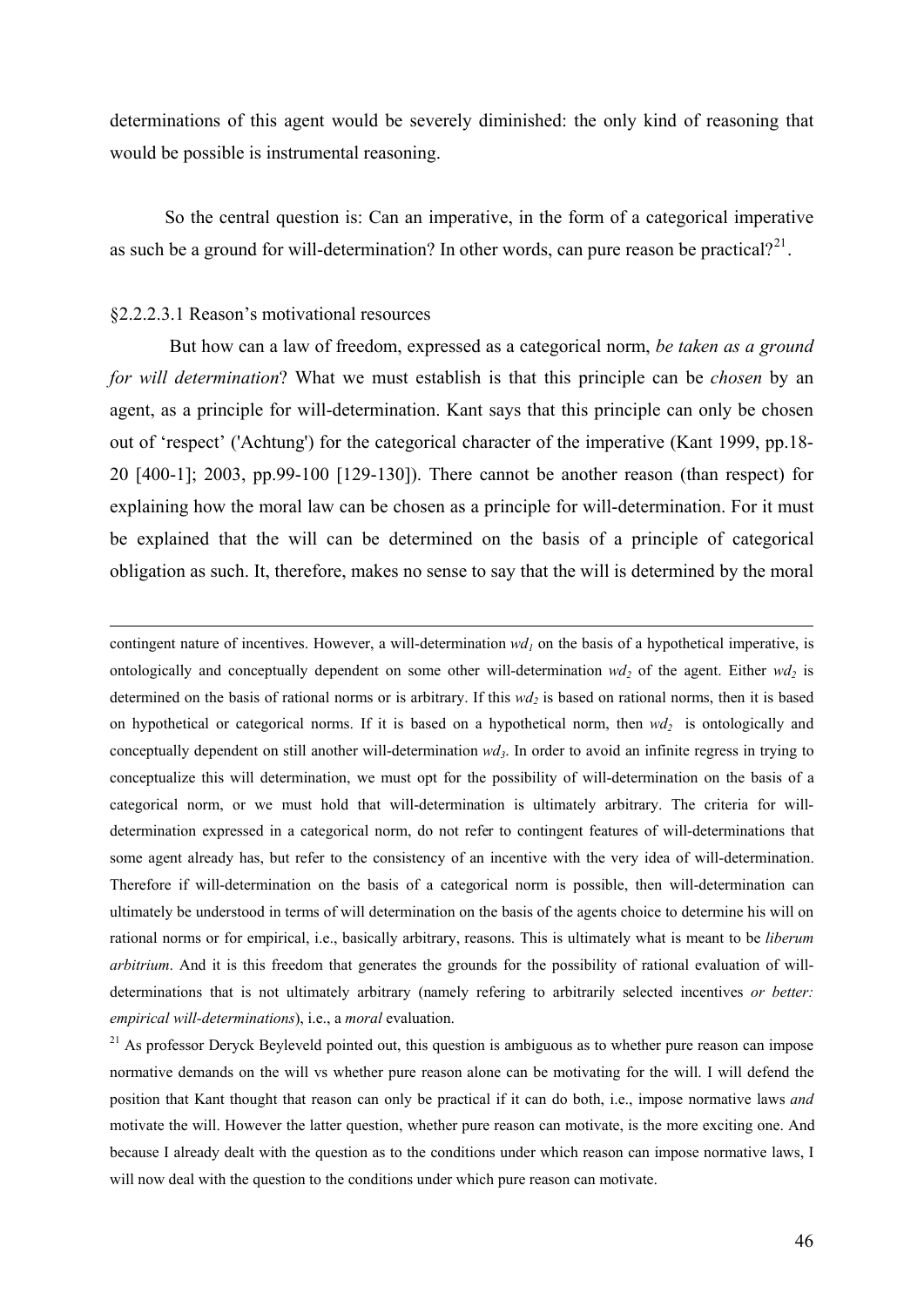determinations of this agent would be severely diminished: the only kind of reasoning that would be possible is instrumental reasoning.

So the central question is: Can an imperative, in the form of a categorical imperative as such be a ground for will-determination? In other words, can pure reason be practical?[21].

§2.2.2.3.1 Reason's motivational resources

But how can a law of freedom, expressed as a categorical norm, *be taken as a ground for will determination*? What we must establish is that this principle can be *chosen* by an agent, as a principle for will-determination. Kant says that this principle can only be chosen out of 'respect' ('Achtung') for the categorical character of the imperative (Kant 1999, pp.18-20 [400-1]; 2003, pp.99-100 [129-130]). There cannot be another reason (than respect) for explaining how the moral law can be chosen as a principle for will-determination. For it must be explained that the will can be determined on the basis of a principle of categorical obligation as such. It, therefore, makes no sense to say that the will is determined by the moral

---

contingent nature of incentives. However, a will-determination $wd_1$ on the basis of a hypothetical imperative, is ontologically and conceptually dependent on some other will-determination $wd_2$ of the agent. Either $wd_2$ is determined on the basis of rational norms or is arbitrary. If this $wd_2$ is based on rational norms, then it is based on hypothetical or categorical norms. If it is based on a hypothetical norm, then $wd_2$ is ontologically and conceptually dependent on still another will-determination $wd_3$. In order to avoid an infinite regress in trying to conceptualize this will determination, we must opt for the possibility of will-determination on the basis of a categorical norm, or we must hold that will-determination is ultimately arbitrary. The criteria for will-determination expressed in a categorical norm, do not refer to contingent features of will-determinations that some agent already has, but refer to the consistency of an incentive with the very idea of will-determination. Therefore if will-determination on the basis of a categorical norm is possible, then will-determination can ultimately be understood in terms of will determination on the basis of the agents choice to determine his will on rational norms or for empirical, i.e., basically arbitrary, reasons. This is ultimately what is meant to be *liberum arbitrium*. And it is this freedom that generates the grounds for the possibility of rational evaluation of will-determinations that is not ultimately arbitrary (namely refering to arbitrarily selected incentives *or better: empirical will-determinations*), i.e., a *moral* evaluation.

[21] As professor Deryck Beyleveld pointed out, this question is ambiguous as to whether pure reason can impose normative demands on the will vs whether pure reason alone can be motivating for the will. I will defend the position that Kant thought that reason can only be practical if it can do both, i.e., impose normative laws *and* motivate the will. However the latter question, whether pure reason can motivate, is the more exciting one. And because I already dealt with the question as to the conditions under which reason can impose normative laws, I will now deal with the question to the conditions under which pure reason can motivate.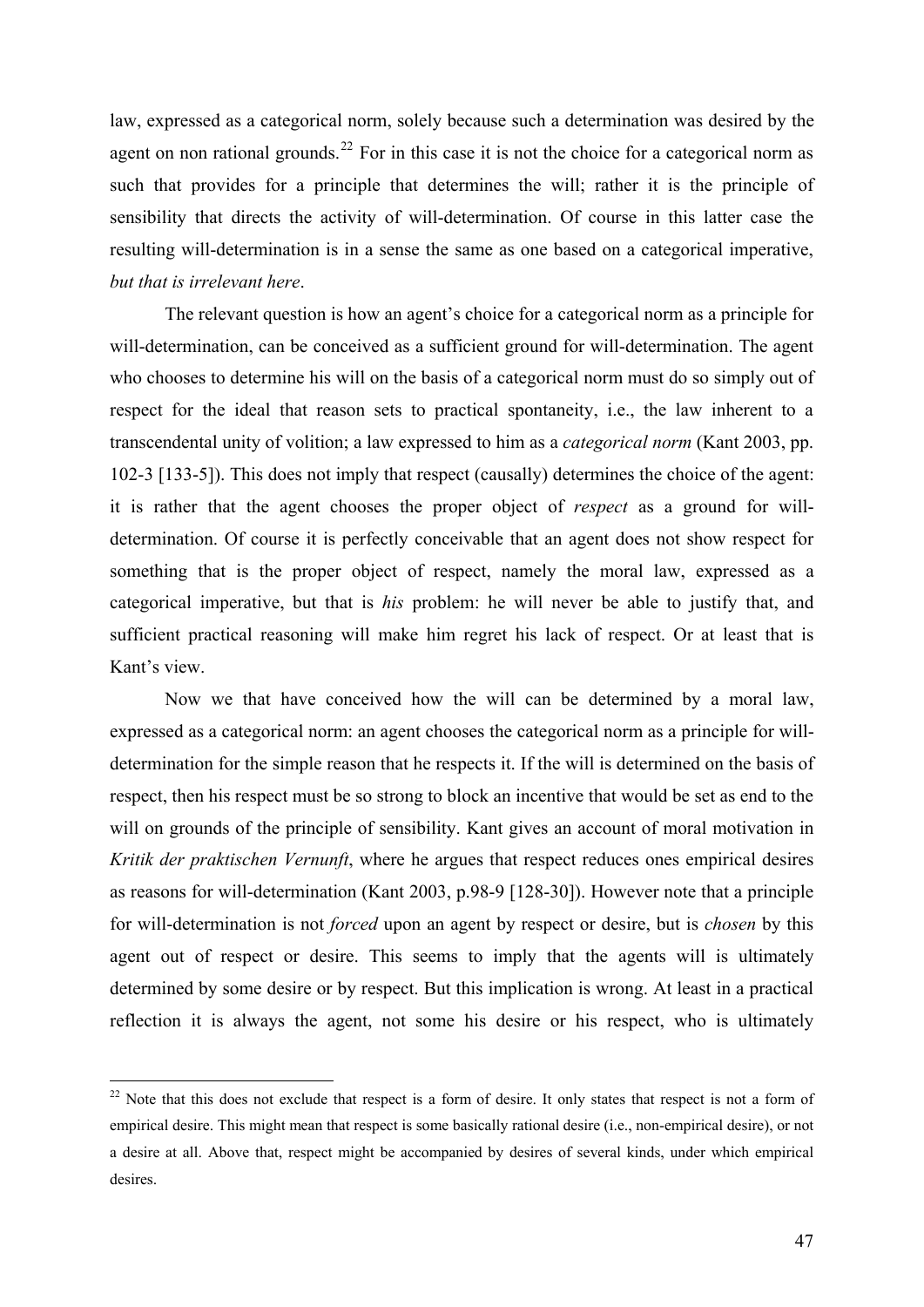law, expressed as a categorical norm, solely because such a determination was desired by the agent on non rational grounds.[22] For in this case it is not the choice for a categorical norm as such that provides for a principle that determines the will; rather it is the principle of sensibility that directs the activity of will-determination. Of course in this latter case the resulting will-determination is in a sense the same as one based on a categorical imperative, *but that is irrelevant here*.

The relevant question is how an agent's choice for a categorical norm as a principle for will-determination, can be conceived as a sufficient ground for will-determination. The agent who chooses to determine his will on the basis of a categorical norm must do so simply out of respect for the ideal that reason sets to practical spontaneity, i.e., the law inherent to a transcendental unity of volition; a law expressed to him as a *categorical norm* (Kant 2003, pp. 102-3 [133-5]). This does not imply that respect (causally) determines the choice of the agent: it is rather that the agent chooses the proper object of *respect* as a ground for will-determination. Of course it is perfectly conceivable that an agent does not show respect for something that is the proper object of respect, namely the moral law, expressed as a categorical imperative, but that is *his* problem: he will never be able to justify that, and sufficient practical reasoning will make him regret his lack of respect. Or at least that is Kant's view.

Now we that have conceived how the will can be determined by a moral law, expressed as a categorical norm: an agent chooses the categorical norm as a principle for will-determination for the simple reason that he respects it. If the will is determined on the basis of respect, then his respect must be so strong to block an incentive that would be set as end to the will on grounds of the principle of sensibility. Kant gives an account of moral motivation in *Kritik der praktischen Vernunft*, where he argues that respect reduces ones empirical desires as reasons for will-determination (Kant 2003, p.98-9 [128-30]). However note that a principle for will-determination is not *forced* upon an agent by respect or desire, but is *chosen* by this agent out of respect or desire. This seems to imply that the agents will is ultimately determined by some desire or by respect. But this implication is wrong. At least in a practical reflection it is always the agent, not some his desire or his respect, who is ultimately

---

[22] Note that this does not exclude that respect is a form of desire. It only states that respect is not a form of empirical desire. This might mean that respect is some basically rational desire (i.e., non-empirical desire), or not a desire at all. Above that, respect might be accompanied by desires of several kinds, under which empirical desires.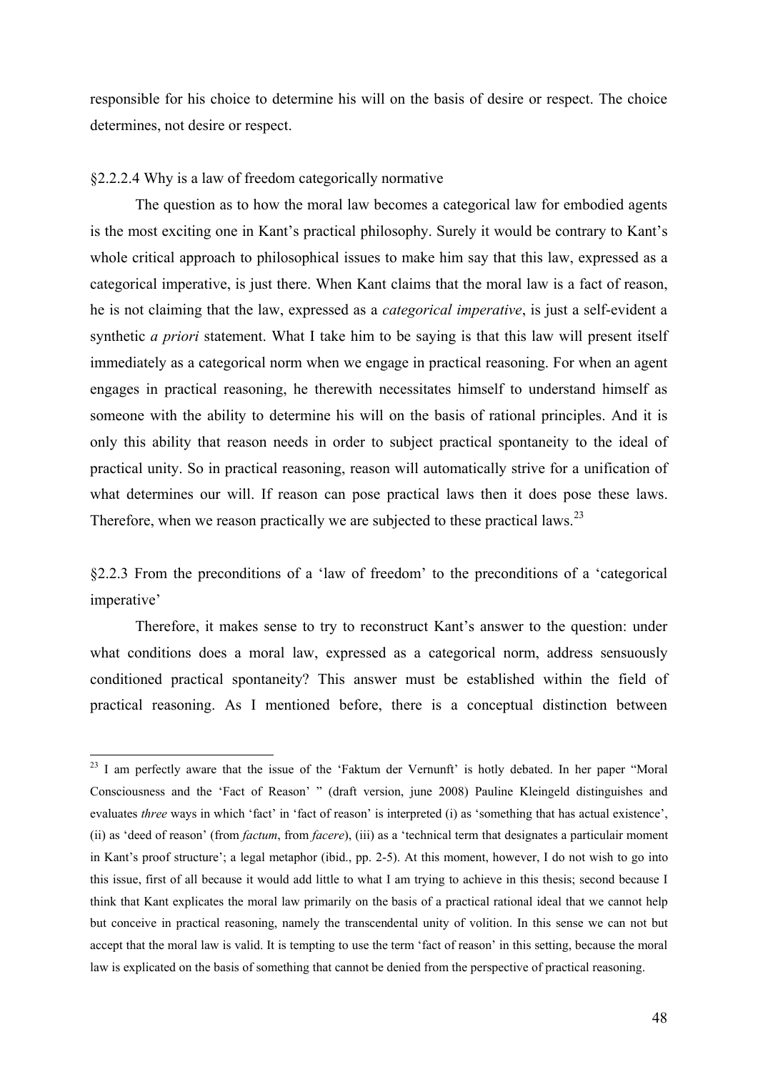responsible for his choice to determine his will on the basis of desire or respect. The choice determines, not desire or respect.

#### §2.2.2.4 Why is a law of freedom categorically normative

The question as to how the moral law becomes a categorical law for embodied agents is the most exciting one in Kant's practical philosophy. Surely it would be contrary to Kant's whole critical approach to philosophical issues to make him say that this law, expressed as a categorical imperative, is just there. When Kant claims that the moral law is a fact of reason, he is not claiming that the law, expressed as a *categorical imperative*, is just a self-evident a synthetic *a priori* statement. What I take him to be saying is that this law will present itself immediately as a categorical norm when we engage in practical reasoning. For when an agent engages in practical reasoning, he therewith necessitates himself to understand himself as someone with the ability to determine his will on the basis of rational principles. And it is only this ability that reason needs in order to subject practical spontaneity to the ideal of practical unity. So in practical reasoning, reason will automatically strive for a unification of what determines our will. If reason can pose practical laws then it does pose these laws. Therefore, when we reason practically we are subjected to these practical laws.[23]

### §2.2.3 From the preconditions of a 'law of freedom' to the preconditions of a 'categorical imperative'

Therefore, it makes sense to try to reconstruct Kant's answer to the question: under what conditions does a moral law, expressed as a categorical norm, address sensuously conditioned practical spontaneity? This answer must be established within the field of practical reasoning. As I mentioned before, there is a conceptual distinction between

[23] I am perfectly aware that the issue of the 'Faktum der Vernunft' is hotly debated. In her paper "Moral Consciousness and the 'Fact of Reason' " (draft version, june 2008) Pauline Kleingeld distinguishes and evaluates *three* ways in which 'fact' in 'fact of reason' is interpreted (i) as 'something that has actual existence', (ii) as 'deed of reason' (from *factum*, from *facere*), (iii) as a 'technical term that designates a particulair moment in Kant's proof structure'; a legal metaphor (ibid., pp. 2-5). At this moment, however, I do not wish to go into this issue, first of all because it would add little to what I am trying to achieve in this thesis; second because I think that Kant explicates the moral law primarily on the basis of a practical rational ideal that we cannot help but conceive in practical reasoning, namely the transcendental unity of volition. In this sense we can not but accept that the moral law is valid. It is tempting to use the term 'fact of reason' in this setting, because the moral law is explicated on the basis of something that cannot be denied from the perspective of practical reasoning.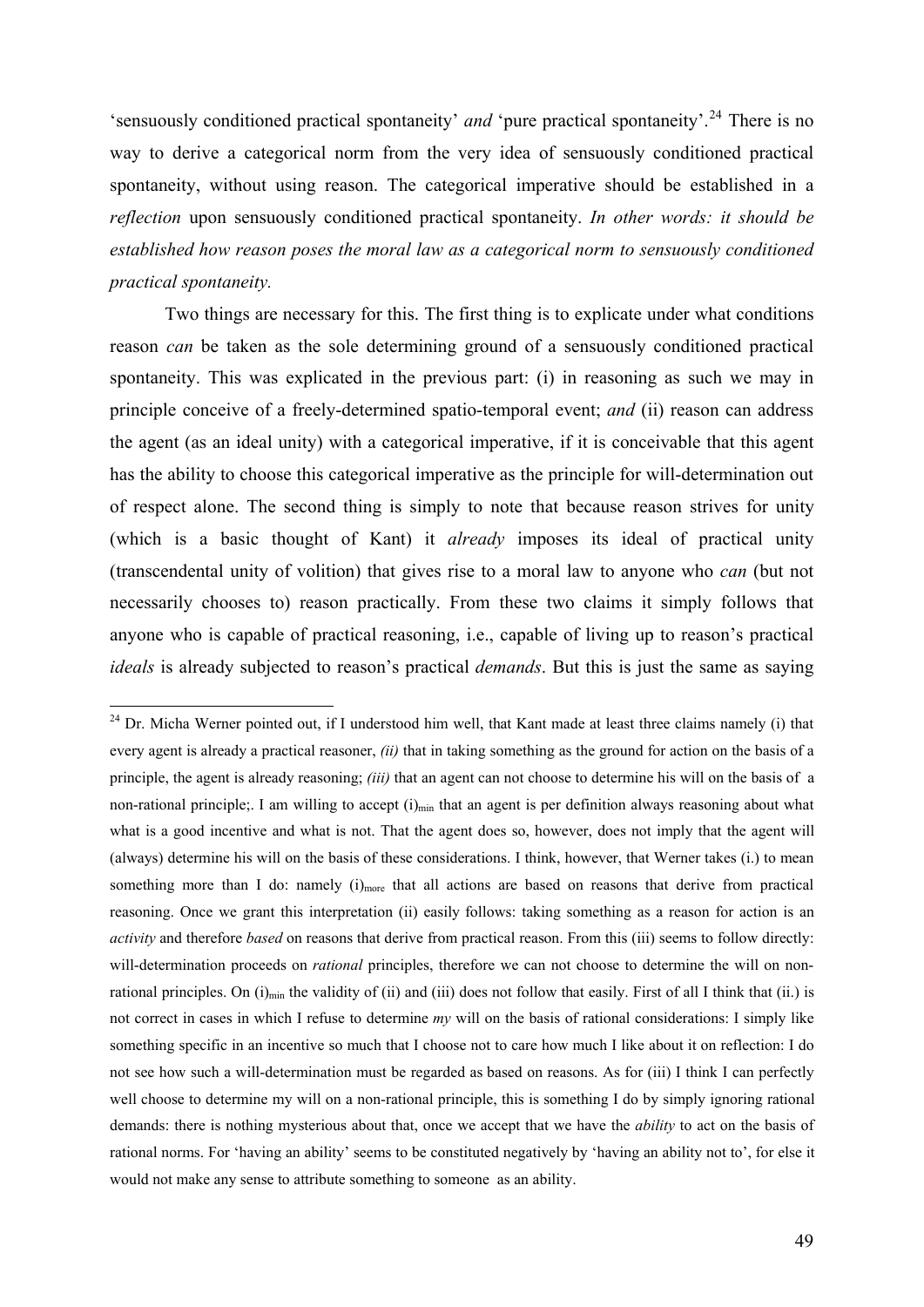'sensuously conditioned practical spontaneity' *and* 'pure practical spontaneity'.[24] There is no way to derive a categorical norm from the very idea of sensuously conditioned practical spontaneity, without using reason. The categorical imperative should be established in a *reflection* upon sensuously conditioned practical spontaneity. *In other words: it should be established how reason poses the moral law as a categorical norm to sensuously conditioned practical spontaneity.*

Two things are necessary for this. The first thing is to explicate under what conditions reason *can* be taken as the sole determining ground of a sensuously conditioned practical spontaneity. This was explicated in the previous part: (i) in reasoning as such we may in principle conceive of a freely-determined spatio-temporal event; *and* (ii) reason can address the agent (as an ideal unity) with a categorical imperative, if it is conceivable that this agent has the ability to choose this categorical imperative as the principle for will-determination out of respect alone. The second thing is simply to note that because reason strives for unity (which is a basic thought of Kant) it *already* imposes its ideal of practical unity (transcendental unity of volition) that gives rise to a moral law to anyone who *can* (but not necessarily chooses to) reason practically. From these two claims it simply follows that anyone who is capable of practical reasoning, i.e., capable of living up to reason's practical *ideals* is already subjected to reason's practical *demands*. But this is just the same as saying

---

[24] Dr. Micha Werner pointed out, if I understood him well, that Kant made at least three claims namely (i) that every agent is already a practical reasoner, *(ii)* that in taking something as the ground for action on the basis of a principle, the agent is already reasoning; *(iii)* that an agent can not choose to determine his will on the basis of a non-rational principle;. I am willing to accept $(i)_{min}$ that an agent is per definition always reasoning about what what is a good incentive and what is not. That the agent does so, however, does not imply that the agent will (always) determine his will on the basis of these considerations. I think, however, that Werner takes (i.) to mean something more than I do: namely $(i)_{more}$ that all actions are based on reasons that derive from practical reasoning. Once we grant this interpretation (ii) easily follows: taking something as a reason for action is an *activity* and therefore *based* on reasons that derive from practical reason. From this (iii) seems to follow directly: will-determination proceeds on *rational* principles, therefore we can not choose to determine the will on non-rational principles. On $(i)_{min}$ the validity of (ii) and (iii) does not follow that easily. First of all I think that (ii.) is not correct in cases in which I refuse to determine *my* will on the basis of rational considerations: I simply like something specific in an incentive so much that I choose not to care how much I like about it on reflection: I do not see how such a will-determination must be regarded as based on reasons. As for (iii) I think I can perfectly well choose to determine my will on a non-rational principle, this is something I do by simply ignoring rational demands: there is nothing mysterious about that, once we accept that we have the *ability* to act on the basis of rational norms. For 'having an ability' seems to be constituted negatively by 'having an ability not to', for else it would not make any sense to attribute something to someone as an ability.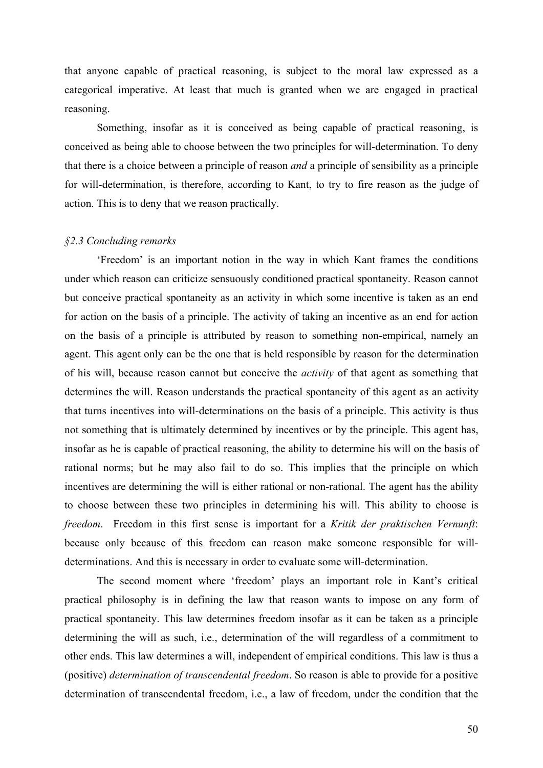that anyone capable of practical reasoning, is subject to the moral law expressed as a categorical imperative. At least that much is granted when we are engaged in practical reasoning.

Something, insofar as it is conceived as being capable of practical reasoning, is conceived as being able to choose between the two principles for will-determination. To deny that there is a choice between a principle of reason *and* a principle of sensibility as a principle for will-determination, is therefore, according to Kant, to try to fire reason as the judge of action. This is to deny that we reason practically.

### *§2.3 Concluding remarks*

'Freedom' is an important notion in the way in which Kant frames the conditions under which reason can criticize sensuously conditioned practical spontaneity. Reason cannot but conceive practical spontaneity as an activity in which some incentive is taken as an end for action on the basis of a principle. The activity of taking an incentive as an end for action on the basis of a principle is attributed by reason to something non-empirical, namely an agent. This agent only can be the one that is held responsible by reason for the determination of his will, because reason cannot but conceive the *activity* of that agent as something that determines the will. Reason understands the practical spontaneity of this agent as an activity that turns incentives into will-determinations on the basis of a principle. This activity is thus not something that is ultimately determined by incentives or by the principle. This agent has, insofar as he is capable of practical reasoning, the ability to determine his will on the basis of rational norms; but he may also fail to do so. This implies that the principle on which incentives are determining the will is either rational or non-rational. The agent has the ability to choose between these two principles in determining his will. This ability to choose is *freedom*. Freedom in this first sense is important for a *Kritik der praktischen Vernunft*: because only because of this freedom can reason make someone responsible for will-determinations. And this is necessary in order to evaluate some will-determination.

The second moment where 'freedom' plays an important role in Kant's critical practical philosophy is in defining the law that reason wants to impose on any form of practical spontaneity. This law determines freedom insofar as it can be taken as a principle determining the will as such, i.e., determination of the will regardless of a commitment to other ends. This law determines a will, independent of empirical conditions. This law is thus a (positive) *determination of transcendental freedom*. So reason is able to provide for a positive determination of transcendental freedom, i.e., a law of freedom, under the condition that the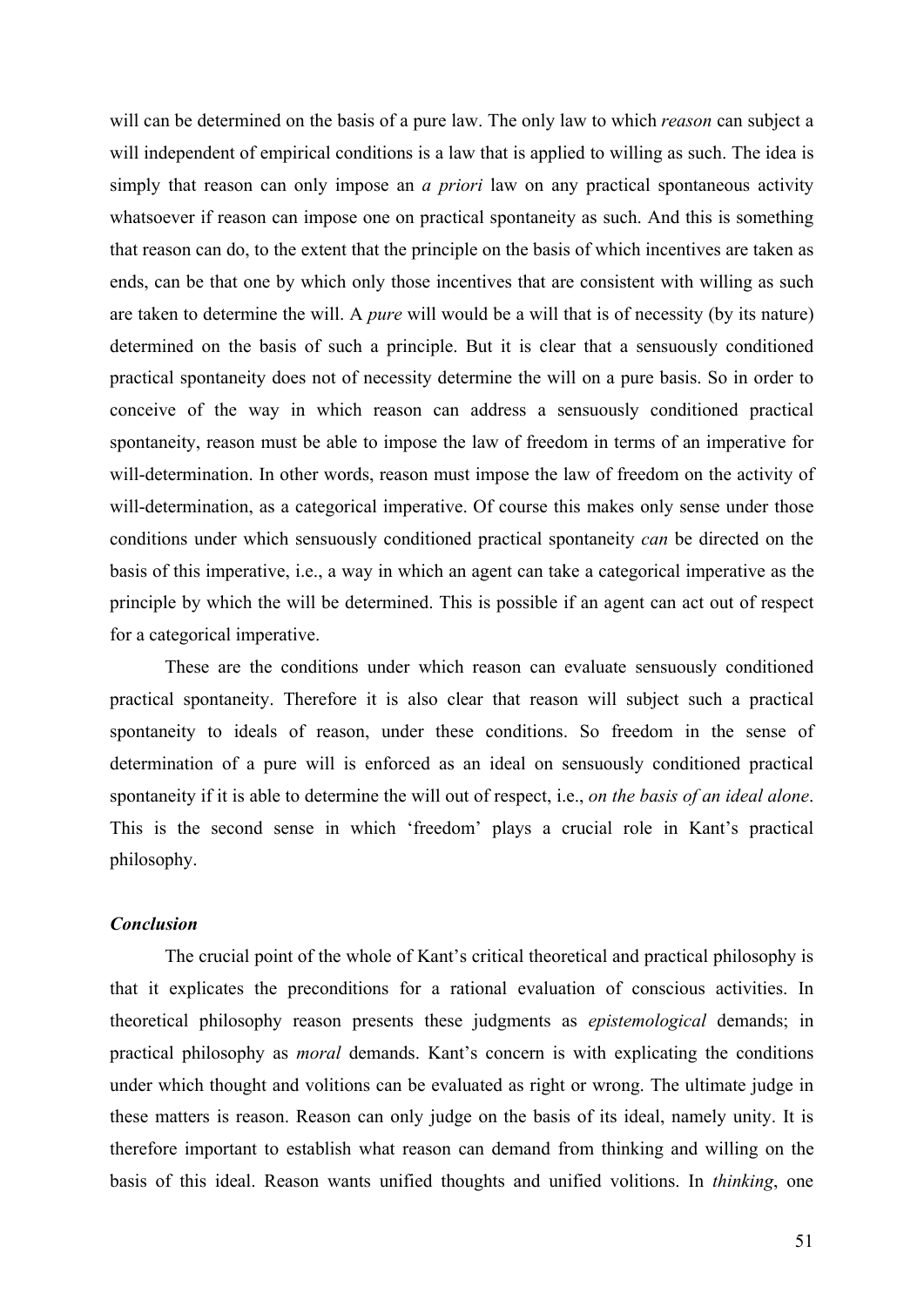will can be determined on the basis of a pure law. The only law to which *reason* can subject a will independent of empirical conditions is a law that is applied to willing as such. The idea is simply that reason can only impose an *a priori* law on any practical spontaneous activity whatsoever if reason can impose one on practical spontaneity as such. And this is something that reason can do, to the extent that the principle on the basis of which incentives are taken as ends, can be that one by which only those incentives that are consistent with willing as such are taken to determine the will. A *pure* will would be a will that is of necessity (by its nature) determined on the basis of such a principle. But it is clear that a sensuously conditioned practical spontaneity does not of necessity determine the will on a pure basis. So in order to conceive of the way in which reason can address a sensuously conditioned practical spontaneity, reason must be able to impose the law of freedom in terms of an imperative for will-determination. In other words, reason must impose the law of freedom on the activity of will-determination, as a categorical imperative. Of course this makes only sense under those conditions under which sensuously conditioned practical spontaneity *can* be directed on the basis of this imperative, i.e., a way in which an agent can take a categorical imperative as the principle by which the will be determined. This is possible if an agent can act out of respect for a categorical imperative.

These are the conditions under which reason can evaluate sensuously conditioned practical spontaneity. Therefore it is also clear that reason will subject such a practical spontaneity to ideals of reason, under these conditions. So freedom in the sense of determination of a pure will is enforced as an ideal on sensuously conditioned practical spontaneity if it is able to determine the will out of respect, i.e., *on the basis of an ideal alone*. This is the second sense in which 'freedom' plays a crucial role in Kant's practical philosophy.

### *Conclusion*

The crucial point of the whole of Kant's critical theoretical and practical philosophy is that it explicates the preconditions for a rational evaluation of conscious activities. In theoretical philosophy reason presents these judgments as *epistemological* demands; in practical philosophy as *moral* demands. Kant's concern is with explicating the conditions under which thought and volitions can be evaluated as right or wrong. The ultimate judge in these matters is reason. Reason can only judge on the basis of its ideal, namely unity. It is therefore important to establish what reason can demand from thinking and willing on the basis of this ideal. Reason wants unified thoughts and unified volitions. In *thinking*, one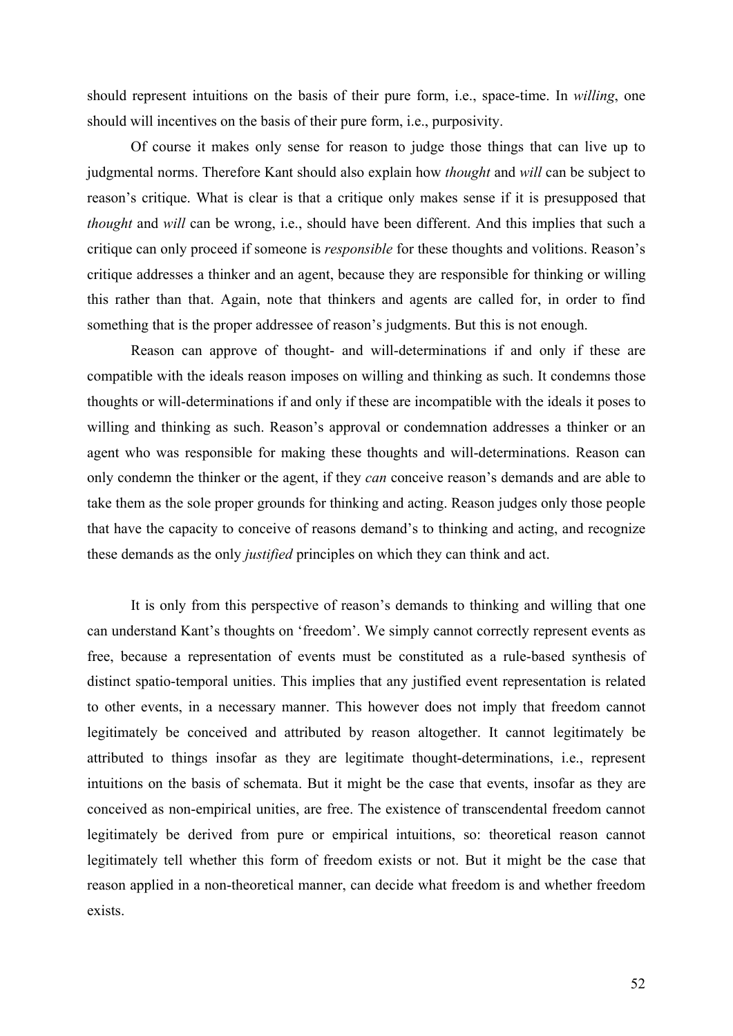should represent intuitions on the basis of their pure form, i.e., space-time. In *willing*, one should will incentives on the basis of their pure form, i.e., purposivity.

Of course it makes only sense for reason to judge those things that can live up to judgmental norms. Therefore Kant should also explain how *thought* and *will* can be subject to reason's critique. What is clear is that a critique only makes sense if it is presupposed that *thought* and *will* can be wrong, i.e., should have been different. And this implies that such a critique can only proceed if someone is *responsible* for these thoughts and volitions. Reason's critique addresses a thinker and an agent, because they are responsible for thinking or willing this rather than that. Again, note that thinkers and agents are called for, in order to find something that is the proper addressee of reason's judgments. But this is not enough.

Reason can approve of thought- and will-determinations if and only if these are compatible with the ideals reason imposes on willing and thinking as such. It condemns those thoughts or will-determinations if and only if these are incompatible with the ideals it poses to willing and thinking as such. Reason's approval or condemnation addresses a thinker or an agent who was responsible for making these thoughts and will-determinations. Reason can only condemn the thinker or the agent, if they *can* conceive reason's demands and are able to take them as the sole proper grounds for thinking and acting. Reason judges only those people that have the capacity to conceive of reasons demand's to thinking and acting, and recognize these demands as the only *justified* principles on which they can think and act.

It is only from this perspective of reason's demands to thinking and willing that one can understand Kant's thoughts on 'freedom'. We simply cannot correctly represent events as free, because a representation of events must be constituted as a rule-based synthesis of distinct spatio-temporal unities. This implies that any justified event representation is related to other events, in a necessary manner. This however does not imply that freedom cannot legitimately be conceived and attributed by reason altogether. It cannot legitimately be attributed to things insofar as they are legitimate thought-determinations, i.e., represent intuitions on the basis of schemata. But it might be the case that events, insofar as they are conceived as non-empirical unities, are free. The existence of transcendental freedom cannot legitimately be derived from pure or empirical intuitions, so: theoretical reason cannot legitimately tell whether this form of freedom exists or not. But it might be the case that reason applied in a non-theoretical manner, can decide what freedom is and whether freedom exists.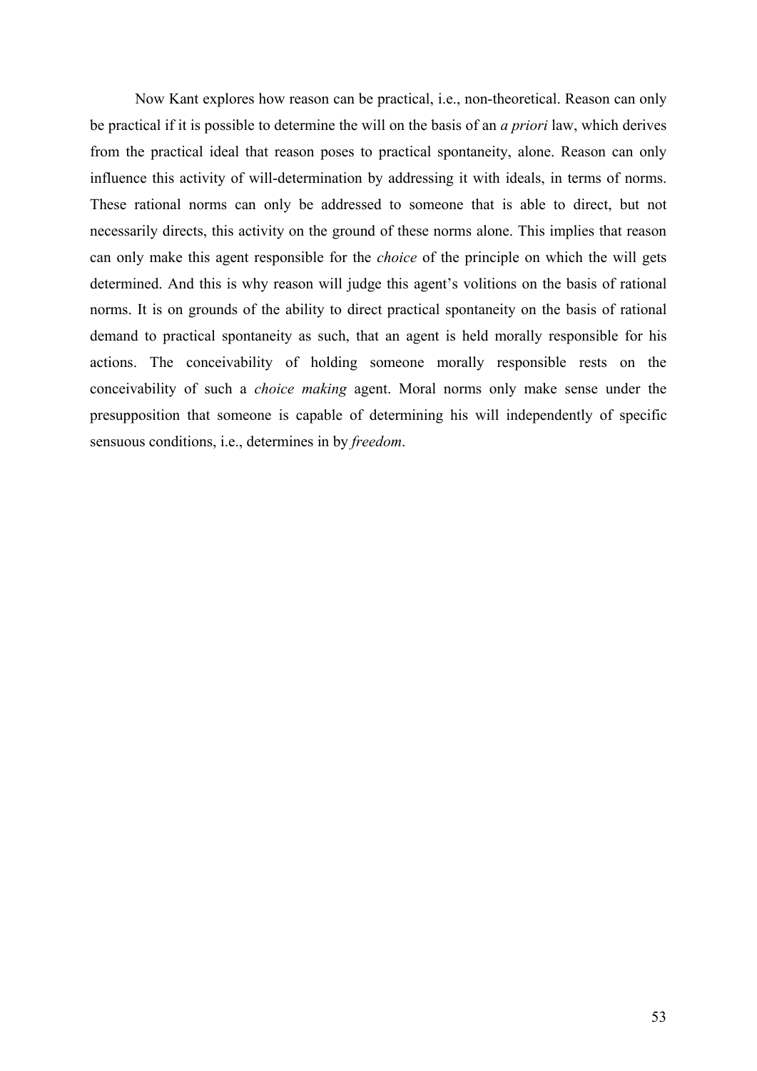Now Kant explores how reason can be practical, i.e., non-theoretical. Reason can only be practical if it is possible to determine the will on the basis of an *a priori* law, which derives from the practical ideal that reason poses to practical spontaneity, alone. Reason can only influence this activity of will-determination by addressing it with ideals, in terms of norms. These rational norms can only be addressed to someone that is able to direct, but not necessarily directs, this activity on the ground of these norms alone. This implies that reason can only make this agent responsible for the *choice* of the principle on which the will gets determined. And this is why reason will judge this agent's volitions on the basis of rational norms. It is on grounds of the ability to direct practical spontaneity on the basis of rational demand to practical spontaneity as such, that an agent is held morally responsible for his actions. The conceivability of holding someone morally responsible rests on the conceivability of such a *choice making* agent. Moral norms only make sense under the presupposition that someone is capable of determining his will independently of specific sensuous conditions, i.e., determines in by *freedom*.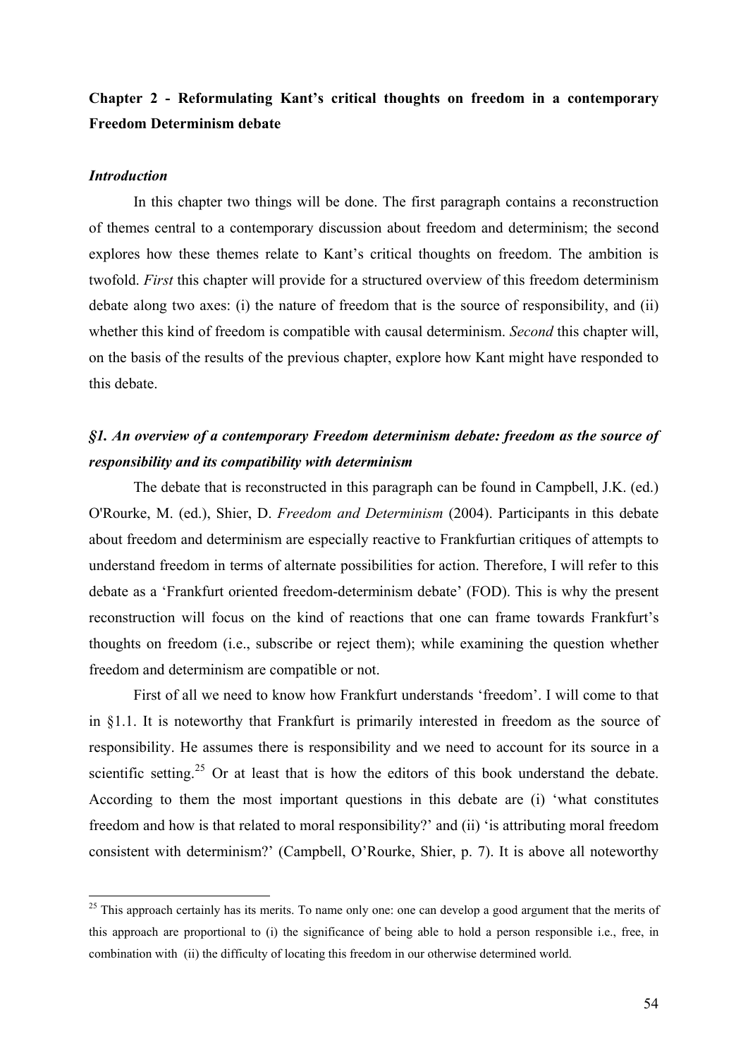## Chapter 2 - Reformulating Kant's critical thoughts on freedom in a contemporary Freedom Determinism debate

### *Introduction*

In this chapter two things will be done. The first paragraph contains a reconstruction of themes central to a contemporary discussion about freedom and determinism; the second explores how these themes relate to Kant's critical thoughts on freedom. The ambition is twofold. *First* this chapter will provide for a structured overview of this freedom determinism debate along two axes: (i) the nature of freedom that is the source of responsibility, and (ii) whether this kind of freedom is compatible with causal determinism. *Second* this chapter will, on the basis of the results of the previous chapter, explore how Kant might have responded to this debate.

### *§1. An overview of a contemporary Freedom determinism debate: freedom as the source of responsibility and its compatibility with determinism*

The debate that is reconstructed in this paragraph can be found in Campbell, J.K. (ed.) O'Rourke, M. (ed.), Shier, D. *Freedom and Determinism* (2004). Participants in this debate about freedom and determinism are especially reactive to Frankfurtian critiques of attempts to understand freedom in terms of alternate possibilities for action. Therefore, I will refer to this debate as a 'Frankfurt oriented freedom-determinism debate' (FOD). This is why the present reconstruction will focus on the kind of reactions that one can frame towards Frankfurt's thoughts on freedom (i.e., subscribe or reject them); while examining the question whether freedom and determinism are compatible or not.

First of all we need to know how Frankfurt understands 'freedom'. I will come to that in §1.1. It is noteworthy that Frankfurt is primarily interested in freedom as the source of responsibility. He assumes there is responsibility and we need to account for its source in a scientific setting.[25] Or at least that is how the editors of this book understand the debate. According to them the most important questions in this debate are (i) 'what constitutes freedom and how is that related to moral responsibility?' and (ii) 'is attributing moral freedom consistent with determinism?' (Campbell, O'Rourke, Shier, p. 7). It is above all noteworthy

[25] This approach certainly has its merits. To name only one: one can develop a good argument that the merits of this approach are proportional to (i) the significance of being able to hold a person responsible i.e., free, in combination with (ii) the difficulty of locating this freedom in our otherwise determined world.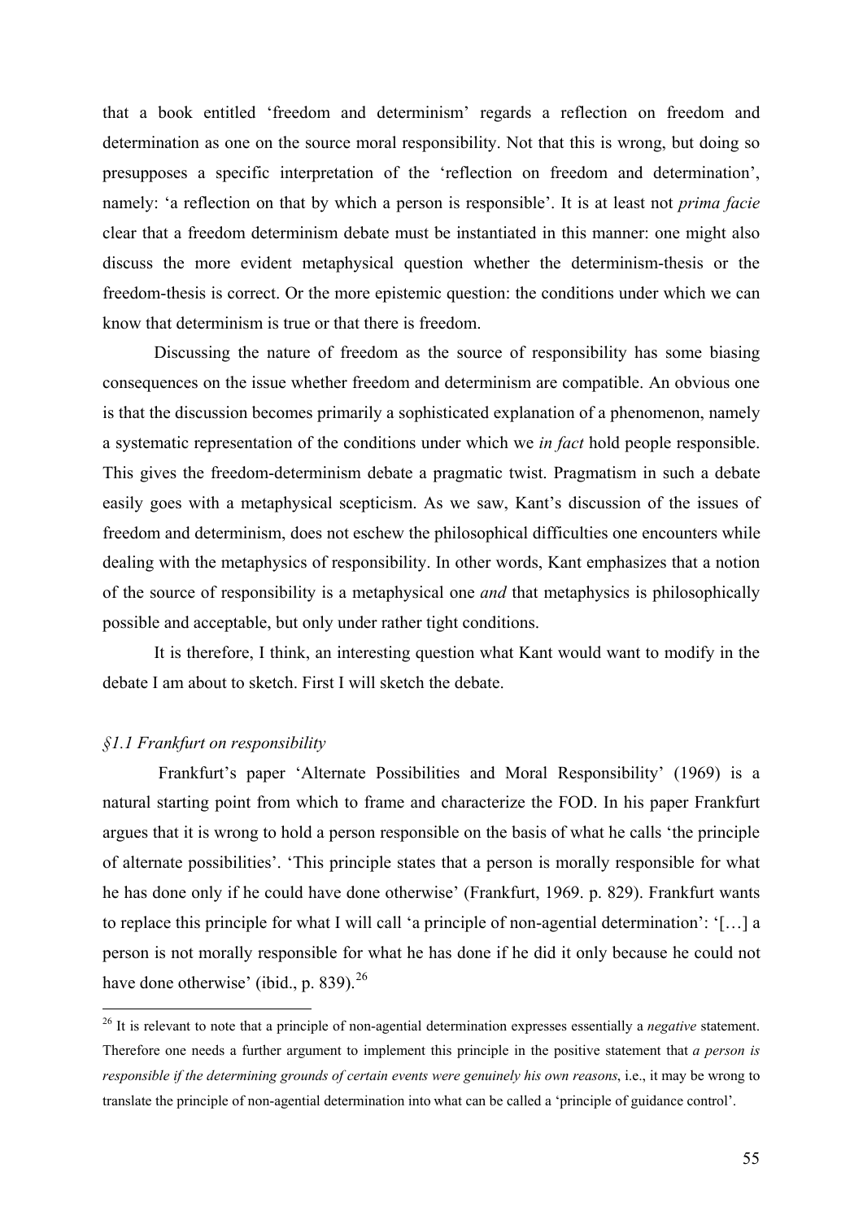that a book entitled 'freedom and determinism' regards a reflection on freedom and determination as one on the source moral responsibility. Not that this is wrong, but doing so presupposes a specific interpretation of the 'reflection on freedom and determination', namely: 'a reflection on that by which a person is responsible'. It is at least not *prima facie* clear that a freedom determinism debate must be instantiated in this manner: one might also discuss the more evident metaphysical question whether the determinism-thesis or the freedom-thesis is correct. Or the more epistemic question: the conditions under which we can know that determinism is true or that there is freedom.

Discussing the nature of freedom as the source of responsibility has some biasing consequences on the issue whether freedom and determinism are compatible. An obvious one is that the discussion becomes primarily a sophisticated explanation of a phenomenon, namely a systematic representation of the conditions under which we *in fact* hold people responsible. This gives the freedom-determinism debate a pragmatic twist. Pragmatism in such a debate easily goes with a metaphysical scepticism. As we saw, Kant's discussion of the issues of freedom and determinism, does not eschew the philosophical difficulties one encounters while dealing with the metaphysics of responsibility. In other words, Kant emphasizes that a notion of the source of responsibility is a metaphysical one *and* that metaphysics is philosophically possible and acceptable, but only under rather tight conditions.

It is therefore, I think, an interesting question what Kant would want to modify in the debate I am about to sketch. First I will sketch the debate.

### *§1.1 Frankfurt on responsibility*

Frankfurt's paper 'Alternate Possibilities and Moral Responsibility' (1969) is a natural starting point from which to frame and characterize the FOD. In his paper Frankfurt argues that it is wrong to hold a person responsible on the basis of what he calls 'the principle of alternate possibilities'. 'This principle states that a person is morally responsible for what he has done only if he could have done otherwise' (Frankfurt, 1969. p. 829). Frankfurt wants to replace this principle for what I will call 'a principle of non-agential determination': '[…] a person is not morally responsible for what he has done if he did it only because he could not have done otherwise' (ibid., p. 839).[26]

[26] It is relevant to note that a principle of non-agential determination expresses essentially a *negative* statement. Therefore one needs a further argument to implement this principle in the positive statement that *a person is responsible if the determining grounds of certain events were genuinely his own reasons*, i.e., it may be wrong to translate the principle of non-agential determination into what can be called a 'principle of guidance control'.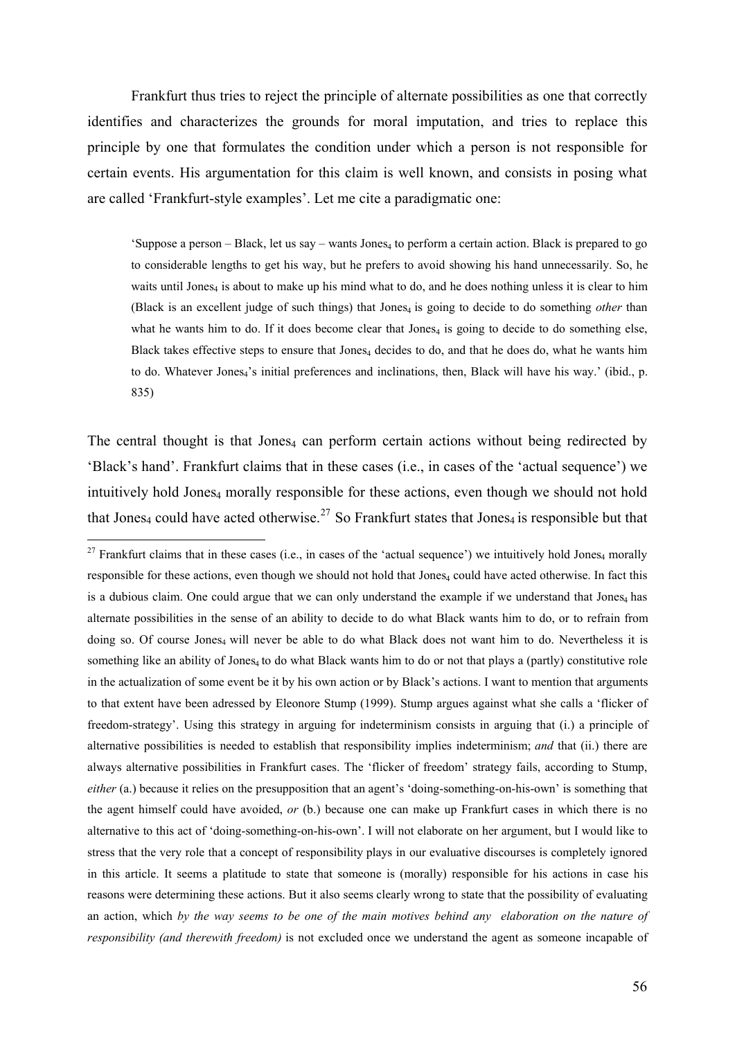Frankfurt thus tries to reject the principle of alternate possibilities as one that correctly identifies and characterizes the grounds for moral imputation, and tries to replace this principle by one that formulates the condition under which a person is not responsible for certain events. His argumentation for this claim is well known, and consists in posing what are called 'Frankfurt-style examples'. Let me cite a paradigmatic one:

> 'Suppose a person – Black, let us say – wants $Jones_4$ to perform a certain action. Black is prepared to go to considerable lengths to get his way, but he prefers to avoid showing his hand unnecessarily. So, he waits until $Jones_4$ is about to make up his mind what to do, and he does nothing unless it is clear to him (Black is an excellent judge of such things) that $Jones_4$ is going to decide to do something *other* than what he wants him to do. If it does become clear that $Jones_4$ is going to decide to do something else, Black takes effective steps to ensure that $Jones_4$ decides to do, and that he does do, what he wants him to do. Whatever $Jones_4$'s initial preferences and inclinations, then, Black will have his way.' (ibid., p. 835)

The central thought is that $Jones_4$ can perform certain actions without being redirected by 'Black's hand'. Frankfurt claims that in these cases (i.e., in cases of the 'actual sequence') we intuitively hold $Jones_4$ morally responsible for these actions, even though we should not hold that $Jones_4$ could have acted otherwise.[27] So Frankfurt states that $Jones_4$ is responsible but that

[27] Frankfurt claims that in these cases (i.e., in cases of the 'actual sequence') we intuitively hold $Jones_4$ morally responsible for these actions, even though we should not hold that $Jones_4$ could have acted otherwise. In fact this is a dubious claim. One could argue that we can only understand the example if we understand that $Jones_4$ has alternate possibilities in the sense of an ability to decide to do what Black wants him to do, or to refrain from doing so. Of course $Jones_4$ will never be able to do what Black does not want him to do. Nevertheless it is something like an ability of $Jones_4$ to do what Black wants him to do or not that plays a (partly) constitutive role in the actualization of some event be it by his own action or by Black's actions. I want to mention that arguments to that extent have been adressed by Eleonore Stump (1999). Stump argues against what she calls a 'flicker of freedom-strategy'. Using this strategy in arguing for indeterminism consists in arguing that (i.) a principle of alternative possibilities is needed to establish that responsibility implies indeterminism; *and* that (ii.) there are always alternative possibilities in Frankfurt cases. The 'flicker of freedom' strategy fails, according to Stump, *either* (a.) because it relies on the presupposition that an agent's 'doing-something-on-his-own' is something that the agent himself could have avoided, *or* (b.) because one can make up Frankfurt cases in which there is no alternative to this act of 'doing-something-on-his-own'. I will not elaborate on her argument, but I would like to stress that the very role that a concept of responsibility plays in our evaluative discourses is completely ignored in this article. It seems a platitude to state that someone is (morally) responsible for his actions in case his reasons were determining these actions. But it also seems clearly wrong to state that the possibility of evaluating an action, which *by the way seems to be one of the main motives behind any elaboration on the nature of responsibility (and therewith freedom)* is not excluded once we understand the agent as someone incapable of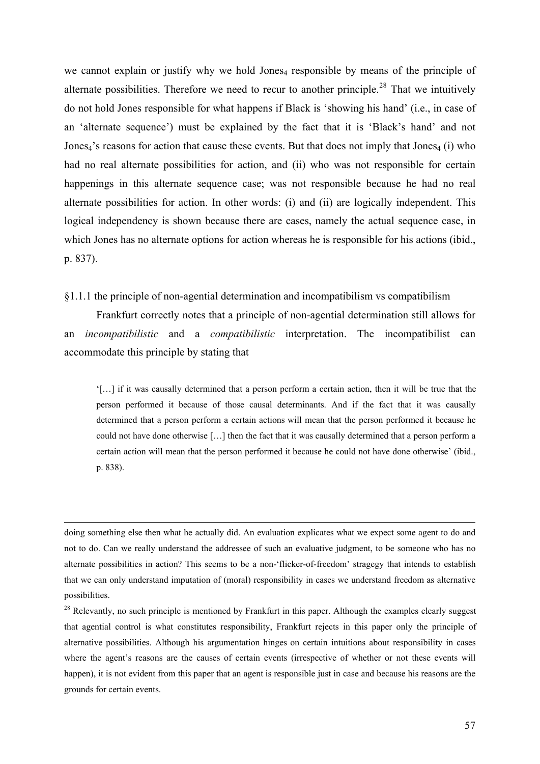we cannot explain or justify why we hold $Jones_4$ responsible by means of the principle of alternate possibilities. Therefore we need to recur to another principle.[28] That we intuitively do not hold Jones responsible for what happens if Black is 'showing his hand' (i.e., in case of an 'alternate sequence') must be explained by the fact that it is 'Black's hand' and not $Jones_4$'s reasons for action that cause these events. But that does not imply that $Jones_4$ (i) who had no real alternate possibilities for action, and (ii) who was not responsible for certain happenings in this alternate sequence case; was not responsible because he had no real alternate possibilities for action. In other words: (i) and (ii) are logically independent. This logical independency is shown because there are cases, namely the actual sequence case, in which Jones has no alternate options for action whereas he is responsible for his actions (ibid., p. 837).

§1.1.1 the principle of non-agential determination and incompatibilism vs compatibilism

Frankfurt correctly notes that a principle of non-agential determination still allows for an *incompatibilistic* and a *compatibilistic* interpretation. The incompatibilist can accommodate this principle by stating that

> '[…] if it was causally determined that a person perform a certain action, then it will be true that the person performed it because of those causal determinants. And if the fact that it was causally determined that a person perform a certain actions will mean that the person performed it because he could not have done otherwise […] then the fact that it was causally determined that a person perform a certain action will mean that the person performed it because he could not have done otherwise' (ibid., p. 838).

---

doing something else then what he actually did. An evaluation explicates what we expect some agent to do and not to do. Can we really understand the addressee of such an evaluative judgment, to be someone who has no alternate possibilities in action? This seems to be a non-'flicker-of-freedom' stragegy that intends to establish that we can only understand imputation of (moral) responsibility in cases we understand freedom as alternative possibilities.

[28] Relevantly, no such principle is mentioned by Frankfurt in this paper. Although the examples clearly suggest that agential control is what constitutes responsibility, Frankfurt rejects in this paper only the principle of alternative possibilities. Although his argumentation hinges on certain intuitions about responsibility in cases where the agent's reasons are the causes of certain events (irrespective of whether or not these events will happen), it is not evident from this paper that an agent is responsible just in case and because his reasons are the grounds for certain events.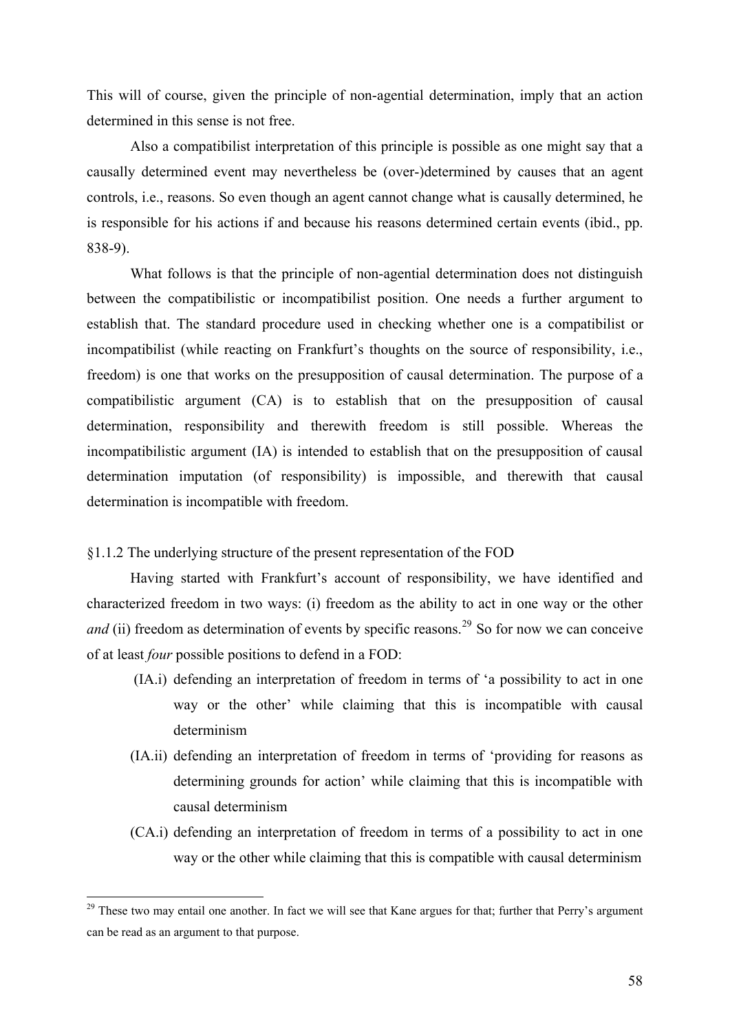This will of course, given the principle of non-agential determination, imply that an action determined in this sense is not free.

Also a compatibilist interpretation of this principle is possible as one might say that a causally determined event may nevertheless be (over-)determined by causes that an agent controls, i.e., reasons. So even though an agent cannot change what is causally determined, he is responsible for his actions if and because his reasons determined certain events (ibid., pp. 838-9).

What follows is that the principle of non-agential determination does not distinguish between the compatibilistic or incompatibilist position. One needs a further argument to establish that. The standard procedure used in checking whether one is a compatibilist or incompatibilist (while reacting on Frankfurt's thoughts on the source of responsibility, i.e., freedom) is one that works on the presupposition of causal determination. The purpose of a compatibilistic argument (CA) is to establish that on the presupposition of causal determination, responsibility and therewith freedom is still possible. Whereas the incompatibilistic argument (IA) is intended to establish that on the presupposition of causal determination imputation (of responsibility) is impossible, and therewith that causal determination is incompatible with freedom.

### §1.1.2 The underlying structure of the present representation of the FOD

Having started with Frankfurt's account of responsibility, we have identified and characterized freedom in two ways: (i) freedom as the ability to act in one way or the other *and* (ii) freedom as determination of events by specific reasons.[29] So for now we can conceive of at least *four* possible positions to defend in a FOD:

- (IA.i) defending an interpretation of freedom in terms of 'a possibility to act in one way or the other' while claiming that this is incompatible with causal determinism
- (IA.ii) defending an interpretation of freedom in terms of 'providing for reasons as determining grounds for action' while claiming that this is incompatible with causal determinism
- (CA.i) defending an interpretation of freedom in terms of a possibility to act in one way or the other while claiming that this is compatible with causal determinism

[29] These two may entail one another. In fact we will see that Kane argues for that; further that Perry's argument can be read as an argument to that purpose.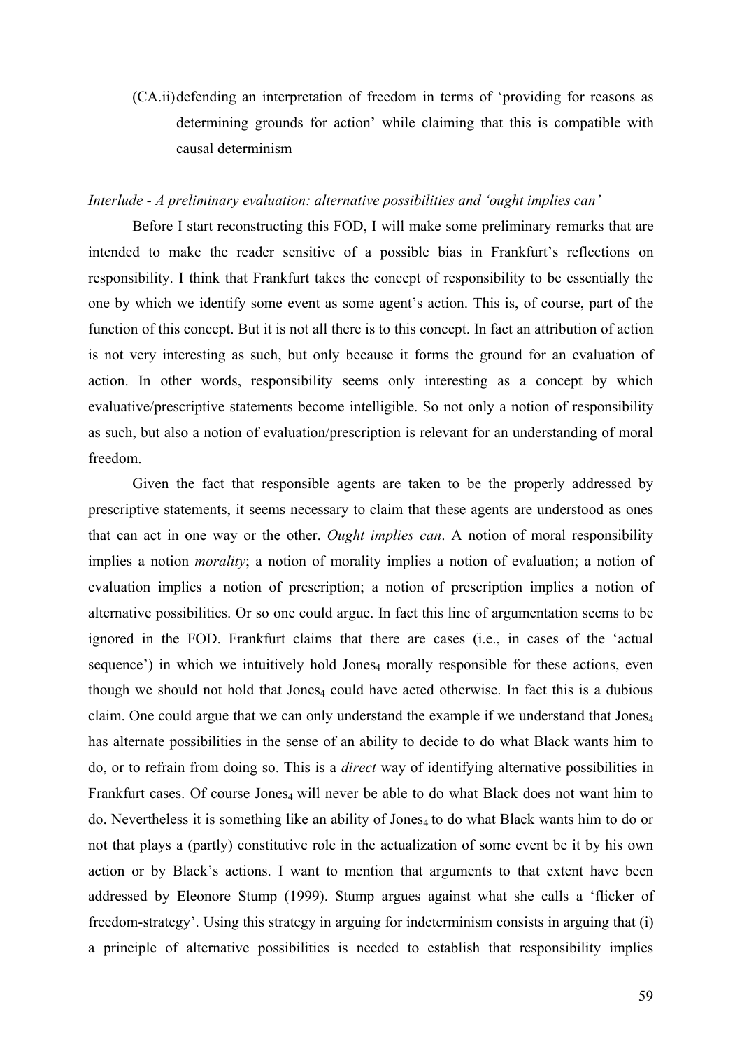(CA.ii) defending an interpretation of freedom in terms of 'providing for reasons as determining grounds for action' while claiming that this is compatible with causal determinism

*Interlude - A preliminary evaluation: alternative possibilities and 'ought implies can'*

Before I start reconstructing this FOD, I will make some preliminary remarks that are intended to make the reader sensitive of a possible bias in Frankfurt's reflections on responsibility. I think that Frankfurt takes the concept of responsibility to be essentially the one by which we identify some event as some agent's action. This is, of course, part of the function of this concept. But it is not all there is to this concept. In fact an attribution of action is not very interesting as such, but only because it forms the ground for an evaluation of action. In other words, responsibility seems only interesting as a concept by which evaluative/prescriptive statements become intelligible. So not only a notion of responsibility as such, but also a notion of evaluation/prescription is relevant for an understanding of moral freedom.

Given the fact that responsible agents are taken to be the properly addressed by prescriptive statements, it seems necessary to claim that these agents are understood as ones that can act in one way or the other. *Ought implies can*. A notion of moral responsibility implies a notion *morality*; a notion of morality implies a notion of evaluation; a notion of evaluation implies a notion of prescription; a notion of prescription implies a notion of alternative possibilities. Or so one could argue. In fact this line of argumentation seems to be ignored in the FOD. Frankfurt claims that there are cases (i.e., in cases of the 'actual sequence') in which we intuitively hold $Jones_4$ morally responsible for these actions, even though we should not hold that $Jones_4$ could have acted otherwise. In fact this is a dubious claim. One could argue that we can only understand the example if we understand that $Jones_4$ has alternate possibilities in the sense of an ability to decide to do what Black wants him to do, or to refrain from doing so. This is a *direct* way of identifying alternative possibilities in Frankfurt cases. Of course $Jones_4$ will never be able to do what Black does not want him to do. Nevertheless it is something like an ability of $Jones_4$ to do what Black wants him to do or not that plays a (partly) constitutive role in the actualization of some event be it by his own action or by Black's actions. I want to mention that arguments to that extent have been addressed by Eleonore Stump (1999). Stump argues against what she calls a 'flicker of freedom-strategy'. Using this strategy in arguing for indeterminism consists in arguing that (i) a principle of alternative possibilities is needed to establish that responsibility implies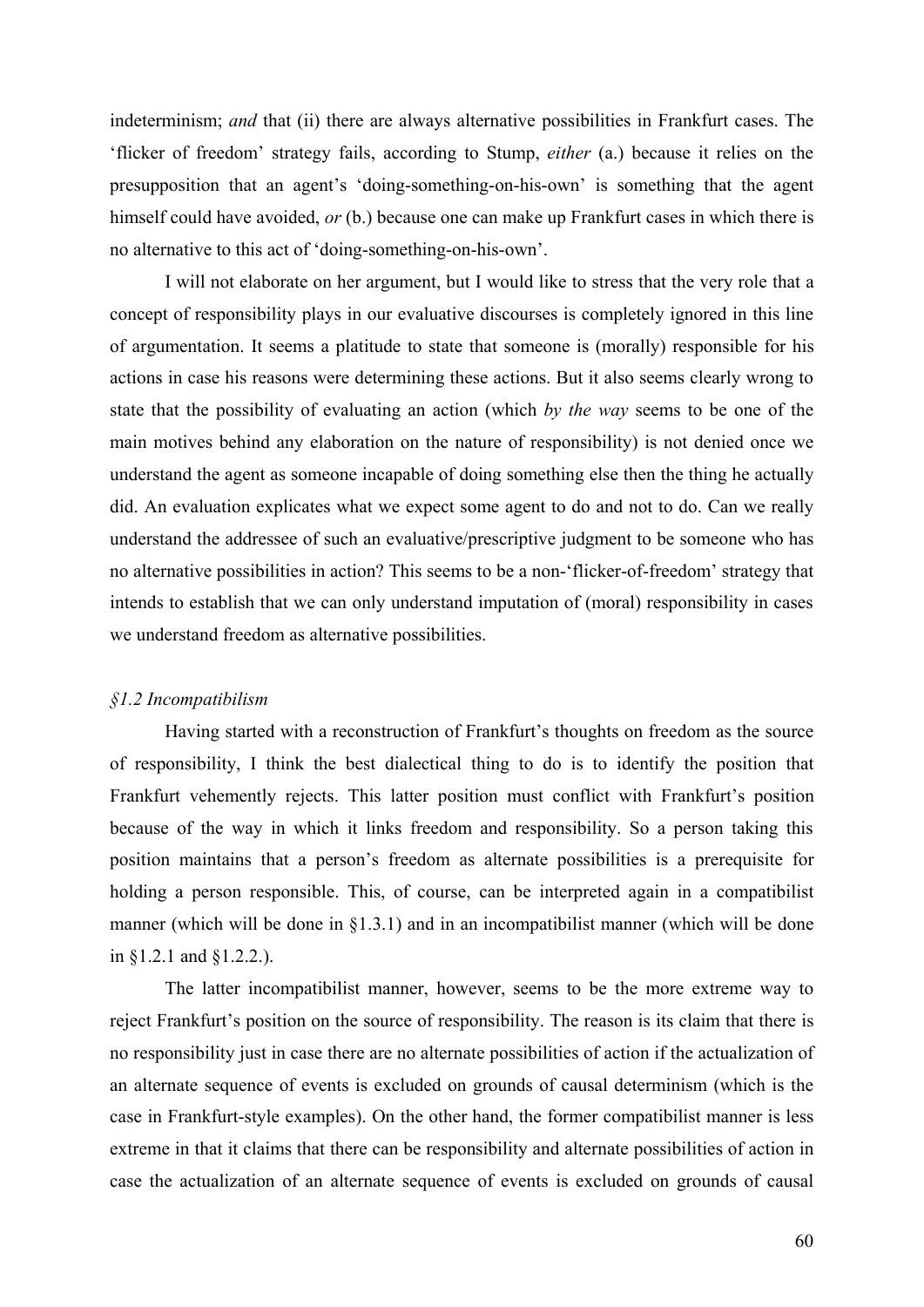indeterminism; *and* that (ii) there are always alternative possibilities in Frankfurt cases. The 'flicker of freedom' strategy fails, according to Stump, *either* (a.) because it relies on the presupposition that an agent's 'doing-something-on-his-own' is something that the agent himself could have avoided, *or* (b.) because one can make up Frankfurt cases in which there is no alternative to this act of 'doing-something-on-his-own'.

I will not elaborate on her argument, but I would like to stress that the very role that a concept of responsibility plays in our evaluative discourses is completely ignored in this line of argumentation. It seems a platitude to state that someone is (morally) responsible for his actions in case his reasons were determining these actions. But it also seems clearly wrong to state that the possibility of evaluating an action (which *by the way* seems to be one of the main motives behind any elaboration on the nature of responsibility) is not denied once we understand the agent as someone incapable of doing something else then the thing he actually did. An evaluation explicates what we expect some agent to do and not to do. Can we really understand the addressee of such an evaluative/prescriptive judgment to be someone who has no alternative possibilities in action? This seems to be a non-'flicker-of-freedom' strategy that intends to establish that we can only understand imputation of (moral) responsibility in cases we understand freedom as alternative possibilities.

### *§1.2 Incompatibilism*

Having started with a reconstruction of Frankfurt's thoughts on freedom as the source of responsibility, I think the best dialectical thing to do is to identify the position that Frankfurt vehemently rejects. This latter position must conflict with Frankfurt's position because of the way in which it links freedom and responsibility. So a person taking this position maintains that a person's freedom as alternate possibilities is a prerequisite for holding a person responsible. This, of course, can be interpreted again in a compatibilist manner (which will be done in §1.3.1) and in an incompatibilist manner (which will be done in §1.2.1 and §1.2.2.).

The latter incompatibilist manner, however, seems to be the more extreme way to reject Frankfurt's position on the source of responsibility. The reason is its claim that there is no responsibility just in case there are no alternate possibilities of action if the actualization of an alternate sequence of events is excluded on grounds of causal determinism (which is the case in Frankfurt-style examples). On the other hand, the former compatibilist manner is less extreme in that it claims that there can be responsibility and alternate possibilities of action in case the actualization of an alternate sequence of events is excluded on grounds of causal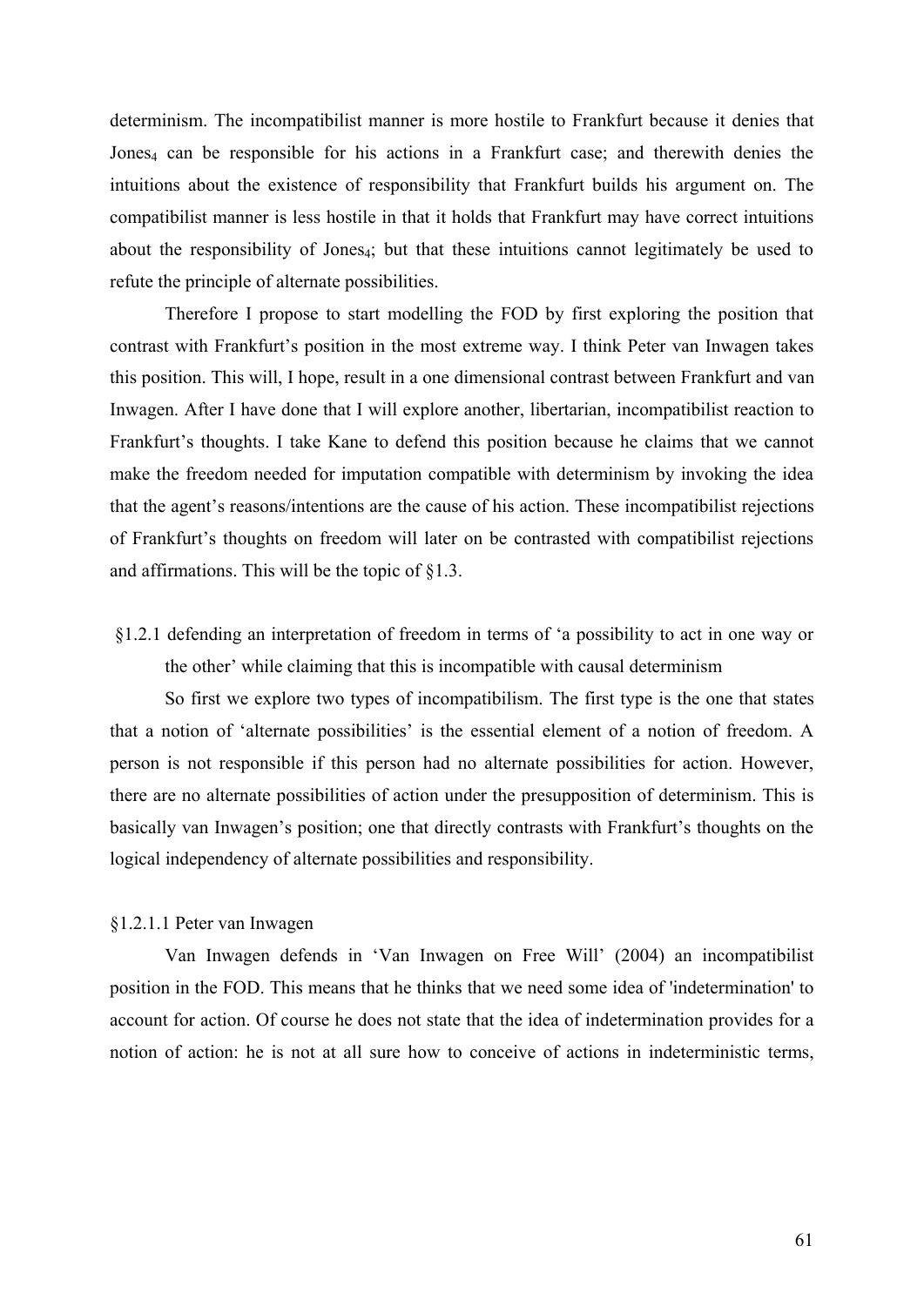determinism. The incompatibilist manner is more hostile to Frankfurt because it denies that $Jones_4$ can be responsible for his actions in a Frankfurt case; and therewith denies the intuitions about the existence of responsibility that Frankfurt builds his argument on. The compatibilist manner is less hostile in that it holds that Frankfurt may have correct intuitions about the responsibility of $Jones_4$; but that these intuitions cannot legitimately be used to refute the principle of alternate possibilities.

Therefore I propose to start modelling the FOD by first exploring the position that contrast with Frankfurt's position in the most extreme way. I think Peter van Inwagen takes this position. This will, I hope, result in a one dimensional contrast between Frankfurt and van Inwagen. After I have done that I will explore another, libertarian, incompatibilist reaction to Frankfurt's thoughts. I take Kane to defend this position because he claims that we cannot make the freedom needed for imputation compatible with determinism by invoking the idea that the agent's reasons/intentions are the cause of his action. These incompatibilist rejections of Frankfurt's thoughts on freedom will later on be contrasted with compatibilist rejections and affirmations. This will be the topic of §1.3.

### §1.2.1 defending an interpretation of freedom in terms of 'a possibility to act in one way or the other' while claiming that this is incompatible with causal determinism

So first we explore two types of incompatibilism. The first type is the one that states that a notion of 'alternate possibilities' is the essential element of a notion of freedom. A person is not responsible if this person had no alternate possibilities for action. However, there are no alternate possibilities of action under the presupposition of determinism. This is basically van Inwagen's position; one that directly contrasts with Frankfurt's thoughts on the logical independency of alternate possibilities and responsibility.

#### §1.2.1.1 Peter van Inwagen

Van Inwagen defends in 'Van Inwagen on Free Will' (2004) an incompatibilist position in the FOD. This means that he thinks that we need some idea of 'indetermination' to account for action. Of course he does not state that the idea of indetermination provides for a notion of action: he is not at all sure how to conceive of actions in indeterministic terms,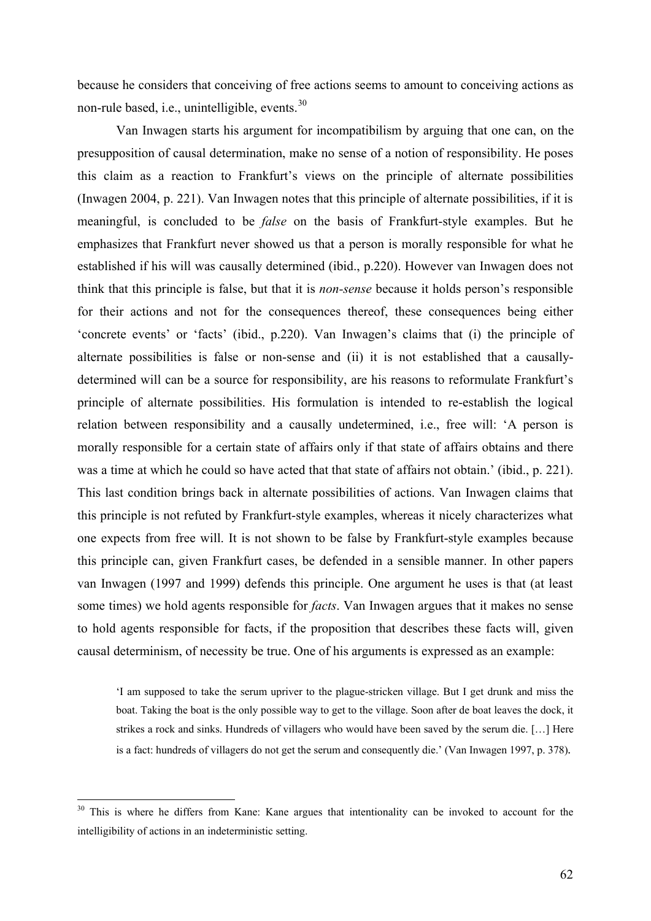because he considers that conceiving of free actions seems to amount to conceiving actions as non-rule based, i.e., unintelligible, events.[30]

Van Inwagen starts his argument for incompatibilism by arguing that one can, on the presupposition of causal determination, make no sense of a notion of responsibility. He poses this claim as a reaction to Frankfurt's views on the principle of alternate possibilities (Inwagen 2004, p. 221). Van Inwagen notes that this principle of alternate possibilities, if it is meaningful, is concluded to be *false* on the basis of Frankfurt-style examples. But he emphasizes that Frankfurt never showed us that a person is morally responsible for what he established if his will was causally determined (ibid., p.220). However van Inwagen does not think that this principle is false, but that it is *non-sense* because it holds person's responsible for their actions and not for the consequences thereof, these consequences being either 'concrete events' or 'facts' (ibid., p.220). Van Inwagen's claims that (i) the principle of alternate possibilities is false or non-sense and (ii) it is not established that a causally-determined will can be a source for responsibility, are his reasons to reformulate Frankfurt's principle of alternate possibilities. His formulation is intended to re-establish the logical relation between responsibility and a causally undetermined, i.e., free will: 'A person is morally responsible for a certain state of affairs only if that state of affairs obtains and there was a time at which he could so have acted that that state of affairs not obtain.' (ibid., p. 221). This last condition brings back in alternate possibilities of actions. Van Inwagen claims that this principle is not refuted by Frankfurt-style examples, whereas it nicely characterizes what one expects from free will. It is not shown to be false by Frankfurt-style examples because this principle can, given Frankfurt cases, be defended in a sensible manner. In other papers van Inwagen (1997 and 1999) defends this principle. One argument he uses is that (at least some times) we hold agents responsible for *facts*. Van Inwagen argues that it makes no sense to hold agents responsible for facts, if the proposition that describes these facts will, given causal determinism, of necessity be true. One of his arguments is expressed as an example:

> 'I am supposed to take the serum upriver to the plague-stricken village. But I get drunk and miss the boat. Taking the boat is the only possible way to get to the village. Soon after de boat leaves the dock, it strikes a rock and sinks. Hundreds of villagers who would have been saved by the serum die. […] Here is a fact: hundreds of villagers do not get the serum and consequently die.' (Van Inwagen 1997, p. 378).

---

[30] This is where he differs from Kane: Kane argues that intentionality can be invoked to account for the intelligibility of actions in an indeterministic setting.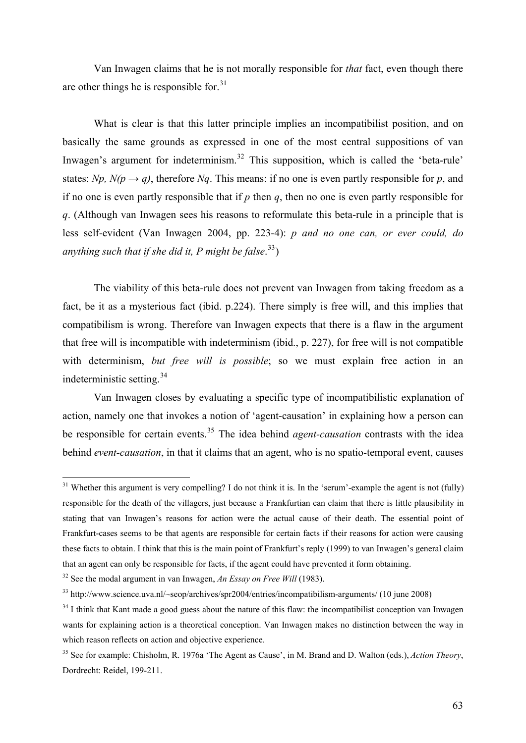Van Inwagen claims that he is not morally responsible for *that* fact, even though there are other things he is responsible for.[31]

What is clear is that this latter principle implies an incompatibilist position, and on basically the same grounds as expressed in one of the most central suppositions of van Inwagen's argument for indeterminism.[32] This supposition, which is called the 'beta-rule' states: *Np, N(p → q)*, therefore *Nq*. This means: if no one is even partly responsible for *p*, and if no one is even partly responsible that if *p* then *q*, then no one is even partly responsible for *q*. (Although van Inwagen sees his reasons to reformulate this beta-rule in a principle that is less self-evident (Van Inwagen 2004, pp. 223-4): *p and no one can, or ever could, do anything such that if she did it, P might be false*.[33])

The viability of this beta-rule does not prevent van Inwagen from taking freedom as a fact, be it as a mysterious fact (ibid. p.224). There simply is free will, and this implies that compatibilism is wrong. Therefore van Inwagen expects that there is a flaw in the argument that free will is incompatible with indeterminism (ibid., p. 227), for free will is not compatible with determinism, *but free will is possible*; so we must explain free action in an indeterministic setting.[34]

Van Inwagen closes by evaluating a specific type of incompatibilistic explanation of action, namely one that invokes a notion of 'agent-causation' in explaining how a person can be responsible for certain events.[35] The idea behind *agent-causation* contrasts with the idea behind *event-causation*, in that it claims that an agent, who is no spatio-temporal event, causes

---

[31] Whether this argument is very compelling? I do not think it is. In the 'serum'-example the agent is not (fully) responsible for the death of the villagers, just because a Frankfurtian can claim that there is little plausibility in stating that van Inwagen's reasons for action were the actual cause of their death. The essential point of Frankfurt-cases seems to be that agents are responsible for certain facts if their reasons for action were causing these facts to obtain. I think that this is the main point of Frankfurt's reply (1999) to van Inwagen's general claim that an agent can only be responsible for facts, if the agent could have prevented it form obtaining.

[32] See the modal argument in van Inwagen, *An Essay on Free Will* (1983).

[33] http://www.science.uva.nl/~seop/archives/spr2004/entries/incompatibilism-arguments/ (10 june 2008)

[34] I think that Kant made a good guess about the nature of this flaw: the incompatibilist conception van Inwagen wants for explaining action is a theoretical conception. Van Inwagen makes no distinction between the way in which reason reflects on action and objective experience.

[35] See for example: Chisholm, R. 1976a 'The Agent as Cause', in M. Brand and D. Walton (eds.), *Action Theory*, Dordrecht: Reidel, 199-211.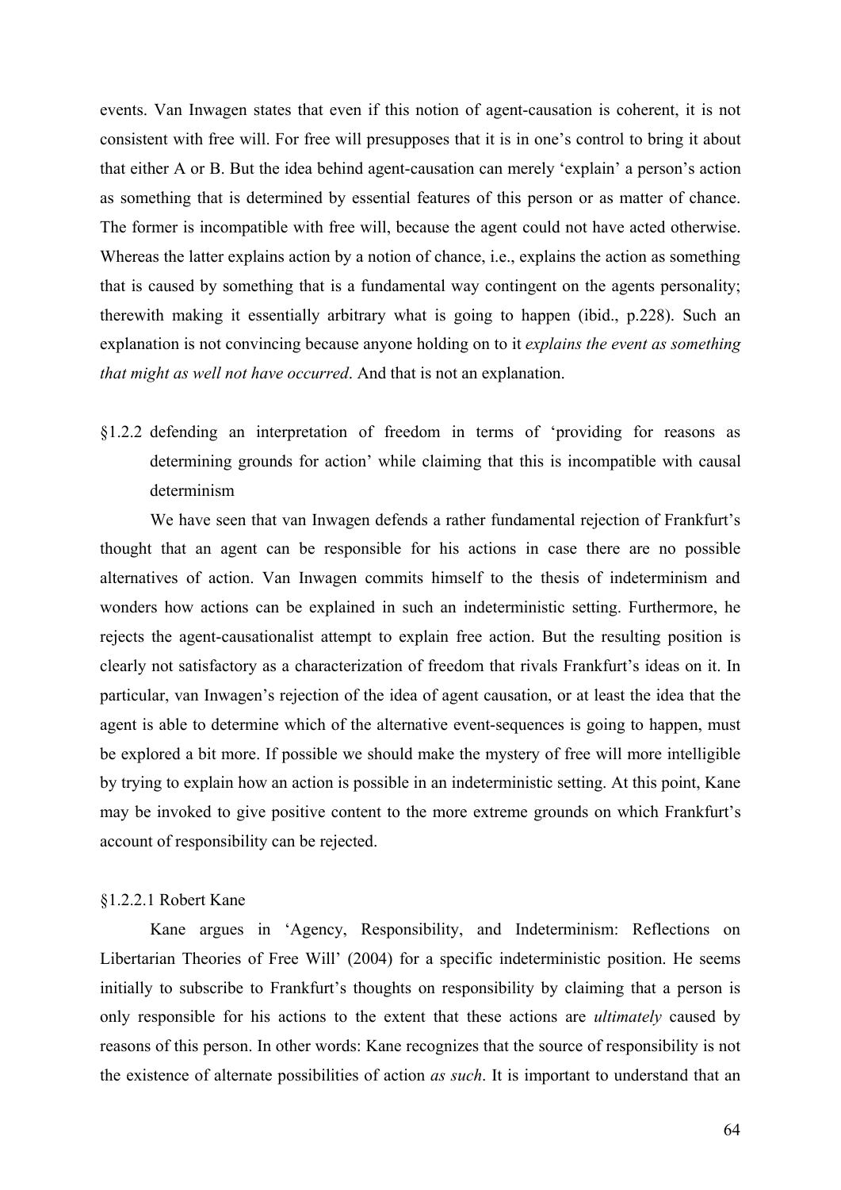events. Van Inwagen states that even if this notion of agent-causation is coherent, it is not consistent with free will. For free will presupposes that it is in one's control to bring it about that either A or B. But the idea behind agent-causation can merely 'explain' a person's action as something that is determined by essential features of this person or as matter of chance. The former is incompatible with free will, because the agent could not have acted otherwise. Whereas the latter explains action by a notion of chance, i.e., explains the action as something that is caused by something that is a fundamental way contingent on the agents personality; therewith making it essentially arbitrary what is going to happen (ibid., p.228). Such an explanation is not convincing because anyone holding on to it *explains the event as something that might as well not have occurred*. And that is not an explanation.

### §1.2.2 defending an interpretation of freedom in terms of 'providing for reasons as determining grounds for action' while claiming that this is incompatible with causal determinism

We have seen that van Inwagen defends a rather fundamental rejection of Frankfurt's thought that an agent can be responsible for his actions in case there are no possible alternatives of action. Van Inwagen commits himself to the thesis of indeterminism and wonders how actions can be explained in such an indeterministic setting. Furthermore, he rejects the agent-causationalist attempt to explain free action. But the resulting position is clearly not satisfactory as a characterization of freedom that rivals Frankfurt's ideas on it. In particular, van Inwagen's rejection of the idea of agent causation, or at least the idea that the agent is able to determine which of the alternative event-sequences is going to happen, must be explored a bit more. If possible we should make the mystery of free will more intelligible by trying to explain how an action is possible in an indeterministic setting. At this point, Kane may be invoked to give positive content to the more extreme grounds on which Frankfurt's account of responsibility can be rejected.

#### §1.2.2.1 Robert Kane

Kane argues in 'Agency, Responsibility, and Indeterminism: Reflections on Libertarian Theories of Free Will' (2004) for a specific indeterministic position. He seems initially to subscribe to Frankfurt's thoughts on responsibility by claiming that a person is only responsible for his actions to the extent that these actions are *ultimately* caused by reasons of this person. In other words: Kane recognizes that the source of responsibility is not the existence of alternate possibilities of action *as such*. It is important to understand that an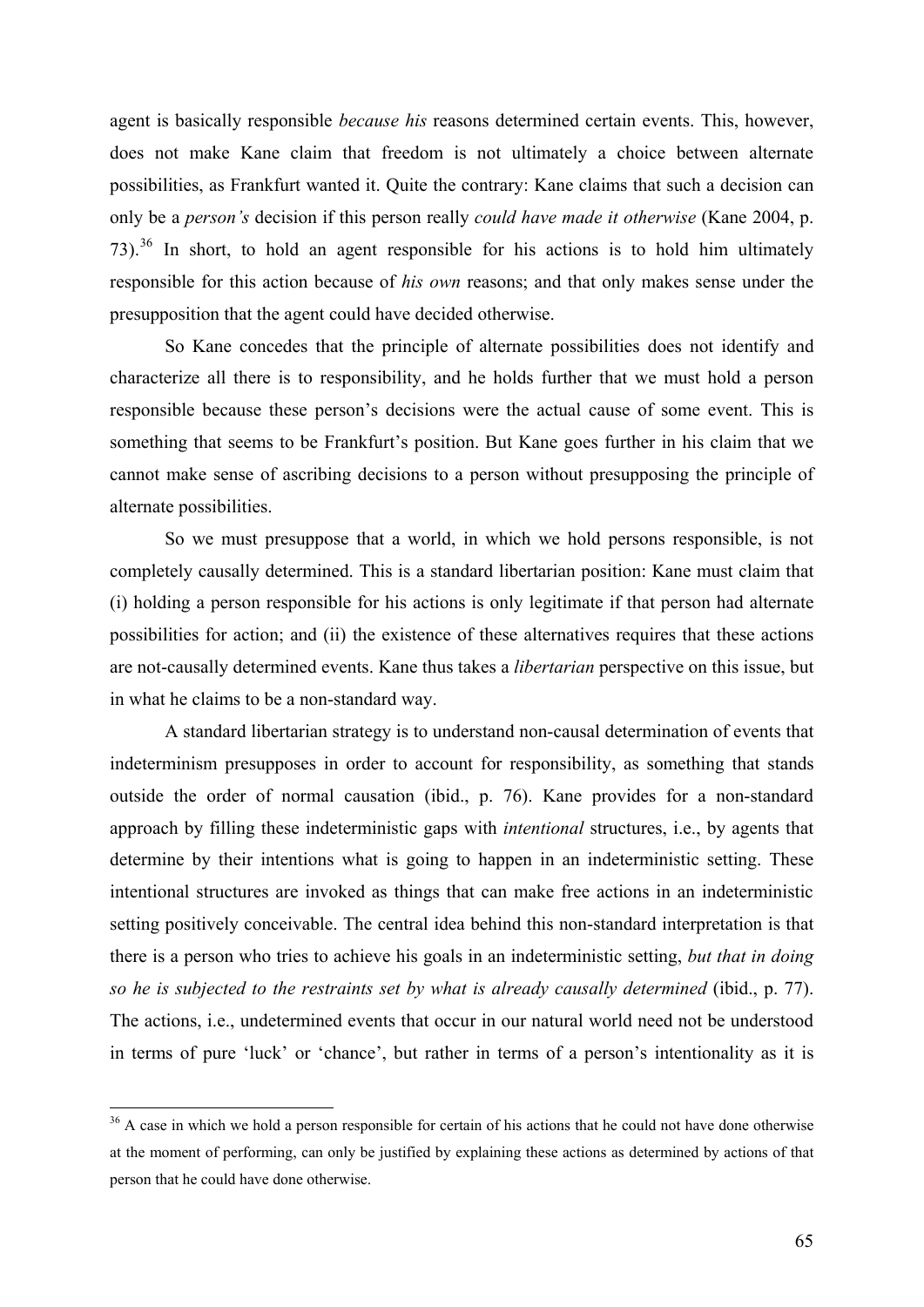agent is basically responsible *because his* reasons determined certain events. This, however, does not make Kane claim that freedom is not ultimately a choice between alternate possibilities, as Frankfurt wanted it. Quite the contrary: Kane claims that such a decision can only be a *person's* decision if this person really *could have made it otherwise* (Kane 2004, p. 73).[36] In short, to hold an agent responsible for his actions is to hold him ultimately responsible for this action because of *his own* reasons; and that only makes sense under the presupposition that the agent could have decided otherwise.

So Kane concedes that the principle of alternate possibilities does not identify and characterize all there is to responsibility, and he holds further that we must hold a person responsible because these person's decisions were the actual cause of some event. This is something that seems to be Frankfurt's position. But Kane goes further in his claim that we cannot make sense of ascribing decisions to a person without presupposing the principle of alternate possibilities.

So we must presuppose that a world, in which we hold persons responsible, is not completely causally determined. This is a standard libertarian position: Kane must claim that (i) holding a person responsible for his actions is only legitimate if that person had alternate possibilities for action; and (ii) the existence of these alternatives requires that these actions are not-causally determined events. Kane thus takes a *libertarian* perspective on this issue, but in what he claims to be a non-standard way.

A standard libertarian strategy is to understand non-causal determination of events that indeterminism presupposes in order to account for responsibility, as something that stands outside the order of normal causation (ibid., p. 76). Kane provides for a non-standard approach by filling these indeterministic gaps with *intentional* structures, i.e., by agents that determine by their intentions what is going to happen in an indeterministic setting. These intentional structures are invoked as things that can make free actions in an indeterministic setting positively conceivable. The central idea behind this non-standard interpretation is that there is a person who tries to achieve his goals in an indeterministic setting, *but that in doing so he is subjected to the restraints set by what is already causally determined* (ibid., p. 77). The actions, i.e., undetermined events that occur in our natural world need not be understood in terms of pure 'luck' or 'chance', but rather in terms of a person's intentionality as it is

[36] A case in which we hold a person responsible for certain of his actions that he could not have done otherwise at the moment of performing, can only be justified by explaining these actions as determined by actions of that person that he could have done otherwise.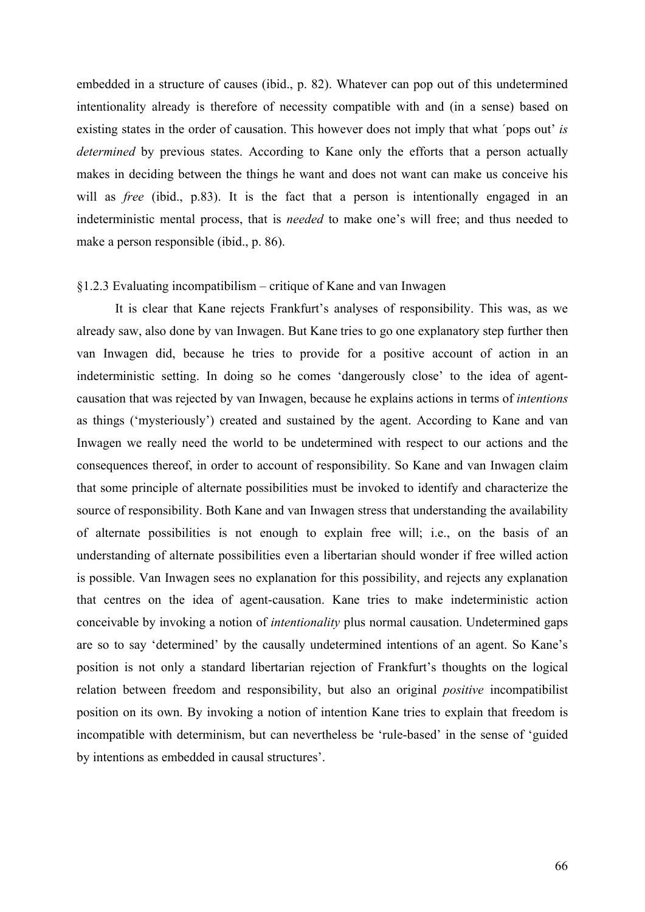embedded in a structure of causes (ibid., p. 82). Whatever can pop out of this undetermined intentionality already is therefore of necessity compatible with and (in a sense) based on existing states in the order of causation. This however does not imply that what ´pops out' *is determined* by previous states. According to Kane only the efforts that a person actually makes in deciding between the things he want and does not want can make us conceive his will as *free* (ibid., p.83). It is the fact that a person is intentionally engaged in an indeterministic mental process, that is *needed* to make one's will free; and thus needed to make a person responsible (ibid., p. 86).

### §1.2.3 Evaluating incompatibilism – critique of Kane and van Inwagen

It is clear that Kane rejects Frankfurt's analyses of responsibility. This was, as we already saw, also done by van Inwagen. But Kane tries to go one explanatory step further then van Inwagen did, because he tries to provide for a positive account of action in an indeterministic setting. In doing so he comes 'dangerously close' to the idea of agent-causation that was rejected by van Inwagen, because he explains actions in terms of *intentions* as things ('mysteriously') created and sustained by the agent. According to Kane and van Inwagen we really need the world to be undetermined with respect to our actions and the consequences thereof, in order to account of responsibility. So Kane and van Inwagen claim that some principle of alternate possibilities must be invoked to identify and characterize the source of responsibility. Both Kane and van Inwagen stress that understanding the availability of alternate possibilities is not enough to explain free will; i.e., on the basis of an understanding of alternate possibilities even a libertarian should wonder if free willed action is possible. Van Inwagen sees no explanation for this possibility, and rejects any explanation that centres on the idea of agent-causation. Kane tries to make indeterministic action conceivable by invoking a notion of *intentionality* plus normal causation. Undetermined gaps are so to say 'determined' by the causally undetermined intentions of an agent. So Kane's position is not only a standard libertarian rejection of Frankfurt's thoughts on the logical relation between freedom and responsibility, but also an original *positive* incompatibilist position on its own. By invoking a notion of intention Kane tries to explain that freedom is incompatible with determinism, but can nevertheless be 'rule-based' in the sense of 'guided by intentions as embedded in causal structures'.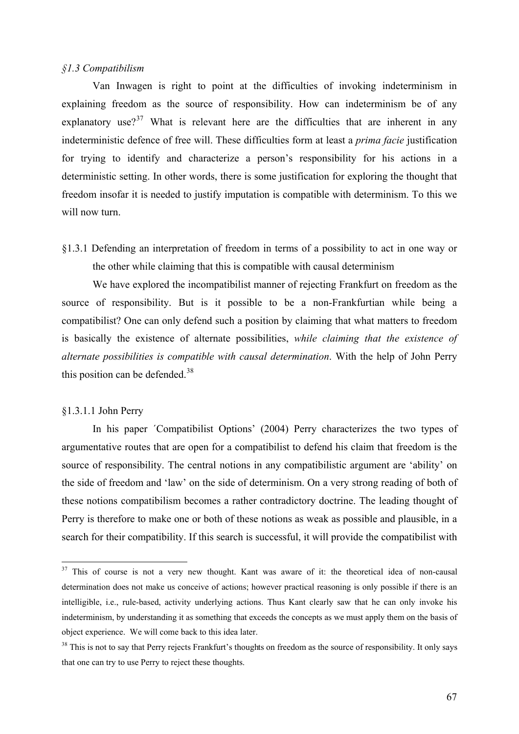### *§1.3 Compatibilism*

Van Inwagen is right to point at the difficulties of invoking indeterminism in explaining freedom as the source of responsibility. How can indeterminism be of any explanatory use?[37] What is relevant here are the difficulties that are inherent in any indeterministic defence of free will. These difficulties form at least a *prima facie* justification for trying to identify and characterize a person's responsibility for his actions in a deterministic setting. In other words, there is some justification for exploring the thought that freedom insofar it is needed to justify imputation is compatible with determinism. To this we will now turn.

#### §1.3.1 Defending an interpretation of freedom in terms of a possibility to act in one way or the other while claiming that this is compatible with causal determinism

We have explored the incompatibilist manner of rejecting Frankfurt on freedom as the source of responsibility. But is it possible to be a non-Frankfurtian while being a compatibilist? One can only defend such a position by claiming that what matters to freedom is basically the existence of alternate possibilities, *while claiming that the existence of alternate possibilities is compatible with causal determination*. With the help of John Perry this position can be defended.[38]

##### §1.3.1.1 John Perry

In his paper ´Compatibilist Options' (2004) Perry characterizes the two types of argumentative routes that are open for a compatibilist to defend his claim that freedom is the source of responsibility. The central notions in any compatibilistic argument are 'ability' on the side of freedom and 'law' on the side of determinism. On a very strong reading of both of these notions compatibilism becomes a rather contradictory doctrine. The leading thought of Perry is therefore to make one or both of these notions as weak as possible and plausible, in a search for their compatibility. If this search is successful, it will provide the compatibilist with

---

[37] This of course is not a very new thought. Kant was aware of it: the theoretical idea of non-causal determination does not make us conceive of actions; however practical reasoning is only possible if there is an intelligible, i.e., rule-based, activity underlying actions. Thus Kant clearly saw that he can only invoke his indeterminism, by understanding it as something that exceeds the concepts as we must apply them on the basis of object experience. We will come back to this idea later.

[38] This is not to say that Perry rejects Frankfurt's thoughts on freedom as the source of responsibility. It only says that one can try to use Perry to reject these thoughts.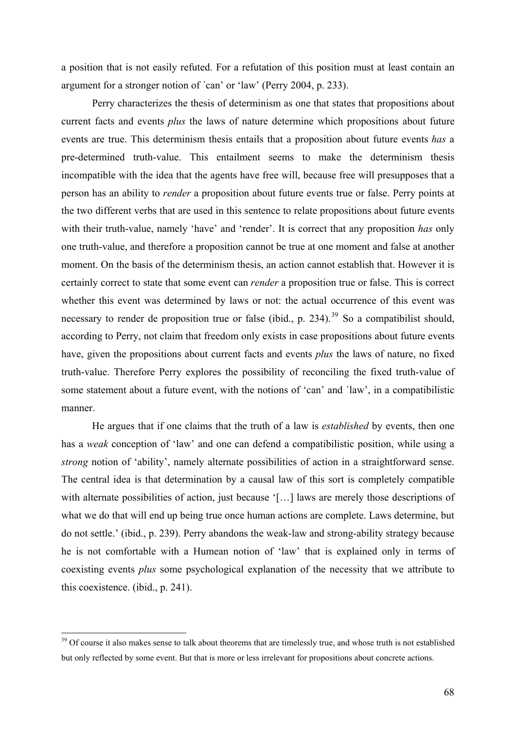a position that is not easily refuted. For a refutation of this position must at least contain an argument for a stronger notion of ´can' or 'law' (Perry 2004, p. 233).

Perry characterizes the thesis of determinism as one that states that propositions about current facts and events *plus* the laws of nature determine which propositions about future events are true. This determinism thesis entails that a proposition about future events *has* a pre-determined truth-value. This entailment seems to make the determinism thesis incompatible with the idea that the agents have free will, because free will presupposes that a person has an ability to *render* a proposition about future events true or false. Perry points at the two different verbs that are used in this sentence to relate propositions about future events with their truth-value, namely 'have' and 'render'. It is correct that any proposition *has* only one truth-value, and therefore a proposition cannot be true at one moment and false at another moment. On the basis of the determinism thesis, an action cannot establish that. However it is certainly correct to state that some event can *render* a proposition true or false. This is correct whether this event was determined by laws or not: the actual occurrence of this event was necessary to render de proposition true or false (ibid., p. 234).[39] So a compatibilist should, according to Perry, not claim that freedom only exists in case propositions about future events have, given the propositions about current facts and events *plus* the laws of nature, no fixed truth-value. Therefore Perry explores the possibility of reconciling the fixed truth-value of some statement about a future event, with the notions of 'can' and ´law', in a compatibilistic manner.

He argues that if one claims that the truth of a law is *established* by events, then one has a *weak* conception of 'law' and one can defend a compatibilistic position, while using a *strong* notion of 'ability', namely alternate possibilities of action in a straightforward sense. The central idea is that determination by a causal law of this sort is completely compatible with alternate possibilities of action, just because '[…] laws are merely those descriptions of what we do that will end up being true once human actions are complete. Laws determine, but do not settle.' (ibid., p. 239). Perry abandons the weak-law and strong-ability strategy because he is not comfortable with a Humean notion of 'law' that is explained only in terms of coexisting events *plus* some psychological explanation of the necessity that we attribute to this coexistence. (ibid., p. 241).

---

[39] Of course it also makes sense to talk about theorems that are timelessly true, and whose truth is not established but only reflected by some event. But that is more or less irrelevant for propositions about concrete actions.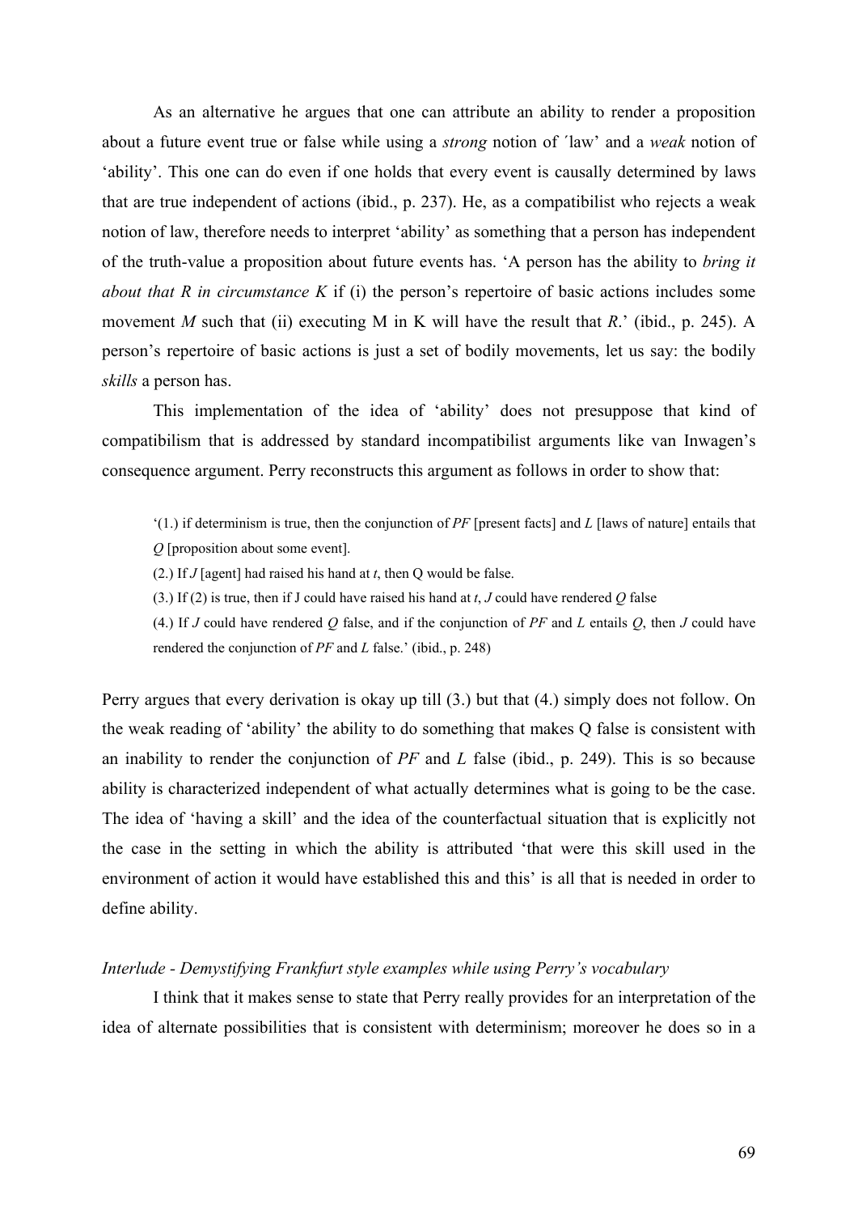As an alternative he argues that one can attribute an ability to render a proposition about a future event true or false while using a *strong* notion of ´law' and a *weak* notion of 'ability'. This one can do even if one holds that every event is causally determined by laws that are true independent of actions (ibid., p. 237). He, as a compatibilist who rejects a weak notion of law, therefore needs to interpret 'ability' as something that a person has independent of the truth-value a proposition about future events has. 'A person has the ability to *bring it about that R in circumstance K* if (i) the person's repertoire of basic actions includes some movement *M* such that (ii) executing M in K will have the result that *R*.' (ibid., p. 245). A person's repertoire of basic actions is just a set of bodily movements, let us say: the bodily *skills* a person has.

This implementation of the idea of 'ability' does not presuppose that kind of compatibilism that is addressed by standard incompatibilist arguments like van Inwagen's consequence argument. Perry reconstructs this argument as follows in order to show that:

> '(1.) if determinism is true, then the conjunction of *PF* [present facts] and *L* [laws of nature] entails that *Q* [proposition about some event].
>
> (2.) If *J* [agent] had raised his hand at *t*, then Q would be false.
>
> (3.) If (2) is true, then if J could have raised his hand at *t*, *J* could have rendered *Q* false
>
> (4.) If *J* could have rendered *Q* false, and if the conjunction of *PF* and *L* entails *Q*, then *J* could have rendered the conjunction of *PF* and *L* false.' (ibid., p. 248)

Perry argues that every derivation is okay up till (3.) but that (4.) simply does not follow. On the weak reading of 'ability' the ability to do something that makes Q false is consistent with an inability to render the conjunction of *PF* and *L* false (ibid., p. 249). This is so because ability is characterized independent of what actually determines what is going to be the case. The idea of 'having a skill' and the idea of the counterfactual situation that is explicitly not the case in the setting in which the ability is attributed 'that were this skill used in the environment of action it would have established this and this' is all that is needed in order to define ability.

*Interlude - Demystifying Frankfurt style examples while using Perry's vocabulary*

I think that it makes sense to state that Perry really provides for an interpretation of the idea of alternate possibilities that is consistent with determinism; moreover he does so in a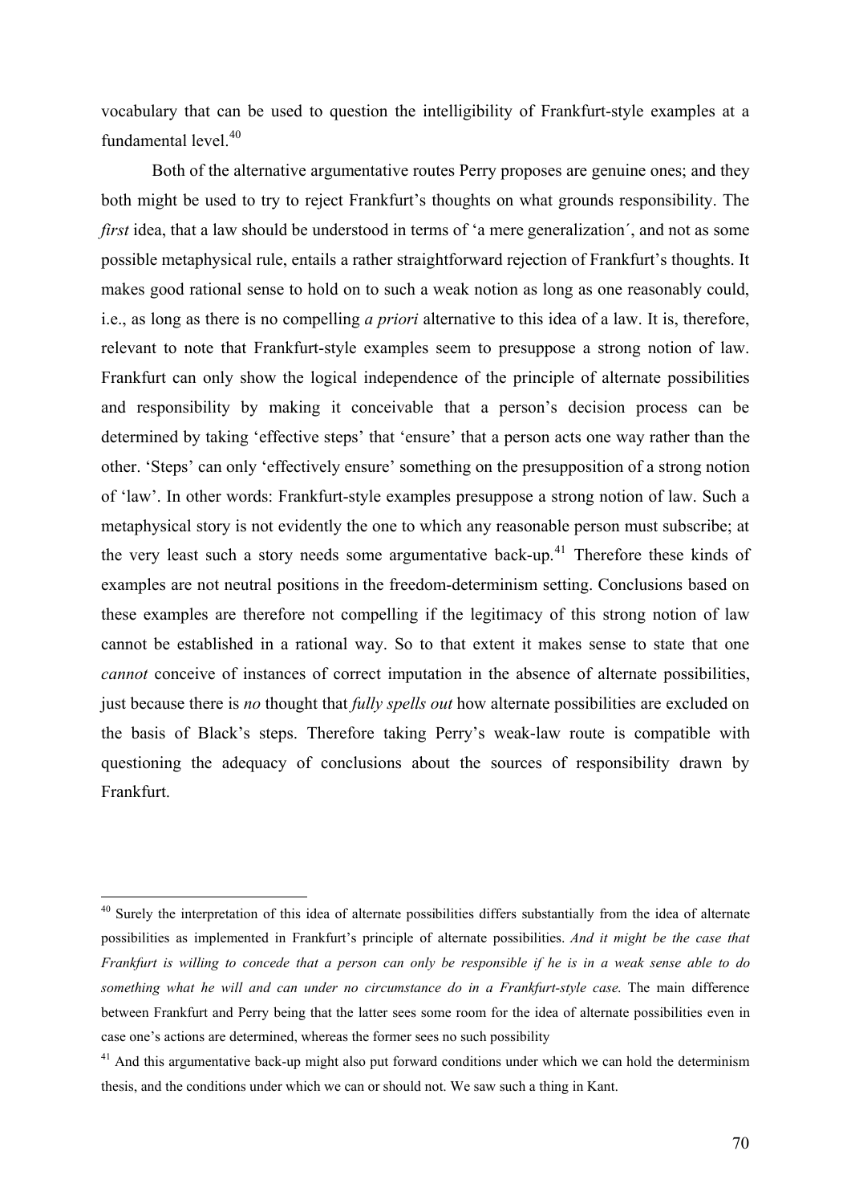vocabulary that can be used to question the intelligibility of Frankfurt-style examples at a fundamental level.[40]

Both of the alternative argumentative routes Perry proposes are genuine ones; and they both might be used to try to reject Frankfurt's thoughts on what grounds responsibility. The *first* idea, that a law should be understood in terms of 'a mere generalization´, and not as some possible metaphysical rule, entails a rather straightforward rejection of Frankfurt's thoughts. It makes good rational sense to hold on to such a weak notion as long as one reasonably could, i.e., as long as there is no compelling *a priori* alternative to this idea of a law. It is, therefore, relevant to note that Frankfurt-style examples seem to presuppose a strong notion of law. Frankfurt can only show the logical independence of the principle of alternate possibilities and responsibility by making it conceivable that a person's decision process can be determined by taking 'effective steps' that 'ensure' that a person acts one way rather than the other. 'Steps' can only 'effectively ensure' something on the presupposition of a strong notion of 'law'. In other words: Frankfurt-style examples presuppose a strong notion of law. Such a metaphysical story is not evidently the one to which any reasonable person must subscribe; at the very least such a story needs some argumentative back-up.[41] Therefore these kinds of examples are not neutral positions in the freedom-determinism setting. Conclusions based on these examples are therefore not compelling if the legitimacy of this strong notion of law cannot be established in a rational way. So to that extent it makes sense to state that one *cannot* conceive of instances of correct imputation in the absence of alternate possibilities, just because there is *no* thought that *fully spells out* how alternate possibilities are excluded on the basis of Black's steps. Therefore taking Perry's weak-law route is compatible with questioning the adequacy of conclusions about the sources of responsibility drawn by Frankfurt.

---

[40] Surely the interpretation of this idea of alternate possibilities differs substantially from the idea of alternate possibilities as implemented in Frankfurt's principle of alternate possibilities. *And it might be the case that Frankfurt is willing to concede that a person can only be responsible if he is in a weak sense able to do something what he will and can under no circumstance do in a Frankfurt-style case.* The main difference between Frankfurt and Perry being that the latter sees some room for the idea of alternate possibilities even in case one's actions are determined, whereas the former sees no such possibility

[41] And this argumentative back-up might also put forward conditions under which we can hold the determinism thesis, and the conditions under which we can or should not. We saw such a thing in Kant.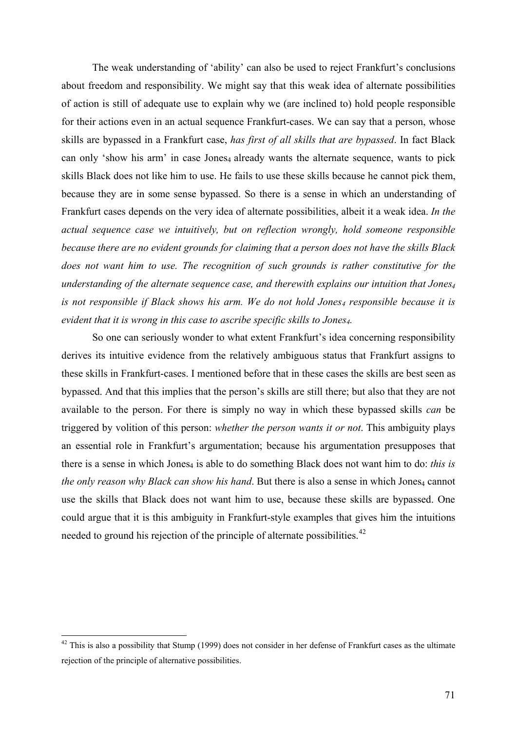The weak understanding of 'ability' can also be used to reject Frankfurt's conclusions about freedom and responsibility. We might say that this weak idea of alternate possibilities of action is still of adequate use to explain why we (are inclined to) hold people responsible for their actions even in an actual sequence Frankfurt-cases. We can say that a person, whose skills are bypassed in a Frankfurt case, *has first of all skills that are bypassed*. In fact Black can only 'show his arm' in case $Jones_4$ already wants the alternate sequence, wants to pick skills Black does not like him to use. He fails to use these skills because he cannot pick them, because they are in some sense bypassed. So there is a sense in which an understanding of Frankfurt cases depends on the very idea of alternate possibilities, albeit it a weak idea. *In the actual sequence case we intuitively, but on reflection wrongly, hold someone responsible because there are no evident grounds for claiming that a person does not have the skills Black does not want him to use. The recognition of such grounds is rather constitutive for the understanding of the alternate sequence case, and therewith explains our intuition that $Jones_4$ is not responsible if Black shows his arm. We do not hold $Jones_4$ responsible because it is evident that it is wrong in this case to ascribe specific skills to $Jones_4$.*

So one can seriously wonder to what extent Frankfurt's idea concerning responsibility derives its intuitive evidence from the relatively ambiguous status that Frankfurt assigns to these skills in Frankfurt-cases. I mentioned before that in these cases the skills are best seen as bypassed. And that this implies that the person's skills are still there; but also that they are not available to the person. For there is simply no way in which these bypassed skills *can* be triggered by volition of this person: *whether the person wants it or not*. This ambiguity plays an essential role in Frankfurt's argumentation; because his argumentation presupposes that there is a sense in which $Jones_4$ is able to do something Black does not want him to do: *this is the only reason why Black can show his hand*. But there is also a sense in which $Jones_4$ cannot use the skills that Black does not want him to use, because these skills are bypassed. One could argue that it is this ambiguity in Frankfurt-style examples that gives him the intuitions needed to ground his rejection of the principle of alternate possibilities.[42]

---

[42] This is also a possibility that Stump (1999) does not consider in her defense of Frankfurt cases as the ultimate rejection of the principle of alternative possibilities.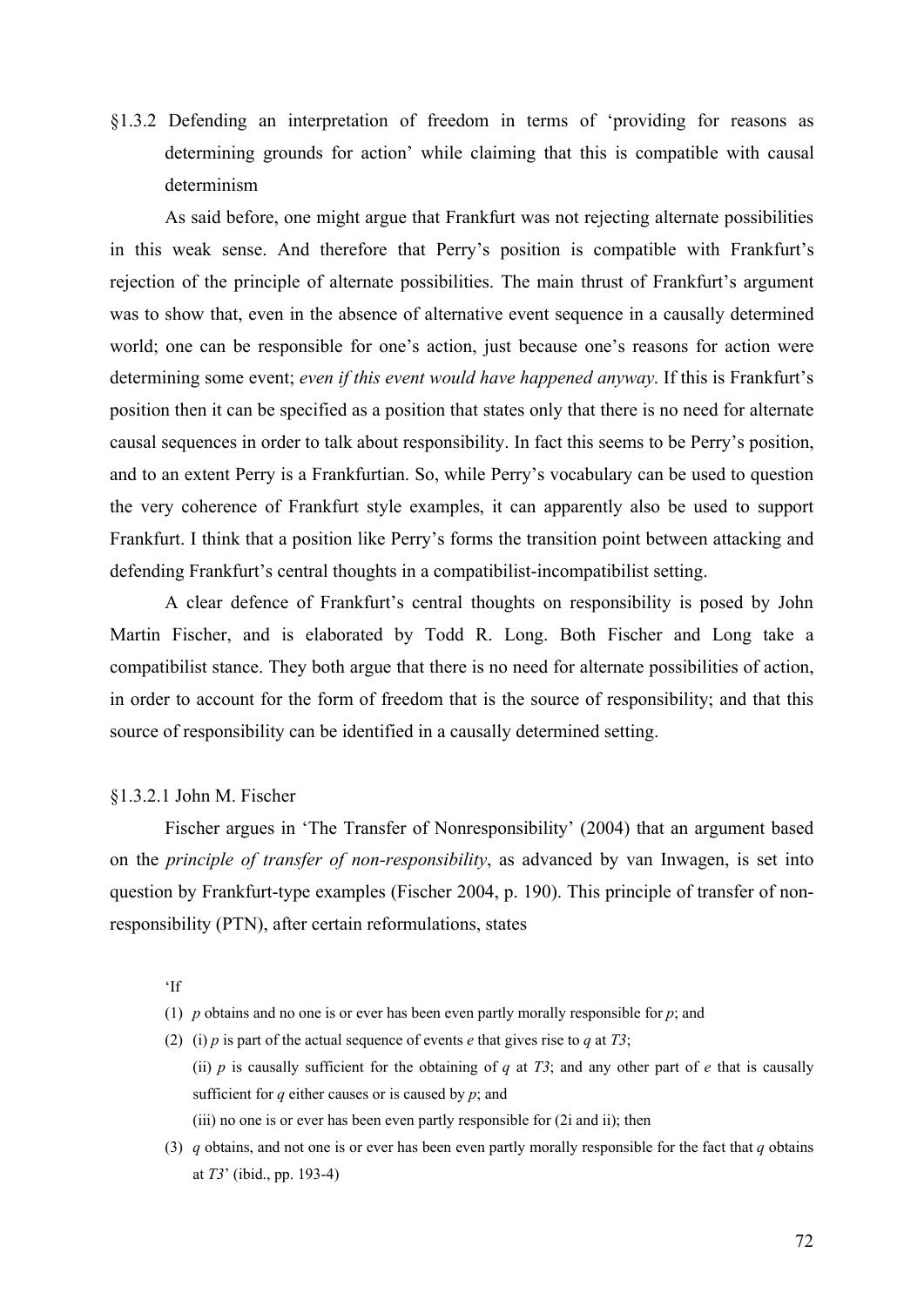### §1.3.2 Defending an interpretation of freedom in terms of 'providing for reasons as determining grounds for action' while claiming that this is compatible with causal determinism

As said before, one might argue that Frankfurt was not rejecting alternate possibilities in this weak sense. And therefore that Perry's position is compatible with Frankfurt's rejection of the principle of alternate possibilities. The main thrust of Frankfurt's argument was to show that, even in the absence of alternative event sequence in a causally determined world; one can be responsible for one's action, just because one's reasons for action were determining some event; *even if this event would have happened anyway*. If this is Frankfurt's position then it can be specified as a position that states only that there is no need for alternate causal sequences in order to talk about responsibility. In fact this seems to be Perry's position, and to an extent Perry is a Frankfurtian. So, while Perry's vocabulary can be used to question the very coherence of Frankfurt style examples, it can apparently also be used to support Frankfurt. I think that a position like Perry's forms the transition point between attacking and defending Frankfurt's central thoughts in a compatibilist-incompatibilist setting.

A clear defence of Frankfurt's central thoughts on responsibility is posed by John Martin Fischer, and is elaborated by Todd R. Long. Both Fischer and Long take a compatibilist stance. They both argue that there is no need for alternate possibilities of action, in order to account for the form of freedom that is the source of responsibility; and that this source of responsibility can be identified in a causally determined setting.

#### §1.3.2.1 John M. Fischer

Fischer argues in 'The Transfer of Nonresponsibility' (2004) that an argument based on the *principle of transfer of non-responsibility*, as advanced by van Inwagen, is set into question by Frankfurt-type examples (Fischer 2004, p. 190). This principle of transfer of non-responsibility (PTN), after certain reformulations, states

> 'If
>
> (1) *p* obtains and no one is or ever has been even partly morally responsible for *p*; and
>
> (2) (i) *p* is part of the actual sequence of events *e* that gives rise to *q* at *T3*;
>
> (ii) *p* is causally sufficient for the obtaining of *q* at *T3*; and any other part of *e* that is causally sufficient for *q* either causes or is caused by *p*; and
>
> (iii) no one is or ever has been even partly responsible for (2i and ii); then
>
> (3) *q* obtains, and not one is or ever has been even partly morally responsible for the fact that *q* obtains at *T3*' (ibid., pp. 193-4)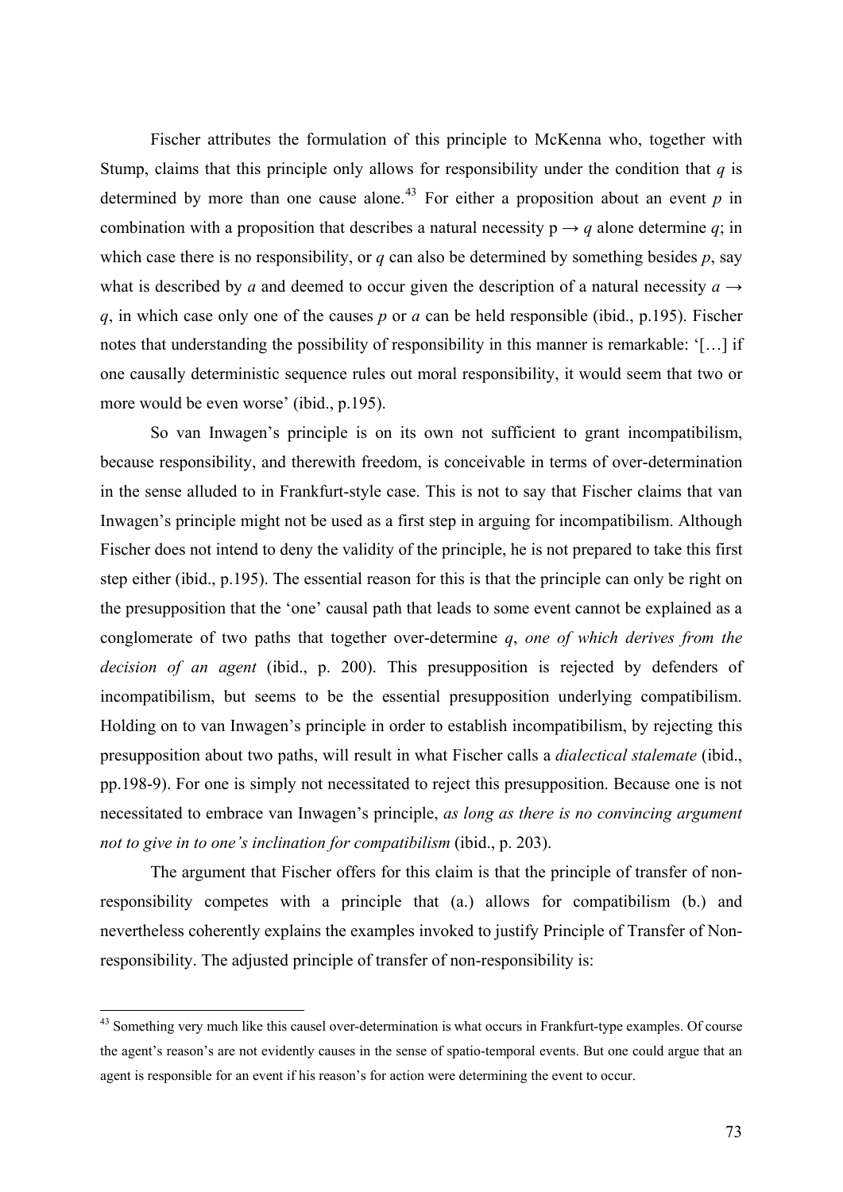Fischer attributes the formulation of this principle to McKenna who, together with Stump, claims that this principle only allows for responsibility under the condition that $q$ is determined by more than one cause alone.[43] For either a proposition about an event $p$ in combination with a proposition that describes a natural necessity $p \rightarrow q$ alone determine $q$; in which case there is no responsibility, or $q$ can also be determined by something besides $p$, say what is described by $a$ and deemed to occur given the description of a natural necessity $a \rightarrow q$, in which case only one of the causes $p$ or $a$ can be held responsible (ibid., p.195). Fischer notes that understanding the possibility of responsibility in this manner is remarkable: '[…] if one causally deterministic sequence rules out moral responsibility, it would seem that two or more would be even worse' (ibid., p.195).

So van Inwagen's principle is on its own not sufficient to grant incompatibilism, because responsibility, and therewith freedom, is conceivable in terms of over-determination in the sense alluded to in Frankfurt-style case. This is not to say that Fischer claims that van Inwagen's principle might not be used as a first step in arguing for incompatibilism. Although Fischer does not intend to deny the validity of the principle, he is not prepared to take this first step either (ibid., p.195). The essential reason for this is that the principle can only be right on the presupposition that the 'one' causal path that leads to some event cannot be explained as a conglomerate of two paths that together over-determine $q$, *one of which derives from the decision of an agent* (ibid., p. 200). This presupposition is rejected by defenders of incompatibilism, but seems to be the essential presupposition underlying compatibilism. Holding on to van Inwagen's principle in order to establish incompatibilism, by rejecting this presupposition about two paths, will result in what Fischer calls a *dialectical stalemate* (ibid., pp.198-9). For one is simply not necessitated to reject this presupposition. Because one is not necessitated to embrace van Inwagen's principle, *as long as there is no convincing argument not to give in to one's inclination for compatibilism* (ibid., p. 203).

The argument that Fischer offers for this claim is that the principle of transfer of non-responsibility competes with a principle that (a.) allows for compatibilism (b.) and nevertheless coherently explains the examples invoked to justify Principle of Transfer of Non-responsibility. The adjusted principle of transfer of non-responsibility is:

---

[43] Something very much like this causel over-determination is what occurs in Frankfurt-type examples. Of course the agent's reason's are not evidently causes in the sense of spatio-temporal events. But one could argue that an agent is responsible for an event if his reason's for action were determining the event to occur.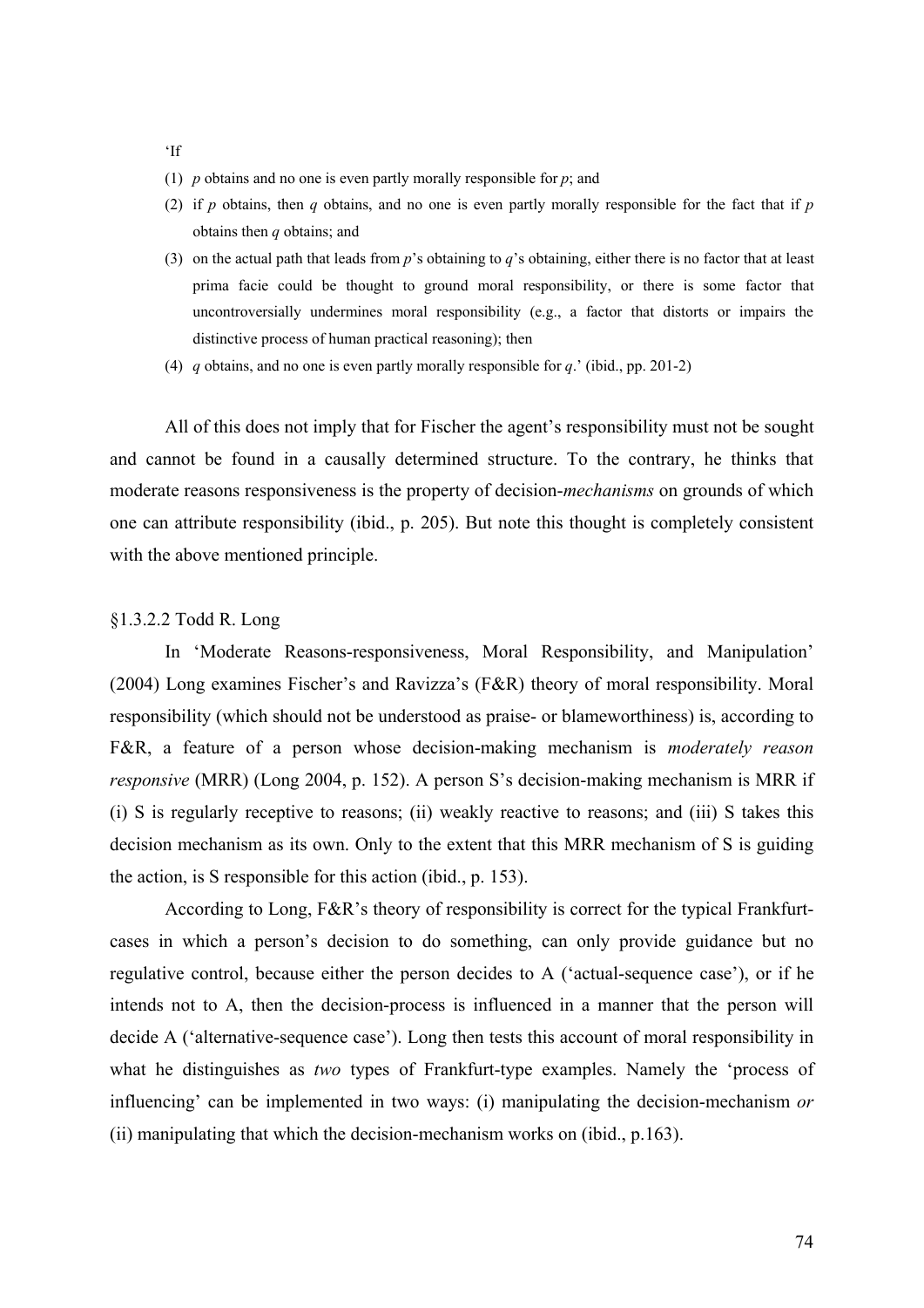'If

1. *p* obtains and no one is even partly morally responsible for *p*; and
2. if *p* obtains, then *q* obtains, and no one is even partly morally responsible for the fact that if *p* obtains then *q* obtains; and
3. on the actual path that leads from *p*'s obtaining to *q*'s obtaining, either there is no factor that at least prima facie could be thought to ground moral responsibility, or there is some factor that uncontroversially undermines moral responsibility (e.g., a factor that distorts or impairs the distinctive process of human practical reasoning); then
4. *q* obtains, and no one is even partly morally responsible for *q*.' (ibid., pp. 201-2)

All of this does not imply that for Fischer the agent's responsibility must not be sought and cannot be found in a causally determined structure. To the contrary, he thinks that moderate reasons responsiveness is the property of decision-*mechanisms* on grounds of which one can attribute responsibility (ibid., p. 205). But note this thought is completely consistent with the above mentioned principle.

§1.3.2.2 Todd R. Long

In 'Moderate Reasons-responsiveness, Moral Responsibility, and Manipulation' (2004) Long examines Fischer's and Ravizza's (F&R) theory of moral responsibility. Moral responsibility (which should not be understood as praise- or blameworthiness) is, according to F&R, a feature of a person whose decision-making mechanism is *moderately reason responsive* (MRR) (Long 2004, p. 152). A person S's decision-making mechanism is MRR if (i) S is regularly receptive to reasons; (ii) weakly reactive to reasons; and (iii) S takes this decision mechanism as its own. Only to the extent that this MRR mechanism of S is guiding the action, is S responsible for this action (ibid., p. 153).

According to Long, F&R's theory of responsibility is correct for the typical Frankfurt-cases in which a person's decision to do something, can only provide guidance but no regulative control, because either the person decides to A ('actual-sequence case'), or if he intends not to A, then the decision-process is influenced in a manner that the person will decide A ('alternative-sequence case'). Long then tests this account of moral responsibility in what he distinguishes as *two* types of Frankfurt-type examples. Namely the 'process of influencing' can be implemented in two ways: (i) manipulating the decision-mechanism *or* (ii) manipulating that which the decision-mechanism works on (ibid., p.163).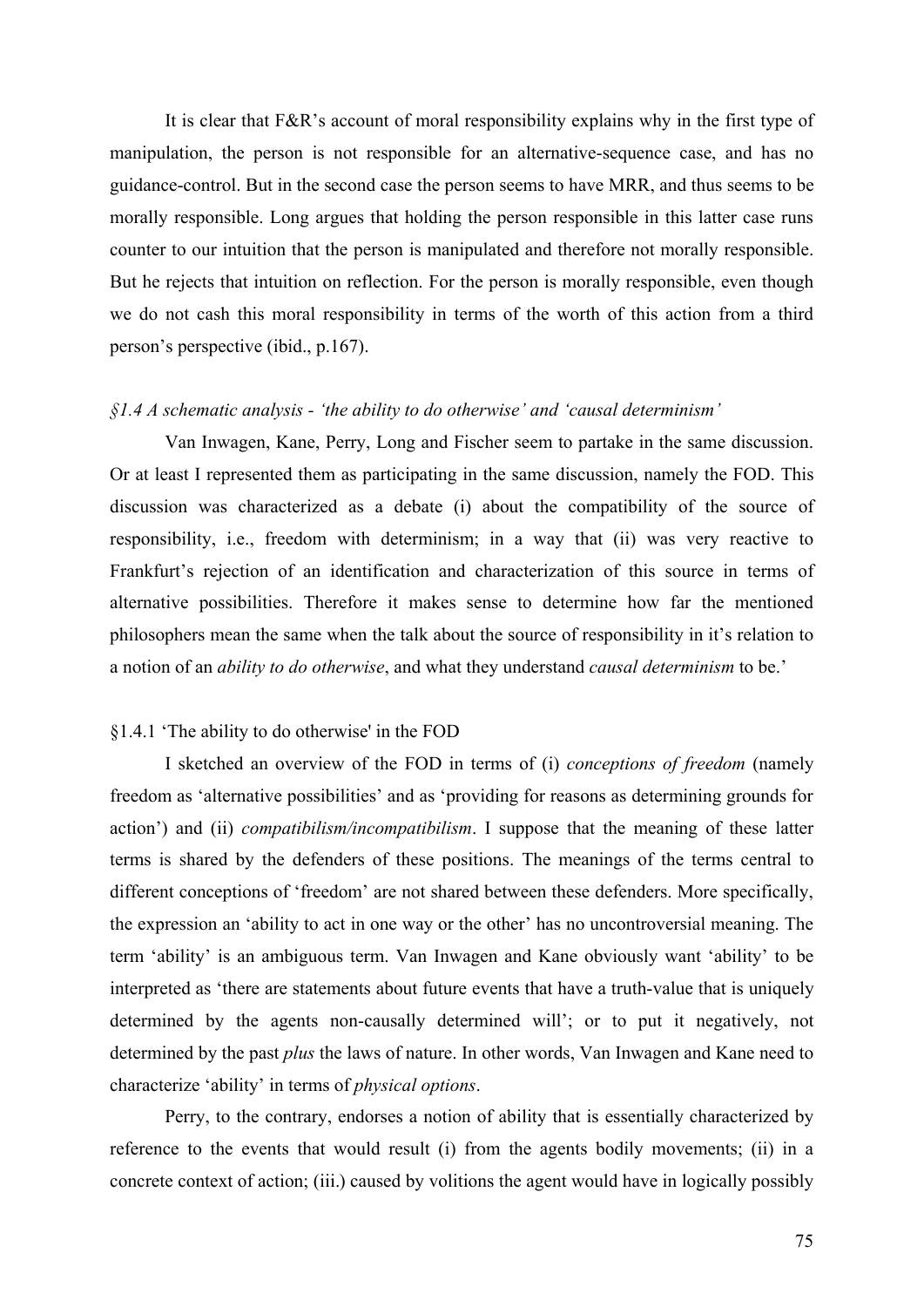It is clear that F&R's account of moral responsibility explains why in the first type of manipulation, the person is not responsible for an alternative-sequence case, and has no guidance-control. But in the second case the person seems to have MRR, and thus seems to be morally responsible. Long argues that holding the person responsible in this latter case runs counter to our intuition that the person is manipulated and therefore not morally responsible. But he rejects that intuition on reflection. For the person is morally responsible, even though we do not cash this moral responsibility in terms of the worth of this action from a third person's perspective (ibid., p.167).

### *§1.4 A schematic analysis - 'the ability to do otherwise' and 'causal determinism'*

Van Inwagen, Kane, Perry, Long and Fischer seem to partake in the same discussion. Or at least I represented them as participating in the same discussion, namely the FOD. This discussion was characterized as a debate (i) about the compatibility of the source of responsibility, i.e., freedom with determinism; in a way that (ii) was very reactive to Frankfurt's rejection of an identification and characterization of this source in terms of alternative possibilities. Therefore it makes sense to determine how far the mentioned philosophers mean the same when the talk about the source of responsibility in it's relation to a notion of an *ability to do otherwise*, and what they understand *causal determinism* to be.'

#### §1.4.1 'The ability to do otherwise' in the FOD

I sketched an overview of the FOD in terms of (i) *conceptions of freedom* (namely freedom as 'alternative possibilities' and as 'providing for reasons as determining grounds for action') and (ii) *compatibilism/incompatibilism*. I suppose that the meaning of these latter terms is shared by the defenders of these positions. The meanings of the terms central to different conceptions of 'freedom' are not shared between these defenders. More specifically, the expression an 'ability to act in one way or the other' has no uncontroversial meaning. The term 'ability' is an ambiguous term. Van Inwagen and Kane obviously want 'ability' to be interpreted as 'there are statements about future events that have a truth-value that is uniquely determined by the agents non-causally determined will'; or to put it negatively, not determined by the past *plus* the laws of nature. In other words, Van Inwagen and Kane need to characterize 'ability' in terms of *physical options*.

Perry, to the contrary, endorses a notion of ability that is essentially characterized by reference to the events that would result (i) from the agents bodily movements; (ii) in a concrete context of action; (iii.) caused by volitions the agent would have in logically possibly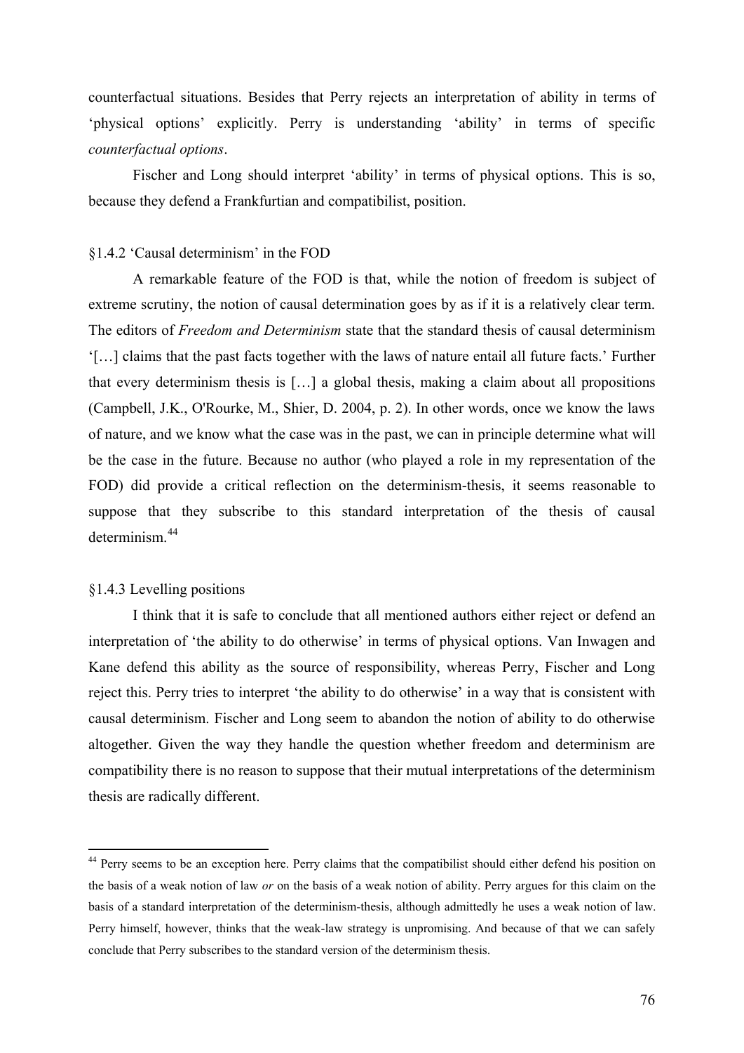counterfactual situations. Besides that Perry rejects an interpretation of ability in terms of 'physical options' explicitly. Perry is understanding 'ability' in terms of specific *counterfactual options*.

Fischer and Long should interpret 'ability' in terms of physical options. This is so, because they defend a Frankfurtian and compatibilist, position.

### §1.4.2 'Causal determinism' in the FOD

A remarkable feature of the FOD is that, while the notion of freedom is subject of extreme scrutiny, the notion of causal determination goes by as if it is a relatively clear term. The editors of *Freedom and Determinism* state that the standard thesis of causal determinism '[…] claims that the past facts together with the laws of nature entail all future facts.' Further that every determinism thesis is […] a global thesis, making a claim about all propositions (Campbell, J.K., O'Rourke, M., Shier, D. 2004, p. 2). In other words, once we know the laws of nature, and we know what the case was in the past, we can in principle determine what will be the case in the future. Because no author (who played a role in my representation of the FOD) did provide a critical reflection on the determinism-thesis, it seems reasonable to suppose that they subscribe to this standard interpretation of the thesis of causal determinism.[44]

### §1.4.3 Levelling positions

I think that it is safe to conclude that all mentioned authors either reject or defend an interpretation of 'the ability to do otherwise' in terms of physical options. Van Inwagen and Kane defend this ability as the source of responsibility, whereas Perry, Fischer and Long reject this. Perry tries to interpret 'the ability to do otherwise' in a way that is consistent with causal determinism. Fischer and Long seem to abandon the notion of ability to do otherwise altogether. Given the way they handle the question whether freedom and determinism are compatibility there is no reason to suppose that their mutual interpretations of the determinism thesis are radically different.

---

[44] Perry seems to be an exception here. Perry claims that the compatibilist should either defend his position on the basis of a weak notion of law *or* on the basis of a weak notion of ability. Perry argues for this claim on the basis of a standard interpretation of the determinism-thesis, although admittedly he uses a weak notion of law. Perry himself, however, thinks that the weak-law strategy is unpromising. And because of that we can safely conclude that Perry subscribes to the standard version of the determinism thesis.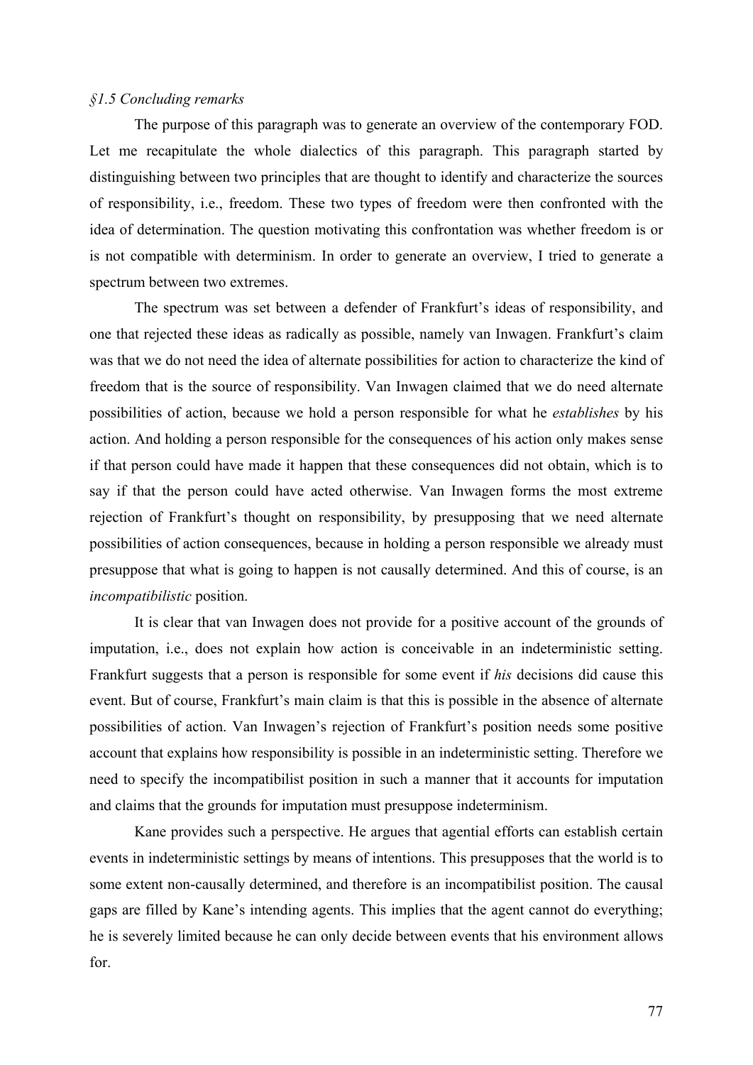*§1.5 Concluding remarks*

The purpose of this paragraph was to generate an overview of the contemporary FOD. Let me recapitulate the whole dialectics of this paragraph. This paragraph started by distinguishing between two principles that are thought to identify and characterize the sources of responsibility, i.e., freedom. These two types of freedom were then confronted with the idea of determination. The question motivating this confrontation was whether freedom is or is not compatible with determinism. In order to generate an overview, I tried to generate a spectrum between two extremes.

The spectrum was set between a defender of Frankfurt's ideas of responsibility, and one that rejected these ideas as radically as possible, namely van Inwagen. Frankfurt's claim was that we do not need the idea of alternate possibilities for action to characterize the kind of freedom that is the source of responsibility. Van Inwagen claimed that we do need alternate possibilities of action, because we hold a person responsible for what he *establishes* by his action. And holding a person responsible for the consequences of his action only makes sense if that person could have made it happen that these consequences did not obtain, which is to say if that the person could have acted otherwise. Van Inwagen forms the most extreme rejection of Frankfurt's thought on responsibility, by presupposing that we need alternate possibilities of action consequences, because in holding a person responsible we already must presuppose that what is going to happen is not causally determined. And this of course, is an *incompatibilistic* position.

It is clear that van Inwagen does not provide for a positive account of the grounds of imputation, i.e., does not explain how action is conceivable in an indeterministic setting. Frankfurt suggests that a person is responsible for some event if *his* decisions did cause this event. But of course, Frankfurt's main claim is that this is possible in the absence of alternate possibilities of action. Van Inwagen's rejection of Frankfurt's position needs some positive account that explains how responsibility is possible in an indeterministic setting. Therefore we need to specify the incompatibilist position in such a manner that it accounts for imputation and claims that the grounds for imputation must presuppose indeterminism.

Kane provides such a perspective. He argues that agential efforts can establish certain events in indeterministic settings by means of intentions. This presupposes that the world is to some extent non-causally determined, and therefore is an incompatibilist position. The causal gaps are filled by Kane's intending agents. This implies that the agent cannot do everything; he is severely limited because he can only decide between events that his environment allows for.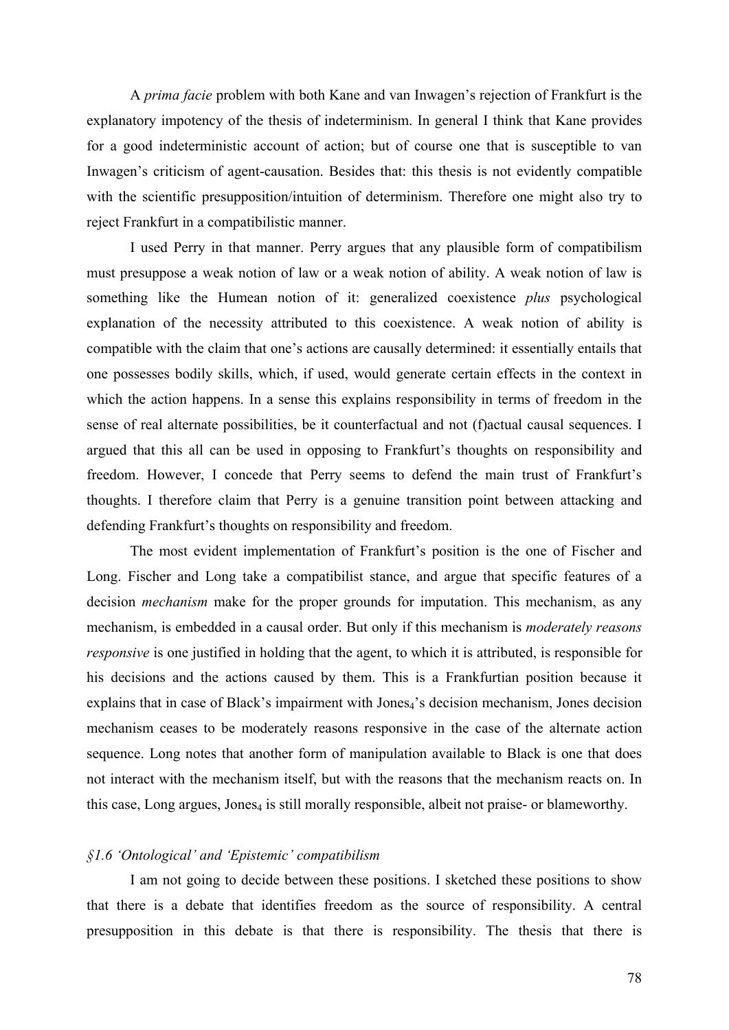A *prima facie* problem with both Kane and van Inwagen's rejection of Frankfurt is the explanatory impotency of the thesis of indeterminism. In general I think that Kane provides for a good indeterministic account of action; but of course one that is susceptible to van Inwagen's criticism of agent-causation. Besides that: this thesis is not evidently compatible with the scientific presupposition/intuition of determinism. Therefore one might also try to reject Frankfurt in a compatibilistic manner.

I used Perry in that manner. Perry argues that any plausible form of compatibilism must presuppose a weak notion of law or a weak notion of ability. A weak notion of law is something like the Humean notion of it: generalized coexistence *plus* psychological explanation of the necessity attributed to this coexistence. A weak notion of ability is compatible with the claim that one's actions are causally determined: it essentially entails that one possesses bodily skills, which, if used, would generate certain effects in the context in which the action happens. In a sense this explains responsibility in terms of freedom in the sense of real alternate possibilities, be it counterfactual and not (f)actual causal sequences. I argued that this all can be used in opposing to Frankfurt's thoughts on responsibility and freedom. However, I concede that Perry seems to defend the main trust of Frankfurt's thoughts. I therefore claim that Perry is a genuine transition point between attacking and defending Frankfurt's thoughts on responsibility and freedom.

The most evident implementation of Frankfurt's position is the one of Fischer and Long. Fischer and Long take a compatibilist stance, and argue that specific features of a decision *mechanism* make for the proper grounds for imputation. This mechanism, as any mechanism, is embedded in a causal order. But only if this mechanism is *moderately reasons responsive* is one justified in holding that the agent, to which it is attributed, is responsible for his decisions and the actions caused by them. This is a Frankfurtian position because it explains that in case of Black's impairment with $Jones_4$'s decision mechanism, Jones decision mechanism ceases to be moderately reasons responsive in the case of the alternate action sequence. Long notes that another form of manipulation available to Black is one that does not interact with the mechanism itself, but with the reasons that the mechanism reacts on. In this case, Long argues, $Jones_4$ is still morally responsible, albeit not praise- or blameworthy.

### *§1.6 'Ontological' and 'Epistemic' compatibilism*

I am not going to decide between these positions. I sketched these positions to show that there is a debate that identifies freedom as the source of responsibility. A central presupposition in this debate is that there is responsibility. The thesis that there is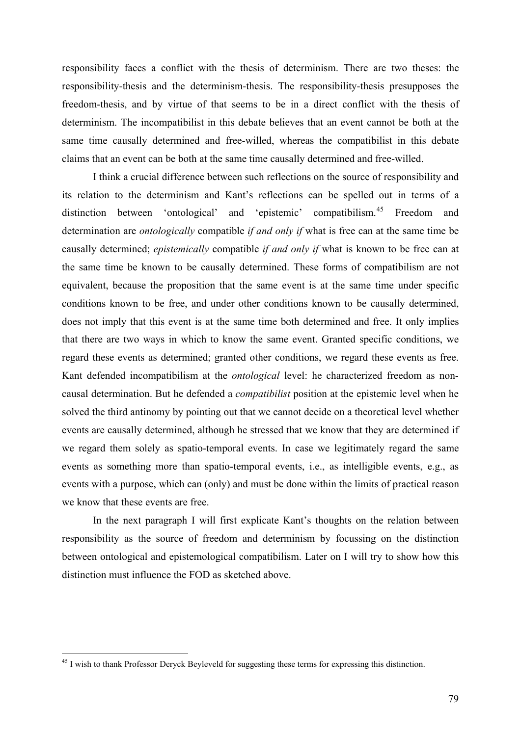responsibility faces a conflict with the thesis of determinism. There are two theses: the responsibility-thesis and the determinism-thesis. The responsibility-thesis presupposes the freedom-thesis, and by virtue of that seems to be in a direct conflict with the thesis of determinism. The incompatibilist in this debate believes that an event cannot be both at the same time causally determined and free-willed, whereas the compatibilist in this debate claims that an event can be both at the same time causally determined and free-willed.

I think a crucial difference between such reflections on the source of responsibility and its relation to the determinism and Kant's reflections can be spelled out in terms of a distinction between 'ontological' and 'epistemic' compatibilism.[45] Freedom and determination are *ontologically* compatible *if and only if* what is free can at the same time be causally determined; *epistemically* compatible *if and only if* what is known to be free can at the same time be known to be causally determined. These forms of compatibilism are not equivalent, because the proposition that the same event is at the same time under specific conditions known to be free, and under other conditions known to be causally determined, does not imply that this event is at the same time both determined and free. It only implies that there are two ways in which to know the same event. Granted specific conditions, we regard these events as determined; granted other conditions, we regard these events as free. Kant defended incompatibilism at the *ontological* level: he characterized freedom as non-causal determination. But he defended a *compatibilist* position at the epistemic level when he solved the third antinomy by pointing out that we cannot decide on a theoretical level whether events are causally determined, although he stressed that we know that they are determined if we regard them solely as spatio-temporal events. In case we legitimately regard the same events as something more than spatio-temporal events, i.e., as intelligible events, e.g., as events with a purpose, which can (only) and must be done within the limits of practical reason we know that these events are free.

In the next paragraph I will first explicate Kant's thoughts on the relation between responsibility as the source of freedom and determinism by focussing on the distinction between ontological and epistemological compatibilism. Later on I will try to show how this distinction must influence the FOD as sketched above.

[45] I wish to thank Professor Deryck Beyleveld for suggesting these terms for expressing this distinction.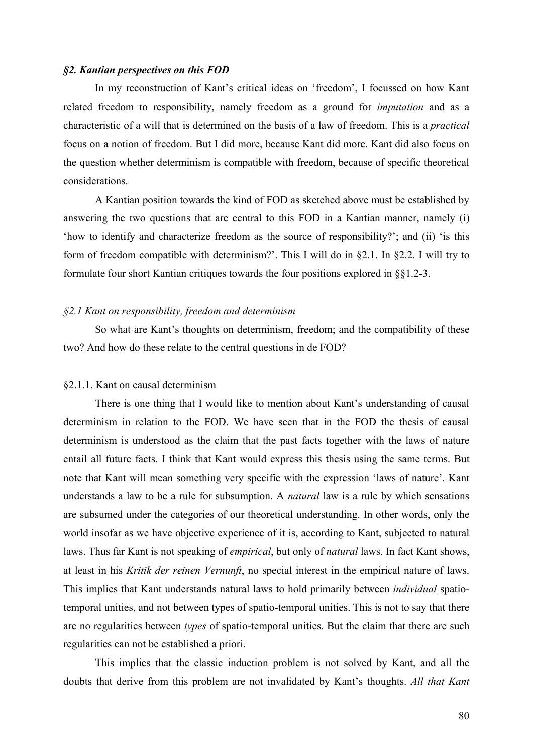### *§2. Kantian perspectives on this FOD*

In my reconstruction of Kant's critical ideas on 'freedom', I focussed on how Kant related freedom to responsibility, namely freedom as a ground for *imputation* and as a characteristic of a will that is determined on the basis of a law of freedom. This is a *practical* focus on a notion of freedom. But I did more, because Kant did more. Kant did also focus on the question whether determinism is compatible with freedom, because of specific theoretical considerations.

A Kantian position towards the kind of FOD as sketched above must be established by answering the two questions that are central to this FOD in a Kantian manner, namely (i) 'how to identify and characterize freedom as the source of responsibility?'; and (ii) 'is this form of freedom compatible with determinism?'. This I will do in §2.1. In §2.2. I will try to formulate four short Kantian critiques towards the four positions explored in §§1.2-3.

#### *§2.1 Kant on responsibility, freedom and determinism*

So what are Kant's thoughts on determinism, freedom; and the compatibility of these two? And how do these relate to the central questions in de FOD?

##### §2.1.1. Kant on causal determinism

There is one thing that I would like to mention about Kant's understanding of causal determinism in relation to the FOD. We have seen that in the FOD the thesis of causal determinism is understood as the claim that the past facts together with the laws of nature entail all future facts. I think that Kant would express this thesis using the same terms. But note that Kant will mean something very specific with the expression 'laws of nature'. Kant understands a law to be a rule for subsumption. A *natural* law is a rule by which sensations are subsumed under the categories of our theoretical understanding. In other words, only the world insofar as we have objective experience of it is, according to Kant, subjected to natural laws. Thus far Kant is not speaking of *empirical*, but only of *natural* laws. In fact Kant shows, at least in his *Kritik der reinen Vernunft*, no special interest in the empirical nature of laws. This implies that Kant understands natural laws to hold primarily between *individual* spatio-temporal unities, and not between types of spatio-temporal unities. This is not to say that there are no regularities between *types* of spatio-temporal unities. But the claim that there are such regularities can not be established a priori.

This implies that the classic induction problem is not solved by Kant, and all the doubts that derive from this problem are not invalidated by Kant's thoughts. *All that Kant*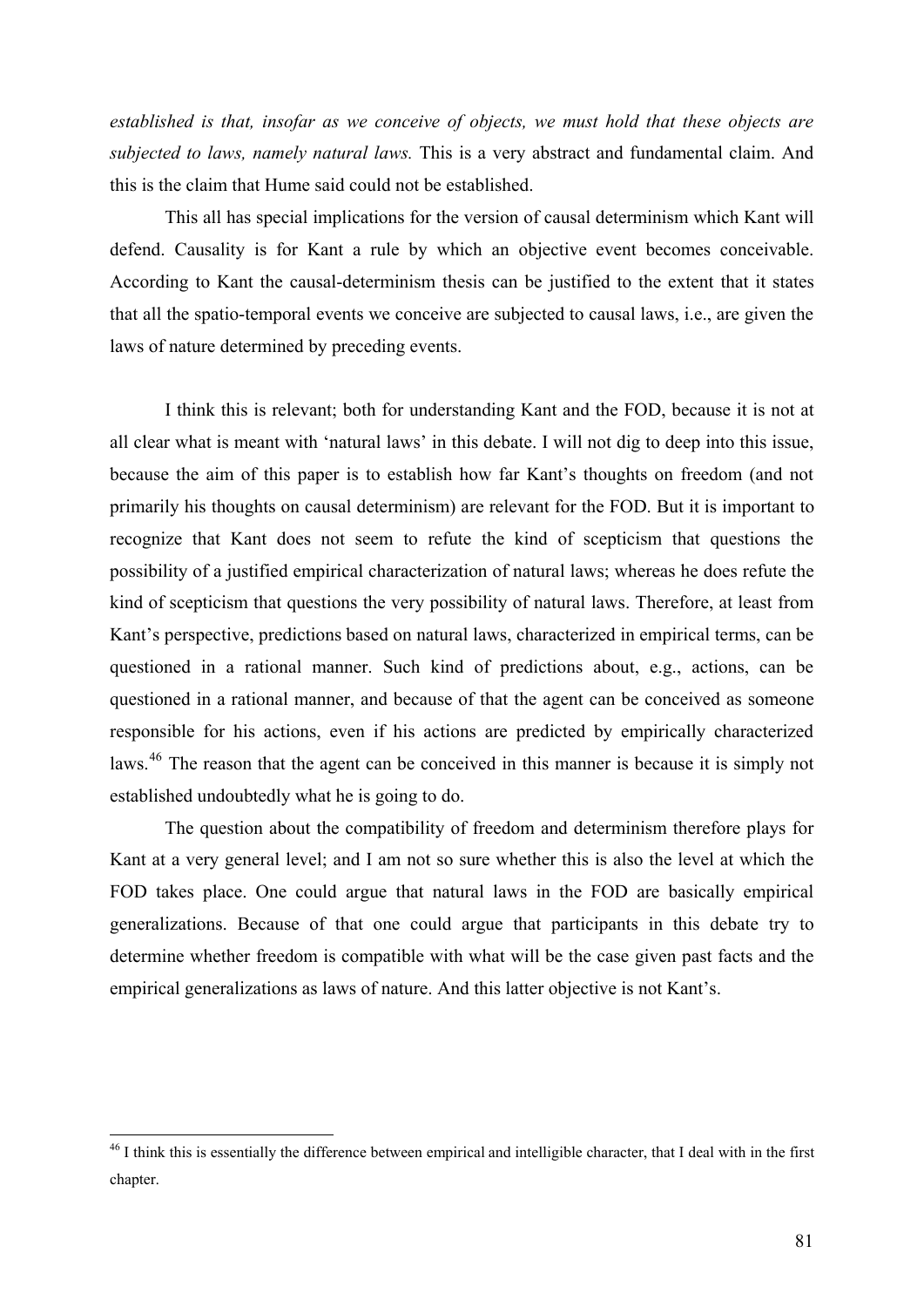*established is that, insofar as we conceive of objects, we must hold that these objects are subjected to laws, namely natural laws.* This is a very abstract and fundamental claim. And this is the claim that Hume said could not be established.

This all has special implications for the version of causal determinism which Kant will defend. Causality is for Kant a rule by which an objective event becomes conceivable. According to Kant the causal-determinism thesis can be justified to the extent that it states that all the spatio-temporal events we conceive are subjected to causal laws, i.e., are given the laws of nature determined by preceding events.

I think this is relevant; both for understanding Kant and the FOD, because it is not at all clear what is meant with 'natural laws' in this debate. I will not dig to deep into this issue, because the aim of this paper is to establish how far Kant's thoughts on freedom (and not primarily his thoughts on causal determinism) are relevant for the FOD. But it is important to recognize that Kant does not seem to refute the kind of scepticism that questions the possibility of a justified empirical characterization of natural laws; whereas he does refute the kind of scepticism that questions the very possibility of natural laws. Therefore, at least from Kant's perspective, predictions based on natural laws, characterized in empirical terms, can be questioned in a rational manner. Such kind of predictions about, e.g., actions, can be questioned in a rational manner, and because of that the agent can be conceived as someone responsible for his actions, even if his actions are predicted by empirically characterized laws.[46] The reason that the agent can be conceived in this manner is because it is simply not established undoubtedly what he is going to do.

The question about the compatibility of freedom and determinism therefore plays for Kant at a very general level; and I am not so sure whether this is also the level at which the FOD takes place. One could argue that natural laws in the FOD are basically empirical generalizations. Because of that one could argue that participants in this debate try to determine whether freedom is compatible with what will be the case given past facts and the empirical generalizations as laws of nature. And this latter objective is not Kant's.

---

[46] I think this is essentially the difference between empirical and intelligible character, that I deal with in the first chapter.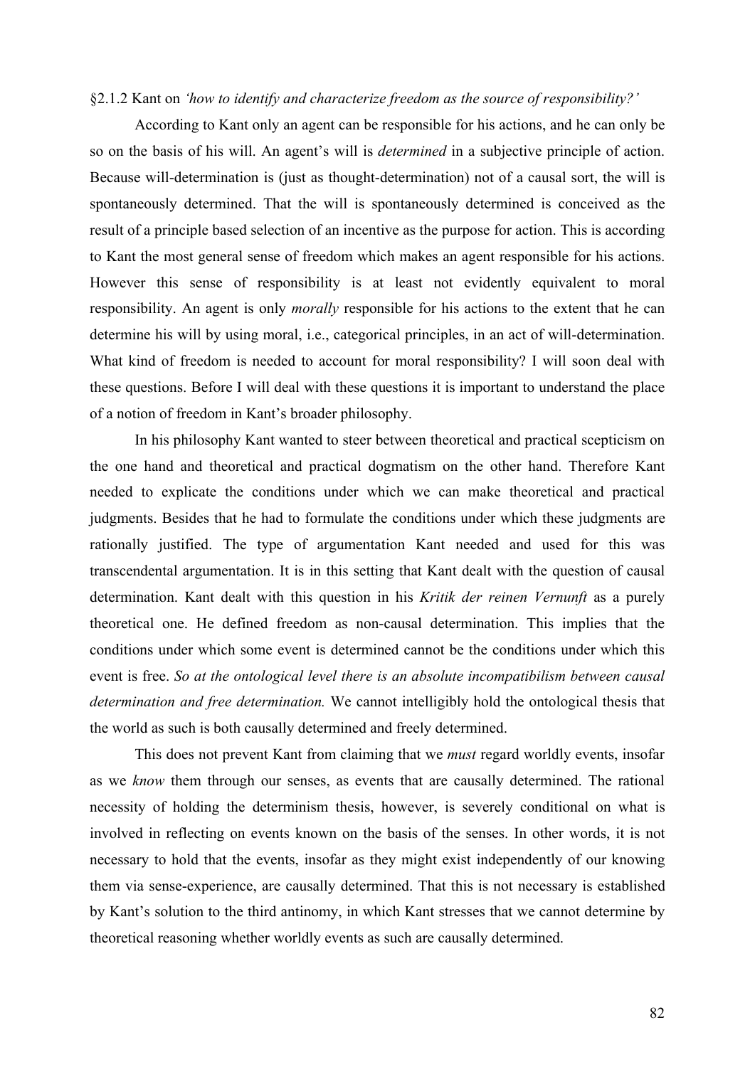### §2.1.2 Kant on *'how to identify and characterize freedom as the source of responsibility?'*

According to Kant only an agent can be responsible for his actions, and he can only be so on the basis of his will. An agent's will is *determined* in a subjective principle of action. Because will-determination is (just as thought-determination) not of a causal sort, the will is spontaneously determined. That the will is spontaneously determined is conceived as the result of a principle based selection of an incentive as the purpose for action. This is according to Kant the most general sense of freedom which makes an agent responsible for his actions. However this sense of responsibility is at least not evidently equivalent to moral responsibility. An agent is only *morally* responsible for his actions to the extent that he can determine his will by using moral, i.e., categorical principles, in an act of will-determination. What kind of freedom is needed to account for moral responsibility? I will soon deal with these questions. Before I will deal with these questions it is important to understand the place of a notion of freedom in Kant's broader philosophy.

In his philosophy Kant wanted to steer between theoretical and practical scepticism on the one hand and theoretical and practical dogmatism on the other hand. Therefore Kant needed to explicate the conditions under which we can make theoretical and practical judgments. Besides that he had to formulate the conditions under which these judgments are rationally justified. The type of argumentation Kant needed and used for this was transcendental argumentation. It is in this setting that Kant dealt with the question of causal determination. Kant dealt with this question in his *Kritik der reinen Vernunft* as a purely theoretical one. He defined freedom as non-causal determination. This implies that the conditions under which some event is determined cannot be the conditions under which this event is free. *So at the ontological level there is an absolute incompatibilism between causal determination and free determination.* We cannot intelligibly hold the ontological thesis that the world as such is both causally determined and freely determined.

This does not prevent Kant from claiming that we *must* regard worldly events, insofar as we *know* them through our senses, as events that are causally determined. The rational necessity of holding the determinism thesis, however, is severely conditional on what is involved in reflecting on events known on the basis of the senses. In other words, it is not necessary to hold that the events, insofar as they might exist independently of our knowing them via sense-experience, are causally determined. That this is not necessary is established by Kant's solution to the third antinomy, in which Kant stresses that we cannot determine by theoretical reasoning whether worldly events as such are causally determined.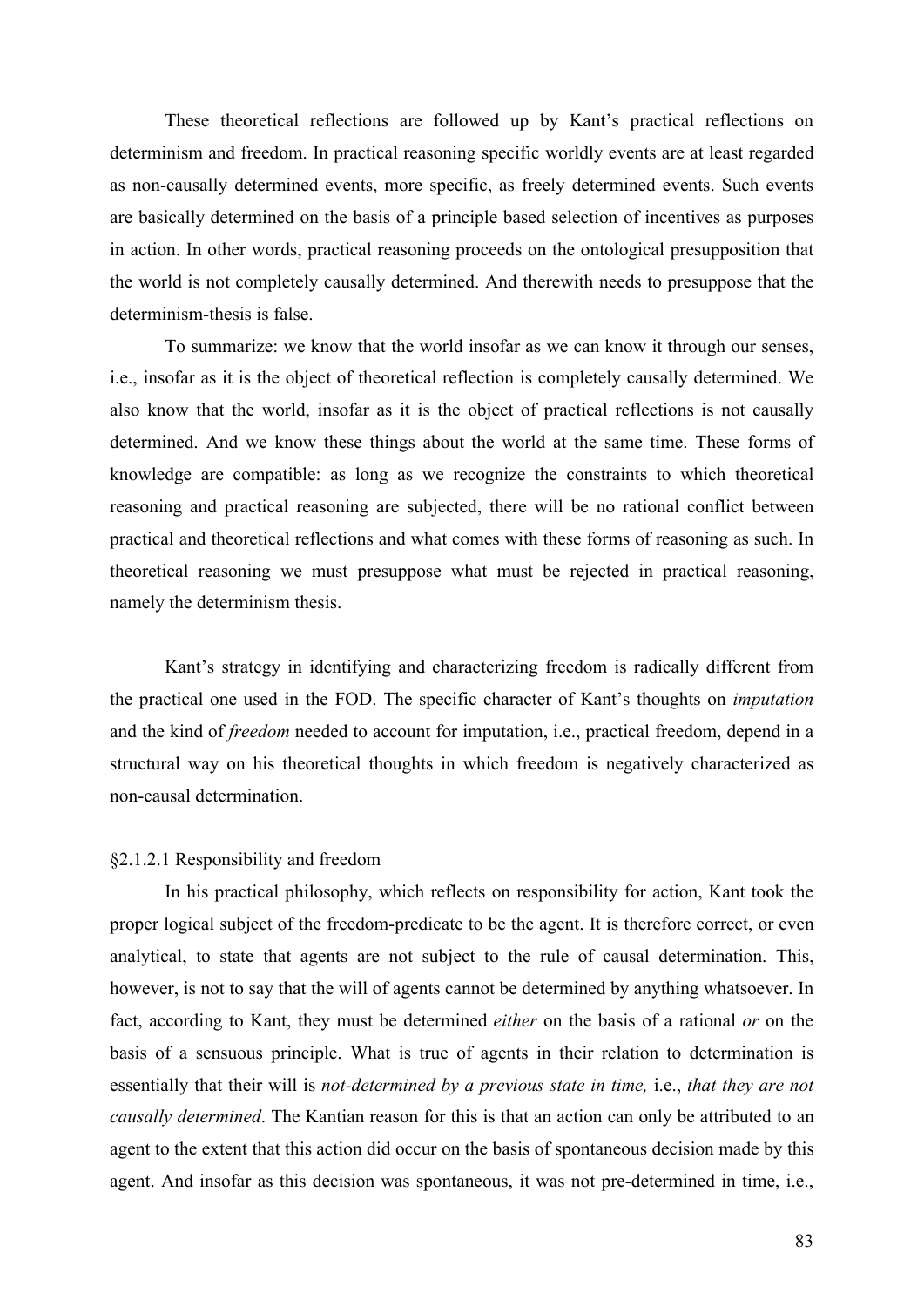These theoretical reflections are followed up by Kant's practical reflections on determinism and freedom. In practical reasoning specific worldly events are at least regarded as non-causally determined events, more specific, as freely determined events. Such events are basically determined on the basis of a principle based selection of incentives as purposes in action. In other words, practical reasoning proceeds on the ontological presupposition that the world is not completely causally determined. And therewith needs to presuppose that the determinism-thesis is false.

To summarize: we know that the world insofar as we can know it through our senses, i.e., insofar as it is the object of theoretical reflection is completely causally determined. We also know that the world, insofar as it is the object of practical reflections is not causally determined. And we know these things about the world at the same time. These forms of knowledge are compatible: as long as we recognize the constraints to which theoretical reasoning and practical reasoning are subjected, there will be no rational conflict between practical and theoretical reflections and what comes with these forms of reasoning as such. In theoretical reasoning we must presuppose what must be rejected in practical reasoning, namely the determinism thesis.

Kant's strategy in identifying and characterizing freedom is radically different from the practical one used in the FOD. The specific character of Kant's thoughts on *imputation* and the kind of *freedom* needed to account for imputation, i.e., practical freedom, depend in a structural way on his theoretical thoughts in which freedom is negatively characterized as non-causal determination.

### §2.1.2.1 Responsibility and freedom

In his practical philosophy, which reflects on responsibility for action, Kant took the proper logical subject of the freedom-predicate to be the agent. It is therefore correct, or even analytical, to state that agents are not subject to the rule of causal determination. This, however, is not to say that the will of agents cannot be determined by anything whatsoever. In fact, according to Kant, they must be determined *either* on the basis of a rational *or* on the basis of a sensuous principle. What is true of agents in their relation to determination is essentially that their will is *not-determined by a previous state in time,* i.e., *that they are not causally determined*. The Kantian reason for this is that an action can only be attributed to an agent to the extent that this action did occur on the basis of spontaneous decision made by this agent. And insofar as this decision was spontaneous, it was not pre-determined in time, i.e.,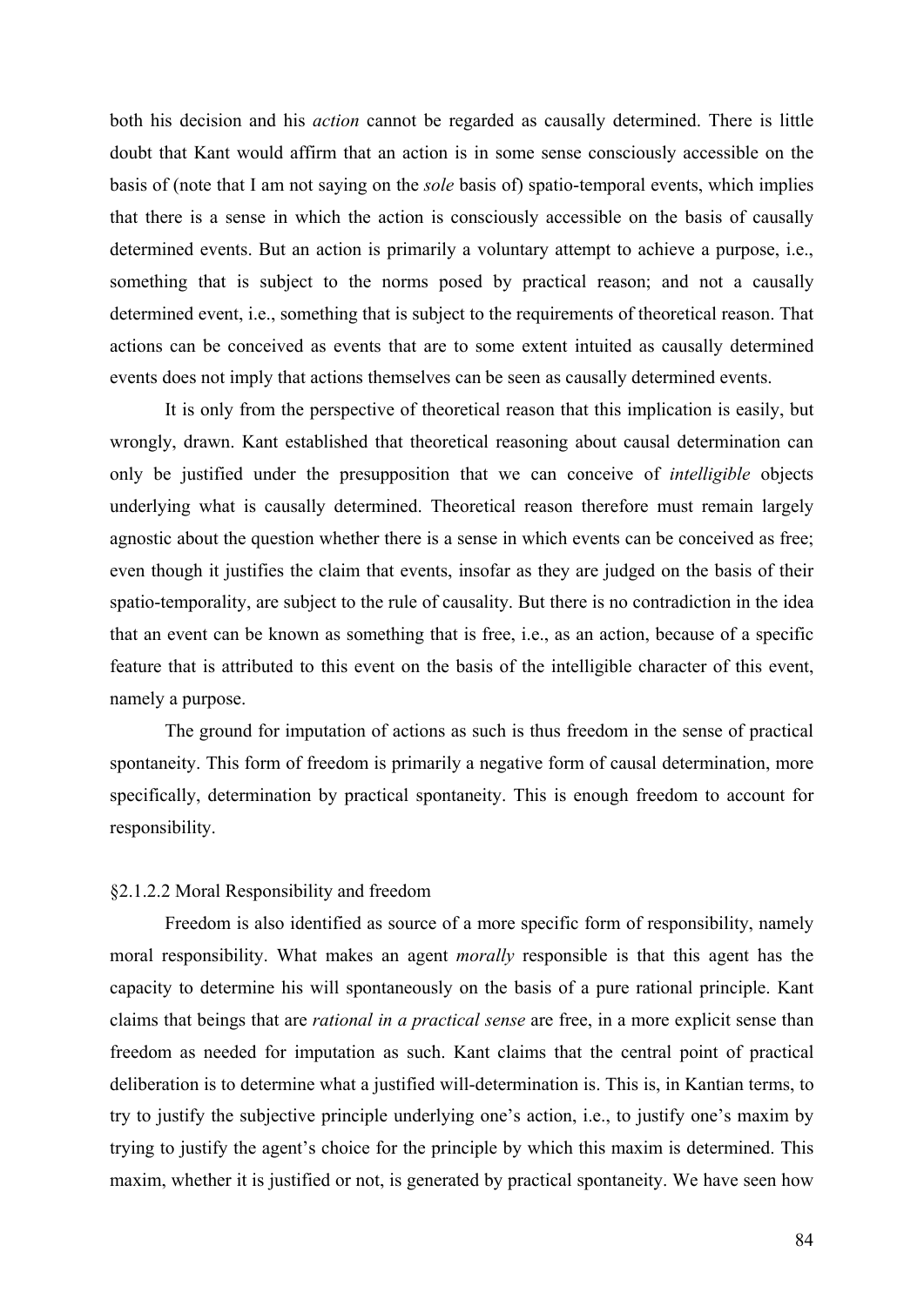both his decision and his *action* cannot be regarded as causally determined. There is little doubt that Kant would affirm that an action is in some sense consciously accessible on the basis of (note that I am not saying on the *sole* basis of) spatio-temporal events, which implies that there is a sense in which the action is consciously accessible on the basis of causally determined events. But an action is primarily a voluntary attempt to achieve a purpose, i.e., something that is subject to the norms posed by practical reason; and not a causally determined event, i.e., something that is subject to the requirements of theoretical reason. That actions can be conceived as events that are to some extent intuited as causally determined events does not imply that actions themselves can be seen as causally determined events.

It is only from the perspective of theoretical reason that this implication is easily, but wrongly, drawn. Kant established that theoretical reasoning about causal determination can only be justified under the presupposition that we can conceive of *intelligible* objects underlying what is causally determined. Theoretical reason therefore must remain largely agnostic about the question whether there is a sense in which events can be conceived as free; even though it justifies the claim that events, insofar as they are judged on the basis of their spatio-temporality, are subject to the rule of causality. But there is no contradiction in the idea that an event can be known as something that is free, i.e., as an action, because of a specific feature that is attributed to this event on the basis of the intelligible character of this event, namely a purpose.

The ground for imputation of actions as such is thus freedom in the sense of practical spontaneity. This form of freedom is primarily a negative form of causal determination, more specifically, determination by practical spontaneity. This is enough freedom to account for responsibility.

§2.1.2.2 Moral Responsibility and freedom

Freedom is also identified as source of a more specific form of responsibility, namely moral responsibility. What makes an agent *morally* responsible is that this agent has the capacity to determine his will spontaneously on the basis of a pure rational principle. Kant claims that beings that are *rational in a practical sense* are free, in a more explicit sense than freedom as needed for imputation as such. Kant claims that the central point of practical deliberation is to determine what a justified will-determination is. This is, in Kantian terms, to try to justify the subjective principle underlying one's action, i.e., to justify one's maxim by trying to justify the agent's choice for the principle by which this maxim is determined. This maxim, whether it is justified or not, is generated by practical spontaneity. We have seen how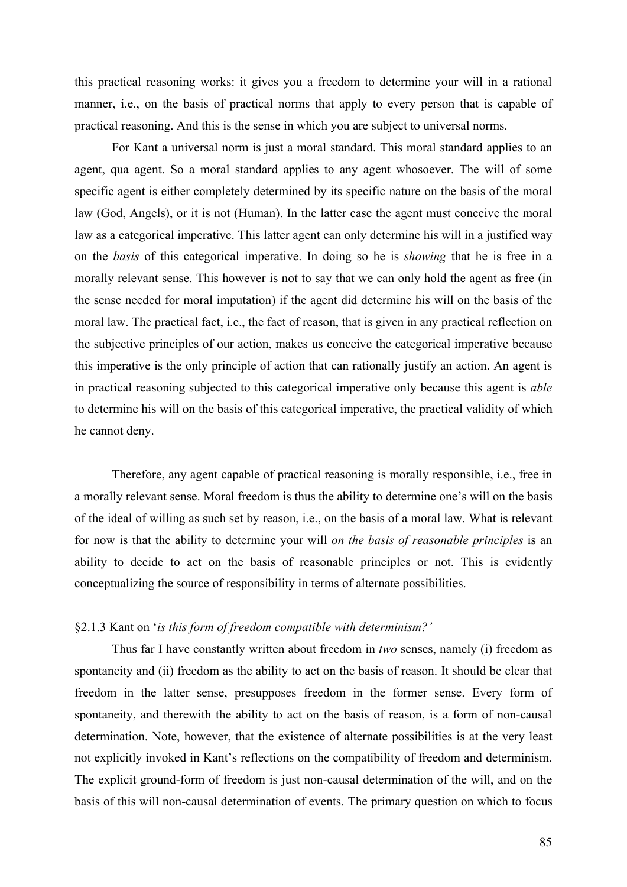this practical reasoning works: it gives you a freedom to determine your will in a rational manner, i.e., on the basis of practical norms that apply to every person that is capable of practical reasoning. And this is the sense in which you are subject to universal norms.

For Kant a universal norm is just a moral standard. This moral standard applies to an agent, qua agent. So a moral standard applies to any agent whosoever. The will of some specific agent is either completely determined by its specific nature on the basis of the moral law (God, Angels), or it is not (Human). In the latter case the agent must conceive the moral law as a categorical imperative. This latter agent can only determine his will in a justified way on the *basis* of this categorical imperative. In doing so he is *showing* that he is free in a morally relevant sense. This however is not to say that we can only hold the agent as free (in the sense needed for moral imputation) if the agent did determine his will on the basis of the moral law. The practical fact, i.e., the fact of reason, that is given in any practical reflection on the subjective principles of our action, makes us conceive the categorical imperative because this imperative is the only principle of action that can rationally justify an action. An agent is in practical reasoning subjected to this categorical imperative only because this agent is *able* to determine his will on the basis of this categorical imperative, the practical validity of which he cannot deny.

Therefore, any agent capable of practical reasoning is morally responsible, i.e., free in a morally relevant sense. Moral freedom is thus the ability to determine one's will on the basis of the ideal of willing as such set by reason, i.e., on the basis of a moral law. What is relevant for now is that the ability to determine your will *on the basis of reasonable principles* is an ability to decide to act on the basis of reasonable principles or not. This is evidently conceptualizing the source of responsibility in terms of alternate possibilities.

### §2.1.3 Kant on '*is this form of freedom compatible with determinism?'*

Thus far I have constantly written about freedom in *two* senses, namely (i) freedom as spontaneity and (ii) freedom as the ability to act on the basis of reason. It should be clear that freedom in the latter sense, presupposes freedom in the former sense. Every form of spontaneity, and therewith the ability to act on the basis of reason, is a form of non-causal determination. Note, however, that the existence of alternate possibilities is at the very least not explicitly invoked in Kant's reflections on the compatibility of freedom and determinism. The explicit ground-form of freedom is just non-causal determination of the will, and on the basis of this will non-causal determination of events. The primary question on which to focus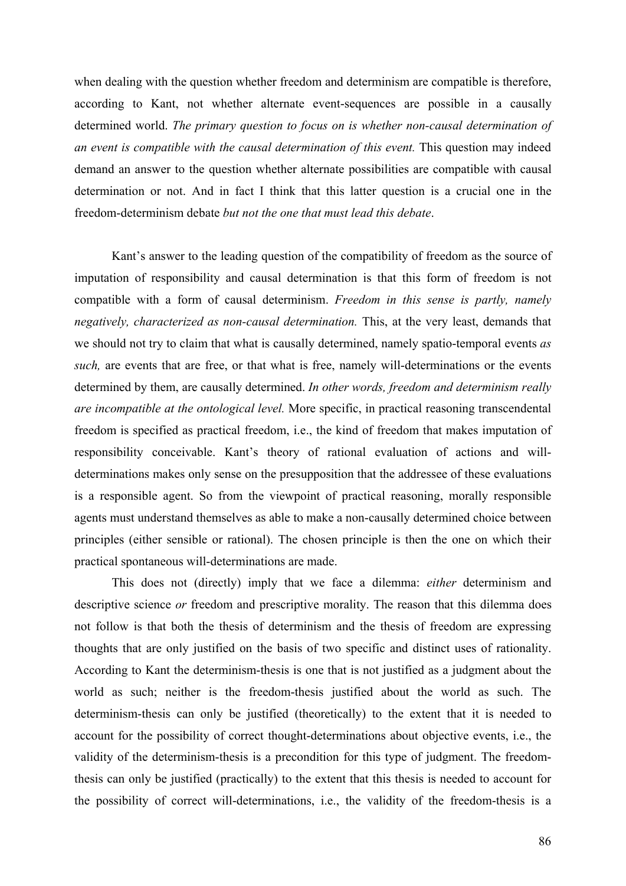when dealing with the question whether freedom and determinism are compatible is therefore, according to Kant, not whether alternate event-sequences are possible in a causally determined world. *The primary question to focus on is whether non-causal determination of an event is compatible with the causal determination of this event.* This question may indeed demand an answer to the question whether alternate possibilities are compatible with causal determination or not. And in fact I think that this latter question is a crucial one in the freedom-determinism debate *but not the one that must lead this debate*.

Kant's answer to the leading question of the compatibility of freedom as the source of imputation of responsibility and causal determination is that this form of freedom is not compatible with a form of causal determinism. *Freedom in this sense is partly, namely negatively, characterized as non-causal determination.* This, at the very least, demands that we should not try to claim that what is causally determined, namely spatio-temporal events *as such,* are events that are free, or that what is free, namely will-determinations or the events determined by them, are causally determined. *In other words, freedom and determinism really are incompatible at the ontological level.* More specific, in practical reasoning transcendental freedom is specified as practical freedom, i.e., the kind of freedom that makes imputation of responsibility conceivable. Kant's theory of rational evaluation of actions and will-determinations makes only sense on the presupposition that the addressee of these evaluations is a responsible agent. So from the viewpoint of practical reasoning, morally responsible agents must understand themselves as able to make a non-causally determined choice between principles (either sensible or rational). The chosen principle is then the one on which their practical spontaneous will-determinations are made.

This does not (directly) imply that we face a dilemma: *either* determinism and descriptive science *or* freedom and prescriptive morality. The reason that this dilemma does not follow is that both the thesis of determinism and the thesis of freedom are expressing thoughts that are only justified on the basis of two specific and distinct uses of rationality. According to Kant the determinism-thesis is one that is not justified as a judgment about the world as such; neither is the freedom-thesis justified about the world as such. The determinism-thesis can only be justified (theoretically) to the extent that it is needed to account for the possibility of correct thought-determinations about objective events, i.e., the validity of the determinism-thesis is a precondition for this type of judgment. The freedom-thesis can only be justified (practically) to the extent that this thesis is needed to account for the possibility of correct will-determinations, i.e., the validity of the freedom-thesis is a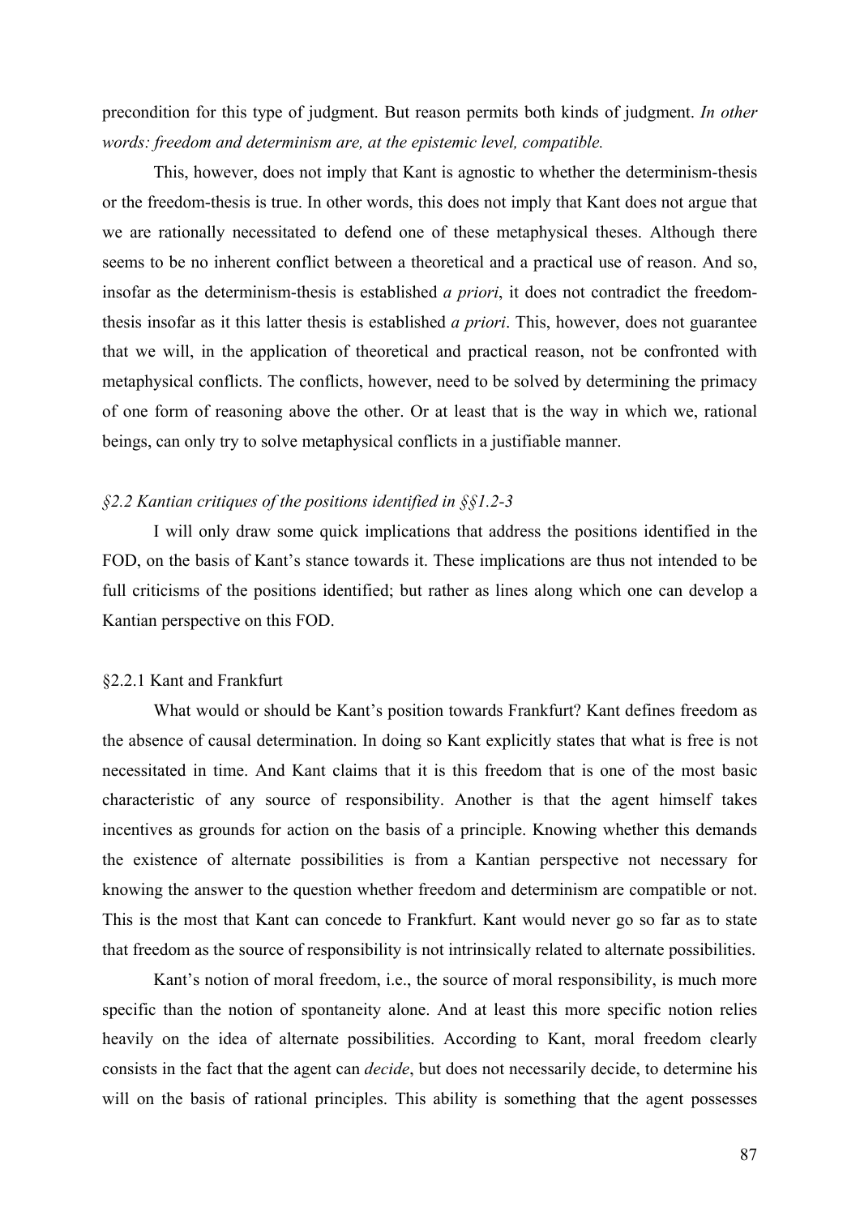precondition for this type of judgment. But reason permits both kinds of judgment. *In other words: freedom and determinism are, at the epistemic level, compatible.*

This, however, does not imply that Kant is agnostic to whether the determinism-thesis or the freedom-thesis is true. In other words, this does not imply that Kant does not argue that we are rationally necessitated to defend one of these metaphysical theses. Although there seems to be no inherent conflict between a theoretical and a practical use of reason. And so, insofar as the determinism-thesis is established *a priori*, it does not contradict the freedom-thesis insofar as it this latter thesis is established *a priori*. This, however, does not guarantee that we will, in the application of theoretical and practical reason, not be confronted with metaphysical conflicts. The conflicts, however, need to be solved by determining the primacy of one form of reasoning above the other. Or at least that is the way in which we, rational beings, can only try to solve metaphysical conflicts in a justifiable manner.

### *§2.2 Kantian critiques of the positions identified in §§1.2-3*

I will only draw some quick implications that address the positions identified in the FOD, on the basis of Kant's stance towards it. These implications are thus not intended to be full criticisms of the positions identified; but rather as lines along which one can develop a Kantian perspective on this FOD.

#### §2.2.1 Kant and Frankfurt

What would or should be Kant's position towards Frankfurt? Kant defines freedom as the absence of causal determination. In doing so Kant explicitly states that what is free is not necessitated in time. And Kant claims that it is this freedom that is one of the most basic characteristic of any source of responsibility. Another is that the agent himself takes incentives as grounds for action on the basis of a principle. Knowing whether this demands the existence of alternate possibilities is from a Kantian perspective not necessary for knowing the answer to the question whether freedom and determinism are compatible or not. This is the most that Kant can concede to Frankfurt. Kant would never go so far as to state that freedom as the source of responsibility is not intrinsically related to alternate possibilities.

Kant's notion of moral freedom, i.e., the source of moral responsibility, is much more specific than the notion of spontaneity alone. And at least this more specific notion relies heavily on the idea of alternate possibilities. According to Kant, moral freedom clearly consists in the fact that the agent can *decide*, but does not necessarily decide, to determine his will on the basis of rational principles. This ability is something that the agent possesses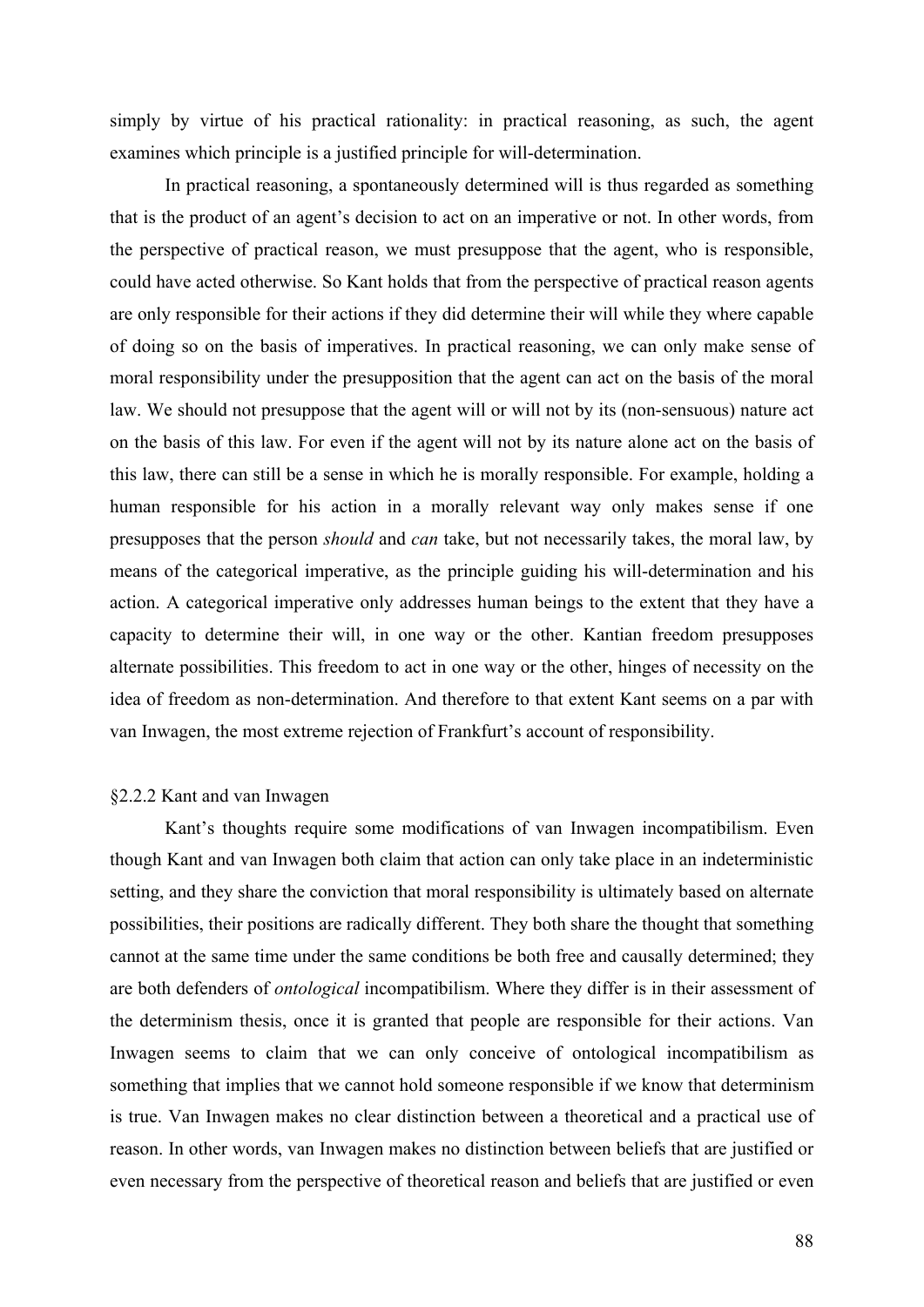simply by virtue of his practical rationality: in practical reasoning, as such, the agent examines which principle is a justified principle for will-determination.

In practical reasoning, a spontaneously determined will is thus regarded as something that is the product of an agent's decision to act on an imperative or not. In other words, from the perspective of practical reason, we must presuppose that the agent, who is responsible, could have acted otherwise. So Kant holds that from the perspective of practical reason agents are only responsible for their actions if they did determine their will while they where capable of doing so on the basis of imperatives. In practical reasoning, we can only make sense of moral responsibility under the presupposition that the agent can act on the basis of the moral law. We should not presuppose that the agent will or will not by its (non-sensuous) nature act on the basis of this law. For even if the agent will not by its nature alone act on the basis of this law, there can still be a sense in which he is morally responsible. For example, holding a human responsible for his action in a morally relevant way only makes sense if one presupposes that the person *should* and *can* take, but not necessarily takes, the moral law, by means of the categorical imperative, as the principle guiding his will-determination and his action. A categorical imperative only addresses human beings to the extent that they have a capacity to determine their will, in one way or the other. Kantian freedom presupposes alternate possibilities. This freedom to act in one way or the other, hinges of necessity on the idea of freedom as non-determination. And therefore to that extent Kant seems on a par with van Inwagen, the most extreme rejection of Frankfurt's account of responsibility.

### §2.2.2 Kant and van Inwagen

Kant's thoughts require some modifications of van Inwagen incompatibilism. Even though Kant and van Inwagen both claim that action can only take place in an indeterministic setting, and they share the conviction that moral responsibility is ultimately based on alternate possibilities, their positions are radically different. They both share the thought that something cannot at the same time under the same conditions be both free and causally determined; they are both defenders of *ontological* incompatibilism. Where they differ is in their assessment of the determinism thesis, once it is granted that people are responsible for their actions. Van Inwagen seems to claim that we can only conceive of ontological incompatibilism as something that implies that we cannot hold someone responsible if we know that determinism is true. Van Inwagen makes no clear distinction between a theoretical and a practical use of reason. In other words, van Inwagen makes no distinction between beliefs that are justified or even necessary from the perspective of theoretical reason and beliefs that are justified or even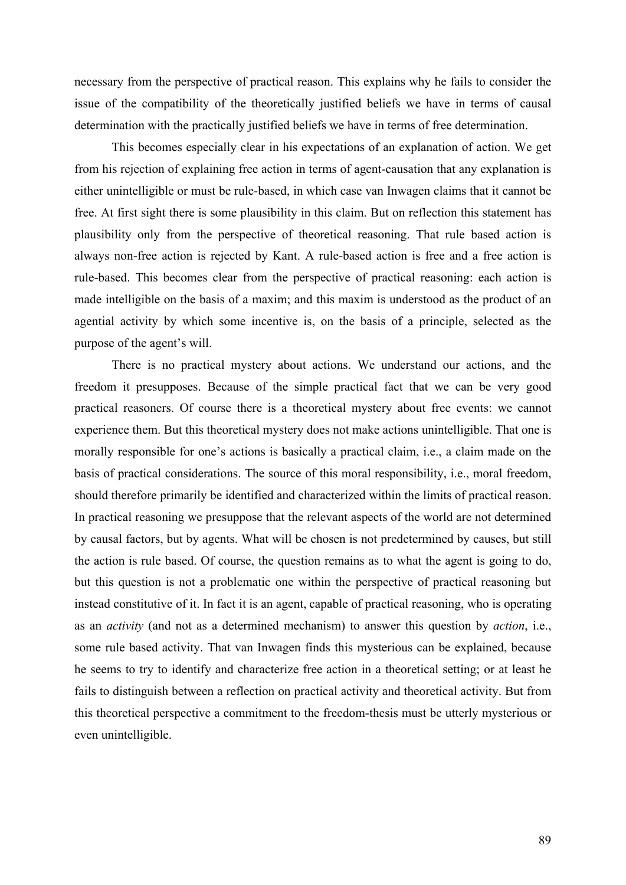necessary from the perspective of practical reason. This explains why he fails to consider the issue of the compatibility of the theoretically justified beliefs we have in terms of causal determination with the practically justified beliefs we have in terms of free determination.

This becomes especially clear in his expectations of an explanation of action. We get from his rejection of explaining free action in terms of agent-causation that any explanation is either unintelligible or must be rule-based, in which case van Inwagen claims that it cannot be free. At first sight there is some plausibility in this claim. But on reflection this statement has plausibility only from the perspective of theoretical reasoning. That rule based action is always non-free action is rejected by Kant. A rule-based action is free and a free action is rule-based. This becomes clear from the perspective of practical reasoning: each action is made intelligible on the basis of a maxim; and this maxim is understood as the product of an agential activity by which some incentive is, on the basis of a principle, selected as the purpose of the agent's will.

There is no practical mystery about actions. We understand our actions, and the freedom it presupposes. Because of the simple practical fact that we can be very good practical reasoners. Of course there is a theoretical mystery about free events: we cannot experience them. But this theoretical mystery does not make actions unintelligible. That one is morally responsible for one's actions is basically a practical claim, i.e., a claim made on the basis of practical considerations. The source of this moral responsibility, i.e., moral freedom, should therefore primarily be identified and characterized within the limits of practical reason. In practical reasoning we presuppose that the relevant aspects of the world are not determined by causal factors, but by agents. What will be chosen is not predetermined by causes, but still the action is rule based. Of course, the question remains as to what the agent is going to do, but this question is not a problematic one within the perspective of practical reasoning but instead constitutive of it. In fact it is an agent, capable of practical reasoning, who is operating as an *activity* (and not as a determined mechanism) to answer this question by *action*, i.e., some rule based activity. That van Inwagen finds this mysterious can be explained, because he seems to try to identify and characterize free action in a theoretical setting; or at least he fails to distinguish between a reflection on practical activity and theoretical activity. But from this theoretical perspective a commitment to the freedom-thesis must be utterly mysterious or even unintelligible.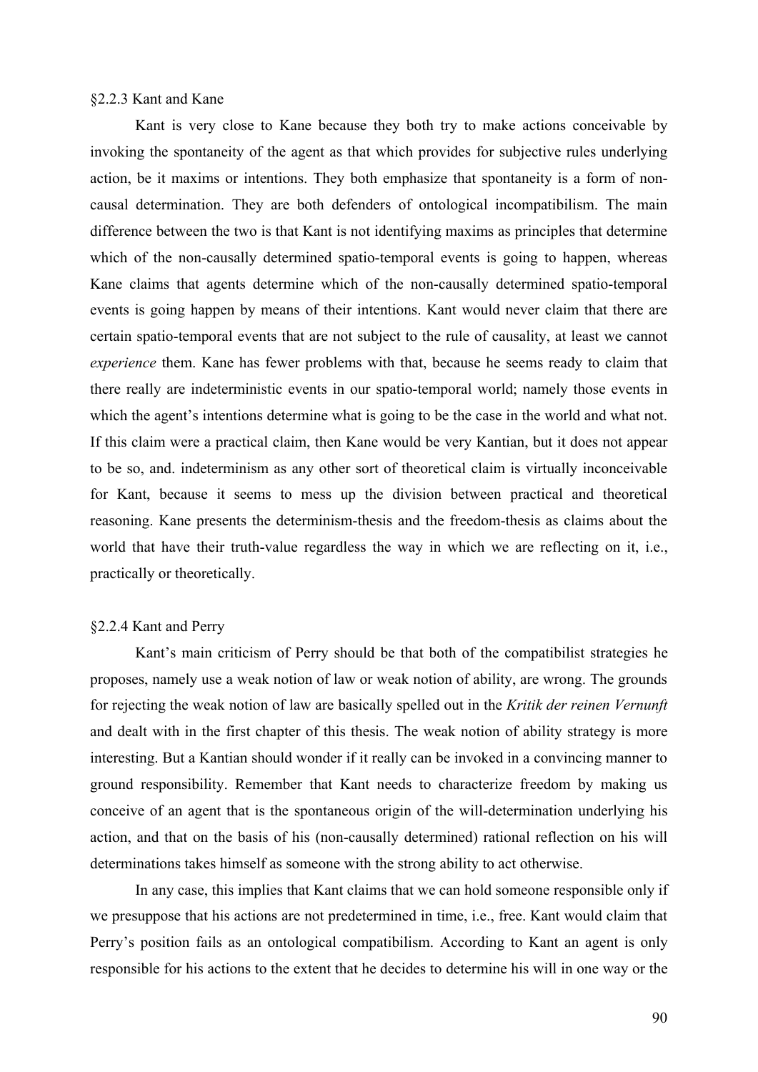### §2.2.3 Kant and Kane

Kant is very close to Kane because they both try to make actions conceivable by invoking the spontaneity of the agent as that which provides for subjective rules underlying action, be it maxims or intentions. They both emphasize that spontaneity is a form of non-causal determination. They are both defenders of ontological incompatibilism. The main difference between the two is that Kant is not identifying maxims as principles that determine which of the non-causally determined spatio-temporal events is going to happen, whereas Kane claims that agents determine which of the non-causally determined spatio-temporal events is going happen by means of their intentions. Kant would never claim that there are certain spatio-temporal events that are not subject to the rule of causality, at least we cannot *experience* them. Kane has fewer problems with that, because he seems ready to claim that there really are indeterministic events in our spatio-temporal world; namely those events in which the agent's intentions determine what is going to be the case in the world and what not. If this claim were a practical claim, then Kane would be very Kantian, but it does not appear to be so, and. indeterminism as any other sort of theoretical claim is virtually inconceivable for Kant, because it seems to mess up the division between practical and theoretical reasoning. Kane presents the determinism-thesis and the freedom-thesis as claims about the world that have their truth-value regardless the way in which we are reflecting on it, i.e., practically or theoretically.

### §2.2.4 Kant and Perry

Kant's main criticism of Perry should be that both of the compatibilist strategies he proposes, namely use a weak notion of law or weak notion of ability, are wrong. The grounds for rejecting the weak notion of law are basically spelled out in the *Kritik der reinen Vernunft* and dealt with in the first chapter of this thesis. The weak notion of ability strategy is more interesting. But a Kantian should wonder if it really can be invoked in a convincing manner to ground responsibility. Remember that Kant needs to characterize freedom by making us conceive of an agent that is the spontaneous origin of the will-determination underlying his action, and that on the basis of his (non-causally determined) rational reflection on his will determinations takes himself as someone with the strong ability to act otherwise.

In any case, this implies that Kant claims that we can hold someone responsible only if we presuppose that his actions are not predetermined in time, i.e., free. Kant would claim that Perry's position fails as an ontological compatibilism. According to Kant an agent is only responsible for his actions to the extent that he decides to determine his will in one way or the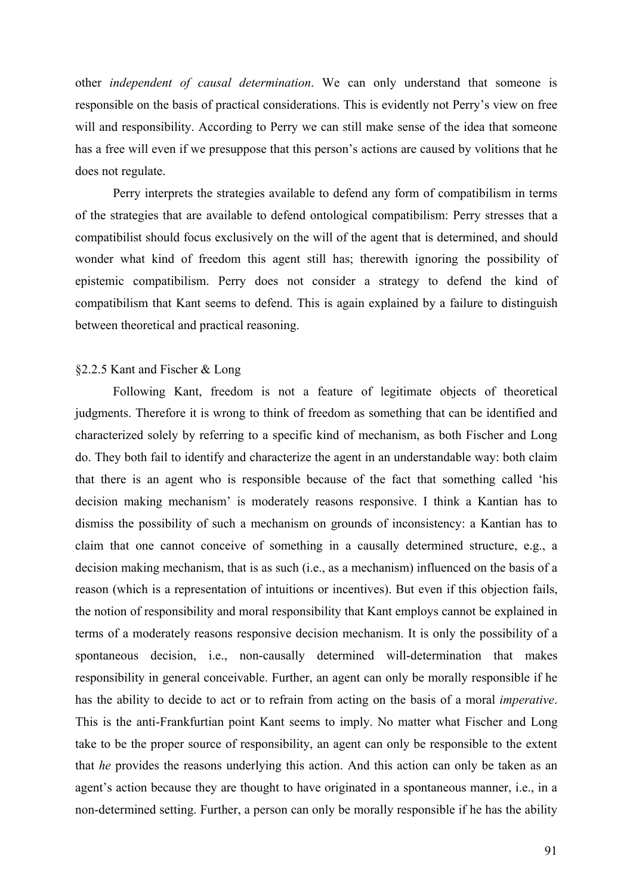other *independent of causal determination*. We can only understand that someone is responsible on the basis of practical considerations. This is evidently not Perry's view on free will and responsibility. According to Perry we can still make sense of the idea that someone has a free will even if we presuppose that this person's actions are caused by volitions that he does not regulate.

Perry interprets the strategies available to defend any form of compatibilism in terms of the strategies that are available to defend ontological compatibilism: Perry stresses that a compatibilist should focus exclusively on the will of the agent that is determined, and should wonder what kind of freedom this agent still has; therewith ignoring the possibility of epistemic compatibilism. Perry does not consider a strategy to defend the kind of compatibilism that Kant seems to defend. This is again explained by a failure to distinguish between theoretical and practical reasoning.

### §2.2.5 Kant and Fischer & Long

Following Kant, freedom is not a feature of legitimate objects of theoretical judgments. Therefore it is wrong to think of freedom as something that can be identified and characterized solely by referring to a specific kind of mechanism, as both Fischer and Long do. They both fail to identify and characterize the agent in an understandable way: both claim that there is an agent who is responsible because of the fact that something called 'his decision making mechanism' is moderately reasons responsive. I think a Kantian has to dismiss the possibility of such a mechanism on grounds of inconsistency: a Kantian has to claim that one cannot conceive of something in a causally determined structure, e.g., a decision making mechanism, that is as such (i.e., as a mechanism) influenced on the basis of a reason (which is a representation of intuitions or incentives). But even if this objection fails, the notion of responsibility and moral responsibility that Kant employs cannot be explained in terms of a moderately reasons responsive decision mechanism. It is only the possibility of a spontaneous decision, i.e., non-causally determined will-determination that makes responsibility in general conceivable. Further, an agent can only be morally responsible if he has the ability to decide to act or to refrain from acting on the basis of a moral *imperative*. This is the anti-Frankfurtian point Kant seems to imply. No matter what Fischer and Long take to be the proper source of responsibility, an agent can only be responsible to the extent that *he* provides the reasons underlying this action. And this action can only be taken as an agent's action because they are thought to have originated in a spontaneous manner, i.e., in a non-determined setting. Further, a person can only be morally responsible if he has the ability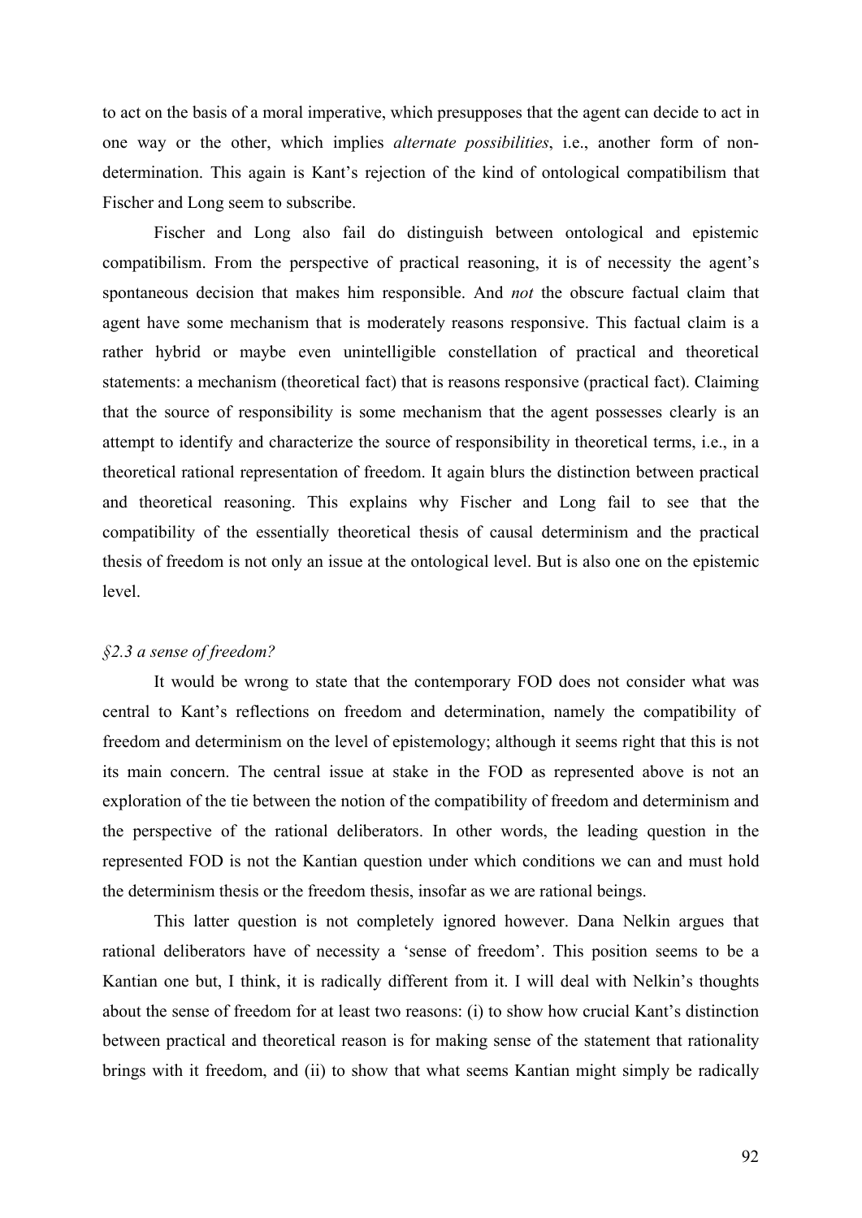to act on the basis of a moral imperative, which presupposes that the agent can decide to act in one way or the other, which implies *alternate possibilities*, i.e., another form of non-determination. This again is Kant's rejection of the kind of ontological compatibilism that Fischer and Long seem to subscribe.

Fischer and Long also fail do distinguish between ontological and epistemic compatibilism. From the perspective of practical reasoning, it is of necessity the agent's spontaneous decision that makes him responsible. And *not* the obscure factual claim that agent have some mechanism that is moderately reasons responsive. This factual claim is a rather hybrid or maybe even unintelligible constellation of practical and theoretical statements: a mechanism (theoretical fact) that is reasons responsive (practical fact). Claiming that the source of responsibility is some mechanism that the agent possesses clearly is an attempt to identify and characterize the source of responsibility in theoretical terms, i.e., in a theoretical rational representation of freedom. It again blurs the distinction between practical and theoretical reasoning. This explains why Fischer and Long fail to see that the compatibility of the essentially theoretical thesis of causal determinism and the practical thesis of freedom is not only an issue at the ontological level. But is also one on the epistemic level.

### *§2.3 a sense of freedom?*

It would be wrong to state that the contemporary FOD does not consider what was central to Kant's reflections on freedom and determination, namely the compatibility of freedom and determinism on the level of epistemology; although it seems right that this is not its main concern. The central issue at stake in the FOD as represented above is not an exploration of the tie between the notion of the compatibility of freedom and determinism and the perspective of the rational deliberators. In other words, the leading question in the represented FOD is not the Kantian question under which conditions we can and must hold the determinism thesis or the freedom thesis, insofar as we are rational beings.

This latter question is not completely ignored however. Dana Nelkin argues that rational deliberators have of necessity a 'sense of freedom'. This position seems to be a Kantian one but, I think, it is radically different from it. I will deal with Nelkin's thoughts about the sense of freedom for at least two reasons: (i) to show how crucial Kant's distinction between practical and theoretical reason is for making sense of the statement that rationality brings with it freedom, and (ii) to show that what seems Kantian might simply be radically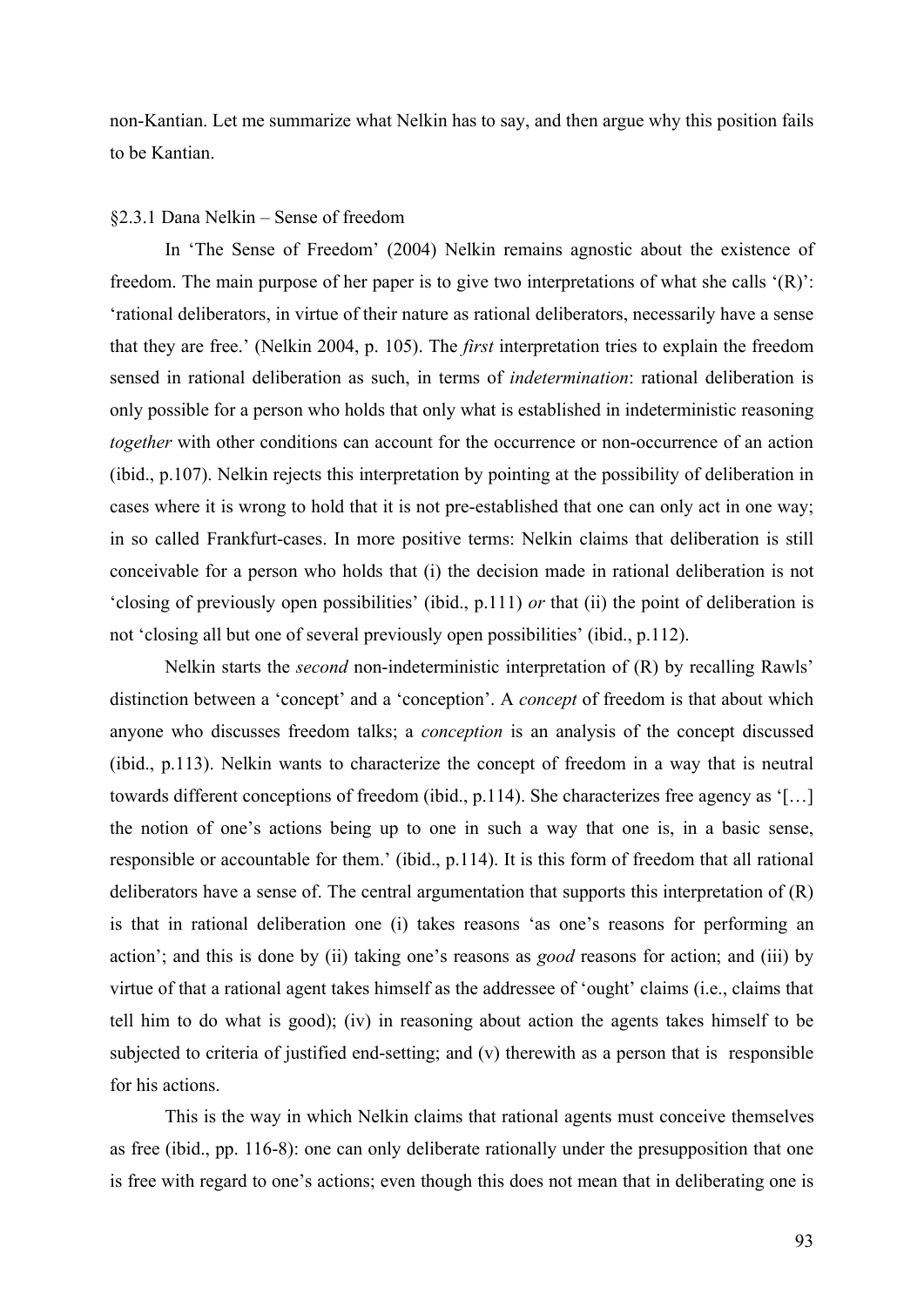non-Kantian. Let me summarize what Nelkin has to say, and then argue why this position fails to be Kantian.

### §2.3.1 Dana Nelkin – Sense of freedom

In 'The Sense of Freedom' (2004) Nelkin remains agnostic about the existence of freedom. The main purpose of her paper is to give two interpretations of what she calls '(R)': 'rational deliberators, in virtue of their nature as rational deliberators, necessarily have a sense that they are free.' (Nelkin 2004, p. 105). The *first* interpretation tries to explain the freedom sensed in rational deliberation as such, in terms of *indetermination*: rational deliberation is only possible for a person who holds that only what is established in indeterministic reasoning *together* with other conditions can account for the occurrence or non-occurrence of an action (ibid., p.107). Nelkin rejects this interpretation by pointing at the possibility of deliberation in cases where it is wrong to hold that it is not pre-established that one can only act in one way; in so called Frankfurt-cases. In more positive terms: Nelkin claims that deliberation is still conceivable for a person who holds that (i) the decision made in rational deliberation is not 'closing of previously open possibilities' (ibid., p.111) *or* that (ii) the point of deliberation is not 'closing all but one of several previously open possibilities' (ibid., p.112).

Nelkin starts the *second* non-indeterministic interpretation of (R) by recalling Rawls' distinction between a 'concept' and a 'conception'. A *concept* of freedom is that about which anyone who discusses freedom talks; a *conception* is an analysis of the concept discussed (ibid., p.113). Nelkin wants to characterize the concept of freedom in a way that is neutral towards different conceptions of freedom (ibid., p.114). She characterizes free agency as '[…] the notion of one's actions being up to one in such a way that one is, in a basic sense, responsible or accountable for them.' (ibid., p.114). It is this form of freedom that all rational deliberators have a sense of. The central argumentation that supports this interpretation of (R) is that in rational deliberation one (i) takes reasons 'as one's reasons for performing an action'; and this is done by (ii) taking one's reasons as *good* reasons for action; and (iii) by virtue of that a rational agent takes himself as the addressee of 'ought' claims (i.e., claims that tell him to do what is good); (iv) in reasoning about action the agents takes himself to be subjected to criteria of justified end-setting; and (v) therewith as a person that is responsible for his actions.

This is the way in which Nelkin claims that rational agents must conceive themselves as free (ibid., pp. 116-8): one can only deliberate rationally under the presupposition that one is free with regard to one's actions; even though this does not mean that in deliberating one is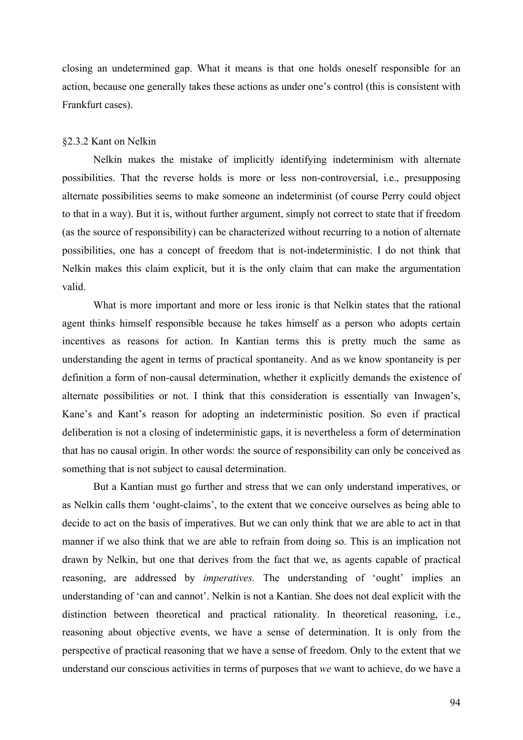closing an undetermined gap. What it means is that one holds oneself responsible for an action, because one generally takes these actions as under one's control (this is consistent with Frankfurt cases).

### §2.3.2 Kant on Nelkin

Nelkin makes the mistake of implicitly identifying indeterminism with alternate possibilities. That the reverse holds is more or less non-controversial, i.e., presupposing alternate possibilities seems to make someone an indeterminist (of course Perry could object to that in a way). But it is, without further argument, simply not correct to state that if freedom (as the source of responsibility) can be characterized without recurring to a notion of alternate possibilities, one has a concept of freedom that is not-indeterministic. I do not think that Nelkin makes this claim explicit, but it is the only claim that can make the argumentation valid.

What is more important and more or less ironic is that Nelkin states that the rational agent thinks himself responsible because he takes himself as a person who adopts certain incentives as reasons for action. In Kantian terms this is pretty much the same as understanding the agent in terms of practical spontaneity. And as we know spontaneity is per definition a form of non-causal determination, whether it explicitly demands the existence of alternate possibilities or not. I think that this consideration is essentially van Inwagen's, Kane's and Kant's reason for adopting an indeterministic position. So even if practical deliberation is not a closing of indeterministic gaps, it is nevertheless a form of determination that has no causal origin. In other words: the source of responsibility can only be conceived as something that is not subject to causal determination.

But a Kantian must go further and stress that we can only understand imperatives, or as Nelkin calls them 'ought-claims', to the extent that we conceive ourselves as being able to decide to act on the basis of imperatives. But we can only think that we are able to act in that manner if we also think that we are able to refrain from doing so. This is an implication not drawn by Nelkin, but one that derives from the fact that we, as agents capable of practical reasoning, are addressed by *imperatives.* The understanding of 'ought' implies an understanding of 'can and cannot'. Nelkin is not a Kantian. She does not deal explicit with the distinction between theoretical and practical rationality. In theoretical reasoning, i.e., reasoning about objective events, we have a sense of determination. It is only from the perspective of practical reasoning that we have a sense of freedom. Only to the extent that we understand our conscious activities in terms of purposes that *we* want to achieve, do we have a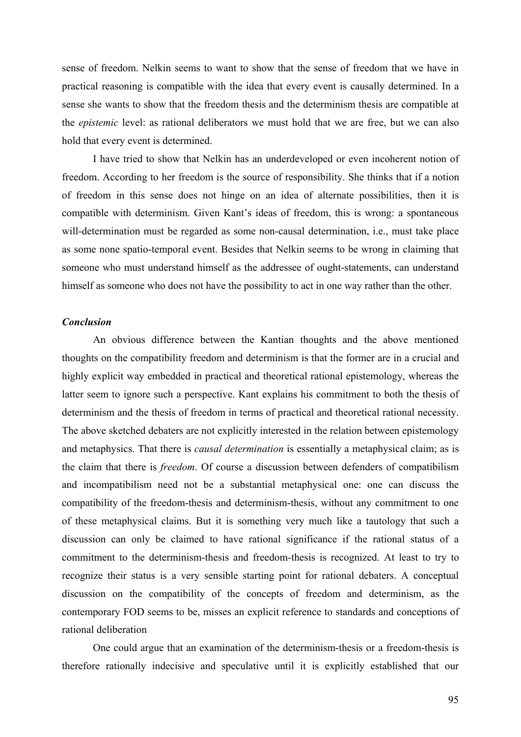sense of freedom. Nelkin seems to want to show that the sense of freedom that we have in practical reasoning is compatible with the idea that every event is causally determined. In a sense she wants to show that the freedom thesis and the determinism thesis are compatible at the *epistemic* level: as rational deliberators we must hold that we are free, but we can also hold that every event is determined.

I have tried to show that Nelkin has an underdeveloped or even incoherent notion of freedom. According to her freedom is the source of responsibility. She thinks that if a notion of freedom in this sense does not hinge on an idea of alternate possibilities, then it is compatible with determinism. Given Kant's ideas of freedom, this is wrong: a spontaneous will-determination must be regarded as some non-causal determination, i.e., must take place as some none spatio-temporal event. Besides that Nelkin seems to be wrong in claiming that someone who must understand himself as the addressee of ought-statements, can understand himself as someone who does not have the possibility to act in one way rather than the other.

### *Conclusion*

An obvious difference between the Kantian thoughts and the above mentioned thoughts on the compatibility freedom and determinism is that the former are in a crucial and highly explicit way embedded in practical and theoretical rational epistemology, whereas the latter seem to ignore such a perspective. Kant explains his commitment to both the thesis of determinism and the thesis of freedom in terms of practical and theoretical rational necessity. The above sketched debaters are not explicitly interested in the relation between epistemology and metaphysics. That there is *causal determination* is essentially a metaphysical claim; as is the claim that there is *freedom*. Of course a discussion between defenders of compatibilism and incompatibilism need not be a substantial metaphysical one: one can discuss the compatibility of the freedom-thesis and determinism-thesis, without any commitment to one of these metaphysical claims. But it is something very much like a tautology that such a discussion can only be claimed to have rational significance if the rational status of a commitment to the determinism-thesis and freedom-thesis is recognized. At least to try to recognize their status is a very sensible starting point for rational debaters. A conceptual discussion on the compatibility of the concepts of freedom and determinism, as the contemporary FOD seems to be, misses an explicit reference to standards and conceptions of rational deliberation

One could argue that an examination of the determinism-thesis or a freedom-thesis is therefore rationally indecisive and speculative until it is explicitly established that our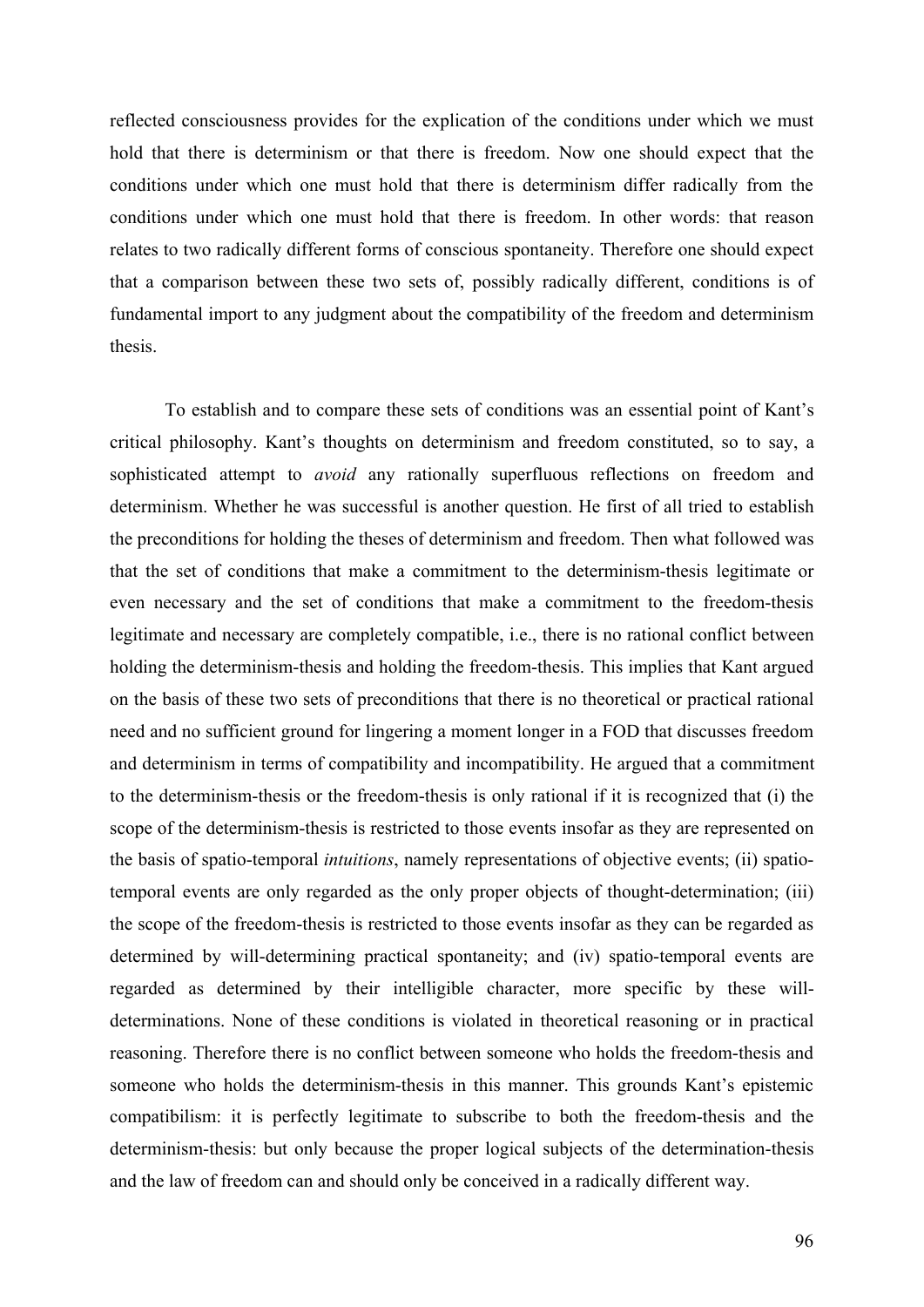reflected consciousness provides for the explication of the conditions under which we must hold that there is determinism or that there is freedom. Now one should expect that the conditions under which one must hold that there is determinism differ radically from the conditions under which one must hold that there is freedom. In other words: that reason relates to two radically different forms of conscious spontaneity. Therefore one should expect that a comparison between these two sets of, possibly radically different, conditions is of fundamental import to any judgment about the compatibility of the freedom and determinism thesis.

To establish and to compare these sets of conditions was an essential point of Kant's critical philosophy. Kant's thoughts on determinism and freedom constituted, so to say, a sophisticated attempt to *avoid* any rationally superfluous reflections on freedom and determinism. Whether he was successful is another question. He first of all tried to establish the preconditions for holding the theses of determinism and freedom. Then what followed was that the set of conditions that make a commitment to the determinism-thesis legitimate or even necessary and the set of conditions that make a commitment to the freedom-thesis legitimate and necessary are completely compatible, i.e., there is no rational conflict between holding the determinism-thesis and holding the freedom-thesis. This implies that Kant argued on the basis of these two sets of preconditions that there is no theoretical or practical rational need and no sufficient ground for lingering a moment longer in a FOD that discusses freedom and determinism in terms of compatibility and incompatibility. He argued that a commitment to the determinism-thesis or the freedom-thesis is only rational if it is recognized that (i) the scope of the determinism-thesis is restricted to those events insofar as they are represented on the basis of spatio-temporal *intuitions*, namely representations of objective events; (ii) spatio-temporal events are only regarded as the only proper objects of thought-determination; (iii) the scope of the freedom-thesis is restricted to those events insofar as they can be regarded as determined by will-determining practical spontaneity; and (iv) spatio-temporal events are regarded as determined by their intelligible character, more specific by these will-determinations. None of these conditions is violated in theoretical reasoning or in practical reasoning. Therefore there is no conflict between someone who holds the freedom-thesis and someone who holds the determinism-thesis in this manner. This grounds Kant's epistemic compatibilism: it is perfectly legitimate to subscribe to both the freedom-thesis and the determinism-thesis: but only because the proper logical subjects of the determination-thesis and the law of freedom can and should only be conceived in a radically different way.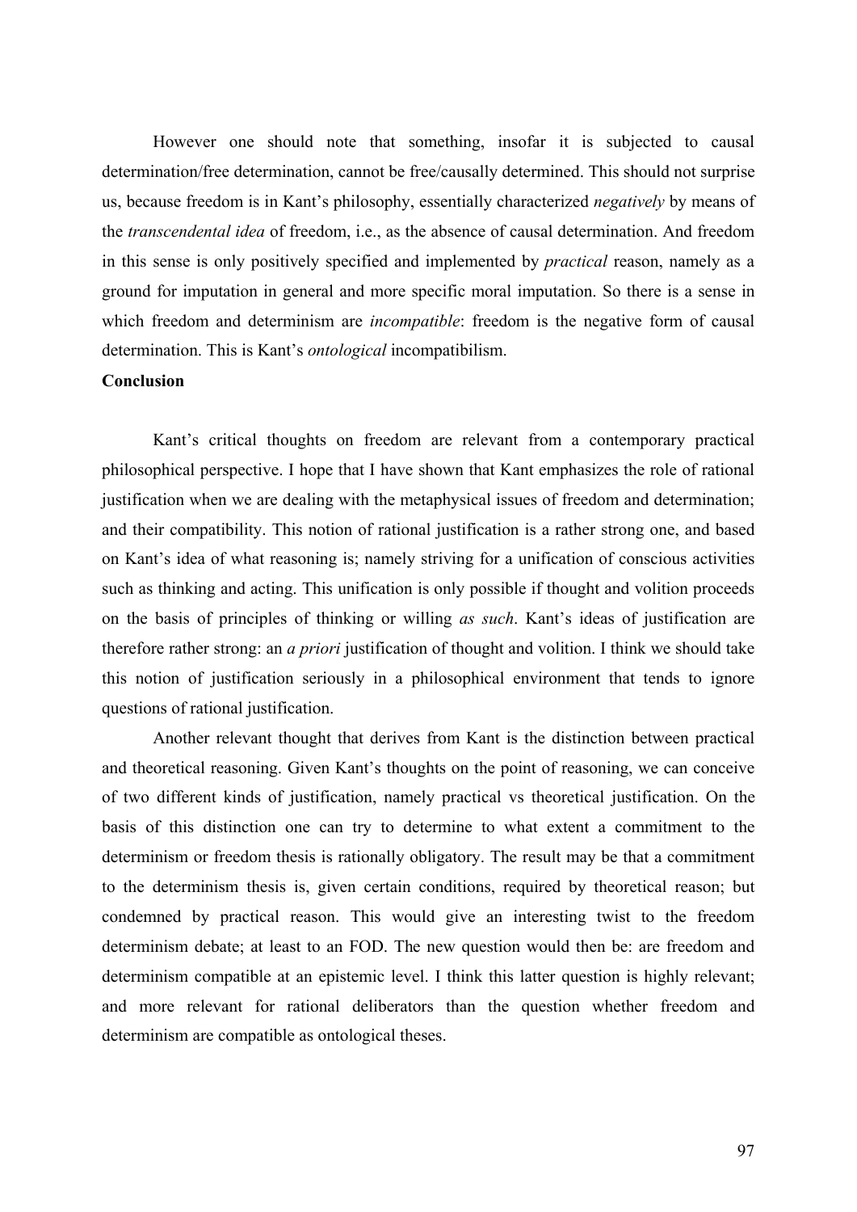However one should note that something, insofar it is subjected to causal determination/free determination, cannot be free/causally determined. This should not surprise us, because freedom is in Kant's philosophy, essentially characterized *negatively* by means of the *transcendental idea* of freedom, i.e., as the absence of causal determination. And freedom in this sense is only positively specified and implemented by *practical* reason, namely as a ground for imputation in general and more specific moral imputation. So there is a sense in which freedom and determinism are *incompatible*: freedom is the negative form of causal determination. This is Kant's *ontological* incompatibilism.

**Conclusion**

Kant's critical thoughts on freedom are relevant from a contemporary practical philosophical perspective. I hope that I have shown that Kant emphasizes the role of rational justification when we are dealing with the metaphysical issues of freedom and determination; and their compatibility. This notion of rational justification is a rather strong one, and based on Kant's idea of what reasoning is; namely striving for a unification of conscious activities such as thinking and acting. This unification is only possible if thought and volition proceeds on the basis of principles of thinking or willing *as such*. Kant's ideas of justification are therefore rather strong: an *a priori* justification of thought and volition. I think we should take this notion of justification seriously in a philosophical environment that tends to ignore questions of rational justification.

Another relevant thought that derives from Kant is the distinction between practical and theoretical reasoning. Given Kant's thoughts on the point of reasoning, we can conceive of two different kinds of justification, namely practical vs theoretical justification. On the basis of this distinction one can try to determine to what extent a commitment to the determinism or freedom thesis is rationally obligatory. The result may be that a commitment to the determinism thesis is, given certain conditions, required by theoretical reason; but condemned by practical reason. This would give an interesting twist to the freedom determinism debate; at least to an FOD. The new question would then be: are freedom and determinism compatible at an epistemic level. I think this latter question is highly relevant; and more relevant for rational deliberators than the question whether freedom and determinism are compatible as ontological theses.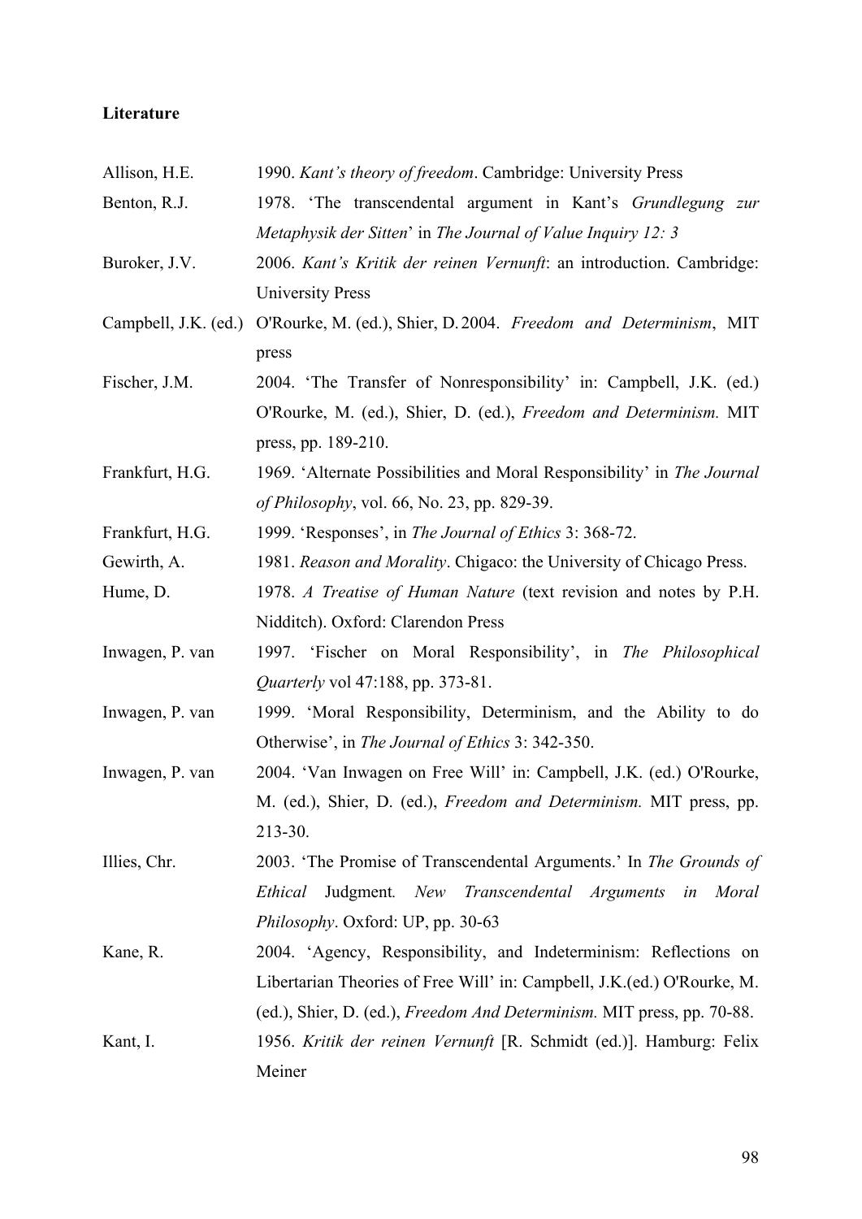**Literature**

Allison, H.E. 1990. *Kant's theory of freedom*. Cambridge: University Press

Benton, R.J. 1978. 'The transcendental argument in Kant's *Grundlegung zur Metaphysik der Sitten*' in *The Journal of Value Inquiry 12: 3*

Buroker, J.V. 2006. *Kant's Kritik der reinen Vernunft*: an introduction. Cambridge: University Press

Campbell, J.K. (ed.) O'Rourke, M. (ed.), Shier, D. 2004. *Freedom and Determinism*, MIT press

Fischer, J.M. 2004. 'The Transfer of Nonresponsibility' in: Campbell, J.K. (ed.) O'Rourke, M. (ed.), Shier, D. (ed.), *Freedom and Determinism.* MIT press, pp. 189-210.

Frankfurt, H.G. 1969. 'Alternate Possibilities and Moral Responsibility' in *The Journal of Philosophy*, vol. 66, No. 23, pp. 829-39.

Frankfurt, H.G. 1999. 'Responses', in *The Journal of Ethics* 3: 368-72.

Gewirth, A. 1981. *Reason and Morality*. Chigaco: the University of Chicago Press.

Hume, D. 1978. *A Treatise of Human Nature* (text revision and notes by P.H. Nidditch). Oxford: Clarendon Press

Inwagen, P. van 1997. 'Fischer on Moral Responsibility', in *The Philosophical Quarterly* vol 47:188, pp. 373-81.

Inwagen, P. van 1999. 'Moral Responsibility, Determinism, and the Ability to do Otherwise', in *The Journal of Ethics* 3: 342-350.

Inwagen, P. van 2004. 'Van Inwagen on Free Will' in: Campbell, J.K. (ed.) O'Rourke, M. (ed.), Shier, D. (ed.), *Freedom and Determinism.* MIT press, pp. 213-30.

Illies, Chr. 2003. 'The Promise of Transcendental Arguments.' In *The Grounds of Ethical* Judgment*. New Transcendental Arguments in Moral Philosophy*. Oxford: UP, pp. 30-63

Kane, R. 2004. 'Agency, Responsibility, and Indeterminism: Reflections on Libertarian Theories of Free Will' in: Campbell, J.K.(ed.) O'Rourke, M. (ed.), Shier, D. (ed.), *Freedom And Determinism.* MIT press, pp. 70-88.

Kant, I. 1956. *Kritik der reinen Vernunft* [R. Schmidt (ed.)]. Hamburg: Felix Meiner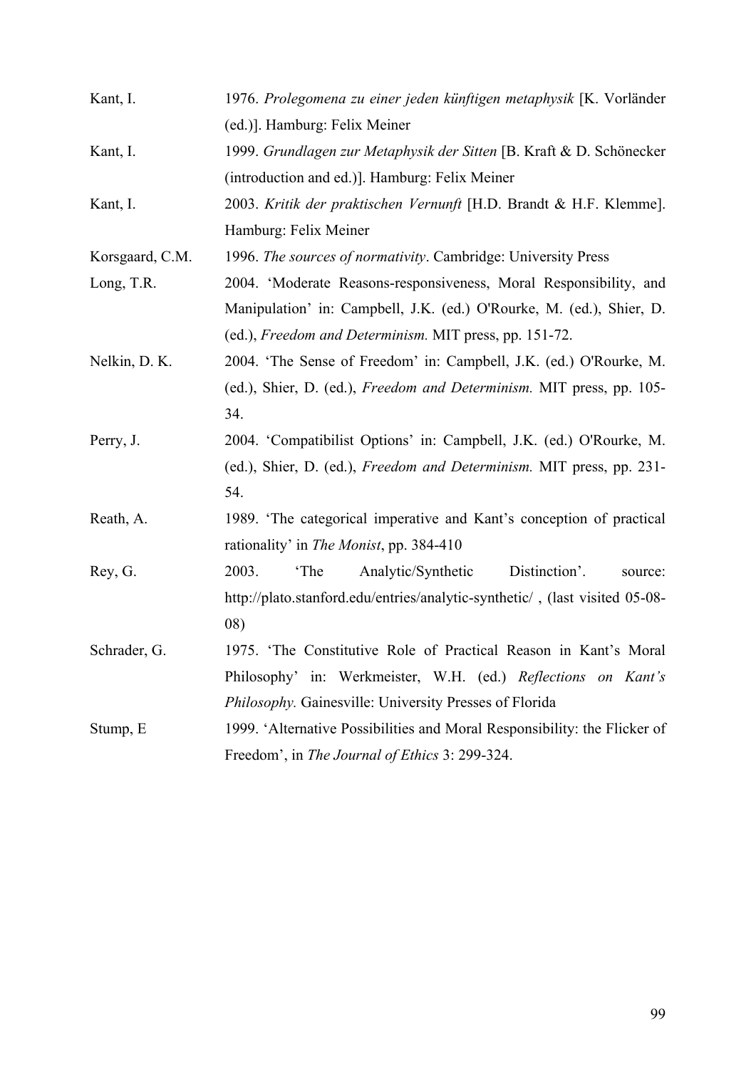Kant, I. 1976. *Prolegomena zu einer jeden künftigen metaphysik* [K. Vorländer (ed.)]. Hamburg: Felix Meiner

Kant, I. 1999. *Grundlagen zur Metaphysik der Sitten* [B. Kraft & D. Schönecker (introduction and ed.)]. Hamburg: Felix Meiner

Kant, I. 2003. *Kritik der praktischen Vernunft* [H.D. Brandt & H.F. Klemme]. Hamburg: Felix Meiner

Korsgaard, C.M. 1996. *The sources of normativity*. Cambridge: University Press

Long, T.R. 2004. 'Moderate Reasons-responsiveness, Moral Responsibility, and Manipulation' in: Campbell, J.K. (ed.) O'Rourke, M. (ed.), Shier, D. (ed.), *Freedom and Determinism.* MIT press, pp. 151-72.

Nelkin, D. K. 2004. 'The Sense of Freedom' in: Campbell, J.K. (ed.) O'Rourke, M. (ed.), Shier, D. (ed.), *Freedom and Determinism.* MIT press, pp. 105-34.

Perry, J. 2004. 'Compatibilist Options' in: Campbell, J.K. (ed.) O'Rourke, M. (ed.), Shier, D. (ed.), *Freedom and Determinism.* MIT press, pp. 231-54.

Reath, A. 1989. 'The categorical imperative and Kant's conception of practical rationality' in *The Monist*, pp. 384-410

Rey, G. 2003. 'The Analytic/Synthetic Distinction'. source: http://plato.stanford.edu/entries/analytic-synthetic/ , (last visited 05-08-08)

Schrader, G. 1975. 'The Constitutive Role of Practical Reason in Kant's Moral Philosophy' in: Werkmeister, W.H. (ed.) *Reflections on Kant's Philosophy.* Gainesville: University Presses of Florida

Stump, E 1999. 'Alternative Possibilities and Moral Responsibility: the Flicker of Freedom', in *The Journal of Ethics* 3: 299-324.